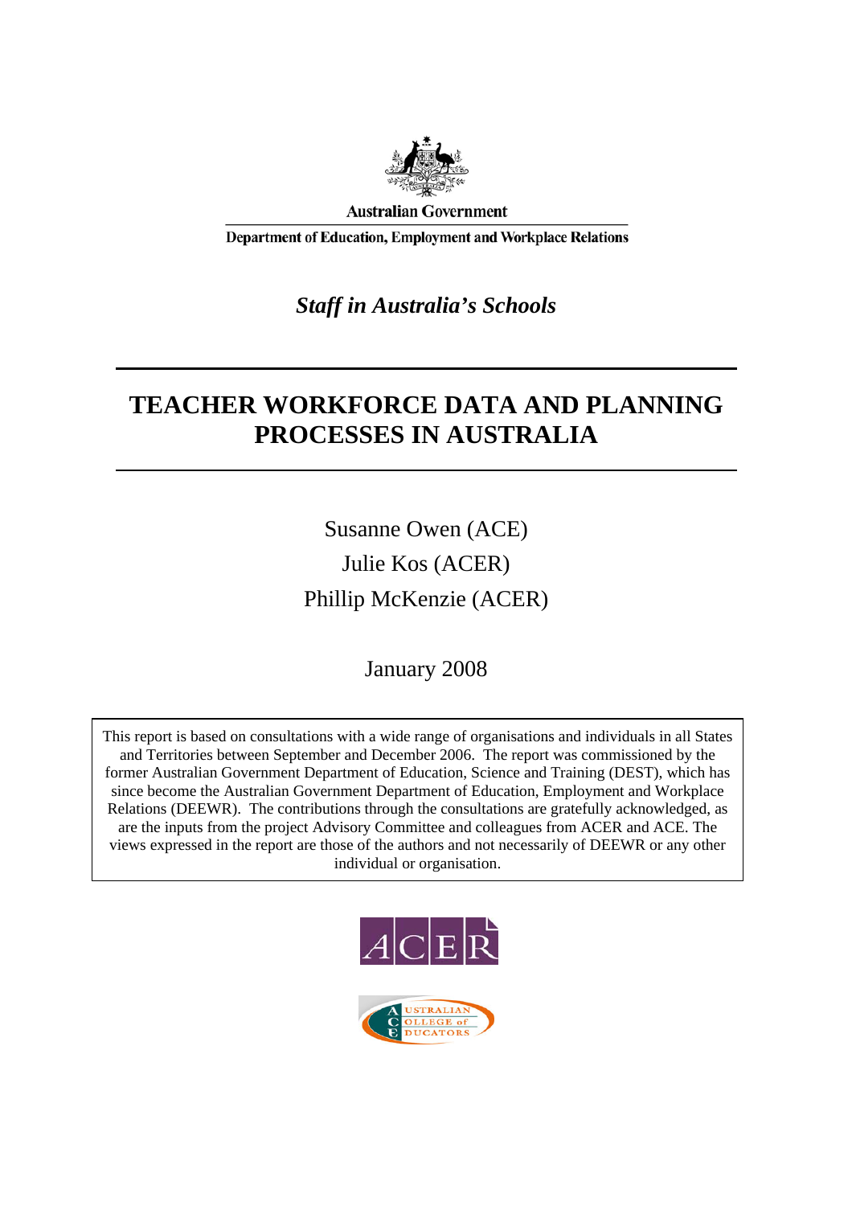**Australian Government**

**Department of Education, Employment and Workplace Relations**

***Staff in Australia's Schools***

# TEACHER WORKFORCE DATA AND PLANNING PROCESSES IN AUSTRALIA

Susanne Owen (ACE)

Julie Kos (ACER)

Phillip McKenzie (ACER)

January 2008

This report is based on consultations with a wide range of organisations and individuals in all States and Territories between September and December 2006. The report was commissioned by the former Australian Government Department of Education, Science and Training (DEST), which has since become the Australian Government Department of Education, Employment and Workplace Relations (DEEWR). The contributions through the consultations are gratefully acknowledged, as are the inputs from the project Advisory Committee and colleagues from ACER and ACE. The views expressed in the report are those of the authors and not necessarily of DEEWR or any other individual or organisation.

ACER

AUSTRALIAN COLLEGE of EDUCATORS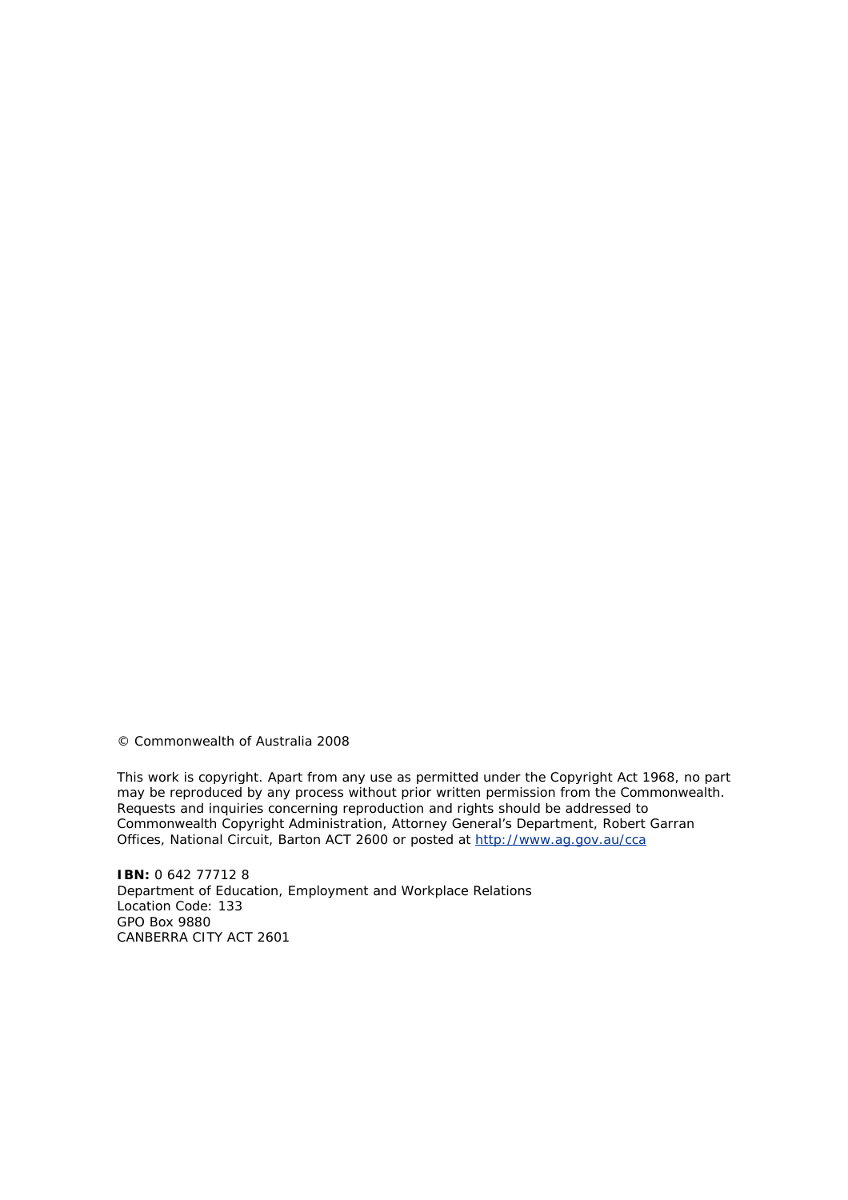© Commonwealth of Australia 2008

This work is copyright. Apart from any use as permitted under the Copyright Act 1968, no part may be reproduced by any process without prior written permission from the Commonwealth. Requests and inquiries concerning reproduction and rights should be addressed to Commonwealth Copyright Administration, Attorney General's Department, Robert Garran Offices, National Circuit, Barton ACT 2600 or posted at [http://www.ag.gov.au/cca](http://www.ag.gov.au/cca)

**IBN:** 0 642 77712 8
Department of Education, Employment and Workplace Relations
Location Code: 133
GPO Box 9880
CANBERRA CITY ACT 2601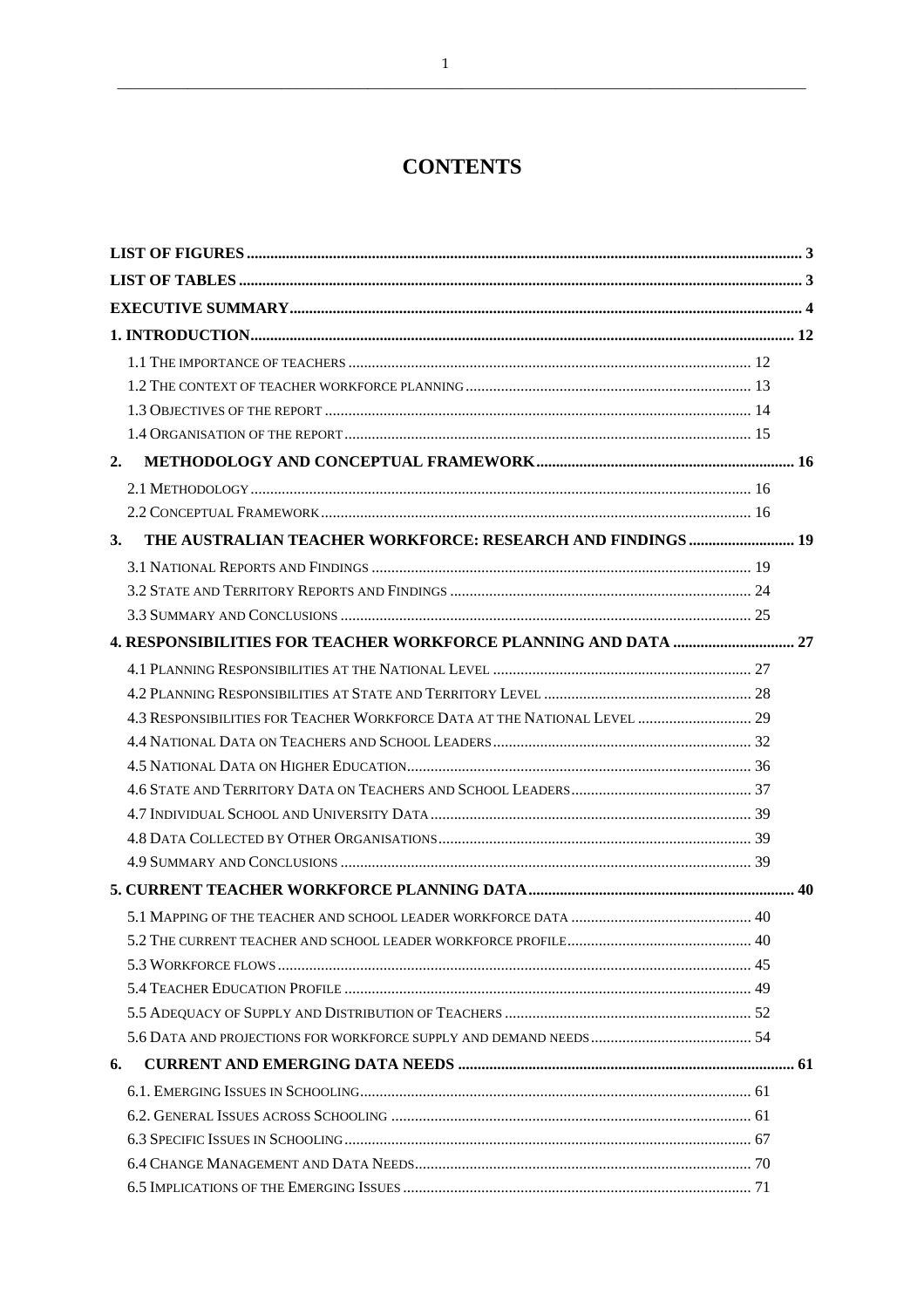# CONTENTS

- **LIST OF FIGURES** ... 3
- **LIST OF TABLES** ... 3
- **EXECUTIVE SUMMARY** ... 4
- **1. INTRODUCTION** ... 12
  - 1.1 The importance of teachers ... 12
  - 1.2 The context of teacher workforce planning ... 13
  - 1.3 Objectives of the report ... 14
  - 1.4 Organisation of the report ... 15
- **2. METHODOLOGY AND CONCEPTUAL FRAMEWORK** ... 16
  - 2.1 Methodology ... 16
  - 2.2 Conceptual Framework ... 16
- **3. THE AUSTRALIAN TEACHER WORKFORCE: RESEARCH AND FINDINGS** ... 19
  - 3.1 National Reports and Findings ... 19
  - 3.2 State and Territory Reports and Findings ... 24
  - 3.3 Summary and Conclusions ... 25
- **4. RESPONSIBILITIES FOR TEACHER WORKFORCE PLANNING AND DATA** ... 27
  - 4.1 Planning Responsibilities at the National Level ... 27
  - 4.2 Planning Responsibilities at State and Territory Level ... 28
  - 4.3 Responsibilities for Teacher Workforce Data at the National Level ... 29
  - 4.4 National Data on Teachers and School Leaders ... 32
  - 4.5 National Data on Higher Education ... 36
  - 4.6 State and Territory Data on Teachers and School Leaders ... 37
  - 4.7 Individual School and University Data ... 39
  - 4.8 Data Collected by Other Organisations ... 39
  - 4.9 Summary and Conclusions ... 39
- **5. CURRENT TEACHER WORKFORCE PLANNING DATA** ... 40
  - 5.1 Mapping of the teacher and school leader workforce data ... 40
  - 5.2 The current teacher and school leader workforce profile ... 40
  - 5.3 Workforce flows ... 45
  - 5.4 Teacher Education Profile ... 49
  - 5.5 Adequacy of Supply and Distribution of Teachers ... 52
  - 5.6 Data and projections for workforce supply and demand needs ... 54
- **6. CURRENT AND EMERGING DATA NEEDS** ... 61
  - 6.1. Emerging Issues in Schooling ... 61
  - 6.2. General Issues across Schooling ... 61
  - 6.3 Specific Issues in Schooling ... 67
  - 6.4 Change Management and Data Needs ... 70
  - 6.5 Implications of the Emerging Issues ... 71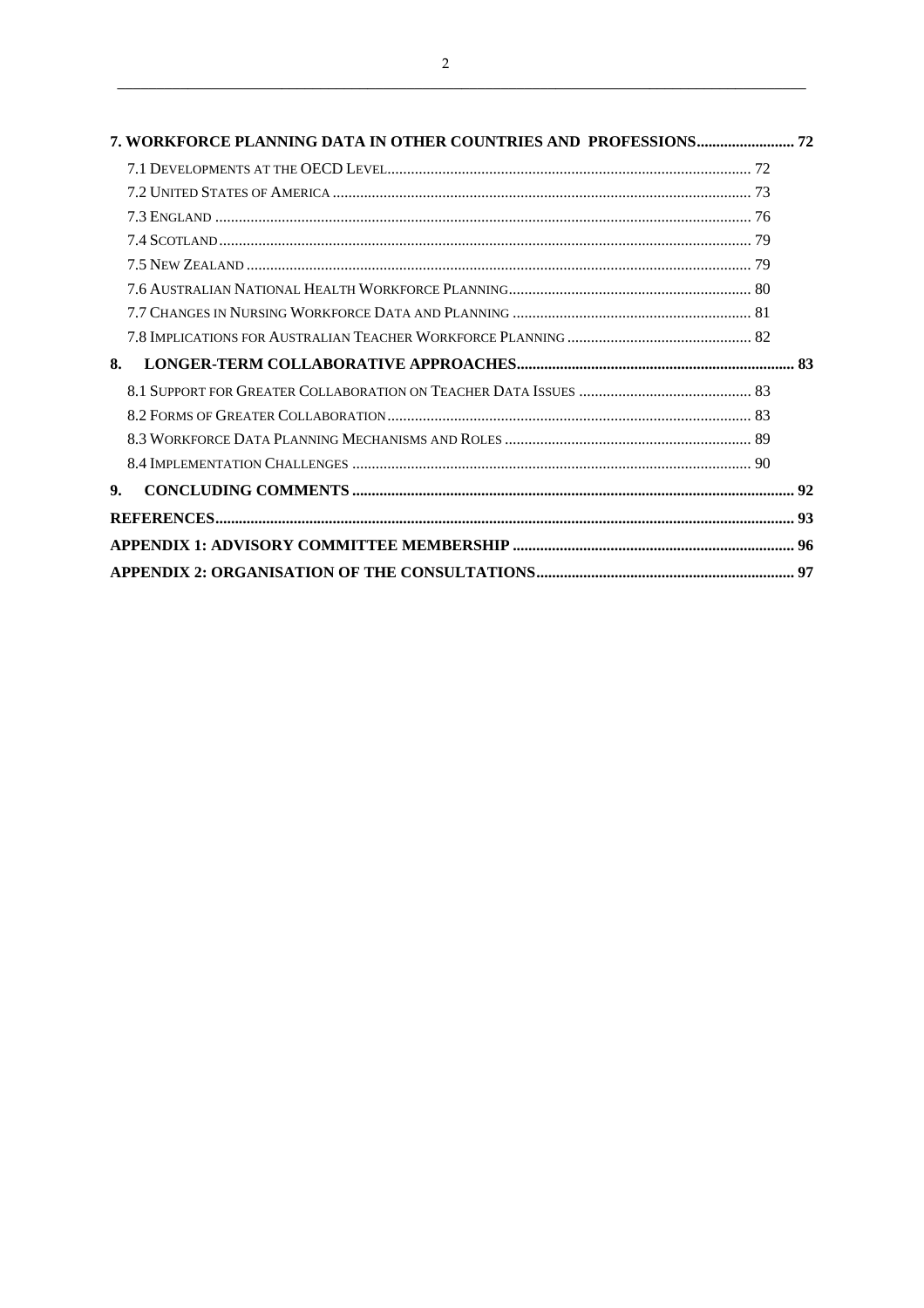**7. WORKFORCE PLANNING DATA IN OTHER COUNTRIES AND PROFESSIONS** ........ 72

- 7.1 Developments at the OECD Level ........ 72
- 7.2 United States of America ........ 73
- 7.3 England ........ 76
- 7.4 Scotland ........ 79
- 7.5 New Zealand ........ 79
- 7.6 Australian National Health Workforce Planning ........ 80
- 7.7 Changes in Nursing Workforce Data and Planning ........ 81
- 7.8 Implications for Australian Teacher Workforce Planning ........ 82

**8. LONGER-TERM COLLABORATIVE APPROACHES** ........ 83

- 8.1 Support for Greater Collaboration on Teacher Data Issues ........ 83
- 8.2 Forms of Greater Collaboration ........ 83
- 8.3 Workforce Data Planning Mechanisms and Roles ........ 89
- 8.4 Implementation Challenges ........ 90

**9. CONCLUDING COMMENTS** ........ 92

**REFERENCES** ........ 93

**APPENDIX 1: ADVISORY COMMITTEE MEMBERSHIP** ........ 96

**APPENDIX 2: ORGANISATION OF THE CONSULTATIONS** ........ 97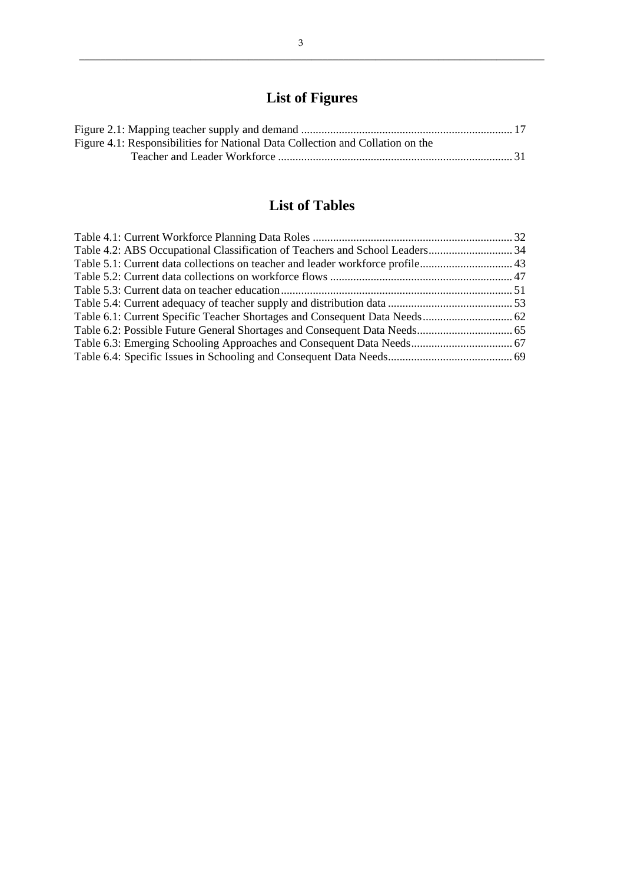# List of Figures

Figure 2.1: Mapping teacher supply and demand ........................................................................ 17
Figure 4.1: Responsibilities for National Data Collection and Collation on the Teacher and Leader Workforce ................................................................................ 31

# List of Tables

Table 4.1: Current Workforce Planning Data Roles .................................................................... 32
Table 4.2: ABS Occupational Classification of Teachers and School Leaders............................ 34
Table 5.1: Current data collections on teacher and leader workforce profile............................... 43
Table 5.2: Current data collections on workforce flows .............................................................. 47
Table 5.3: Current data on teacher education............................................................................... 51
Table 5.4: Current adequacy of teacher supply and distribution data .......................................... 53
Table 6.1: Current Specific Teacher Shortages and Consequent Data Needs............................... 62
Table 6.2: Possible Future General Shortages and Consequent Data Needs................................ 65
Table 6.3: Emerging Schooling Approaches and Consequent Data Needs................................... 67
Table 6.4: Specific Issues in Schooling and Consequent Data Needs.......................................... 69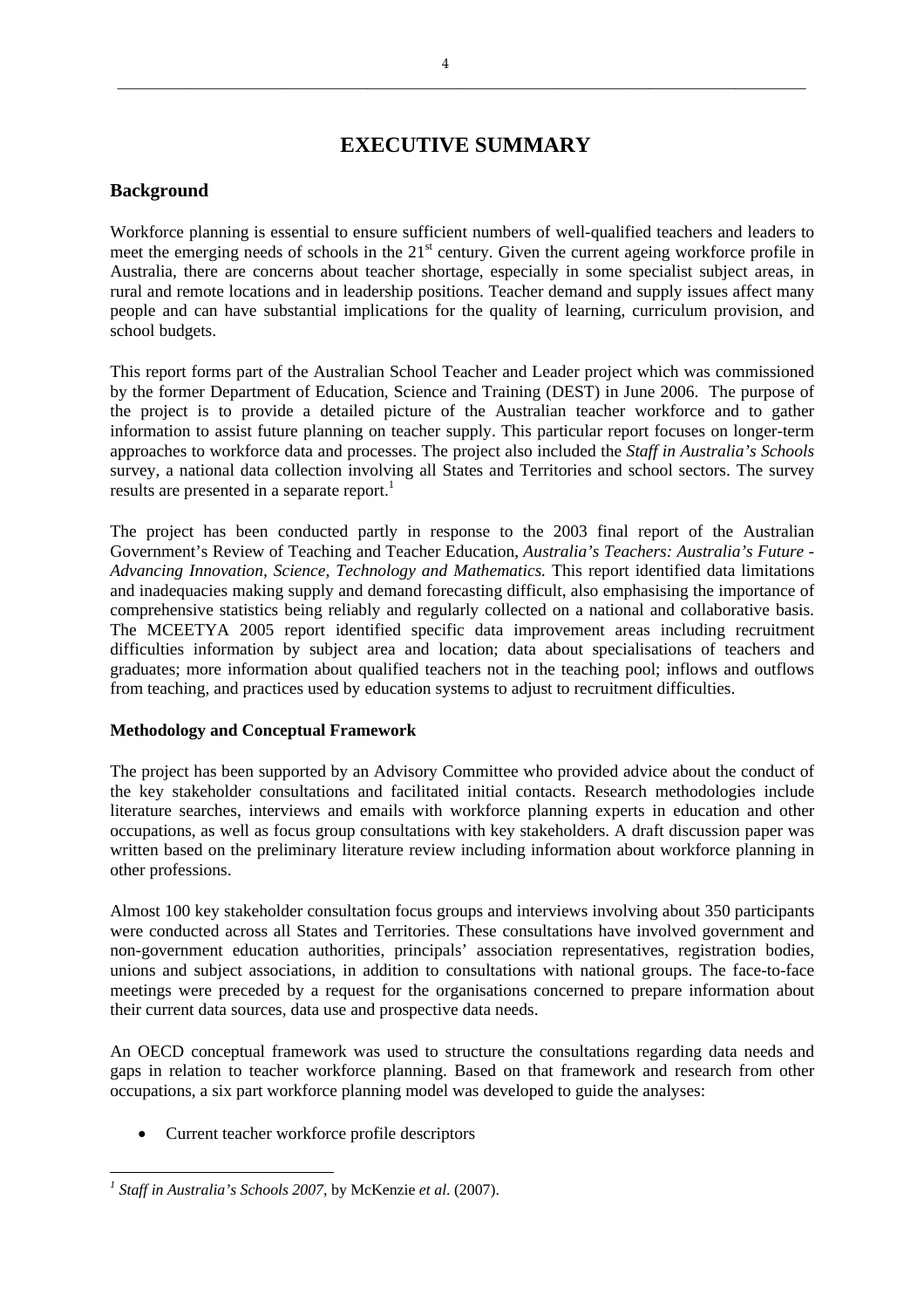# EXECUTIVE SUMMARY

## Background

Workforce planning is essential to ensure sufficient numbers of well-qualified teachers and leaders to meet the emerging needs of schools in the 21st century. Given the current ageing workforce profile in Australia, there are concerns about teacher shortage, especially in some specialist subject areas, in rural and remote locations and in leadership positions. Teacher demand and supply issues affect many people and can have substantial implications for the quality of learning, curriculum provision, and school budgets.

This report forms part of the Australian School Teacher and Leader project which was commissioned by the former Department of Education, Science and Training (DEST) in June 2006. The purpose of the project is to provide a detailed picture of the Australian teacher workforce and to gather information to assist future planning on teacher supply. This particular report focuses on longer-term approaches to workforce data and processes. The project also included the *Staff in Australia's Schools* survey, a national data collection involving all States and Territories and school sectors. The survey results are presented in a separate report.[1]

The project has been conducted partly in response to the 2003 final report of the Australian Government's Review of Teaching and Teacher Education, *Australia's Teachers: Australia's Future - Advancing Innovation, Science, Technology and Mathematics.* This report identified data limitations and inadequacies making supply and demand forecasting difficult, also emphasising the importance of comprehensive statistics being reliably and regularly collected on a national and collaborative basis. The MCEETYA 2005 report identified specific data improvement areas including recruitment difficulties information by subject area and location; data about specialisations of teachers and graduates; more information about qualified teachers not in the teaching pool; inflows and outflows from teaching, and practices used by education systems to adjust to recruitment difficulties.

### Methodology and Conceptual Framework

The project has been supported by an Advisory Committee who provided advice about the conduct of the key stakeholder consultations and facilitated initial contacts. Research methodologies include literature searches, interviews and emails with workforce planning experts in education and other occupations, as well as focus group consultations with key stakeholders. A draft discussion paper was written based on the preliminary literature review including information about workforce planning in other professions.

Almost 100 key stakeholder consultation focus groups and interviews involving about 350 participants were conducted across all States and Territories. These consultations have involved government and non-government education authorities, principals' association representatives, registration bodies, unions and subject associations, in addition to consultations with national groups. The face-to-face meetings were preceded by a request for the organisations concerned to prepare information about their current data sources, data use and prospective data needs.

An OECD conceptual framework was used to structure the consultations regarding data needs and gaps in relation to teacher workforce planning. Based on that framework and research from other occupations, a six part workforce planning model was developed to guide the analyses:

- Current teacher workforce profile descriptors

[1] *Staff in Australia's Schools 2007*, by McKenzie *et al.* (2007).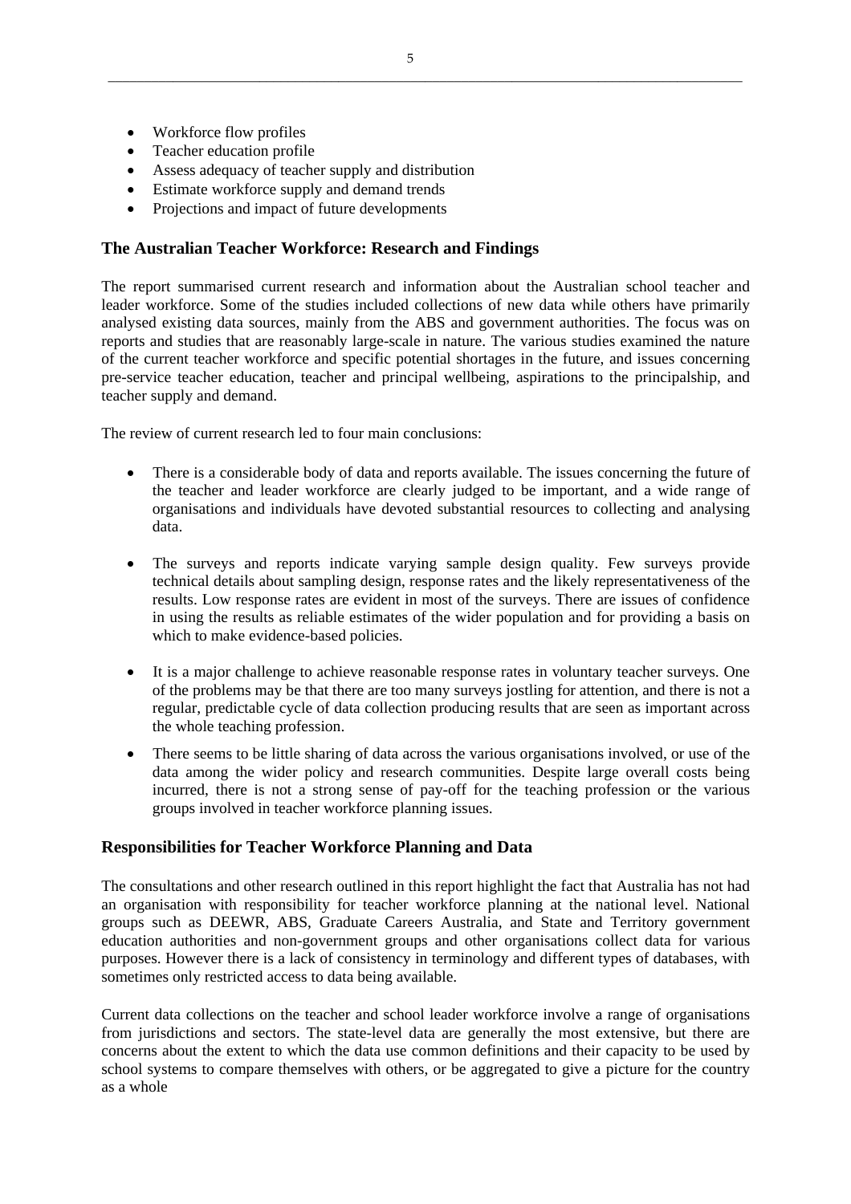- Workforce flow profiles
- Teacher education profile
- Assess adequacy of teacher supply and distribution
- Estimate workforce supply and demand trends
- Projections and impact of future developments

### The Australian Teacher Workforce: Research and Findings

The report summarised current research and information about the Australian school teacher and leader workforce. Some of the studies included collections of new data while others have primarily analysed existing data sources, mainly from the ABS and government authorities. The focus was on reports and studies that are reasonably large-scale in nature. The various studies examined the nature of the current teacher workforce and specific potential shortages in the future, and issues concerning pre-service teacher education, teacher and principal wellbeing, aspirations to the principalship, and teacher supply and demand.

The review of current research led to four main conclusions:

- There is a considerable body of data and reports available. The issues concerning the future of the teacher and leader workforce are clearly judged to be important, and a wide range of organisations and individuals have devoted substantial resources to collecting and analysing data.
- The surveys and reports indicate varying sample design quality. Few surveys provide technical details about sampling design, response rates and the likely representativeness of the results. Low response rates are evident in most of the surveys. There are issues of confidence in using the results as reliable estimates of the wider population and for providing a basis on which to make evidence-based policies.
- It is a major challenge to achieve reasonable response rates in voluntary teacher surveys. One of the problems may be that there are too many surveys jostling for attention, and there is not a regular, predictable cycle of data collection producing results that are seen as important across the whole teaching profession.
- There seems to be little sharing of data across the various organisations involved, or use of the data among the wider policy and research communities. Despite large overall costs being incurred, there is not a strong sense of pay-off for the teaching profession or the various groups involved in teacher workforce planning issues.

### Responsibilities for Teacher Workforce Planning and Data

The consultations and other research outlined in this report highlight the fact that Australia has not had an organisation with responsibility for teacher workforce planning at the national level. National groups such as DEEWR, ABS, Graduate Careers Australia, and State and Territory government education authorities and non-government groups and other organisations collect data for various purposes. However there is a lack of consistency in terminology and different types of databases, with sometimes only restricted access to data being available.

Current data collections on the teacher and school leader workforce involve a range of organisations from jurisdictions and sectors. The state-level data are generally the most extensive, but there are concerns about the extent to which the data use common definitions and their capacity to be used by school systems to compare themselves with others, or be aggregated to give a picture for the country as a whole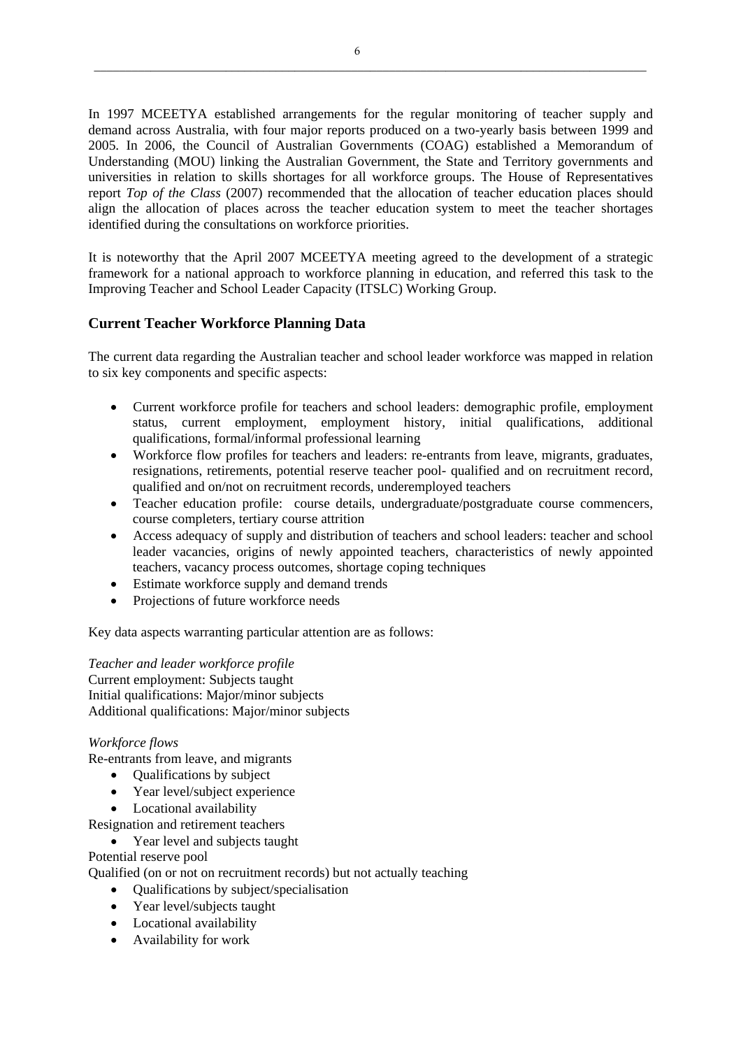In 1997 MCEETYA established arrangements for the regular monitoring of teacher supply and demand across Australia, with four major reports produced on a two-yearly basis between 1999 and 2005. In 2006, the Council of Australian Governments (COAG) established a Memorandum of Understanding (MOU) linking the Australian Government, the State and Territory governments and universities in relation to skills shortages for all workforce groups. The House of Representatives report *Top of the Class* (2007) recommended that the allocation of teacher education places should align the allocation of places across the teacher education system to meet the teacher shortages identified during the consultations on workforce priorities.

It is noteworthy that the April 2007 MCEETYA meeting agreed to the development of a strategic framework for a national approach to workforce planning in education, and referred this task to the Improving Teacher and School Leader Capacity (ITSLC) Working Group.

## Current Teacher Workforce Planning Data

The current data regarding the Australian teacher and school leader workforce was mapped in relation to six key components and specific aspects:

- Current workforce profile for teachers and school leaders: demographic profile, employment status, current employment, employment history, initial qualifications, additional qualifications, formal/informal professional learning
- Workforce flow profiles for teachers and leaders: re-entrants from leave, migrants, graduates, resignations, retirements, potential reserve teacher pool- qualified and on recruitment record, qualified and on/not on recruitment records, underemployed teachers
- Teacher education profile: course details, undergraduate/postgraduate course commencers, course completers, tertiary course attrition
- Access adequacy of supply and distribution of teachers and school leaders: teacher and school leader vacancies, origins of newly appointed teachers, characteristics of newly appointed teachers, vacancy process outcomes, shortage coping techniques
- Estimate workforce supply and demand trends
- Projections of future workforce needs

Key data aspects warranting particular attention are as follows:

*Teacher and leader workforce profile*
Current employment: Subjects taught
Initial qualifications: Major/minor subjects
Additional qualifications: Major/minor subjects

*Workforce flows*
Re-entrants from leave, and migrants

- Qualifications by subject
- Year level/subject experience
- Locational availability

Resignation and retirement teachers

- Year level and subjects taught

Potential reserve pool
Qualified (on or not on recruitment records) but not actually teaching

- Qualifications by subject/specialisation
- Year level/subjects taught
- Locational availability
- Availability for work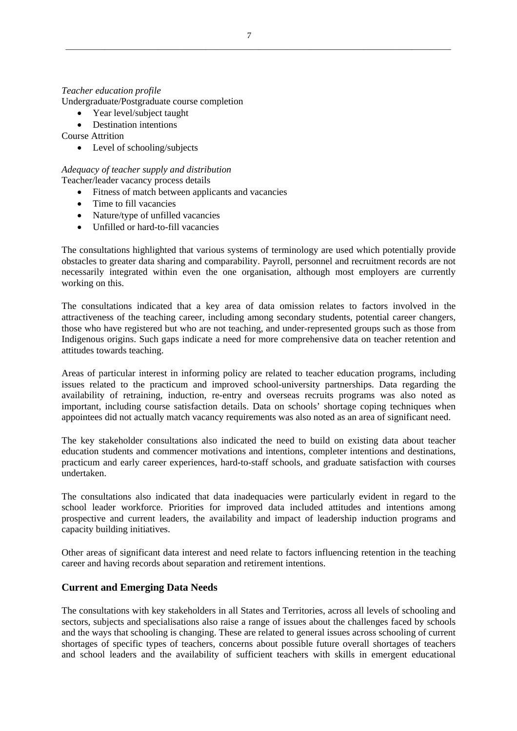*Teacher education profile*
Undergraduate/Postgraduate course completion

- Year level/subject taught
- Destination intentions

Course Attrition

- Level of schooling/subjects

*Adequacy of teacher supply and distribution*
Teacher/leader vacancy process details

- Fitness of match between applicants and vacancies
- Time to fill vacancies
- Nature/type of unfilled vacancies
- Unfilled or hard-to-fill vacancies

The consultations highlighted that various systems of terminology are used which potentially provide obstacles to greater data sharing and comparability. Payroll, personnel and recruitment records are not necessarily integrated within even the one organisation, although most employers are currently working on this.

The consultations indicated that a key area of data omission relates to factors involved in the attractiveness of the teaching career, including among secondary students, potential career changers, those who have registered but who are not teaching, and under-represented groups such as those from Indigenous origins. Such gaps indicate a need for more comprehensive data on teacher retention and attitudes towards teaching.

Areas of particular interest in informing policy are related to teacher education programs, including issues related to the practicum and improved school-university partnerships. Data regarding the availability of retraining, induction, re-entry and overseas recruits programs was also noted as important, including course satisfaction details. Data on schools' shortage coping techniques when appointees did not actually match vacancy requirements was also noted as an area of significant need.

The key stakeholder consultations also indicated the need to build on existing data about teacher education students and commencer motivations and intentions, completer intentions and destinations, practicum and early career experiences, hard-to-staff schools, and graduate satisfaction with courses undertaken.

The consultations also indicated that data inadequacies were particularly evident in regard to the school leader workforce. Priorities for improved data included attitudes and intentions among prospective and current leaders, the availability and impact of leadership induction programs and capacity building initiatives.

Other areas of significant data interest and need relate to factors influencing retention in the teaching career and having records about separation and retirement intentions.

## Current and Emerging Data Needs

The consultations with key stakeholders in all States and Territories, across all levels of schooling and sectors, subjects and specialisations also raise a range of issues about the challenges faced by schools and the ways that schooling is changing. These are related to general issues across schooling of current shortages of specific types of teachers, concerns about possible future overall shortages of teachers and school leaders and the availability of sufficient teachers with skills in emergent educational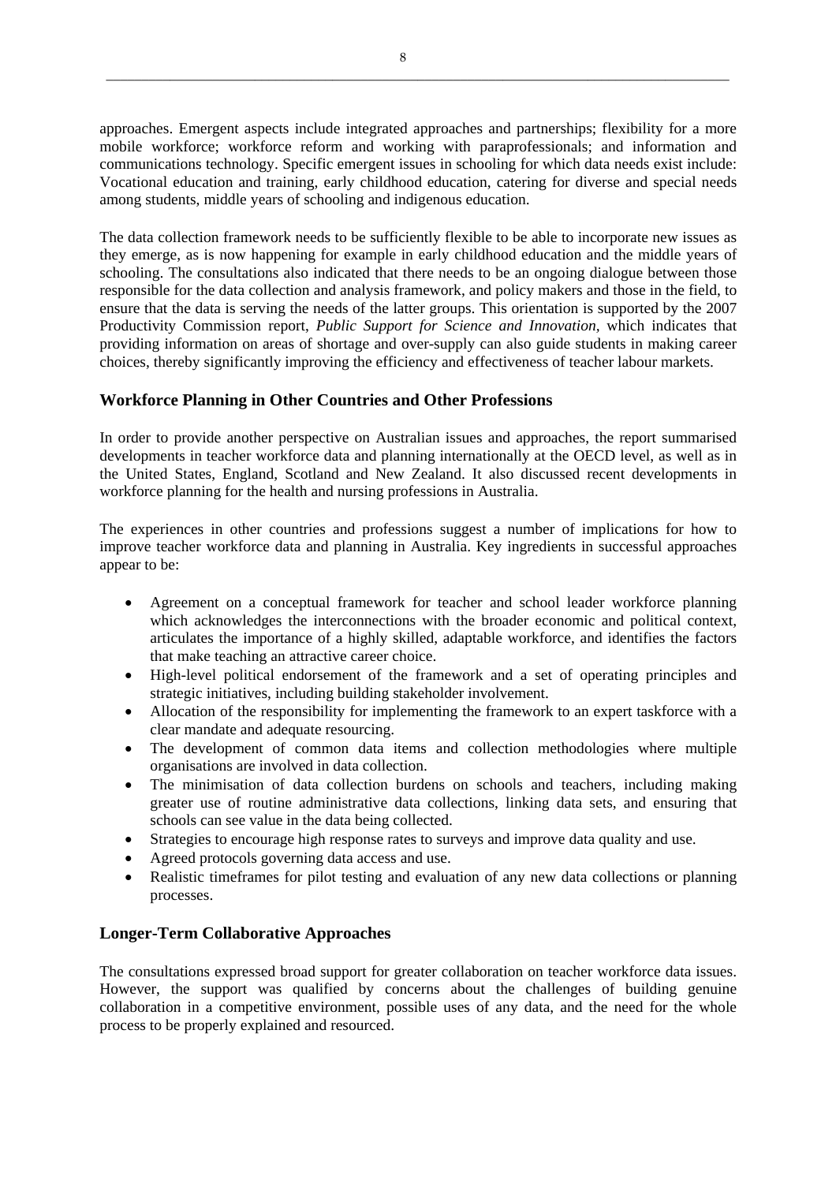approaches. Emergent aspects include integrated approaches and partnerships; flexibility for a more mobile workforce; workforce reform and working with paraprofessionals; and information and communications technology. Specific emergent issues in schooling for which data needs exist include: Vocational education and training, early childhood education, catering for diverse and special needs among students, middle years of schooling and indigenous education.

The data collection framework needs to be sufficiently flexible to be able to incorporate new issues as they emerge, as is now happening for example in early childhood education and the middle years of schooling. The consultations also indicated that there needs to be an ongoing dialogue between those responsible for the data collection and analysis framework, and policy makers and those in the field, to ensure that the data is serving the needs of the latter groups. This orientation is supported by the 2007 Productivity Commission report, *Public Support for Science and Innovation*, which indicates that providing information on areas of shortage and over-supply can also guide students in making career choices, thereby significantly improving the efficiency and effectiveness of teacher labour markets.

### Workforce Planning in Other Countries and Other Professions

In order to provide another perspective on Australian issues and approaches, the report summarised developments in teacher workforce data and planning internationally at the OECD level, as well as in the United States, England, Scotland and New Zealand. It also discussed recent developments in workforce planning for the health and nursing professions in Australia.

The experiences in other countries and professions suggest a number of implications for how to improve teacher workforce data and planning in Australia. Key ingredients in successful approaches appear to be:

- Agreement on a conceptual framework for teacher and school leader workforce planning which acknowledges the interconnections with the broader economic and political context, articulates the importance of a highly skilled, adaptable workforce, and identifies the factors that make teaching an attractive career choice.
- High-level political endorsement of the framework and a set of operating principles and strategic initiatives, including building stakeholder involvement.
- Allocation of the responsibility for implementing the framework to an expert taskforce with a clear mandate and adequate resourcing.
- The development of common data items and collection methodologies where multiple organisations are involved in data collection.
- The minimisation of data collection burdens on schools and teachers, including making greater use of routine administrative data collections, linking data sets, and ensuring that schools can see value in the data being collected.
- Strategies to encourage high response rates to surveys and improve data quality and use.
- Agreed protocols governing data access and use.
- Realistic timeframes for pilot testing and evaluation of any new data collections or planning processes.

### Longer-Term Collaborative Approaches

The consultations expressed broad support for greater collaboration on teacher workforce data issues. However, the support was qualified by concerns about the challenges of building genuine collaboration in a competitive environment, possible uses of any data, and the need for the whole process to be properly explained and resourced.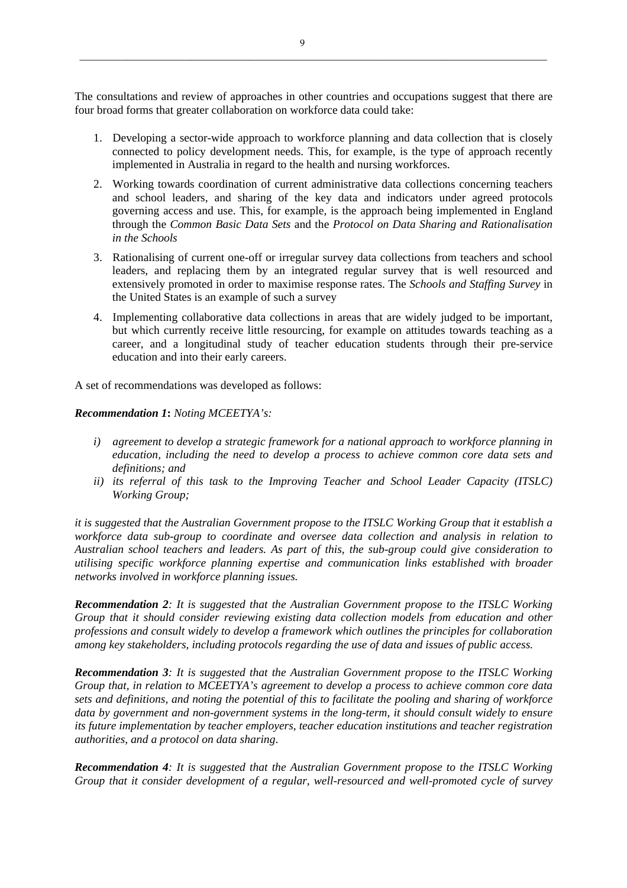The consultations and review of approaches in other countries and occupations suggest that there are four broad forms that greater collaboration on workforce data could take:

1. Developing a sector-wide approach to workforce planning and data collection that is closely connected to policy development needs. This, for example, is the type of approach recently implemented in Australia in regard to the health and nursing workforces.
2. Working towards coordination of current administrative data collections concerning teachers and school leaders, and sharing of the key data and indicators under agreed protocols governing access and use. This, for example, is the approach being implemented in England through the *Common Basic Data Sets* and the *Protocol on Data Sharing and Rationalisation in the Schools*
3. Rationalising of current one-off or irregular survey data collections from teachers and school leaders, and replacing them by an integrated regular survey that is well resourced and extensively promoted in order to maximise response rates. The *Schools and Staffing Survey* in the United States is an example of such a survey
4. Implementing collaborative data collections in areas that are widely judged to be important, but which currently receive little resourcing, for example on attitudes towards teaching as a career, and a longitudinal study of teacher education students through their pre-service education and into their early careers.

A set of recommendations was developed as follows:

***Recommendation 1*: *Noting MCEETYA's:***

*i) agreement to develop a strategic framework for a national approach to workforce planning in education, including the need to develop a process to achieve common core data sets and definitions; and*

*ii) its referral of this task to the Improving Teacher and School Leader Capacity (ITSLC) Working Group;*

*it is suggested that the Australian Government propose to the ITSLC Working Group that it establish a workforce data sub-group to coordinate and oversee data collection and analysis in relation to Australian school teachers and leaders. As part of this, the sub-group could give consideration to utilising specific workforce planning expertise and communication links established with broader networks involved in workforce planning issues.*

***Recommendation 2**: It is suggested that the Australian Government propose to the ITSLC Working Group that it should consider reviewing existing data collection models from education and other professions and consult widely to develop a framework which outlines the principles for collaboration among key stakeholders, including protocols regarding the use of data and issues of public access.*

***Recommendation 3**: It is suggested that the Australian Government propose to the ITSLC Working Group that, in relation to MCEETYA's agreement to develop a process to achieve common core data sets and definitions, and noting the potential of this to facilitate the pooling and sharing of workforce data by government and non-government systems in the long-term, it should consult widely to ensure its future implementation by teacher employers, teacher education institutions and teacher registration authorities, and a protocol on data sharing.*

***Recommendation 4**: It is suggested that the Australian Government propose to the ITSLC Working Group that it consider development of a regular, well-resourced and well-promoted cycle of survey*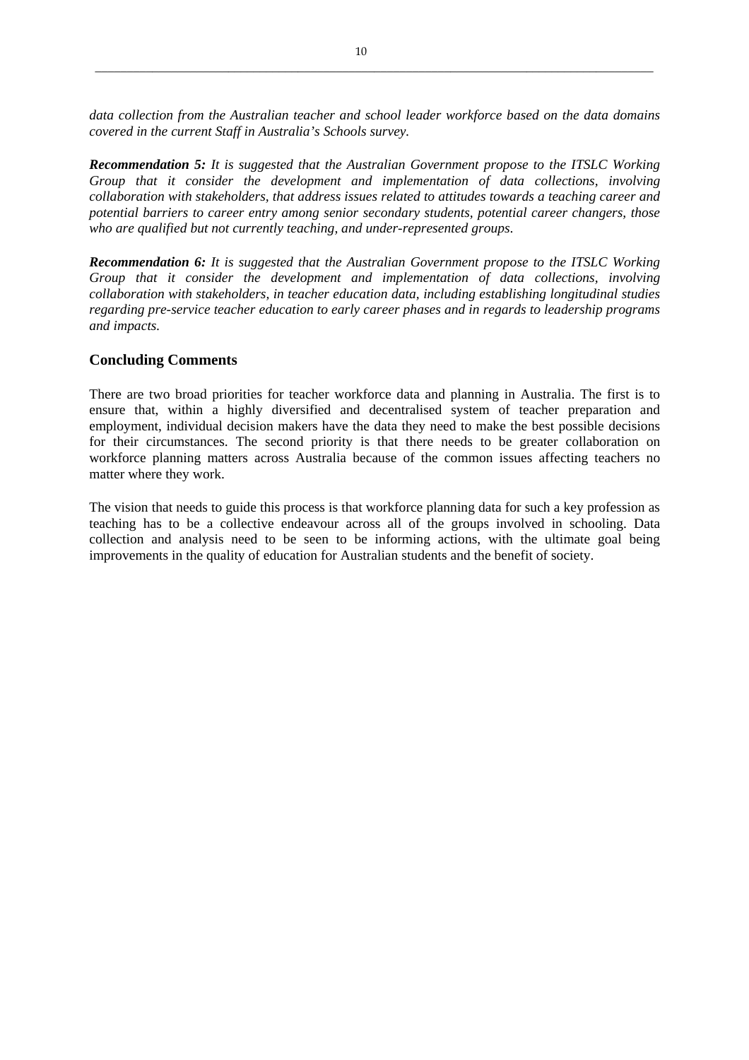*data collection from the Australian teacher and school leader workforce based on the data domains covered in the current Staff in Australia's Schools survey.*

***Recommendation 5:*** *It is suggested that the Australian Government propose to the ITSLC Working Group that it consider the development and implementation of data collections, involving collaboration with stakeholders, that address issues related to attitudes towards a teaching career and potential barriers to career entry among senior secondary students, potential career changers, those who are qualified but not currently teaching, and under-represented groups.*

***Recommendation 6:*** *It is suggested that the Australian Government propose to the ITSLC Working Group that it consider the development and implementation of data collections, involving collaboration with stakeholders, in teacher education data, including establishing longitudinal studies regarding pre-service teacher education to early career phases and in regards to leadership programs and impacts.*

## Concluding Comments

There are two broad priorities for teacher workforce data and planning in Australia. The first is to ensure that, within a highly diversified and decentralised system of teacher preparation and employment, individual decision makers have the data they need to make the best possible decisions for their circumstances. The second priority is that there needs to be greater collaboration on workforce planning matters across Australia because of the common issues affecting teachers no matter where they work.

The vision that needs to guide this process is that workforce planning data for such a key profession as teaching has to be a collective endeavour across all of the groups involved in schooling. Data collection and analysis need to be seen to be informing actions, with the ultimate goal being improvements in the quality of education for Australian students and the benefit of society.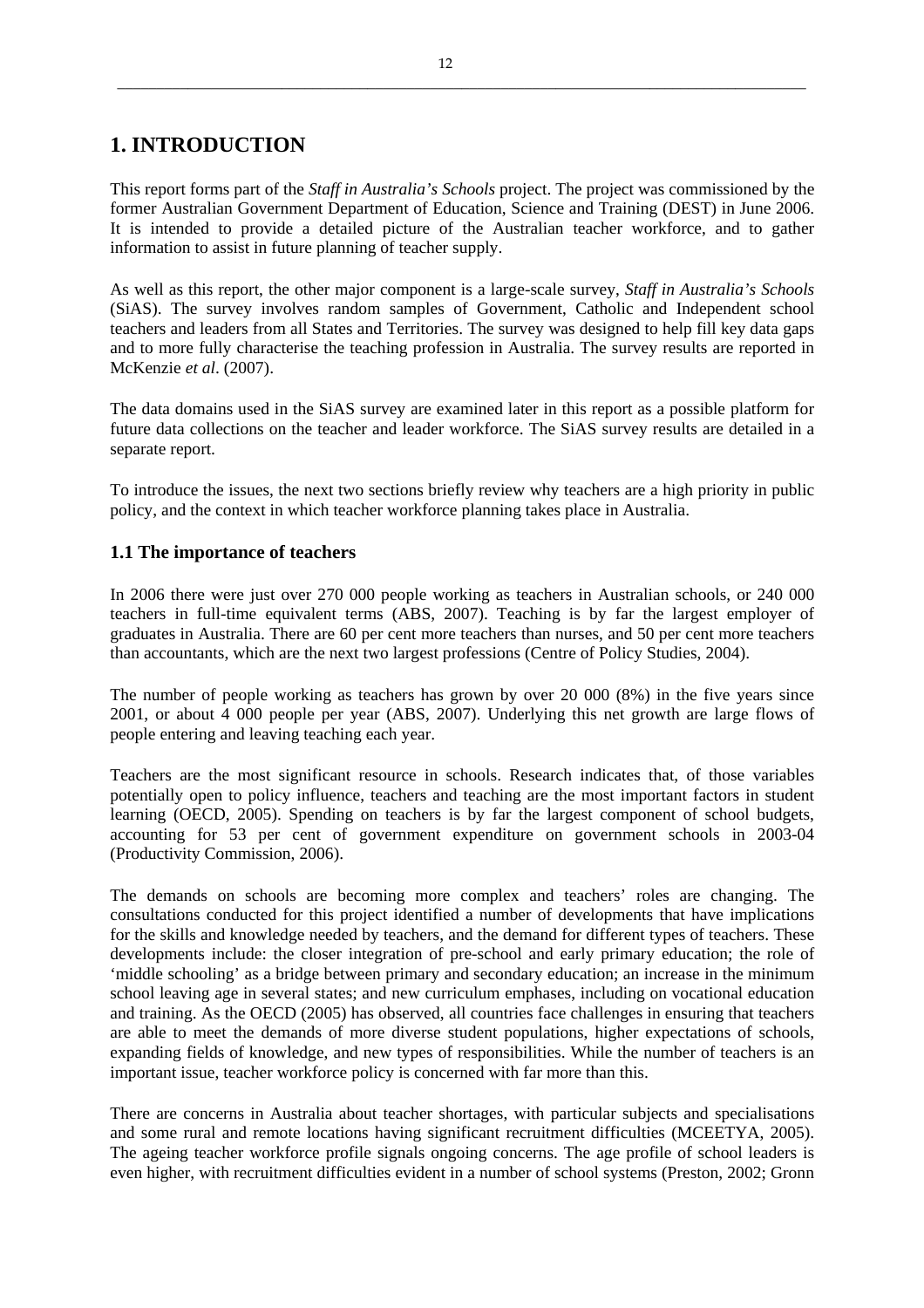# 1. INTRODUCTION

This report forms part of the *Staff in Australia's Schools* project. The project was commissioned by the former Australian Government Department of Education, Science and Training (DEST) in June 2006. It is intended to provide a detailed picture of the Australian teacher workforce, and to gather information to assist in future planning of teacher supply.

As well as this report, the other major component is a large-scale survey, *Staff in Australia's Schools* (SiAS). The survey involves random samples of Government, Catholic and Independent school teachers and leaders from all States and Territories. The survey was designed to help fill key data gaps and to more fully characterise the teaching profession in Australia. The survey results are reported in McKenzie *et al*. (2007).

The data domains used in the SiAS survey are examined later in this report as a possible platform for future data collections on the teacher and leader workforce. The SiAS survey results are detailed in a separate report.

To introduce the issues, the next two sections briefly review why teachers are a high priority in public policy, and the context in which teacher workforce planning takes place in Australia.

## 1.1 The importance of teachers

In 2006 there were just over 270 000 people working as teachers in Australian schools, or 240 000 teachers in full-time equivalent terms (ABS, 2007). Teaching is by far the largest employer of graduates in Australia. There are 60 per cent more teachers than nurses, and 50 per cent more teachers than accountants, which are the next two largest professions (Centre of Policy Studies, 2004).

The number of people working as teachers has grown by over 20 000 (8%) in the five years since 2001, or about 4 000 people per year (ABS, 2007). Underlying this net growth are large flows of people entering and leaving teaching each year.

Teachers are the most significant resource in schools. Research indicates that, of those variables potentially open to policy influence, teachers and teaching are the most important factors in student learning (OECD, 2005). Spending on teachers is by far the largest component of school budgets, accounting for 53 per cent of government expenditure on government schools in 2003-04 (Productivity Commission, 2006).

The demands on schools are becoming more complex and teachers' roles are changing. The consultations conducted for this project identified a number of developments that have implications for the skills and knowledge needed by teachers, and the demand for different types of teachers. These developments include: the closer integration of pre-school and early primary education; the role of 'middle schooling' as a bridge between primary and secondary education; an increase in the minimum school leaving age in several states; and new curriculum emphases, including on vocational education and training. As the OECD (2005) has observed, all countries face challenges in ensuring that teachers are able to meet the demands of more diverse student populations, higher expectations of schools, expanding fields of knowledge, and new types of responsibilities. While the number of teachers is an important issue, teacher workforce policy is concerned with far more than this.

There are concerns in Australia about teacher shortages, with particular subjects and specialisations and some rural and remote locations having significant recruitment difficulties (MCEETYA, 2005). The ageing teacher workforce profile signals ongoing concerns. The age profile of school leaders is even higher, with recruitment difficulties evident in a number of school systems (Preston, 2002; Gronn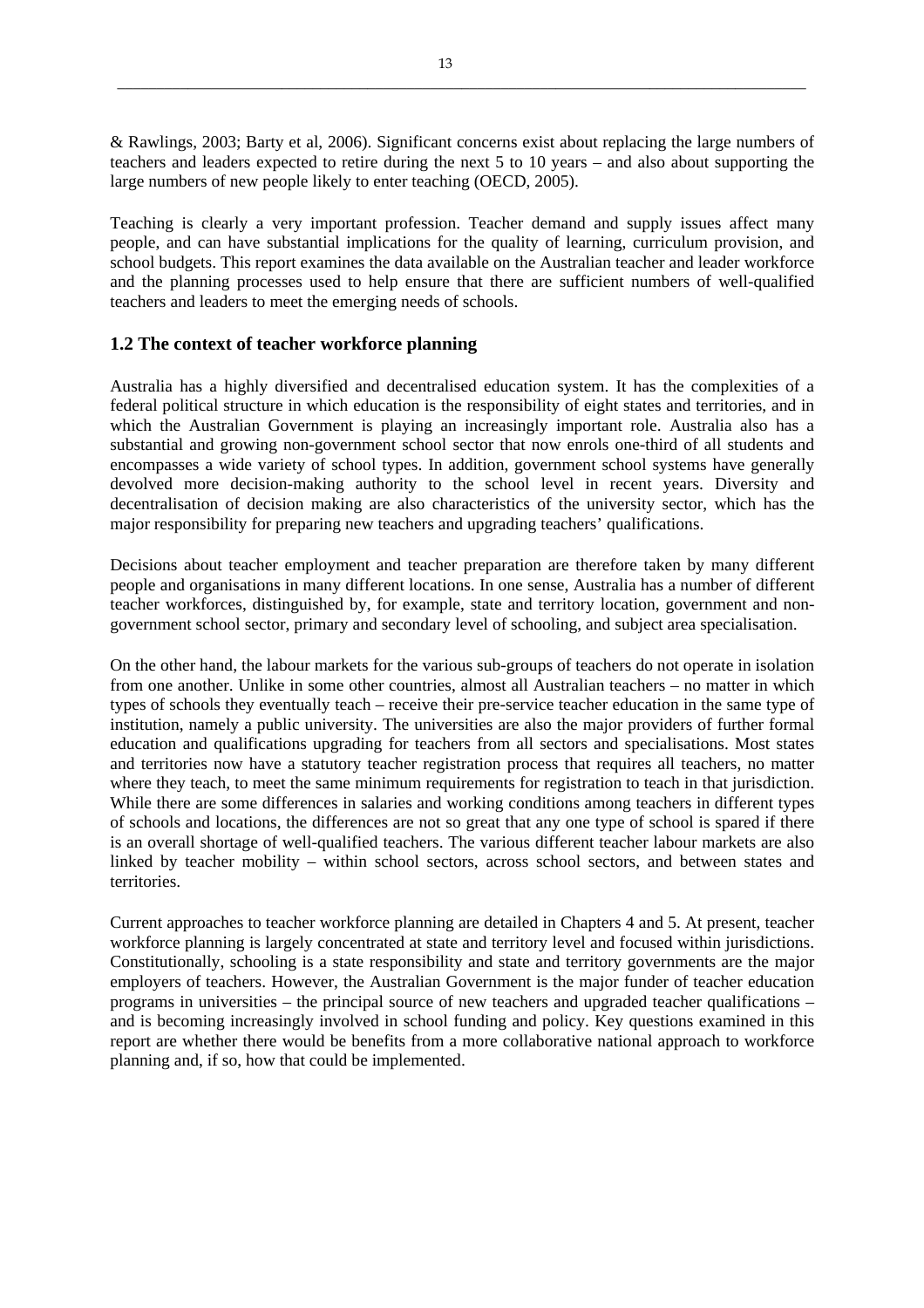& Rawlings, 2003; Barty et al, 2006). Significant concerns exist about replacing the large numbers of teachers and leaders expected to retire during the next 5 to 10 years – and also about supporting the large numbers of new people likely to enter teaching (OECD, 2005).

Teaching is clearly a very important profession. Teacher demand and supply issues affect many people, and can have substantial implications for the quality of learning, curriculum provision, and school budgets. This report examines the data available on the Australian teacher and leader workforce and the planning processes used to help ensure that there are sufficient numbers of well-qualified teachers and leaders to meet the emerging needs of schools.

## 1.2 The context of teacher workforce planning

Australia has a highly diversified and decentralised education system. It has the complexities of a federal political structure in which education is the responsibility of eight states and territories, and in which the Australian Government is playing an increasingly important role. Australia also has a substantial and growing non-government school sector that now enrols one-third of all students and encompasses a wide variety of school types. In addition, government school systems have generally devolved more decision-making authority to the school level in recent years. Diversity and decentralisation of decision making are also characteristics of the university sector, which has the major responsibility for preparing new teachers and upgrading teachers' qualifications.

Decisions about teacher employment and teacher preparation are therefore taken by many different people and organisations in many different locations. In one sense, Australia has a number of different teacher workforces, distinguished by, for example, state and territory location, government and non-government school sector, primary and secondary level of schooling, and subject area specialisation.

On the other hand, the labour markets for the various sub-groups of teachers do not operate in isolation from one another. Unlike in some other countries, almost all Australian teachers – no matter in which types of schools they eventually teach – receive their pre-service teacher education in the same type of institution, namely a public university. The universities are also the major providers of further formal education and qualifications upgrading for teachers from all sectors and specialisations. Most states and territories now have a statutory teacher registration process that requires all teachers, no matter where they teach, to meet the same minimum requirements for registration to teach in that jurisdiction. While there are some differences in salaries and working conditions among teachers in different types of schools and locations, the differences are not so great that any one type of school is spared if there is an overall shortage of well-qualified teachers. The various different teacher labour markets are also linked by teacher mobility – within school sectors, across school sectors, and between states and territories.

Current approaches to teacher workforce planning are detailed in Chapters 4 and 5. At present, teacher workforce planning is largely concentrated at state and territory level and focused within jurisdictions. Constitutionally, schooling is a state responsibility and state and territory governments are the major employers of teachers. However, the Australian Government is the major funder of teacher education programs in universities – the principal source of new teachers and upgraded teacher qualifications – and is becoming increasingly involved in school funding and policy. Key questions examined in this report are whether there would be benefits from a more collaborative national approach to workforce planning and, if so, how that could be implemented.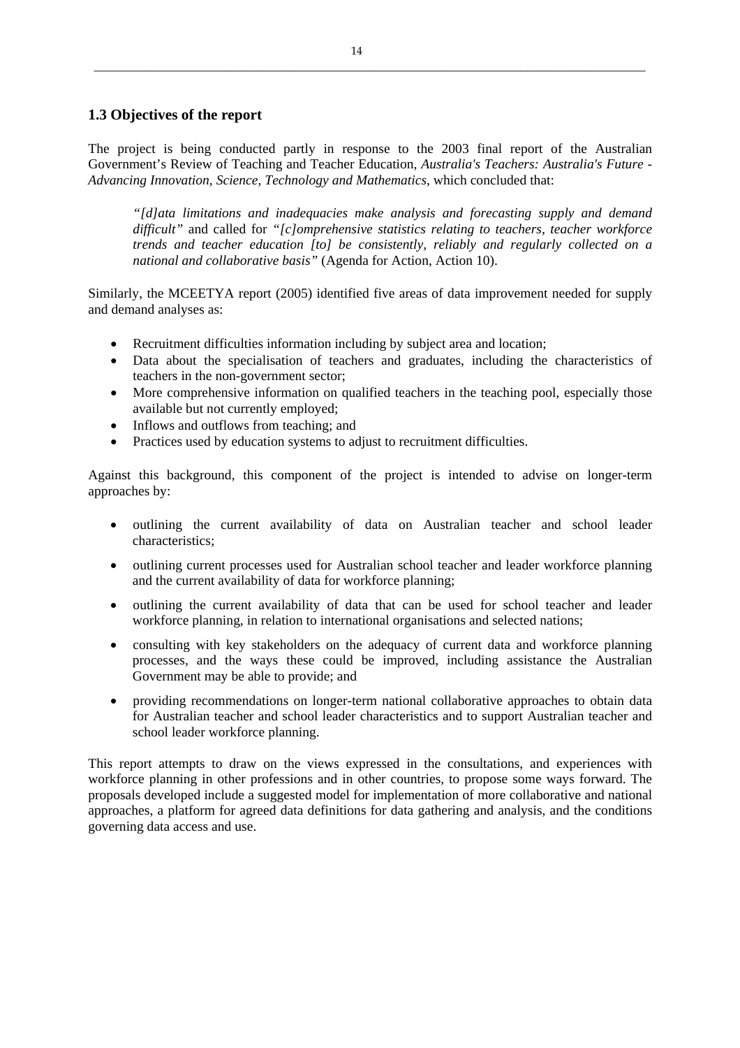## 1.3 Objectives of the report

The project is being conducted partly in response to the 2003 final report of the Australian Government's Review of Teaching and Teacher Education, *Australia's Teachers: Australia's Future - Advancing Innovation, Science, Technology and Mathematics*, which concluded that:

> *"[d]ata limitations and inadequacies make analysis and forecasting supply and demand difficult"* and called for *"[c]omprehensive statistics relating to teachers, teacher workforce trends and teacher education [to] be consistently, reliably and regularly collected on a national and collaborative basis"* (Agenda for Action, Action 10).

Similarly, the MCEETYA report (2005) identified five areas of data improvement needed for supply and demand analyses as:

- Recruitment difficulties information including by subject area and location;
- Data about the specialisation of teachers and graduates, including the characteristics of teachers in the non-government sector;
- More comprehensive information on qualified teachers in the teaching pool, especially those available but not currently employed;
- Inflows and outflows from teaching; and
- Practices used by education systems to adjust to recruitment difficulties.

Against this background, this component of the project is intended to advise on longer-term approaches by:

- outlining the current availability of data on Australian teacher and school leader characteristics;
- outlining current processes used for Australian school teacher and leader workforce planning and the current availability of data for workforce planning;
- outlining the current availability of data that can be used for school teacher and leader workforce planning, in relation to international organisations and selected nations;
- consulting with key stakeholders on the adequacy of current data and workforce planning processes, and the ways these could be improved, including assistance the Australian Government may be able to provide; and
- providing recommendations on longer-term national collaborative approaches to obtain data for Australian teacher and school leader characteristics and to support Australian teacher and school leader workforce planning.

This report attempts to draw on the views expressed in the consultations, and experiences with workforce planning in other professions and in other countries, to propose some ways forward. The proposals developed include a suggested model for implementation of more collaborative and national approaches, a platform for agreed data definitions for data gathering and analysis, and the conditions governing data access and use.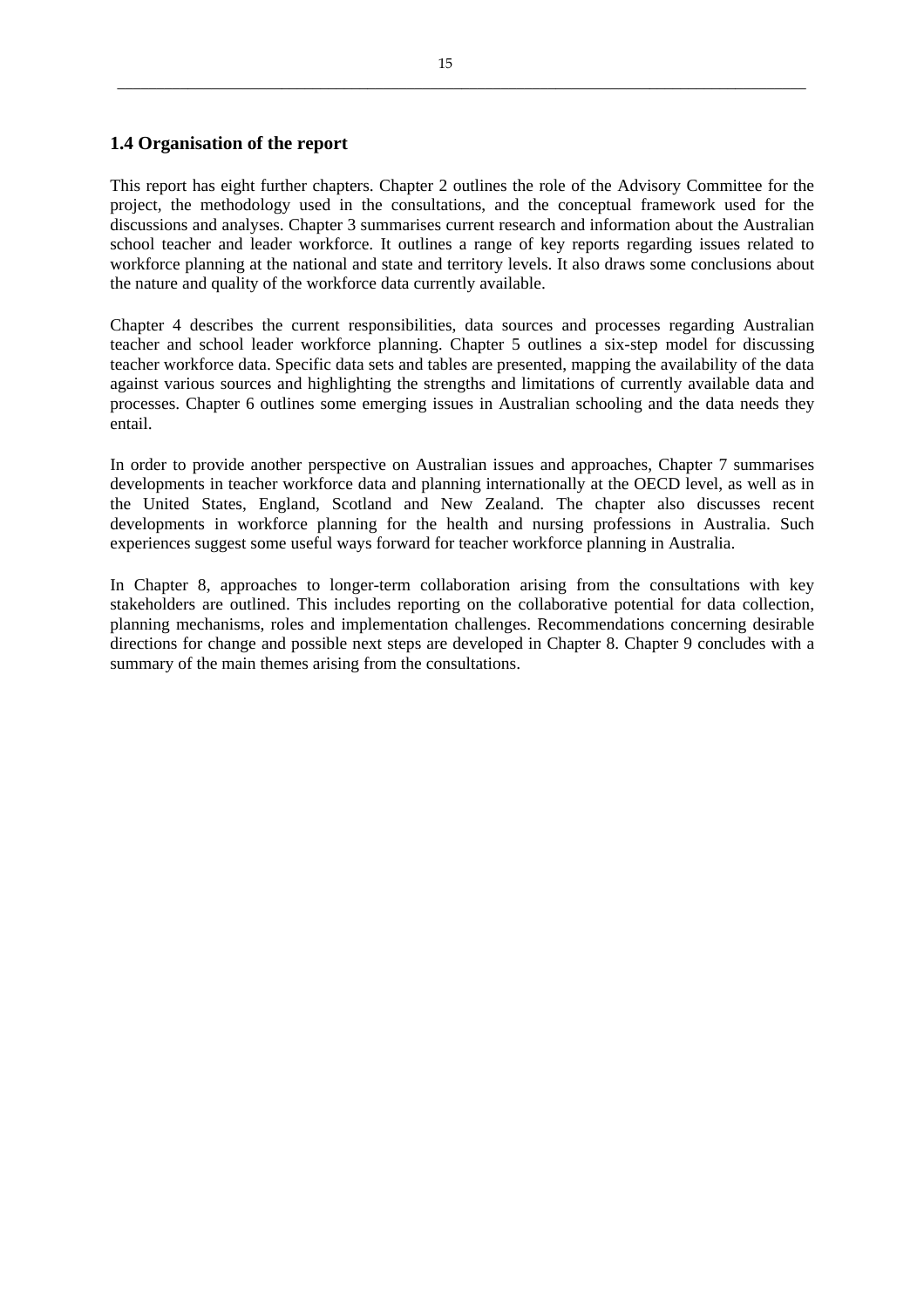## 1.4 Organisation of the report

This report has eight further chapters. Chapter 2 outlines the role of the Advisory Committee for the project, the methodology used in the consultations, and the conceptual framework used for the discussions and analyses. Chapter 3 summarises current research and information about the Australian school teacher and leader workforce. It outlines a range of key reports regarding issues related to workforce planning at the national and state and territory levels. It also draws some conclusions about the nature and quality of the workforce data currently available.

Chapter 4 describes the current responsibilities, data sources and processes regarding Australian teacher and school leader workforce planning. Chapter 5 outlines a six-step model for discussing teacher workforce data. Specific data sets and tables are presented, mapping the availability of the data against various sources and highlighting the strengths and limitations of currently available data and processes. Chapter 6 outlines some emerging issues in Australian schooling and the data needs they entail.

In order to provide another perspective on Australian issues and approaches, Chapter 7 summarises developments in teacher workforce data and planning internationally at the OECD level, as well as in the United States, England, Scotland and New Zealand. The chapter also discusses recent developments in workforce planning for the health and nursing professions in Australia. Such experiences suggest some useful ways forward for teacher workforce planning in Australia.

In Chapter 8, approaches to longer-term collaboration arising from the consultations with key stakeholders are outlined. This includes reporting on the collaborative potential for data collection, planning mechanisms, roles and implementation challenges. Recommendations concerning desirable directions for change and possible next steps are developed in Chapter 8. Chapter 9 concludes with a summary of the main themes arising from the consultations.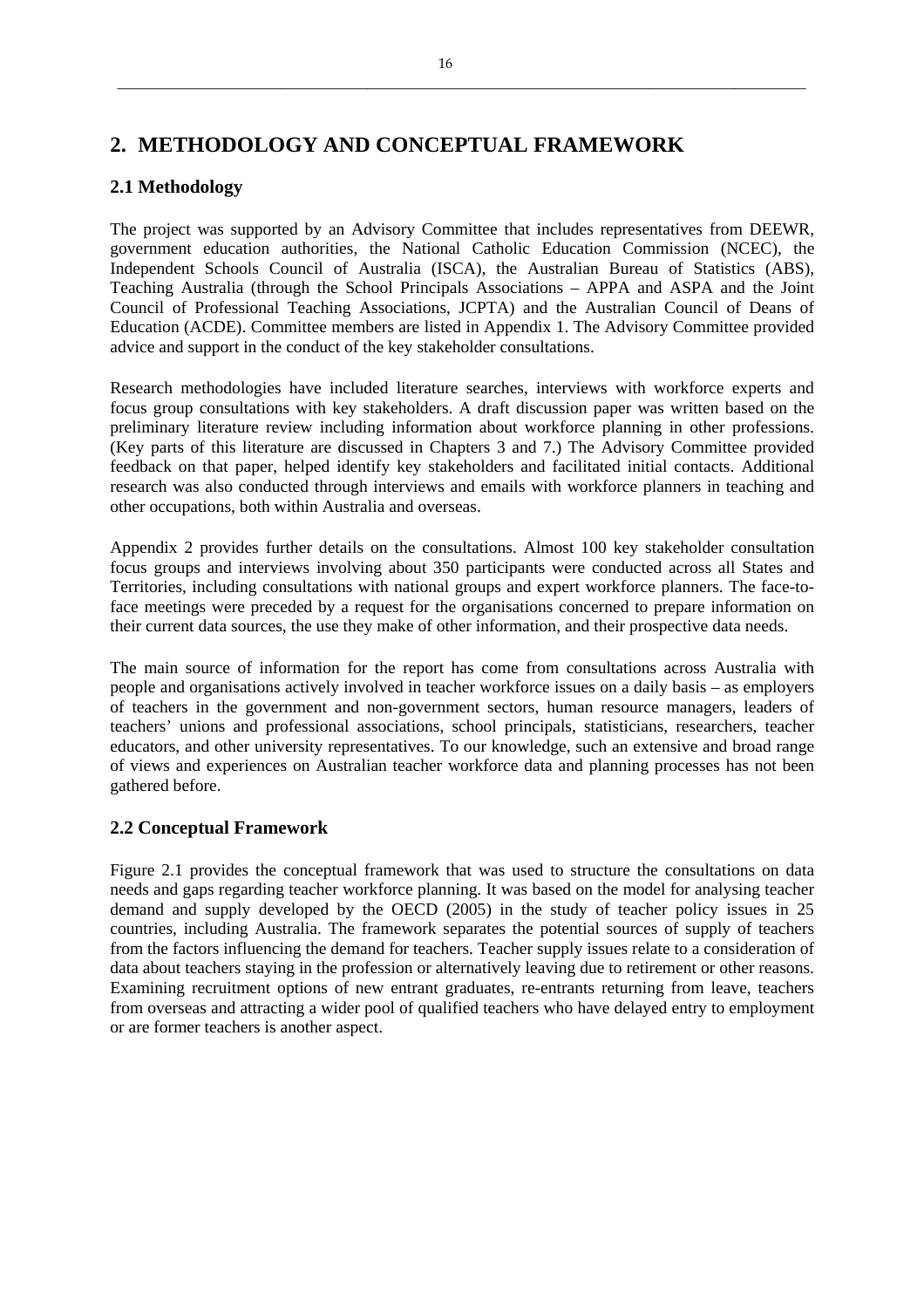# 2. METHODOLOGY AND CONCEPTUAL FRAMEWORK

## 2.1 Methodology

The project was supported by an Advisory Committee that includes representatives from DEEWR, government education authorities, the National Catholic Education Commission (NCEC), the Independent Schools Council of Australia (ISCA), the Australian Bureau of Statistics (ABS), Teaching Australia (through the School Principals Associations – APPA and ASPA and the Joint Council of Professional Teaching Associations, JCPTA) and the Australian Council of Deans of Education (ACDE). Committee members are listed in Appendix 1. The Advisory Committee provided advice and support in the conduct of the key stakeholder consultations.

Research methodologies have included literature searches, interviews with workforce experts and focus group consultations with key stakeholders. A draft discussion paper was written based on the preliminary literature review including information about workforce planning in other professions. (Key parts of this literature are discussed in Chapters 3 and 7.) The Advisory Committee provided feedback on that paper, helped identify key stakeholders and facilitated initial contacts. Additional research was also conducted through interviews and emails with workforce planners in teaching and other occupations, both within Australia and overseas.

Appendix 2 provides further details on the consultations. Almost 100 key stakeholder consultation focus groups and interviews involving about 350 participants were conducted across all States and Territories, including consultations with national groups and expert workforce planners. The face-to-face meetings were preceded by a request for the organisations concerned to prepare information on their current data sources, the use they make of other information, and their prospective data needs.

The main source of information for the report has come from consultations across Australia with people and organisations actively involved in teacher workforce issues on a daily basis – as employers of teachers in the government and non-government sectors, human resource managers, leaders of teachers' unions and professional associations, school principals, statisticians, researchers, teacher educators, and other university representatives. To our knowledge, such an extensive and broad range of views and experiences on Australian teacher workforce data and planning processes has not been gathered before.

## 2.2 Conceptual Framework

Figure 2.1 provides the conceptual framework that was used to structure the consultations on data needs and gaps regarding teacher workforce planning. It was based on the model for analysing teacher demand and supply developed by the OECD (2005) in the study of teacher policy issues in 25 countries, including Australia. The framework separates the potential sources of supply of teachers from the factors influencing the demand for teachers. Teacher supply issues relate to a consideration of data about teachers staying in the profession or alternatively leaving due to retirement or other reasons. Examining recruitment options of new entrant graduates, re-entrants returning from leave, teachers from overseas and attracting a wider pool of qualified teachers who have delayed entry to employment or are former teachers is another aspect.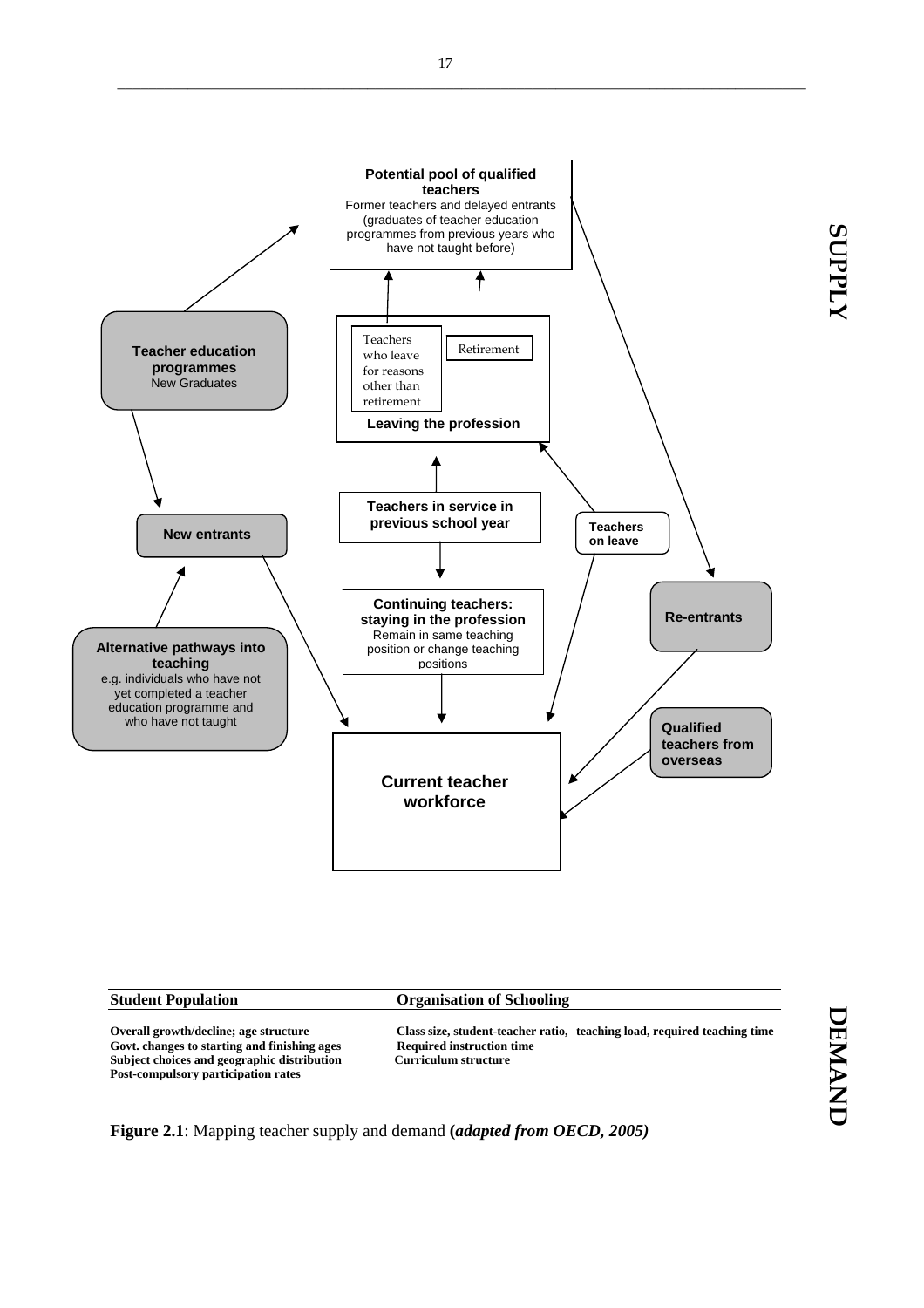**Potential pool of qualified teachers**
Former teachers and delayed entrants (graduates of teacher education programmes from previous years who have not taught before)

**Teacher education programmes**
New Graduates

Teachers who leave for reasons other than retirement

Retirement

**Leaving the profession**

**Teachers in service in previous school year**

**New entrants**

**Teachers on leave**

**Continuing teachers: staying in the profession**
Remain in same teaching position or change teaching positions

**Re-entrants**

**Alternative pathways into teaching**
e.g. individuals who have not yet completed a teacher education programme and who have not taught

**Qualified teachers from overseas**

**Current teacher workforce**

**SUPPLY**

| **Student Population** | **Organisation of Schooling** |
|---|---|
| **Overall growth/decline; age structure** | **Class size, student-teacher ratio, teaching load, required teaching time** |
| **Govt. changes to starting and finishing ages** | **Required instruction time** |
| **Subject choices and geographic distribution** | **Curriculum structure** |
| **Post-compulsory participation rates** | |

**DEMAND**

**Figure 2.1**: Mapping teacher supply and demand **(*adapted from OECD, 2005)***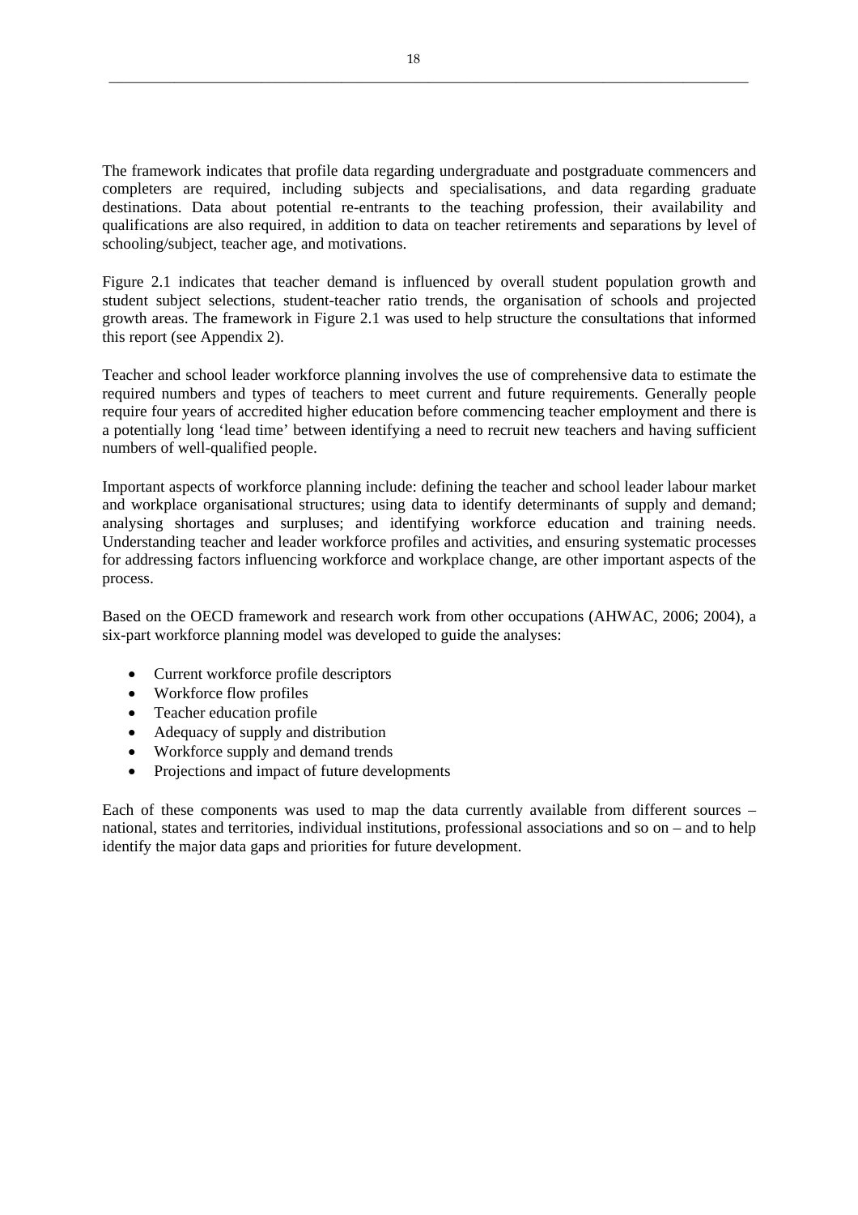The framework indicates that profile data regarding undergraduate and postgraduate commencers and completers are required, including subjects and specialisations, and data regarding graduate destinations. Data about potential re-entrants to the teaching profession, their availability and qualifications are also required, in addition to data on teacher retirements and separations by level of schooling/subject, teacher age, and motivations.

Figure 2.1 indicates that teacher demand is influenced by overall student population growth and student subject selections, student-teacher ratio trends, the organisation of schools and projected growth areas. The framework in Figure 2.1 was used to help structure the consultations that informed this report (see Appendix 2).

Teacher and school leader workforce planning involves the use of comprehensive data to estimate the required numbers and types of teachers to meet current and future requirements. Generally people require four years of accredited higher education before commencing teacher employment and there is a potentially long 'lead time' between identifying a need to recruit new teachers and having sufficient numbers of well-qualified people.

Important aspects of workforce planning include: defining the teacher and school leader labour market and workplace organisational structures; using data to identify determinants of supply and demand; analysing shortages and surpluses; and identifying workforce education and training needs. Understanding teacher and leader workforce profiles and activities, and ensuring systematic processes for addressing factors influencing workforce and workplace change, are other important aspects of the process.

Based on the OECD framework and research work from other occupations (AHWAC, 2006; 2004), a six-part workforce planning model was developed to guide the analyses:

- Current workforce profile descriptors
- Workforce flow profiles
- Teacher education profile
- Adequacy of supply and distribution
- Workforce supply and demand trends
- Projections and impact of future developments

Each of these components was used to map the data currently available from different sources – national, states and territories, individual institutions, professional associations and so on – and to help identify the major data gaps and priorities for future development.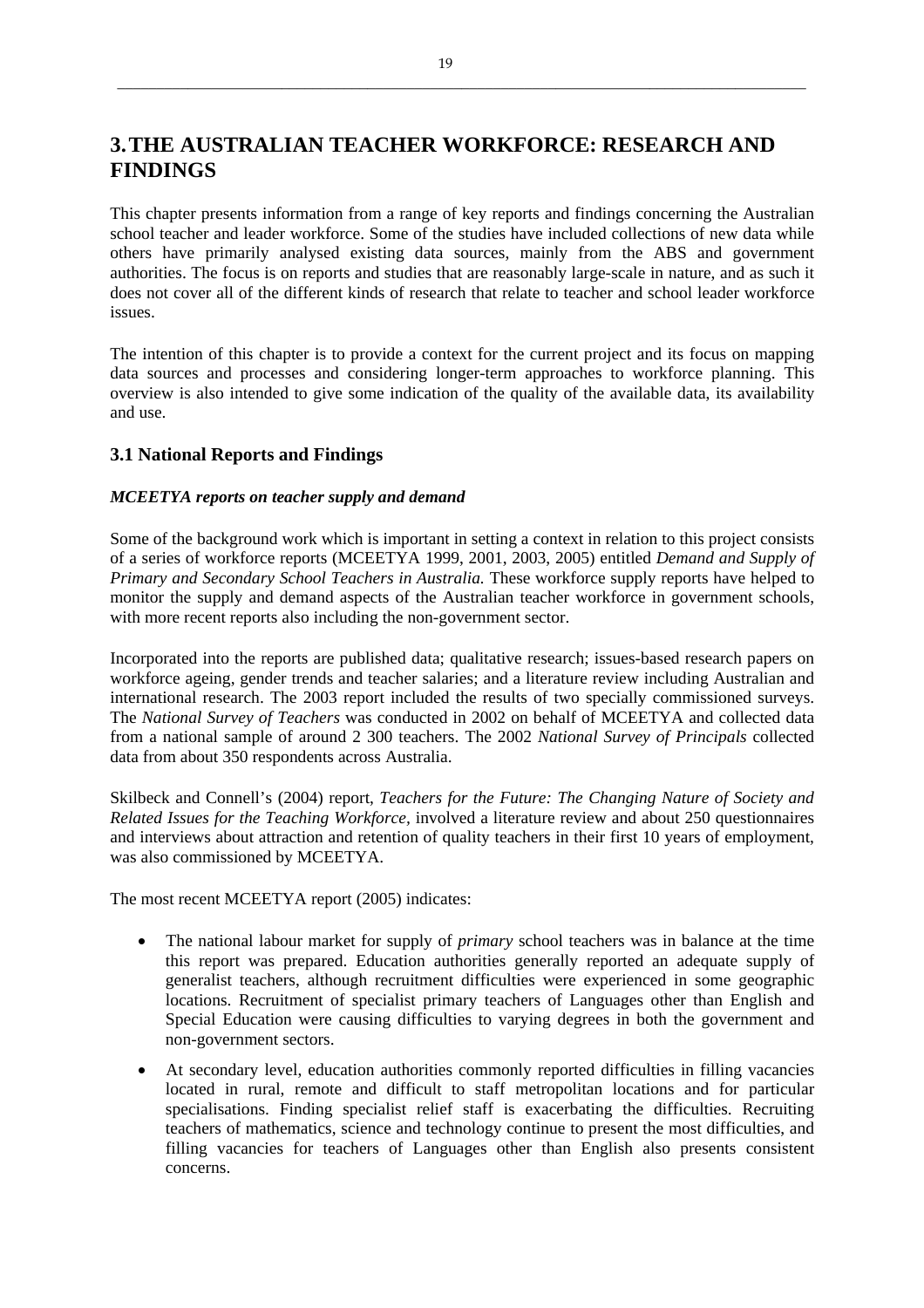# 3. THE AUSTRALIAN TEACHER WORKFORCE: RESEARCH AND FINDINGS

This chapter presents information from a range of key reports and findings concerning the Australian school teacher and leader workforce. Some of the studies have included collections of new data while others have primarily analysed existing data sources, mainly from the ABS and government authorities. The focus is on reports and studies that are reasonably large-scale in nature, and as such it does not cover all of the different kinds of research that relate to teacher and school leader workforce issues.

The intention of this chapter is to provide a context for the current project and its focus on mapping data sources and processes and considering longer-term approaches to workforce planning. This overview is also intended to give some indication of the quality of the available data, its availability and use.

## 3.1 National Reports and Findings

### *MCEETYA reports on teacher supply and demand*

Some of the background work which is important in setting a context in relation to this project consists of a series of workforce reports (MCEETYA 1999, 2001, 2003, 2005) entitled *Demand and Supply of Primary and Secondary School Teachers in Australia.* These workforce supply reports have helped to monitor the supply and demand aspects of the Australian teacher workforce in government schools, with more recent reports also including the non-government sector.

Incorporated into the reports are published data; qualitative research; issues-based research papers on workforce ageing, gender trends and teacher salaries; and a literature review including Australian and international research. The 2003 report included the results of two specially commissioned surveys. The *National Survey of Teachers* was conducted in 2002 on behalf of MCEETYA and collected data from a national sample of around 2 300 teachers. The 2002 *National Survey of Principals* collected data from about 350 respondents across Australia.

Skilbeck and Connell's (2004) report, *Teachers for the Future: The Changing Nature of Society and Related Issues for the Teaching Workforce,* involved a literature review and about 250 questionnaires and interviews about attraction and retention of quality teachers in their first 10 years of employment, was also commissioned by MCEETYA.

The most recent MCEETYA report (2005) indicates:

- The national labour market for supply of *primary* school teachers was in balance at the time this report was prepared. Education authorities generally reported an adequate supply of generalist teachers, although recruitment difficulties were experienced in some geographic locations. Recruitment of specialist primary teachers of Languages other than English and Special Education were causing difficulties to varying degrees in both the government and non-government sectors.
- At secondary level, education authorities commonly reported difficulties in filling vacancies located in rural, remote and difficult to staff metropolitan locations and for particular specialisations. Finding specialist relief staff is exacerbating the difficulties. Recruiting teachers of mathematics, science and technology continue to present the most difficulties, and filling vacancies for teachers of Languages other than English also presents consistent concerns.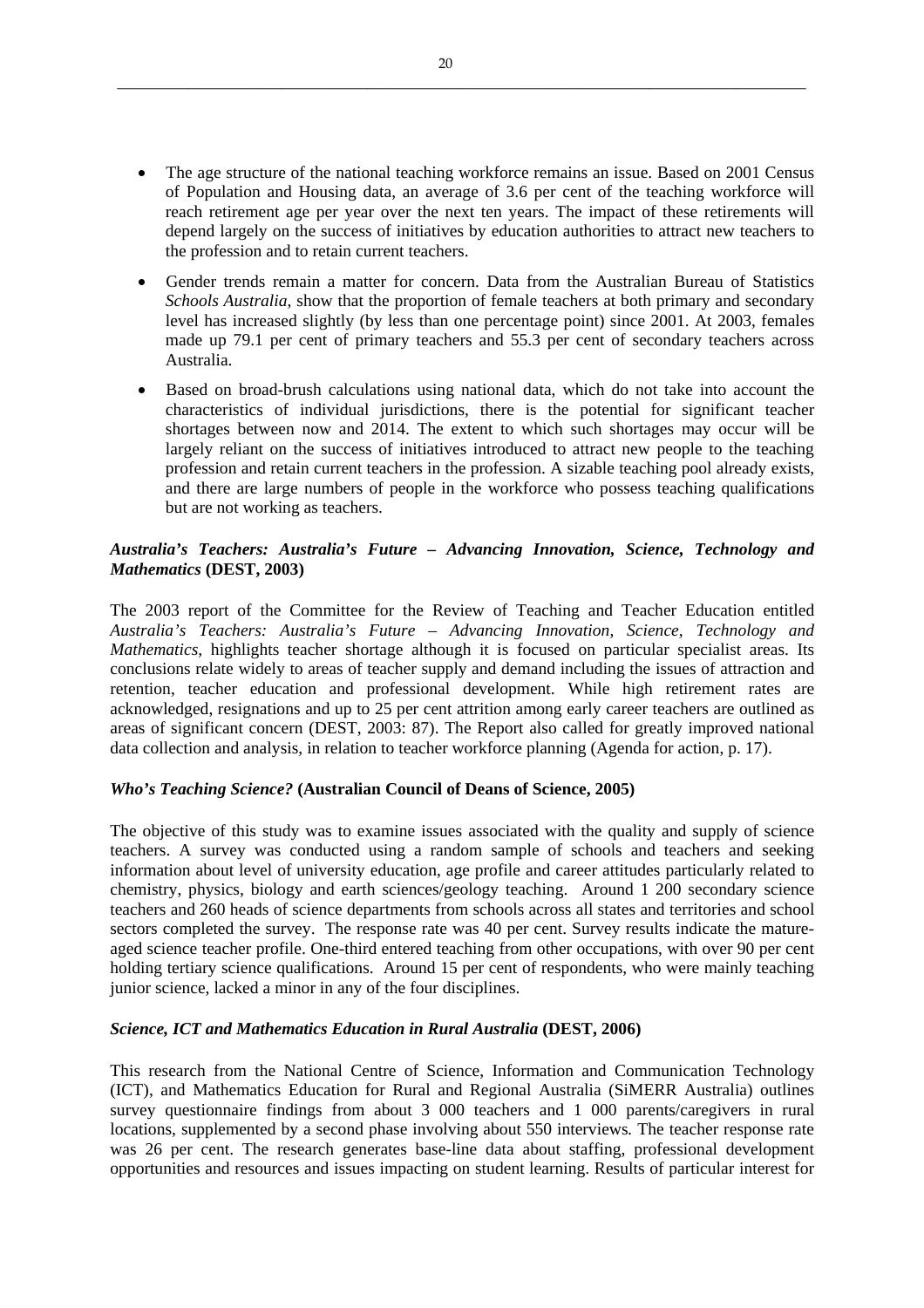- The age structure of the national teaching workforce remains an issue. Based on 2001 Census of Population and Housing data, an average of 3.6 per cent of the teaching workforce will reach retirement age per year over the next ten years. The impact of these retirements will depend largely on the success of initiatives by education authorities to attract new teachers to the profession and to retain current teachers.

- Gender trends remain a matter for concern. Data from the Australian Bureau of Statistics *Schools Australia*, show that the proportion of female teachers at both primary and secondary level has increased slightly (by less than one percentage point) since 2001. At 2003, females made up 79.1 per cent of primary teachers and 55.3 per cent of secondary teachers across Australia.

- Based on broad-brush calculations using national data, which do not take into account the characteristics of individual jurisdictions, there is the potential for significant teacher shortages between now and 2014. The extent to which such shortages may occur will be largely reliant on the success of initiatives introduced to attract new people to the teaching profession and retain current teachers in the profession. A sizable teaching pool already exists, and there are large numbers of people in the workforce who possess teaching qualifications but are not working as teachers.

#### *Australia's Teachers: Australia's Future – Advancing Innovation, Science, Technology and Mathematics* (DEST, 2003)

The 2003 report of the Committee for the Review of Teaching and Teacher Education entitled *Australia's Teachers: Australia's Future – Advancing Innovation, Science, Technology and Mathematics,* highlights teacher shortage although it is focused on particular specialist areas. Its conclusions relate widely to areas of teacher supply and demand including the issues of attraction and retention, teacher education and professional development. While high retirement rates are acknowledged, resignations and up to 25 per cent attrition among early career teachers are outlined as areas of significant concern (DEST, 2003: 87). The Report also called for greatly improved national data collection and analysis, in relation to teacher workforce planning (Agenda for action, p. 17).

#### *Who's Teaching Science?* (Australian Council of Deans of Science, 2005)

The objective of this study was to examine issues associated with the quality and supply of science teachers. A survey was conducted using a random sample of schools and teachers and seeking information about level of university education, age profile and career attitudes particularly related to chemistry, physics, biology and earth sciences/geology teaching. Around 1 200 secondary science teachers and 260 heads of science departments from schools across all states and territories and school sectors completed the survey. The response rate was 40 per cent. Survey results indicate the mature-aged science teacher profile. One-third entered teaching from other occupations, with over 90 per cent holding tertiary science qualifications. Around 15 per cent of respondents, who were mainly teaching junior science, lacked a minor in any of the four disciplines.

#### *Science, ICT and Mathematics Education in Rural Australia* (DEST, 2006)

This research from the National Centre of Science, Information and Communication Technology (ICT), and Mathematics Education for Rural and Regional Australia (SiMERR Australia) outlines survey questionnaire findings from about 3 000 teachers and 1 000 parents/caregivers in rural locations, supplemented by a second phase involving about 550 interviews. The teacher response rate was 26 per cent. The research generates base-line data about staffing, professional development opportunities and resources and issues impacting on student learning. Results of particular interest for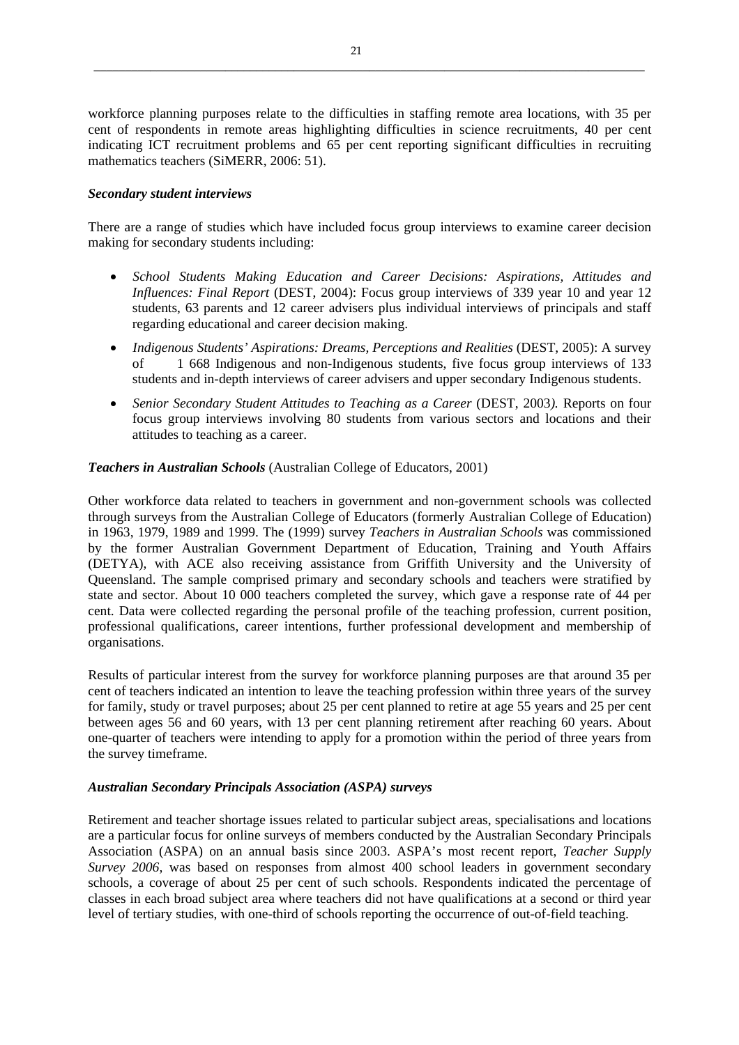workforce planning purposes relate to the difficulties in staffing remote area locations, with 35 per cent of respondents in remote areas highlighting difficulties in science recruitments, 40 per cent indicating ICT recruitment problems and 65 per cent reporting significant difficulties in recruiting mathematics teachers (SiMERR, 2006: 51).

***Secondary student interviews***

There are a range of studies which have included focus group interviews to examine career decision making for secondary students including:

- *School Students Making Education and Career Decisions: Aspirations, Attitudes and Influences: Final Report* (DEST, 2004): Focus group interviews of 339 year 10 and year 12 students, 63 parents and 12 career advisers plus individual interviews of principals and staff regarding educational and career decision making.
- *Indigenous Students' Aspirations: Dreams, Perceptions and Realities* (DEST, 2005): A survey of 1 668 Indigenous and non-Indigenous students, five focus group interviews of 133 students and in-depth interviews of career advisers and upper secondary Indigenous students.
- *Senior Secondary Student Attitudes to Teaching as a Career* (DEST, 2003*).* Reports on four focus group interviews involving 80 students from various sectors and locations and their attitudes to teaching as a career.

***Teachers in Australian Schools*** (Australian College of Educators, 2001)

Other workforce data related to teachers in government and non-government schools was collected through surveys from the Australian College of Educators (formerly Australian College of Education) in 1963, 1979, 1989 and 1999. The (1999) survey *Teachers in Australian Schools* was commissioned by the former Australian Government Department of Education, Training and Youth Affairs (DETYA), with ACE also receiving assistance from Griffith University and the University of Queensland. The sample comprised primary and secondary schools and teachers were stratified by state and sector. About 10 000 teachers completed the survey, which gave a response rate of 44 per cent. Data were collected regarding the personal profile of the teaching profession, current position, professional qualifications, career intentions, further professional development and membership of organisations.

Results of particular interest from the survey for workforce planning purposes are that around 35 per cent of teachers indicated an intention to leave the teaching profession within three years of the survey for family, study or travel purposes; about 25 per cent planned to retire at age 55 years and 25 per cent between ages 56 and 60 years, with 13 per cent planning retirement after reaching 60 years. About one-quarter of teachers were intending to apply for a promotion within the period of three years from the survey timeframe.

***Australian Secondary Principals Association (ASPA) surveys***

Retirement and teacher shortage issues related to particular subject areas, specialisations and locations are a particular focus for online surveys of members conducted by the Australian Secondary Principals Association (ASPA) on an annual basis since 2003. ASPA's most recent report, *Teacher Supply Survey 2006,* was based on responses from almost 400 school leaders in government secondary schools, a coverage of about 25 per cent of such schools. Respondents indicated the percentage of classes in each broad subject area where teachers did not have qualifications at a second or third year level of tertiary studies, with one-third of schools reporting the occurrence of out-of-field teaching.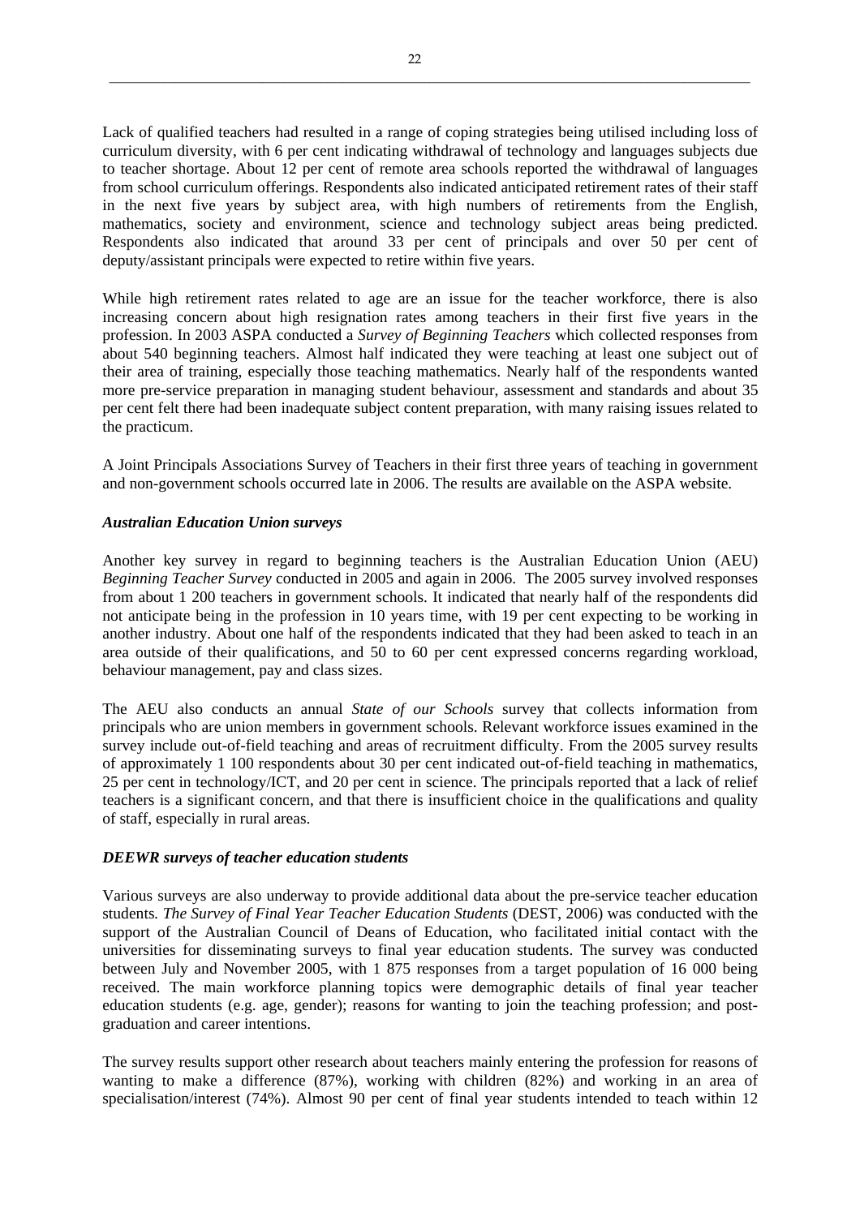Lack of qualified teachers had resulted in a range of coping strategies being utilised including loss of curriculum diversity, with 6 per cent indicating withdrawal of technology and languages subjects due to teacher shortage. About 12 per cent of remote area schools reported the withdrawal of languages from school curriculum offerings. Respondents also indicated anticipated retirement rates of their staff in the next five years by subject area, with high numbers of retirements from the English, mathematics, society and environment, science and technology subject areas being predicted. Respondents also indicated that around 33 per cent of principals and over 50 per cent of deputy/assistant principals were expected to retire within five years.

While high retirement rates related to age are an issue for the teacher workforce, there is also increasing concern about high resignation rates among teachers in their first five years in the profession. In 2003 ASPA conducted a *Survey of Beginning Teachers* which collected responses from about 540 beginning teachers. Almost half indicated they were teaching at least one subject out of their area of training, especially those teaching mathematics. Nearly half of the respondents wanted more pre-service preparation in managing student behaviour, assessment and standards and about 35 per cent felt there had been inadequate subject content preparation, with many raising issues related to the practicum.

A Joint Principals Associations Survey of Teachers in their first three years of teaching in government and non-government schools occurred late in 2006. The results are available on the ASPA website.

***Australian Education Union surveys***

Another key survey in regard to beginning teachers is the Australian Education Union (AEU) *Beginning Teacher Survey* conducted in 2005 and again in 2006. The 2005 survey involved responses from about 1 200 teachers in government schools. It indicated that nearly half of the respondents did not anticipate being in the profession in 10 years time, with 19 per cent expecting to be working in another industry. About one half of the respondents indicated that they had been asked to teach in an area outside of their qualifications, and 50 to 60 per cent expressed concerns regarding workload, behaviour management, pay and class sizes.

The AEU also conducts an annual *State of our Schools* survey that collects information from principals who are union members in government schools. Relevant workforce issues examined in the survey include out-of-field teaching and areas of recruitment difficulty. From the 2005 survey results of approximately 1 100 respondents about 30 per cent indicated out-of-field teaching in mathematics, 25 per cent in technology/ICT, and 20 per cent in science. The principals reported that a lack of relief teachers is a significant concern, and that there is insufficient choice in the qualifications and quality of staff, especially in rural areas.

***DEEWR surveys of teacher education students***

Various surveys are also underway to provide additional data about the pre-service teacher education students*.* *The Survey of Final Year Teacher Education Students* (DEST, 2006) was conducted with the support of the Australian Council of Deans of Education, who facilitated initial contact with the universities for disseminating surveys to final year education students. The survey was conducted between July and November 2005, with 1 875 responses from a target population of 16 000 being received. The main workforce planning topics were demographic details of final year teacher education students (e.g. age, gender); reasons for wanting to join the teaching profession; and post-graduation and career intentions.

The survey results support other research about teachers mainly entering the profession for reasons of wanting to make a difference (87%), working with children (82%) and working in an area of specialisation/interest (74%). Almost 90 per cent of final year students intended to teach within 12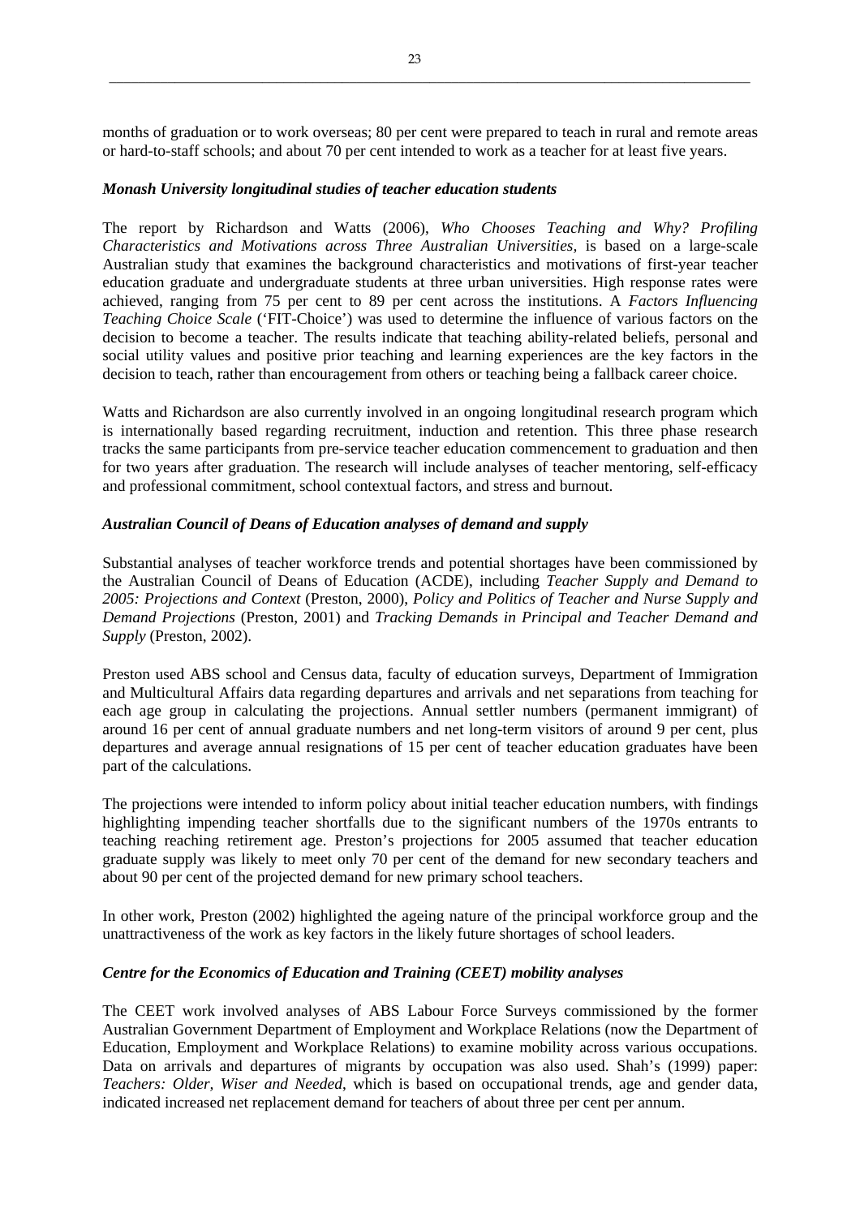months of graduation or to work overseas; 80 per cent were prepared to teach in rural and remote areas or hard-to-staff schools; and about 70 per cent intended to work as a teacher for at least five years.

### *Monash University longitudinal studies of teacher education students*

The report by Richardson and Watts (2006), *Who Chooses Teaching and Why? Profiling Characteristics and Motivations across Three Australian Universities,* is based on a large-scale Australian study that examines the background characteristics and motivations of first-year teacher education graduate and undergraduate students at three urban universities. High response rates were achieved, ranging from 75 per cent to 89 per cent across the institutions. A *Factors Influencing Teaching Choice Scale* ('FIT-Choice') was used to determine the influence of various factors on the decision to become a teacher. The results indicate that teaching ability-related beliefs, personal and social utility values and positive prior teaching and learning experiences are the key factors in the decision to teach, rather than encouragement from others or teaching being a fallback career choice.

Watts and Richardson are also currently involved in an ongoing longitudinal research program which is internationally based regarding recruitment, induction and retention. This three phase research tracks the same participants from pre-service teacher education commencement to graduation and then for two years after graduation. The research will include analyses of teacher mentoring, self-efficacy and professional commitment, school contextual factors, and stress and burnout.

### *Australian Council of Deans of Education analyses of demand and supply*

Substantial analyses of teacher workforce trends and potential shortages have been commissioned by the Australian Council of Deans of Education (ACDE), including *Teacher Supply and Demand to 2005: Projections and Context* (Preston, 2000), *Policy and Politics of Teacher and Nurse Supply and Demand Projections* (Preston, 2001) and *Tracking Demands in Principal and Teacher Demand and Supply* (Preston, 2002).

Preston used ABS school and Census data, faculty of education surveys, Department of Immigration and Multicultural Affairs data regarding departures and arrivals and net separations from teaching for each age group in calculating the projections. Annual settler numbers (permanent immigrant) of around 16 per cent of annual graduate numbers and net long-term visitors of around 9 per cent, plus departures and average annual resignations of 15 per cent of teacher education graduates have been part of the calculations.

The projections were intended to inform policy about initial teacher education numbers, with findings highlighting impending teacher shortfalls due to the significant numbers of the 1970s entrants to teaching reaching retirement age. Preston's projections for 2005 assumed that teacher education graduate supply was likely to meet only 70 per cent of the demand for new secondary teachers and about 90 per cent of the projected demand for new primary school teachers.

In other work, Preston (2002) highlighted the ageing nature of the principal workforce group and the unattractiveness of the work as key factors in the likely future shortages of school leaders.

### *Centre for the Economics of Education and Training (CEET) mobility analyses*

The CEET work involved analyses of ABS Labour Force Surveys commissioned by the former Australian Government Department of Employment and Workplace Relations (now the Department of Education, Employment and Workplace Relations) to examine mobility across various occupations. Data on arrivals and departures of migrants by occupation was also used. Shah's (1999) paper: *Teachers: Older, Wiser and Needed*, which is based on occupational trends, age and gender data, indicated increased net replacement demand for teachers of about three per cent per annum.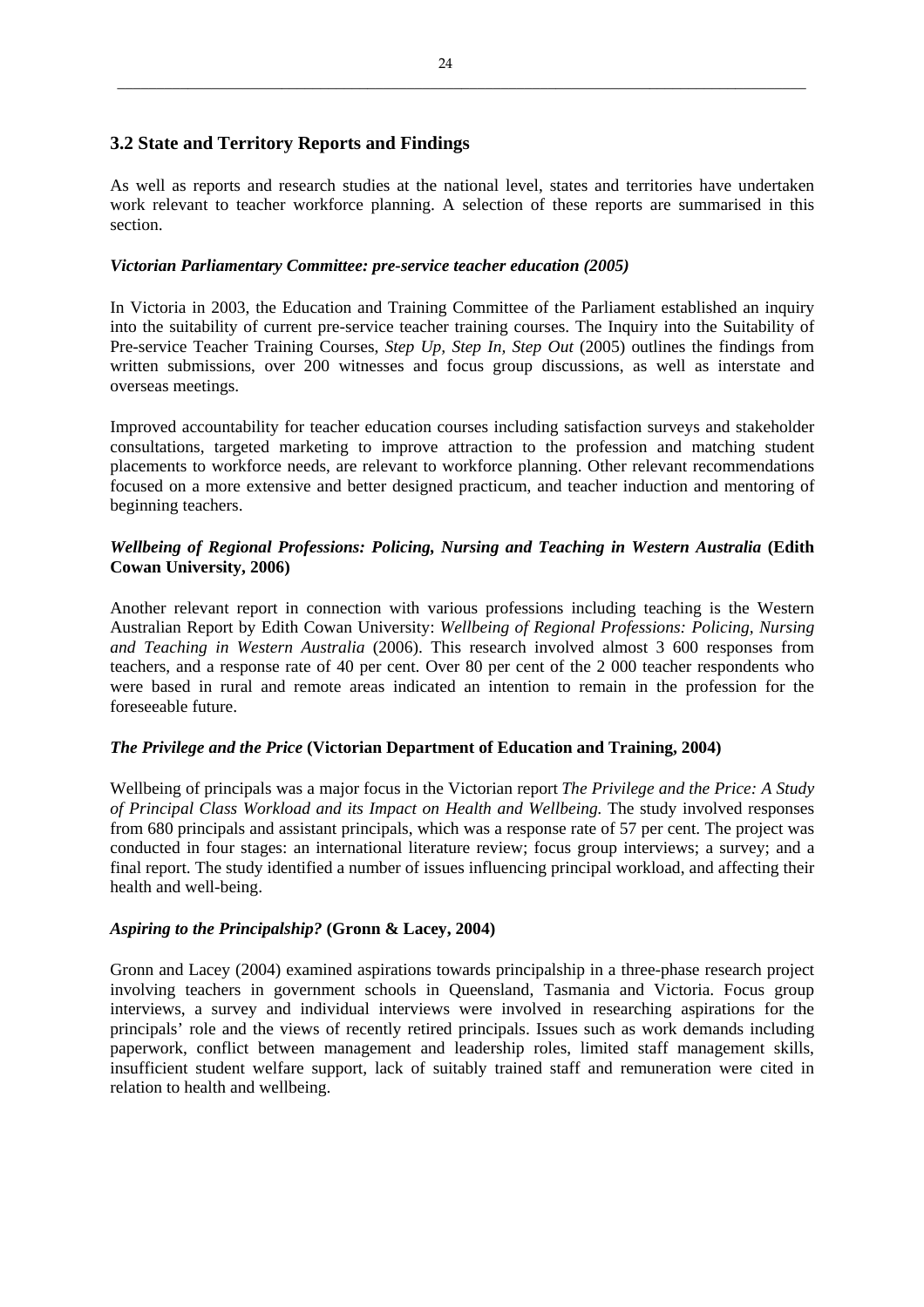## 3.2 State and Territory Reports and Findings

As well as reports and research studies at the national level, states and territories have undertaken work relevant to teacher workforce planning. A selection of these reports are summarised in this section.

#### *Victorian Parliamentary Committee: pre-service teacher education (2005)*

In Victoria in 2003, the Education and Training Committee of the Parliament established an inquiry into the suitability of current pre-service teacher training courses. The Inquiry into the Suitability of Pre-service Teacher Training Courses, *Step Up, Step In, Step Out* (2005) outlines the findings from written submissions, over 200 witnesses and focus group discussions, as well as interstate and overseas meetings.

Improved accountability for teacher education courses including satisfaction surveys and stakeholder consultations, targeted marketing to improve attraction to the profession and matching student placements to workforce needs, are relevant to workforce planning. Other relevant recommendations focused on a more extensive and better designed practicum, and teacher induction and mentoring of beginning teachers.

#### *Wellbeing of Regional Professions: Policing, Nursing and Teaching in Western Australia* **(Edith Cowan University, 2006)**

Another relevant report in connection with various professions including teaching is the Western Australian Report by Edith Cowan University: *Wellbeing of Regional Professions: Policing, Nursing and Teaching in Western Australia* (2006). This research involved almost 3 600 responses from teachers, and a response rate of 40 per cent. Over 80 per cent of the 2 000 teacher respondents who were based in rural and remote areas indicated an intention to remain in the profession for the foreseeable future.

#### *The Privilege and the Price* **(Victorian Department of Education and Training, 2004)**

Wellbeing of principals was a major focus in the Victorian report *The Privilege and the Price: A Study of Principal Class Workload and its Impact on Health and Wellbeing.* The study involved responses from 680 principals and assistant principals, which was a response rate of 57 per cent. The project was conducted in four stages: an international literature review; focus group interviews; a survey; and a final report. The study identified a number of issues influencing principal workload, and affecting their health and well-being.

#### *Aspiring to the Principalship?* **(Gronn & Lacey, 2004)**

Gronn and Lacey (2004) examined aspirations towards principalship in a three-phase research project involving teachers in government schools in Queensland, Tasmania and Victoria. Focus group interviews, a survey and individual interviews were involved in researching aspirations for the principals' role and the views of recently retired principals. Issues such as work demands including paperwork, conflict between management and leadership roles, limited staff management skills, insufficient student welfare support, lack of suitably trained staff and remuneration were cited in relation to health and wellbeing.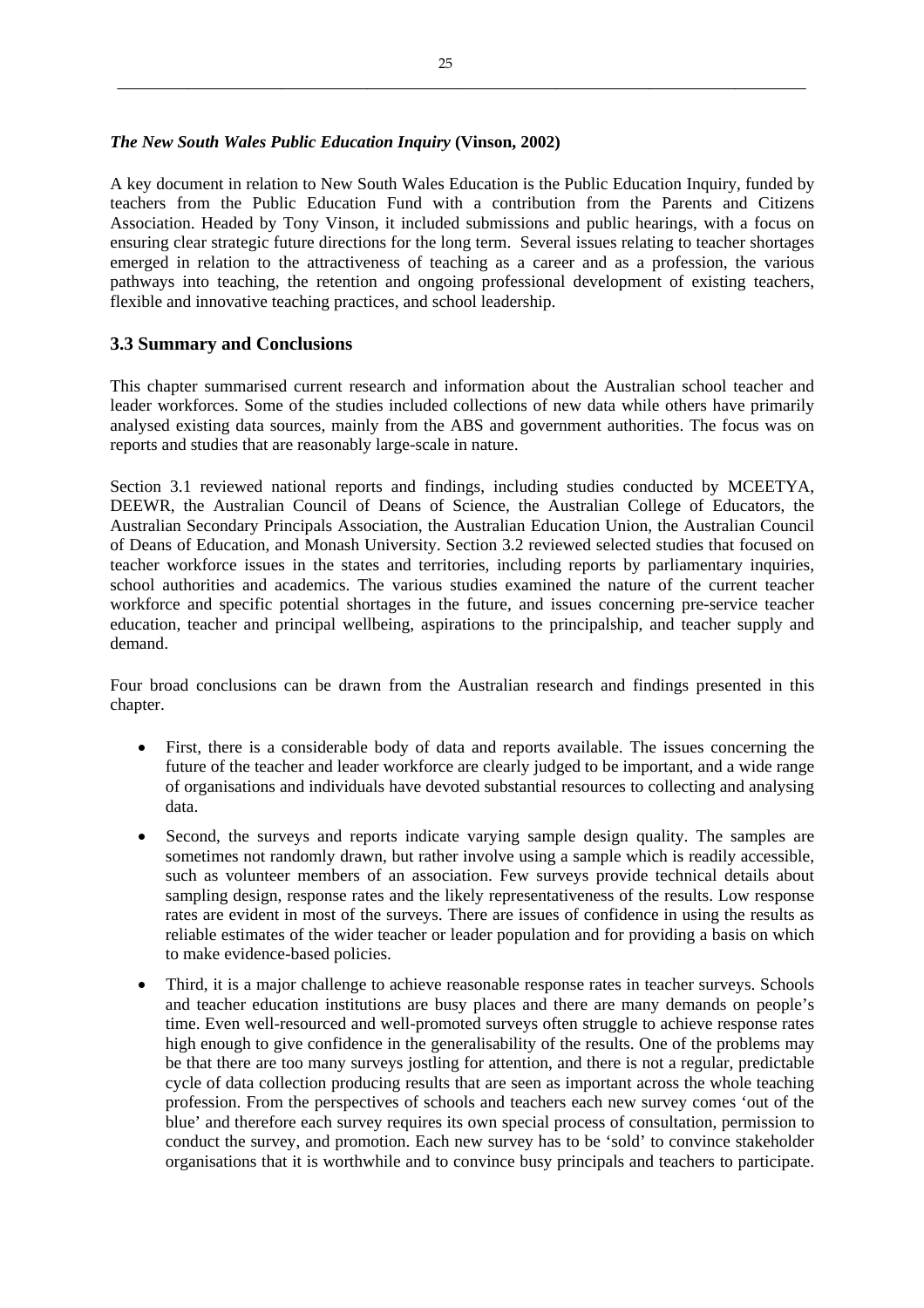***The New South Wales Public Education Inquiry* (Vinson, 2002)**

A key document in relation to New South Wales Education is the Public Education Inquiry, funded by teachers from the Public Education Fund with a contribution from the Parents and Citizens Association. Headed by Tony Vinson, it included submissions and public hearings, with a focus on ensuring clear strategic future directions for the long term. Several issues relating to teacher shortages emerged in relation to the attractiveness of teaching as a career and as a profession, the various pathways into teaching, the retention and ongoing professional development of existing teachers, flexible and innovative teaching practices, and school leadership.

## 3.3 Summary and Conclusions

This chapter summarised current research and information about the Australian school teacher and leader workforces. Some of the studies included collections of new data while others have primarily analysed existing data sources, mainly from the ABS and government authorities. The focus was on reports and studies that are reasonably large-scale in nature.

Section 3.1 reviewed national reports and findings, including studies conducted by MCEETYA, DEEWR, the Australian Council of Deans of Science, the Australian College of Educators, the Australian Secondary Principals Association, the Australian Education Union, the Australian Council of Deans of Education, and Monash University. Section 3.2 reviewed selected studies that focused on teacher workforce issues in the states and territories, including reports by parliamentary inquiries, school authorities and academics. The various studies examined the nature of the current teacher workforce and specific potential shortages in the future, and issues concerning pre-service teacher education, teacher and principal wellbeing, aspirations to the principalship, and teacher supply and demand.

Four broad conclusions can be drawn from the Australian research and findings presented in this chapter.

- First, there is a considerable body of data and reports available. The issues concerning the future of the teacher and leader workforce are clearly judged to be important, and a wide range of organisations and individuals have devoted substantial resources to collecting and analysing data.
- Second, the surveys and reports indicate varying sample design quality. The samples are sometimes not randomly drawn, but rather involve using a sample which is readily accessible, such as volunteer members of an association. Few surveys provide technical details about sampling design, response rates and the likely representativeness of the results. Low response rates are evident in most of the surveys. There are issues of confidence in using the results as reliable estimates of the wider teacher or leader population and for providing a basis on which to make evidence-based policies.
- Third, it is a major challenge to achieve reasonable response rates in teacher surveys. Schools and teacher education institutions are busy places and there are many demands on people's time. Even well-resourced and well-promoted surveys often struggle to achieve response rates high enough to give confidence in the generalisability of the results. One of the problems may be that there are too many surveys jostling for attention, and there is not a regular, predictable cycle of data collection producing results that are seen as important across the whole teaching profession. From the perspectives of schools and teachers each new survey comes 'out of the blue' and therefore each survey requires its own special process of consultation, permission to conduct the survey, and promotion. Each new survey has to be 'sold' to convince stakeholder organisations that it is worthwhile and to convince busy principals and teachers to participate.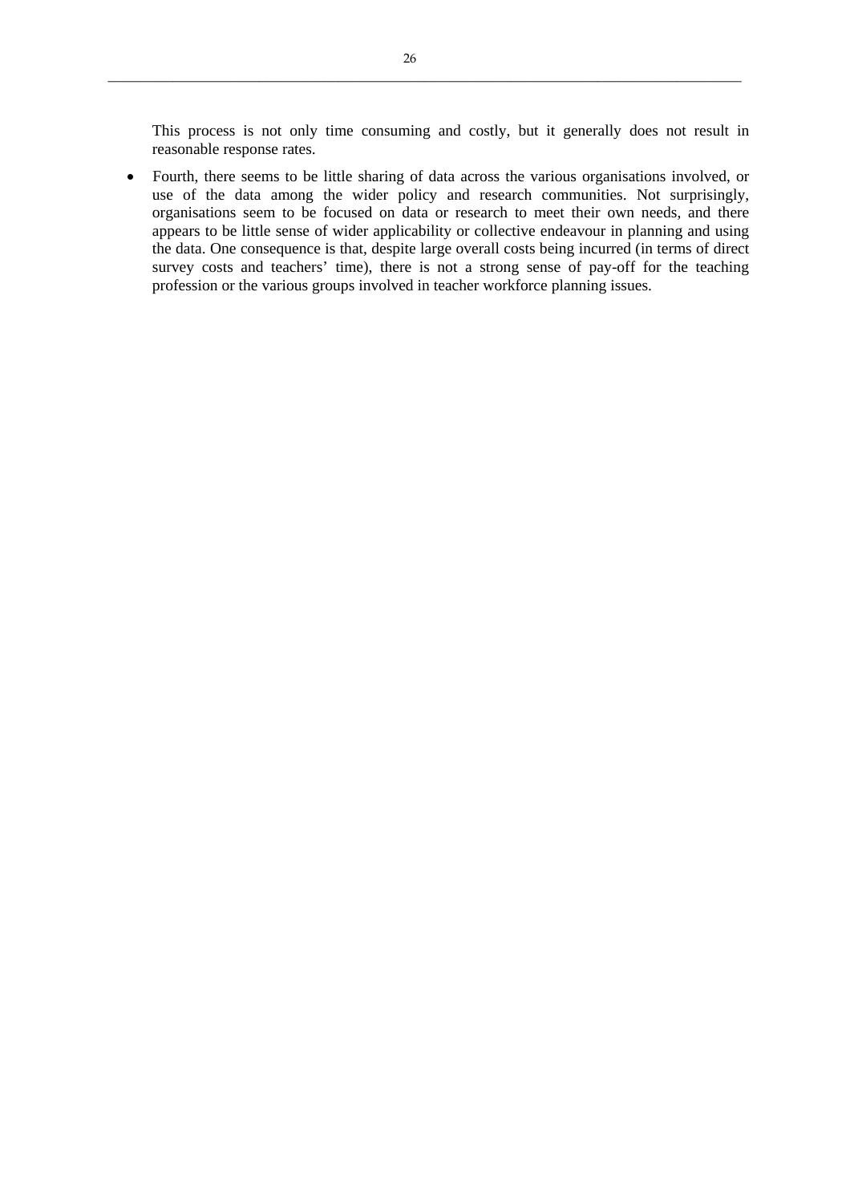This process is not only time consuming and costly, but it generally does not result in reasonable response rates.

- Fourth, there seems to be little sharing of data across the various organisations involved, or use of the data among the wider policy and research communities. Not surprisingly, organisations seem to be focused on data or research to meet their own needs, and there appears to be little sense of wider applicability or collective endeavour in planning and using the data. One consequence is that, despite large overall costs being incurred (in terms of direct survey costs and teachers' time), there is not a strong sense of pay-off for the teaching profession or the various groups involved in teacher workforce planning issues.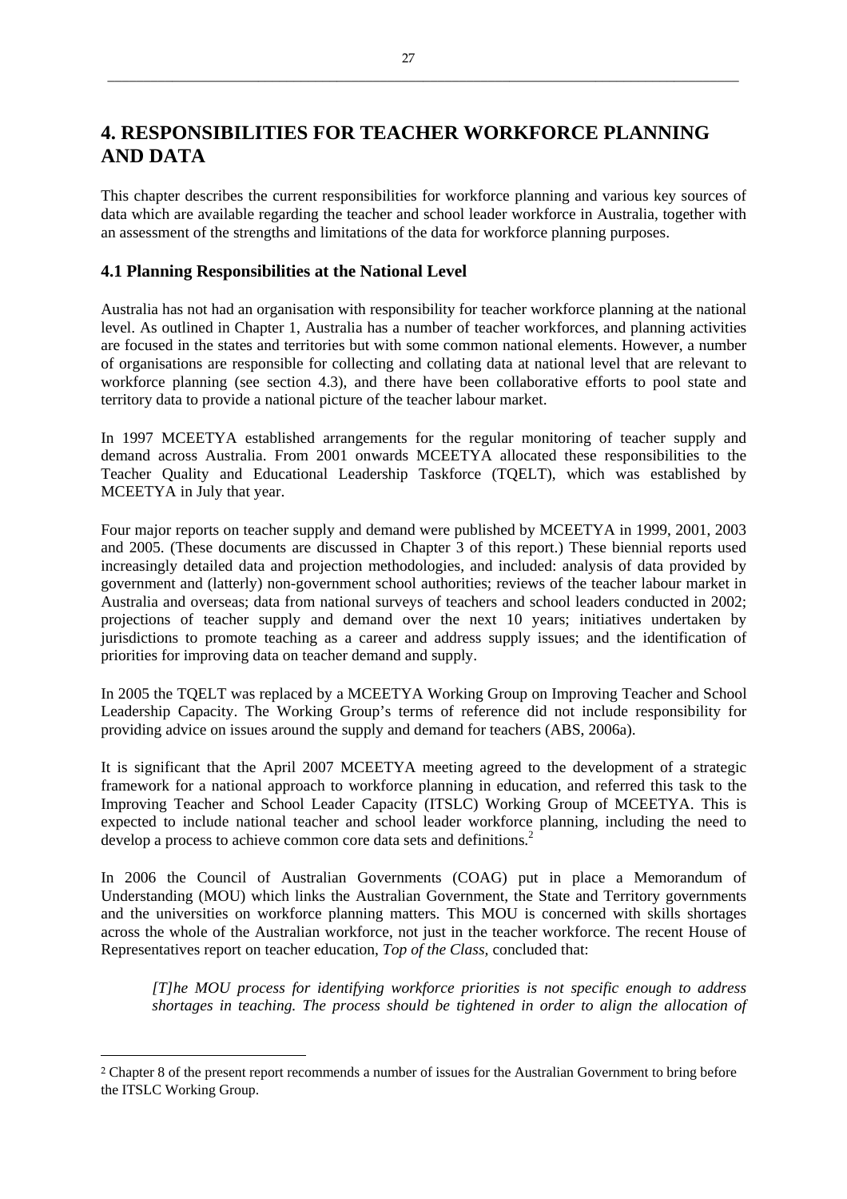# 4. RESPONSIBILITIES FOR TEACHER WORKFORCE PLANNING AND DATA

This chapter describes the current responsibilities for workforce planning and various key sources of data which are available regarding the teacher and school leader workforce in Australia, together with an assessment of the strengths and limitations of the data for workforce planning purposes.

## 4.1 Planning Responsibilities at the National Level

Australia has not had an organisation with responsibility for teacher workforce planning at the national level. As outlined in Chapter 1, Australia has a number of teacher workforces, and planning activities are focused in the states and territories but with some common national elements. However, a number of organisations are responsible for collecting and collating data at national level that are relevant to workforce planning (see section 4.3), and there have been collaborative efforts to pool state and territory data to provide a national picture of the teacher labour market.

In 1997 MCEETYA established arrangements for the regular monitoring of teacher supply and demand across Australia. From 2001 onwards MCEETYA allocated these responsibilities to the Teacher Quality and Educational Leadership Taskforce (TQELT), which was established by MCEETYA in July that year.

Four major reports on teacher supply and demand were published by MCEETYA in 1999, 2001, 2003 and 2005. (These documents are discussed in Chapter 3 of this report.) These biennial reports used increasingly detailed data and projection methodologies, and included: analysis of data provided by government and (latterly) non-government school authorities; reviews of the teacher labour market in Australia and overseas; data from national surveys of teachers and school leaders conducted in 2002; projections of teacher supply and demand over the next 10 years; initiatives undertaken by jurisdictions to promote teaching as a career and address supply issues; and the identification of priorities for improving data on teacher demand and supply.

In 2005 the TQELT was replaced by a MCEETYA Working Group on Improving Teacher and School Leadership Capacity. The Working Group's terms of reference did not include responsibility for providing advice on issues around the supply and demand for teachers (ABS, 2006a).

It is significant that the April 2007 MCEETYA meeting agreed to the development of a strategic framework for a national approach to workforce planning in education, and referred this task to the Improving Teacher and School Leader Capacity (ITSLC) Working Group of MCEETYA. This is expected to include national teacher and school leader workforce planning, including the need to develop a process to achieve common core data sets and definitions.[2]

In 2006 the Council of Australian Governments (COAG) put in place a Memorandum of Understanding (MOU) which links the Australian Government, the State and Territory governments and the universities on workforce planning matters. This MOU is concerned with skills shortages across the whole of the Australian workforce, not just in the teacher workforce. The recent House of Representatives report on teacher education, *Top of the Class,* concluded that:

> *[T]he MOU process for identifying workforce priorities is not specific enough to address shortages in teaching. The process should be tightened in order to align the allocation of*

[2] Chapter 8 of the present report recommends a number of issues for the Australian Government to bring before the ITSLC Working Group.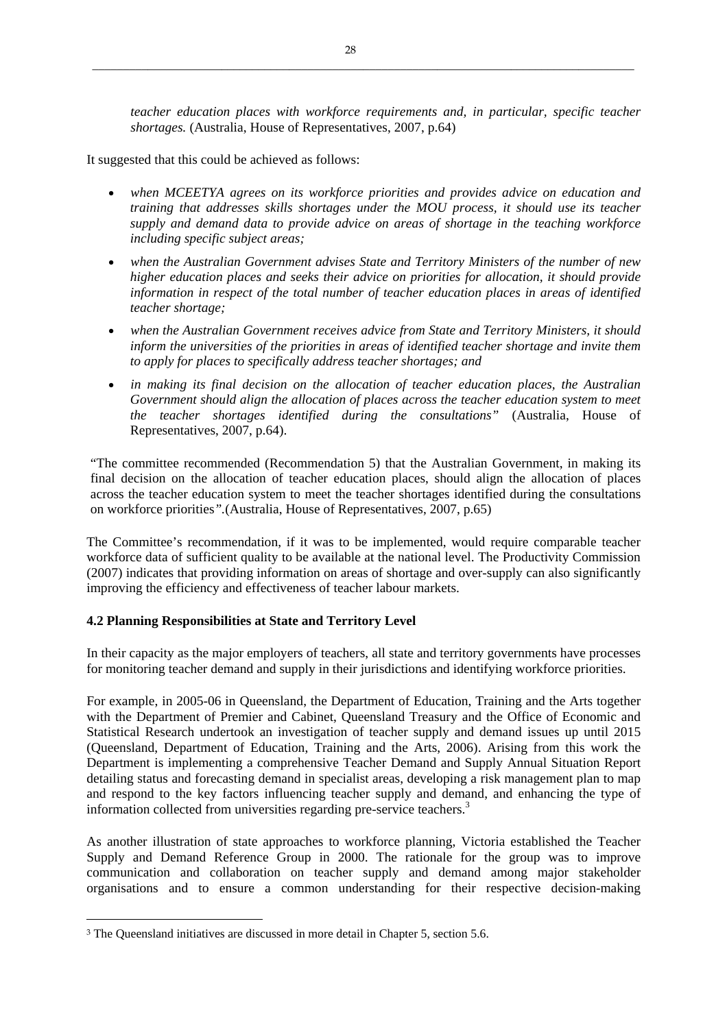*teacher education places with workforce requirements and, in particular, specific teacher shortages.* (Australia, House of Representatives, 2007, p.64)

It suggested that this could be achieved as follows:

- *when MCEETYA agrees on its workforce priorities and provides advice on education and training that addresses skills shortages under the MOU process, it should use its teacher supply and demand data to provide advice on areas of shortage in the teaching workforce including specific subject areas;*
- *when the Australian Government advises State and Territory Ministers of the number of new higher education places and seeks their advice on priorities for allocation, it should provide information in respect of the total number of teacher education places in areas of identified teacher shortage;*
- *when the Australian Government receives advice from State and Territory Ministers, it should inform the universities of the priorities in areas of identified teacher shortage and invite them to apply for places to specifically address teacher shortages; and*
- *in making its final decision on the allocation of teacher education places, the Australian Government should align the allocation of places across the teacher education system to meet the teacher shortages identified during the consultations"* (Australia, House of Representatives, 2007, p.64).

"The committee recommended (Recommendation 5) that the Australian Government, in making its final decision on the allocation of teacher education places, should align the allocation of places across the teacher education system to meet the teacher shortages identified during the consultations on workforce priorities*"*.(Australia, House of Representatives, 2007, p.65)

The Committee's recommendation, if it was to be implemented, would require comparable teacher workforce data of sufficient quality to be available at the national level. The Productivity Commission (2007) indicates that providing information on areas of shortage and over-supply can also significantly improving the efficiency and effectiveness of teacher labour markets.

**4.2 Planning Responsibilities at State and Territory Level**

In their capacity as the major employers of teachers, all state and territory governments have processes for monitoring teacher demand and supply in their jurisdictions and identifying workforce priorities.

For example, in 2005-06 in Queensland, the Department of Education, Training and the Arts together with the Department of Premier and Cabinet, Queensland Treasury and the Office of Economic and Statistical Research undertook an investigation of teacher supply and demand issues up until 2015 (Queensland, Department of Education, Training and the Arts, 2006). Arising from this work the Department is implementing a comprehensive Teacher Demand and Supply Annual Situation Report detailing status and forecasting demand in specialist areas, developing a risk management plan to map and respond to the key factors influencing teacher supply and demand, and enhancing the type of information collected from universities regarding pre-service teachers.[3]

As another illustration of state approaches to workforce planning, Victoria established the Teacher Supply and Demand Reference Group in 2000. The rationale for the group was to improve communication and collaboration on teacher supply and demand among major stakeholder organisations and to ensure a common understanding for their respective decision-making

[3] The Queensland initiatives are discussed in more detail in Chapter 5, section 5.6.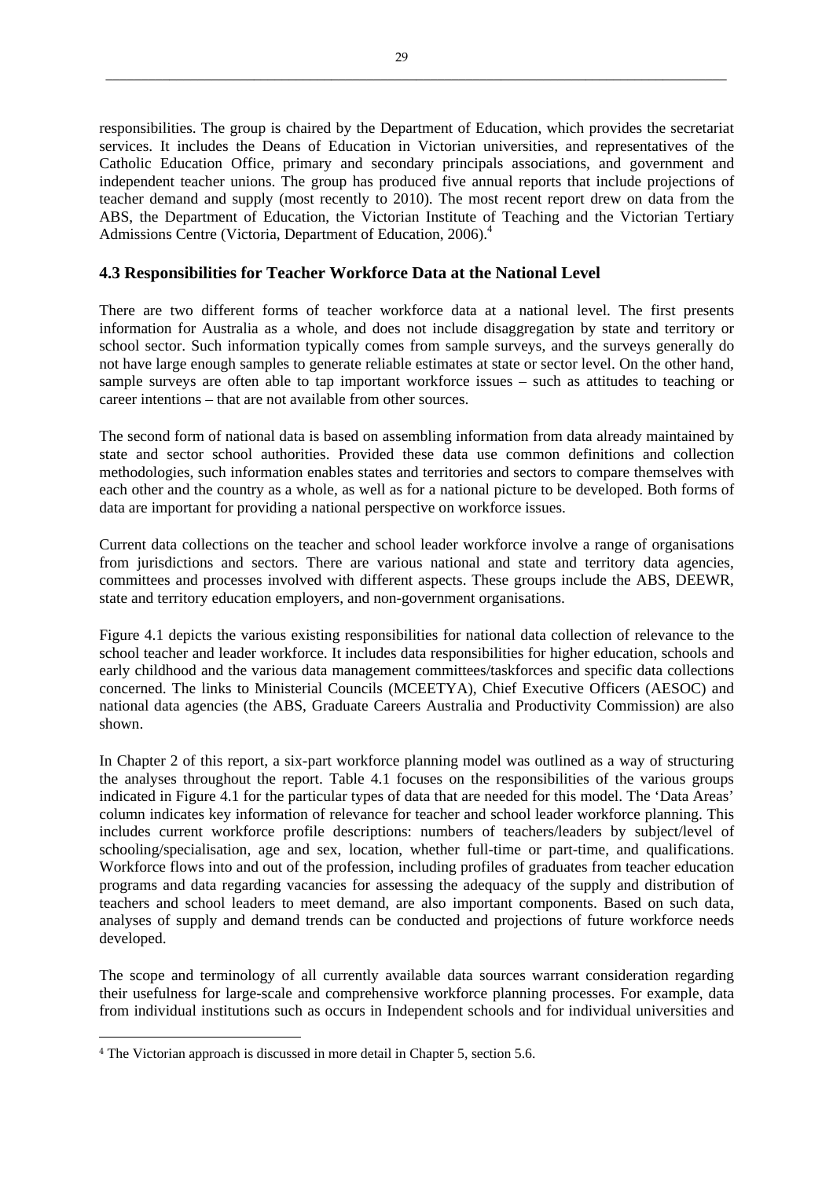responsibilities. The group is chaired by the Department of Education, which provides the secretariat services. It includes the Deans of Education in Victorian universities, and representatives of the Catholic Education Office, primary and secondary principals associations, and government and independent teacher unions. The group has produced five annual reports that include projections of teacher demand and supply (most recently to 2010). The most recent report drew on data from the ABS, the Department of Education, the Victorian Institute of Teaching and the Victorian Tertiary Admissions Centre (Victoria, Department of Education, 2006).[4]

## 4.3 Responsibilities for Teacher Workforce Data at the National Level

There are two different forms of teacher workforce data at a national level. The first presents information for Australia as a whole, and does not include disaggregation by state and territory or school sector. Such information typically comes from sample surveys, and the surveys generally do not have large enough samples to generate reliable estimates at state or sector level. On the other hand, sample surveys are often able to tap important workforce issues – such as attitudes to teaching or career intentions – that are not available from other sources.

The second form of national data is based on assembling information from data already maintained by state and sector school authorities. Provided these data use common definitions and collection methodologies, such information enables states and territories and sectors to compare themselves with each other and the country as a whole, as well as for a national picture to be developed. Both forms of data are important for providing a national perspective on workforce issues.

Current data collections on the teacher and school leader workforce involve a range of organisations from jurisdictions and sectors. There are various national and state and territory data agencies, committees and processes involved with different aspects. These groups include the ABS, DEEWR, state and territory education employers, and non-government organisations.

Figure 4.1 depicts the various existing responsibilities for national data collection of relevance to the school teacher and leader workforce. It includes data responsibilities for higher education, schools and early childhood and the various data management committees/taskforces and specific data collections concerned. The links to Ministerial Councils (MCEETYA), Chief Executive Officers (AESOC) and national data agencies (the ABS, Graduate Careers Australia and Productivity Commission) are also shown.

In Chapter 2 of this report, a six-part workforce planning model was outlined as a way of structuring the analyses throughout the report. Table 4.1 focuses on the responsibilities of the various groups indicated in Figure 4.1 for the particular types of data that are needed for this model. The 'Data Areas' column indicates key information of relevance for teacher and school leader workforce planning. This includes current workforce profile descriptions: numbers of teachers/leaders by subject/level of schooling/specialisation, age and sex, location, whether full-time or part-time, and qualifications. Workforce flows into and out of the profession, including profiles of graduates from teacher education programs and data regarding vacancies for assessing the adequacy of the supply and distribution of teachers and school leaders to meet demand, are also important components. Based on such data, analyses of supply and demand trends can be conducted and projections of future workforce needs developed.

The scope and terminology of all currently available data sources warrant consideration regarding their usefulness for large-scale and comprehensive workforce planning processes. For example, data from individual institutions such as occurs in Independent schools and for individual universities and

[4] The Victorian approach is discussed in more detail in Chapter 5, section 5.6.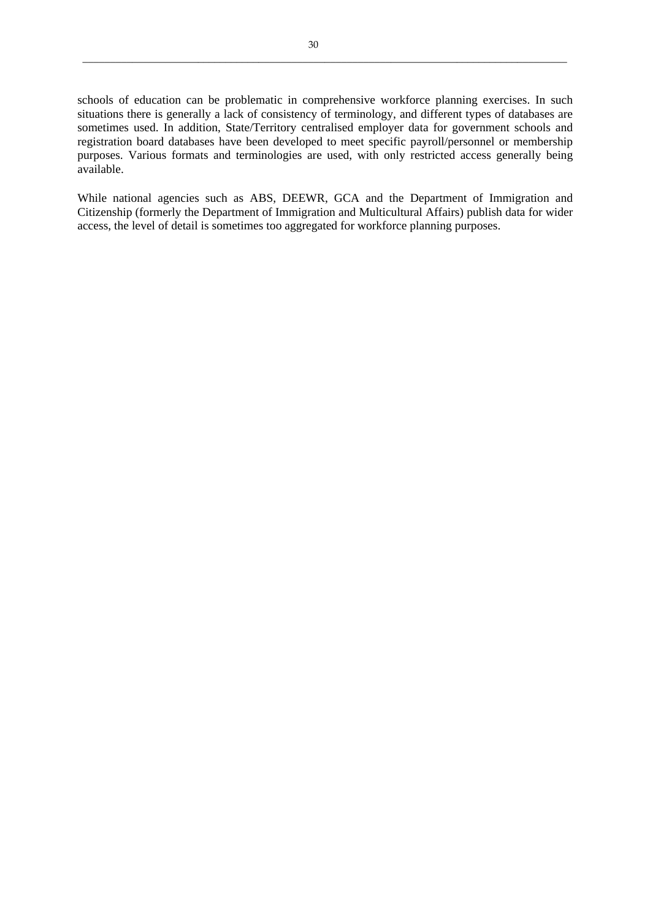schools of education can be problematic in comprehensive workforce planning exercises. In such situations there is generally a lack of consistency of terminology, and different types of databases are sometimes used. In addition, State/Territory centralised employer data for government schools and registration board databases have been developed to meet specific payroll/personnel or membership purposes. Various formats and terminologies are used, with only restricted access generally being available.

While national agencies such as ABS, DEEWR, GCA and the Department of Immigration and Citizenship (formerly the Department of Immigration and Multicultural Affairs) publish data for wider access, the level of detail is sometimes too aggregated for workforce planning purposes.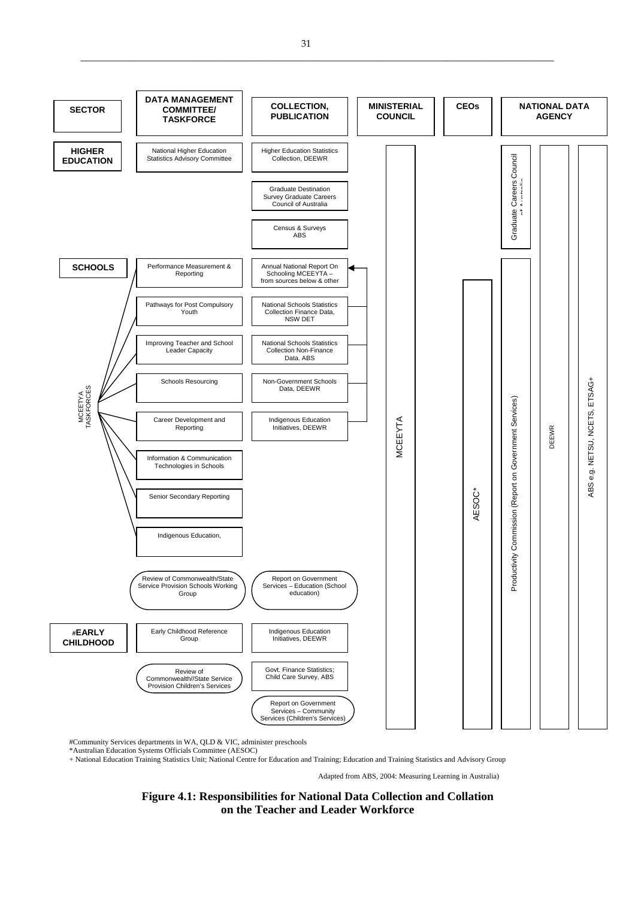| SECTOR | DATA MANAGEMENT COMMITTEE/ TASKFORCE | COLLECTION, PUBLICATION | MINISTERIAL COUNCIL | CEOs | NATIONAL DATA AGENCY | | |
|---|---|---|---|---|---|---|---|
| HIGHER EDUCATION | National Higher Education Statistics Advisory Committee | Higher Education Statistics Collection, DEEWR | MCEEYTA | | Graduate Careers Council of Australia | DEEWR | ABS e.g. NETSU, NCETS, ETSAG+ |
| | | Graduate Destination Survey Graduate Careers Council of Australia | | | | | |
| | | Census & Surveys ABS | | | | | |
| SCHOOLS (MCEETYA TASKFORCES) | Performance Measurement & Reporting | Annual National Report On Schooling MCEEYTA – from sources below & other | | AESOC* | Productivity Commission (Report on Government Services) | | |
| | Pathways for Post Compulsory Youth | National Schools Statistics Collection Finance Data, NSW DET | | | | | |
| | Improving Teacher and School Leader Capacity | National Schools Statistics Collection Non-Finance Data. ABS | | | | | |
| | Schools Resourcing | Non-Government Schools Data, DEEWR | | | | | |
| | Career Development and Reporting | Indigenous Education Initiatives, DEEWR | | | | | |
| | Information & Communication Technologies in Schools | | | | | | |
| | Senior Secondary Reporting | | | | | | |
| | Indigenous Education, | | | | | | |
| | Review of Commonwealth/State Service Provision Schools Working Group | Report on Government Services – Education (School education) | | | | | |
| #EARLY CHILDHOOD | Early Childhood Reference Group | Indigenous Education Initiatives, DEEWR | | | | | |
| | Review of Commonwealth/State Service Provision Children's Services | Govt. Finance Statistics; Child Care Survey, ABS | | | | | |
| | | Report on Government Services – Community Services (Children's Services) | | | | | |

#Community Services departments in WA, QLD & VIC, administer preschools
*Australian Education Systems Officials Committee (AESOC)
+ National Education Training Statistics Unit; National Centre for Education and Training; Education and Training Statistics and Advisory Group

Adapted from ABS, 2004: Measuring Learning in Australia)

**Figure 4.1: Responsibilities for National Data Collection and Collation on the Teacher and Leader Workforce**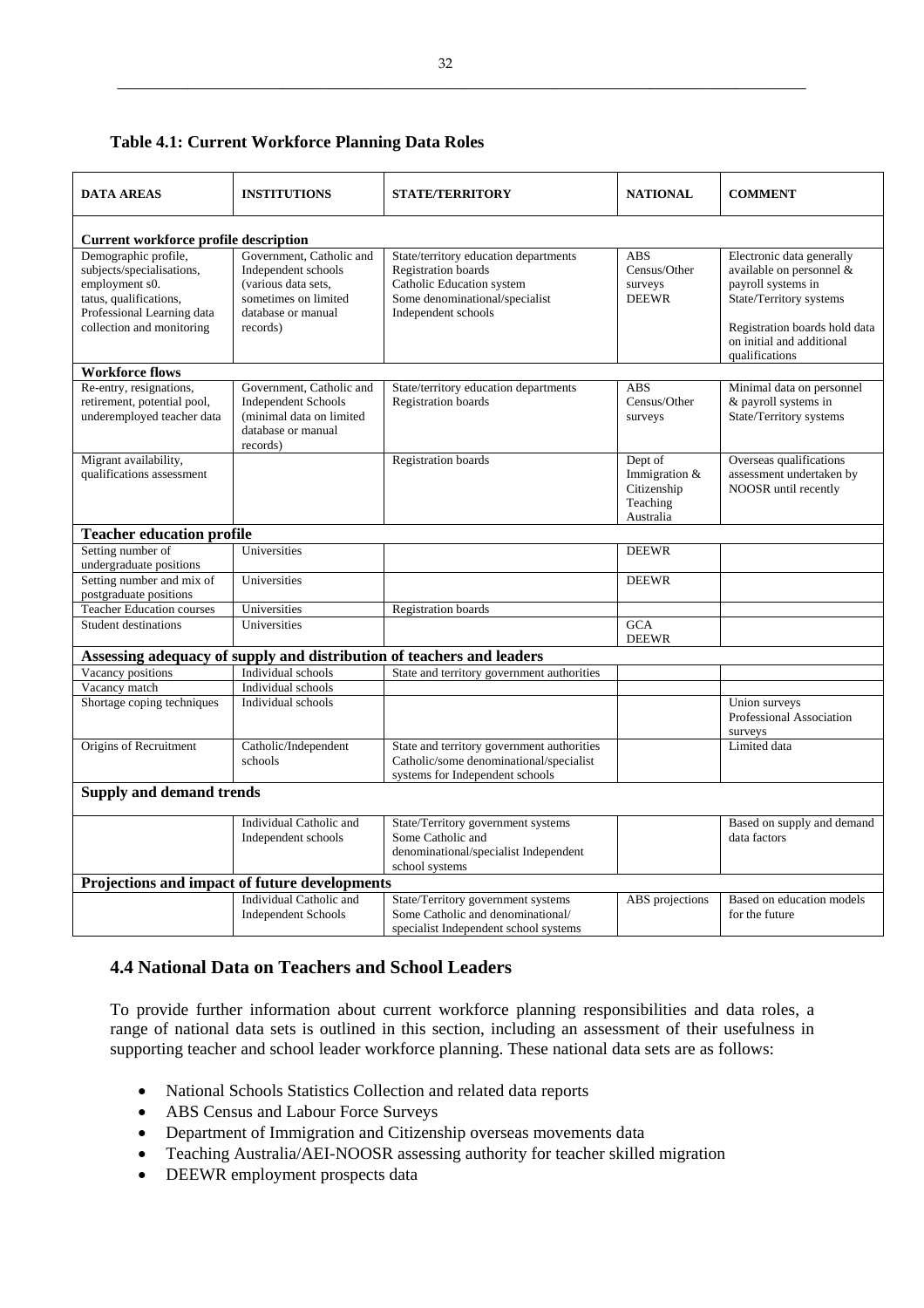**Table 4.1: Current Workforce Planning Data Roles**

| DATA AREAS | INSTITUTIONS | STATE/TERRITORY | NATIONAL | COMMENT |
|---|---|---|---|---|
| **Current workforce profile description** | | | | |
| Demographic profile, subjects/specialisations, employment s0. tatus, qualifications, Professional Learning data collection and monitoring | Government, Catholic and Independent schools (various data sets, sometimes on limited database or manual records) | State/territory education departments Registration boards Catholic Education system Some denominational/specialist Independent schools | ABS Census/Other surveys DEEWR | Electronic data generally available on personnel & payroll systems in State/Territory systems<br><br>Registration boards hold data on initial and additional qualifications |
| **Workforce flows** | | | | |
| Re-entry, resignations, retirement, potential pool, underemployed teacher data | Government, Catholic and Independent Schools (minimal data on limited database or manual records) | State/territory education departments Registration boards | ABS Census/Other surveys | Minimal data on personnel & payroll systems in State/Territory systems |
| Migrant availability, qualifications assessment | | Registration boards | Dept of Immigration & Citizenship Teaching Australia | Overseas qualifications assessment undertaken by NOOSR until recently |
| **Teacher education profile** | | | | |
| Setting number of undergraduate positions | Universities | | DEEWR | |
| Setting number and mix of postgraduate positions | Universities | | DEEWR | |
| Teacher Education courses | Universities | Registration boards | | |
| Student destinations | Universities | | GCA DEEWR | |
| **Assessing adequacy of supply and distribution of teachers and leaders** | | | | |
| Vacancy positions | Individual schools | State and territory government authorities | | |
| Vacancy match | Individual schools | | | |
| Shortage coping techniques | Individual schools | | | Union surveys Professional Association surveys |
| Origins of Recruitment | Catholic/Independent schools | State and territory government authorities Catholic/some denominational/specialist systems for Independent schools | | Limited data |
| **Supply and demand trends** | | | | |
| | Individual Catholic and Independent schools | State/Territory government systems Some Catholic and denominational/specialist Independent school systems | | Based on supply and demand data factors |
| **Projections and impact of future developments** | | | | |
| | Individual Catholic and Independent Schools | State/Territory government systems Some Catholic and denominational/ specialist Independent school systems | ABS projections | Based on education models for the future |

## 4.4 National Data on Teachers and School Leaders

To provide further information about current workforce planning responsibilities and data roles, a range of national data sets is outlined in this section, including an assessment of their usefulness in supporting teacher and school leader workforce planning. These national data sets are as follows:

- National Schools Statistics Collection and related data reports
- ABS Census and Labour Force Surveys
- Department of Immigration and Citizenship overseas movements data
- Teaching Australia/AEI-NOOSR assessing authority for teacher skilled migration
- DEEWR employment prospects data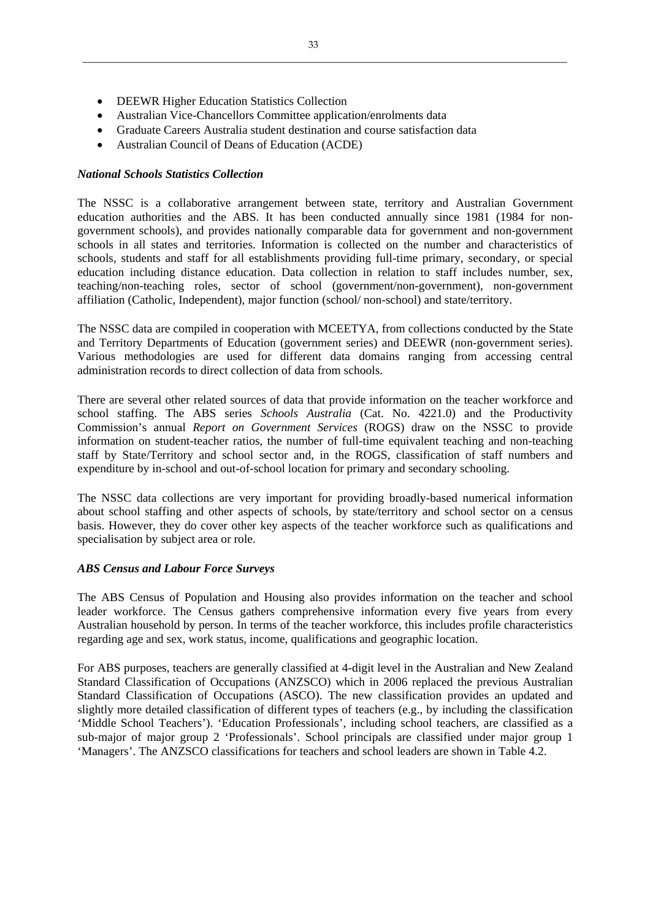- DEEWR Higher Education Statistics Collection
- Australian Vice-Chancellors Committee application/enrolments data
- Graduate Careers Australia student destination and course satisfaction data
- Australian Council of Deans of Education (ACDE)

***National Schools Statistics Collection***

The NSSC is a collaborative arrangement between state, territory and Australian Government education authorities and the ABS. It has been conducted annually since 1981 (1984 for non-government schools), and provides nationally comparable data for government and non-government schools in all states and territories. Information is collected on the number and characteristics of schools, students and staff for all establishments providing full-time primary, secondary, or special education including distance education. Data collection in relation to staff includes number, sex, teaching/non-teaching roles, sector of school (government/non-government), non-government affiliation (Catholic, Independent), major function (school/ non-school) and state/territory.

The NSSC data are compiled in cooperation with MCEETYA, from collections conducted by the State and Territory Departments of Education (government series) and DEEWR (non-government series). Various methodologies are used for different data domains ranging from accessing central administration records to direct collection of data from schools.

There are several other related sources of data that provide information on the teacher workforce and school staffing. The ABS series *Schools Australia* (Cat. No. 4221.0) and the Productivity Commission's annual *Report on Government Services* (ROGS) draw on the NSSC to provide information on student-teacher ratios, the number of full-time equivalent teaching and non-teaching staff by State/Territory and school sector and, in the ROGS, classification of staff numbers and expenditure by in-school and out-of-school location for primary and secondary schooling.

The NSSC data collections are very important for providing broadly-based numerical information about school staffing and other aspects of schools, by state/territory and school sector on a census basis. However, they do cover other key aspects of the teacher workforce such as qualifications and specialisation by subject area or role.

***ABS Census and Labour Force Surveys***

The ABS Census of Population and Housing also provides information on the teacher and school leader workforce. The Census gathers comprehensive information every five years from every Australian household by person. In terms of the teacher workforce, this includes profile characteristics regarding age and sex, work status, income, qualifications and geographic location.

For ABS purposes, teachers are generally classified at 4-digit level in the Australian and New Zealand Standard Classification of Occupations (ANZSCO) which in 2006 replaced the previous Australian Standard Classification of Occupations (ASCO). The new classification provides an updated and slightly more detailed classification of different types of teachers (e.g., by including the classification 'Middle School Teachers'). 'Education Professionals', including school teachers, are classified as a sub-major of major group 2 'Professionals'. School principals are classified under major group 1 'Managers'. The ANZSCO classifications for teachers and school leaders are shown in Table 4.2.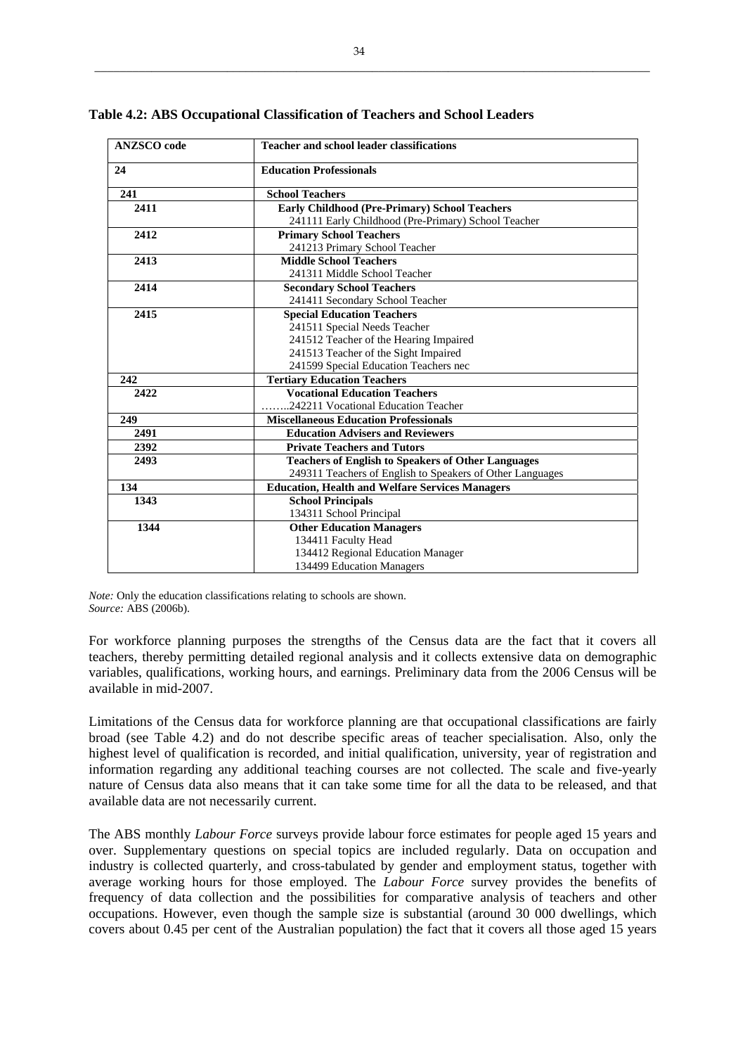**Table 4.2: ABS Occupational Classification of Teachers and School Leaders**

| ANZSCO code | Teacher and school leader classifications |
|---|---|
| **24** | **Education Professionals** |
| **241** | **School Teachers** |
| **2411** | **Early Childhood (Pre-Primary) School Teachers**<br>241111 Early Childhood (Pre-Primary) School Teacher |
| **2412** | **Primary School Teachers**<br>241213 Primary School Teacher |
| **2413** | **Middle School Teachers**<br>241311 Middle School Teacher |
| **2414** | **Secondary School Teachers**<br>241411 Secondary School Teacher |
| **2415** | **Special Education Teachers**<br>241511 Special Needs Teacher<br>241512 Teacher of the Hearing Impaired<br>241513 Teacher of the Sight Impaired<br>241599 Special Education Teachers nec |
| **242** | **Tertiary Education Teachers** |
| **2422** | **Vocational Education Teachers**<br>……..242211 Vocational Education Teacher |
| **249** | **Miscellaneous Education Professionals** |
| **2491** | **Education Advisers and Reviewers** |
| **2392** | **Private Teachers and Tutors** |
| **2493** | **Teachers of English to Speakers of Other Languages**<br>249311 Teachers of English to Speakers of Other Languages |
| **134** | **Education, Health and Welfare Services Managers** |
| **1343** | **School Principals**<br>134311 School Principal |
| **1344** | **Other Education Managers**<br>134411 Faculty Head<br>134412 Regional Education Manager<br>134499 Education Managers |

*Note:* Only the education classifications relating to schools are shown.
*Source:* ABS (2006b).

For workforce planning purposes the strengths of the Census data are the fact that it covers all teachers, thereby permitting detailed regional analysis and it collects extensive data on demographic variables, qualifications, working hours, and earnings. Preliminary data from the 2006 Census will be available in mid-2007.

Limitations of the Census data for workforce planning are that occupational classifications are fairly broad (see Table 4.2) and do not describe specific areas of teacher specialisation. Also, only the highest level of qualification is recorded, and initial qualification, university, year of registration and information regarding any additional teaching courses are not collected. The scale and five-yearly nature of Census data also means that it can take some time for all the data to be released, and that available data are not necessarily current.

The ABS monthly *Labour Force* surveys provide labour force estimates for people aged 15 years and over. Supplementary questions on special topics are included regularly. Data on occupation and industry is collected quarterly, and cross-tabulated by gender and employment status, together with average working hours for those employed. The *Labour Force* survey provides the benefits of frequency of data collection and the possibilities for comparative analysis of teachers and other occupations. However, even though the sample size is substantial (around 30 000 dwellings, which covers about 0.45 per cent of the Australian population) the fact that it covers all those aged 15 years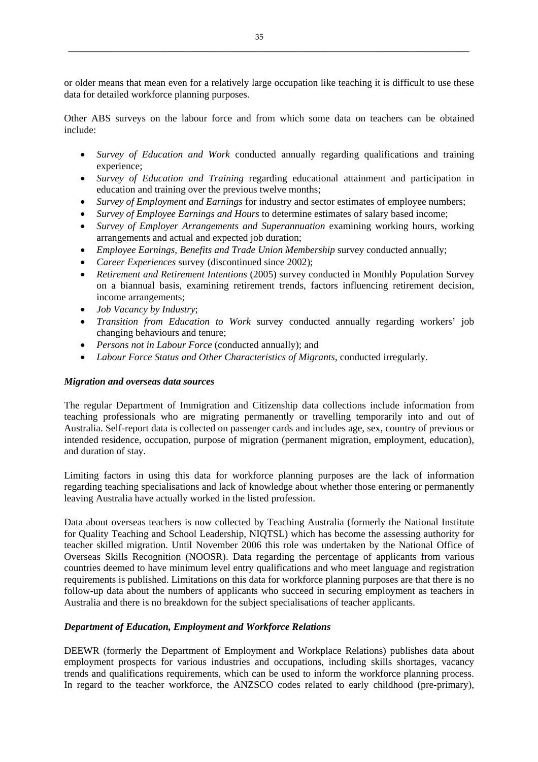or older means that mean even for a relatively large occupation like teaching it is difficult to use these data for detailed workforce planning purposes.

Other ABS surveys on the labour force and from which some data on teachers can be obtained include:

- *Survey of Education and Work* conducted annually regarding qualifications and training experience;
- *Survey of Education and Training* regarding educational attainment and participation in education and training over the previous twelve months;
- *Survey of Employment and Earnings* for industry and sector estimates of employee numbers;
- *Survey of Employee Earnings and Hours* to determine estimates of salary based income;
- *Survey of Employer Arrangements and Superannuation* examining working hours, working arrangements and actual and expected job duration;
- *Employee Earnings, Benefits and Trade Union Membership* survey conducted annually;
- *Career Experiences* survey (discontinued since 2002);
- *Retirement and Retirement Intentions* (2005) survey conducted in Monthly Population Survey on a biannual basis, examining retirement trends, factors influencing retirement decision, income arrangements;
- *Job Vacancy by Industry*;
- *Transition from Education to Work* survey conducted annually regarding workers' job changing behaviours and tenure;
- *Persons not in Labour Force* (conducted annually); and
- *Labour Force Status and Other Characteristics of Migrants*, conducted irregularly.

***Migration and overseas data sources***

The regular Department of Immigration and Citizenship data collections include information from teaching professionals who are migrating permanently or travelling temporarily into and out of Australia. Self-report data is collected on passenger cards and includes age, sex, country of previous or intended residence, occupation, purpose of migration (permanent migration, employment, education), and duration of stay.

Limiting factors in using this data for workforce planning purposes are the lack of information regarding teaching specialisations and lack of knowledge about whether those entering or permanently leaving Australia have actually worked in the listed profession.

Data about overseas teachers is now collected by Teaching Australia (formerly the National Institute for Quality Teaching and School Leadership, NIQTSL) which has become the assessing authority for teacher skilled migration. Until November 2006 this role was undertaken by the National Office of Overseas Skills Recognition (NOOSR). Data regarding the percentage of applicants from various countries deemed to have minimum level entry qualifications and who meet language and registration requirements is published. Limitations on this data for workforce planning purposes are that there is no follow-up data about the numbers of applicants who succeed in securing employment as teachers in Australia and there is no breakdown for the subject specialisations of teacher applicants.

***Department of Education, Employment and Workforce Relations***

DEEWR (formerly the Department of Employment and Workplace Relations) publishes data about employment prospects for various industries and occupations, including skills shortages, vacancy trends and qualifications requirements, which can be used to inform the workforce planning process. In regard to the teacher workforce, the ANZSCO codes related to early childhood (pre-primary),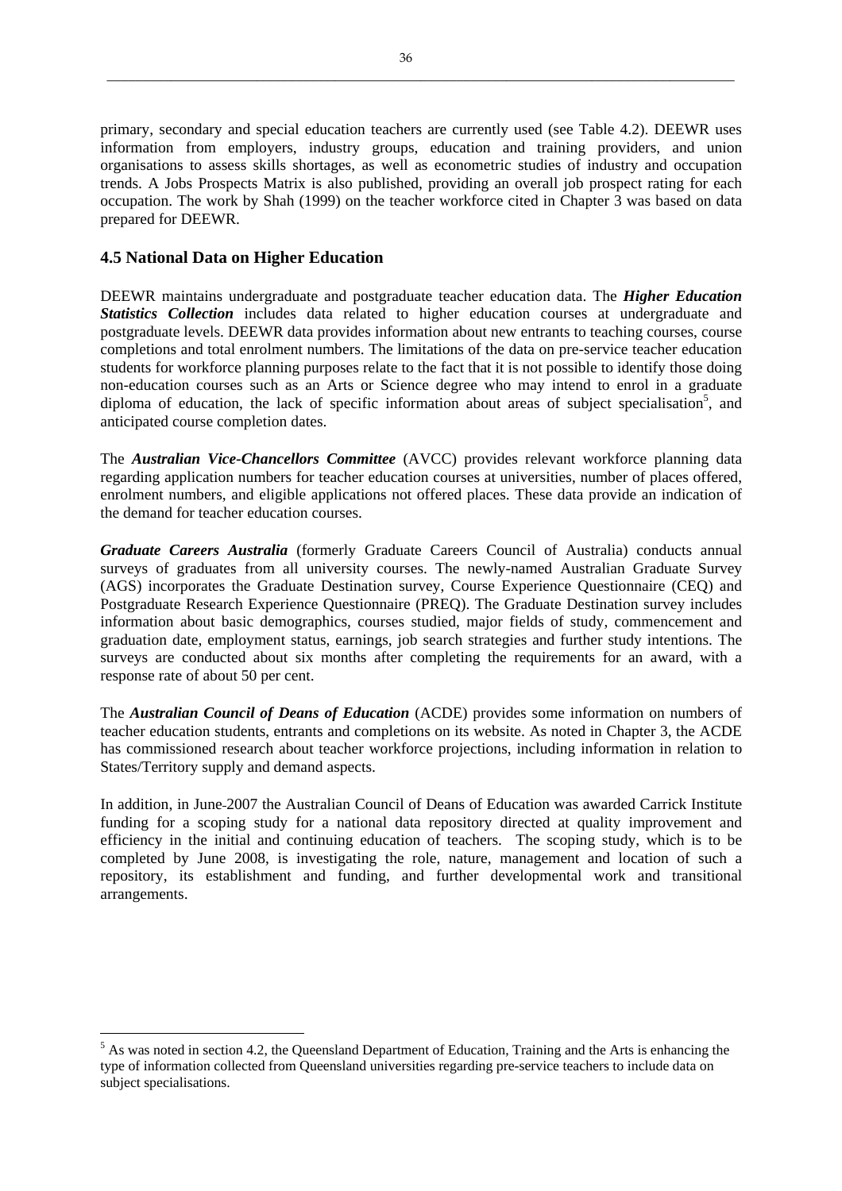primary, secondary and special education teachers are currently used (see Table 4.2). DEEWR uses information from employers, industry groups, education and training providers, and union organisations to assess skills shortages, as well as econometric studies of industry and occupation trends. A Jobs Prospects Matrix is also published, providing an overall job prospect rating for each occupation. The work by Shah (1999) on the teacher workforce cited in Chapter 3 was based on data prepared for DEEWR.

## 4.5 National Data on Higher Education

DEEWR maintains undergraduate and postgraduate teacher education data. The ***Higher Education Statistics Collection*** includes data related to higher education courses at undergraduate and postgraduate levels. DEEWR data provides information about new entrants to teaching courses, course completions and total enrolment numbers. The limitations of the data on pre-service teacher education students for workforce planning purposes relate to the fact that it is not possible to identify those doing non-education courses such as an Arts or Science degree who may intend to enrol in a graduate diploma of education, the lack of specific information about areas of subject specialisation[5], and anticipated course completion dates.

The ***Australian Vice-Chancellors Committee*** (AVCC) provides relevant workforce planning data regarding application numbers for teacher education courses at universities, number of places offered, enrolment numbers, and eligible applications not offered places. These data provide an indication of the demand for teacher education courses.

***Graduate Careers Australia*** (formerly Graduate Careers Council of Australia) conducts annual surveys of graduates from all university courses. The newly-named Australian Graduate Survey (AGS) incorporates the Graduate Destination survey, Course Experience Questionnaire (CEQ) and Postgraduate Research Experience Questionnaire (PREQ). The Graduate Destination survey includes information about basic demographics, courses studied, major fields of study, commencement and graduation date, employment status, earnings, job search strategies and further study intentions. The surveys are conducted about six months after completing the requirements for an award, with a response rate of about 50 per cent.

The ***Australian Council of Deans of Education*** (ACDE) provides some information on numbers of teacher education students, entrants and completions on its website. As noted in Chapter 3, the ACDE has commissioned research about teacher workforce projections, including information in relation to States/Territory supply and demand aspects.

In addition, in June 2007 the Australian Council of Deans of Education was awarded Carrick Institute funding for a scoping study for a national data repository directed at quality improvement and efficiency in the initial and continuing education of teachers. The scoping study, which is to be completed by June 2008, is investigating the role, nature, management and location of such a repository, its establishment and funding, and further developmental work and transitional arrangements.

---

[5] As was noted in section 4.2, the Queensland Department of Education, Training and the Arts is enhancing the type of information collected from Queensland universities regarding pre-service teachers to include data on subject specialisations.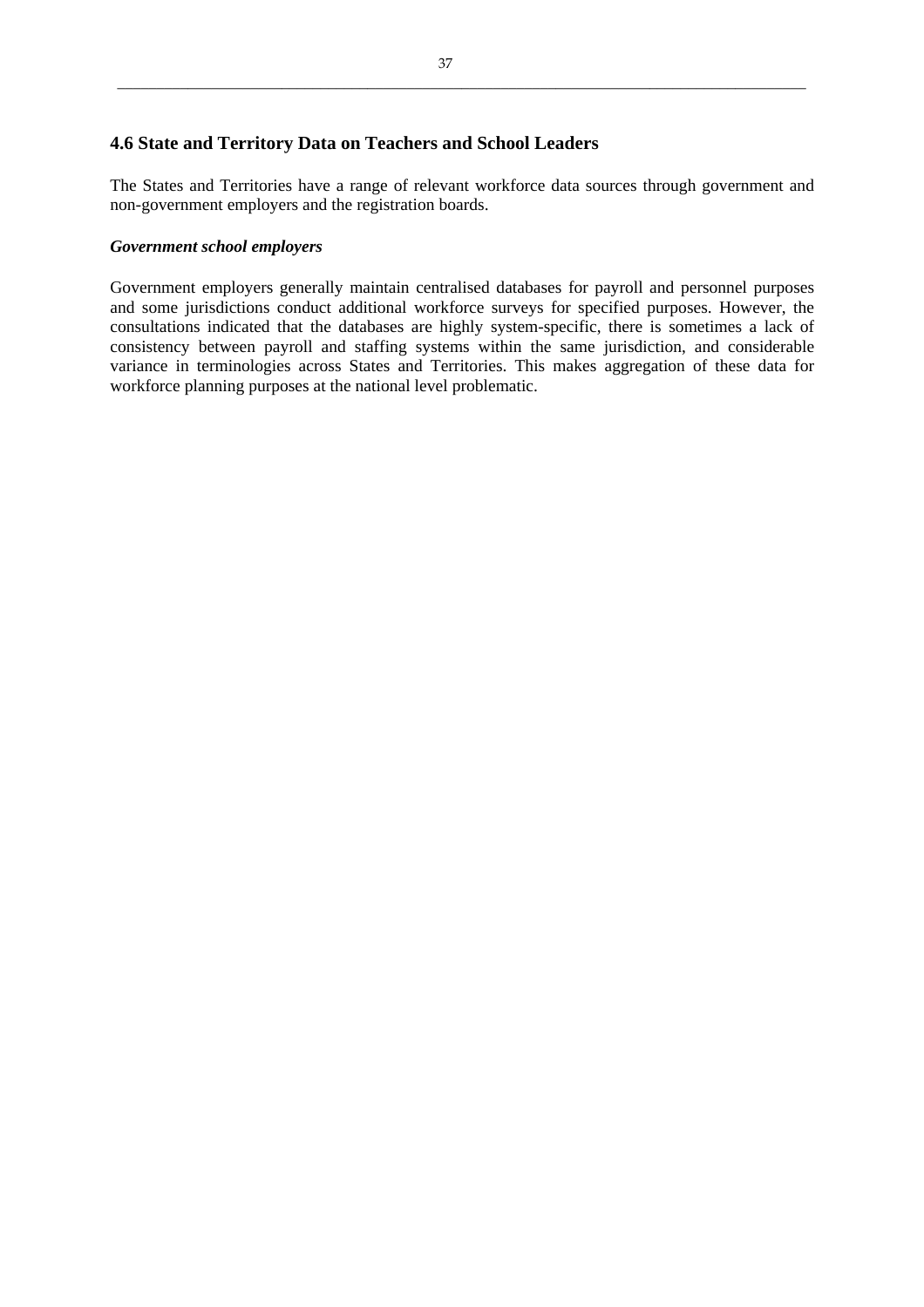## 4.6 State and Territory Data on Teachers and School Leaders

The States and Territories have a range of relevant workforce data sources through government and non-government employers and the registration boards.

***Government school employers***

Government employers generally maintain centralised databases for payroll and personnel purposes and some jurisdictions conduct additional workforce surveys for specified purposes. However, the consultations indicated that the databases are highly system-specific, there is sometimes a lack of consistency between payroll and staffing systems within the same jurisdiction, and considerable variance in terminologies across States and Territories. This makes aggregation of these data for workforce planning purposes at the national level problematic.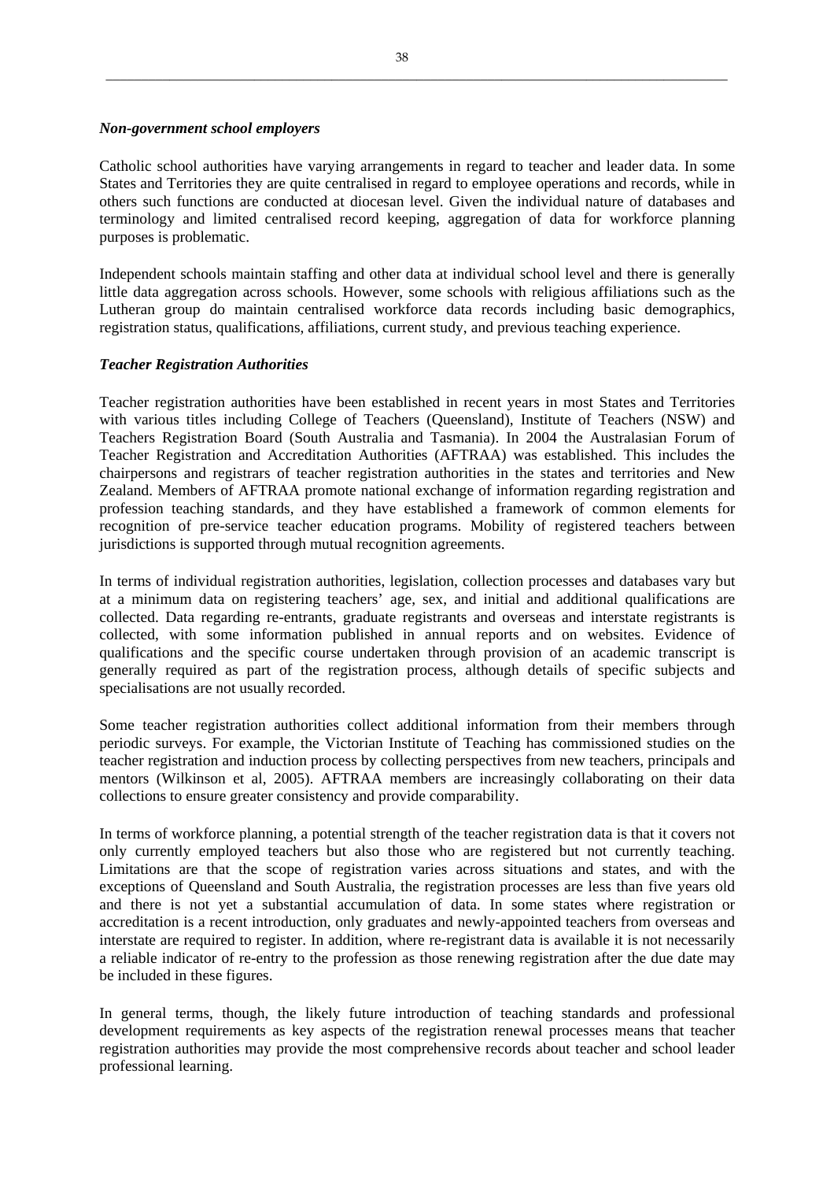### *Non-government school employers*

Catholic school authorities have varying arrangements in regard to teacher and leader data. In some States and Territories they are quite centralised in regard to employee operations and records, while in others such functions are conducted at diocesan level. Given the individual nature of databases and terminology and limited centralised record keeping, aggregation of data for workforce planning purposes is problematic.

Independent schools maintain staffing and other data at individual school level and there is generally little data aggregation across schools. However, some schools with religious affiliations such as the Lutheran group do maintain centralised workforce data records including basic demographics, registration status, qualifications, affiliations, current study, and previous teaching experience.

### *Teacher Registration Authorities*

Teacher registration authorities have been established in recent years in most States and Territories with various titles including College of Teachers (Queensland), Institute of Teachers (NSW) and Teachers Registration Board (South Australia and Tasmania). In 2004 the Australasian Forum of Teacher Registration and Accreditation Authorities (AFTRAA) was established. This includes the chairpersons and registrars of teacher registration authorities in the states and territories and New Zealand. Members of AFTRAA promote national exchange of information regarding registration and profession teaching standards, and they have established a framework of common elements for recognition of pre-service teacher education programs. Mobility of registered teachers between jurisdictions is supported through mutual recognition agreements.

In terms of individual registration authorities, legislation, collection processes and databases vary but at a minimum data on registering teachers' age, sex, and initial and additional qualifications are collected. Data regarding re-entrants, graduate registrants and overseas and interstate registrants is collected, with some information published in annual reports and on websites. Evidence of qualifications and the specific course undertaken through provision of an academic transcript is generally required as part of the registration process, although details of specific subjects and specialisations are not usually recorded.

Some teacher registration authorities collect additional information from their members through periodic surveys. For example, the Victorian Institute of Teaching has commissioned studies on the teacher registration and induction process by collecting perspectives from new teachers, principals and mentors (Wilkinson et al, 2005). AFTRAA members are increasingly collaborating on their data collections to ensure greater consistency and provide comparability.

In terms of workforce planning, a potential strength of the teacher registration data is that it covers not only currently employed teachers but also those who are registered but not currently teaching. Limitations are that the scope of registration varies across situations and states, and with the exceptions of Queensland and South Australia, the registration processes are less than five years old and there is not yet a substantial accumulation of data. In some states where registration or accreditation is a recent introduction, only graduates and newly-appointed teachers from overseas and interstate are required to register. In addition, where re-registrant data is available it is not necessarily a reliable indicator of re-entry to the profession as those renewing registration after the due date may be included in these figures.

In general terms, though, the likely future introduction of teaching standards and professional development requirements as key aspects of the registration renewal processes means that teacher registration authorities may provide the most comprehensive records about teacher and school leader professional learning.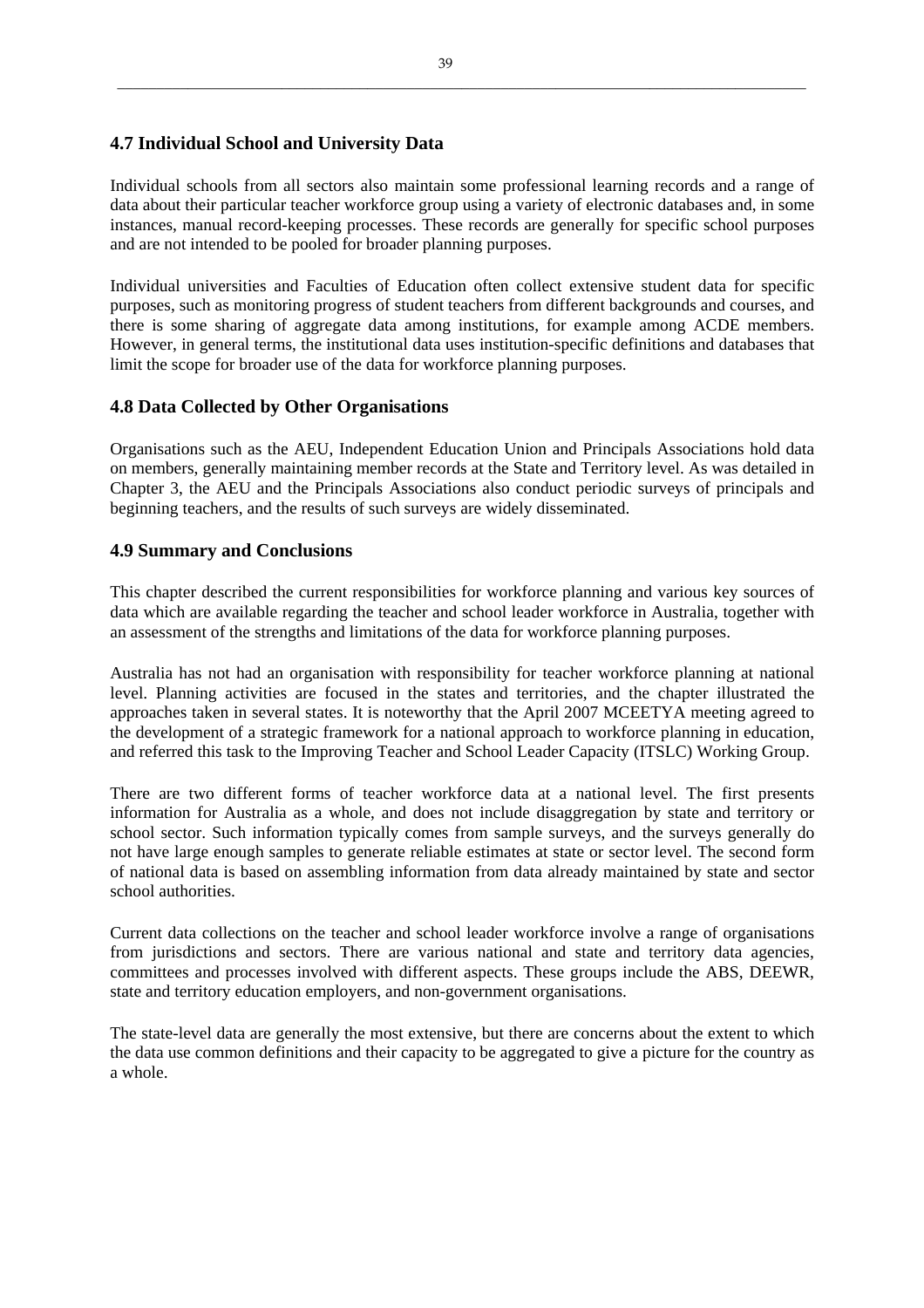## 4.7 Individual School and University Data

Individual schools from all sectors also maintain some professional learning records and a range of data about their particular teacher workforce group using a variety of electronic databases and, in some instances, manual record-keeping processes. These records are generally for specific school purposes and are not intended to be pooled for broader planning purposes.

Individual universities and Faculties of Education often collect extensive student data for specific purposes, such as monitoring progress of student teachers from different backgrounds and courses, and there is some sharing of aggregate data among institutions, for example among ACDE members. However, in general terms, the institutional data uses institution-specific definitions and databases that limit the scope for broader use of the data for workforce planning purposes.

## 4.8 Data Collected by Other Organisations

Organisations such as the AEU, Independent Education Union and Principals Associations hold data on members, generally maintaining member records at the State and Territory level. As was detailed in Chapter 3, the AEU and the Principals Associations also conduct periodic surveys of principals and beginning teachers, and the results of such surveys are widely disseminated.

## 4.9 Summary and Conclusions

This chapter described the current responsibilities for workforce planning and various key sources of data which are available regarding the teacher and school leader workforce in Australia, together with an assessment of the strengths and limitations of the data for workforce planning purposes.

Australia has not had an organisation with responsibility for teacher workforce planning at national level. Planning activities are focused in the states and territories, and the chapter illustrated the approaches taken in several states. It is noteworthy that the April 2007 MCEETYA meeting agreed to the development of a strategic framework for a national approach to workforce planning in education, and referred this task to the Improving Teacher and School Leader Capacity (ITSLC) Working Group.

There are two different forms of teacher workforce data at a national level. The first presents information for Australia as a whole, and does not include disaggregation by state and territory or school sector. Such information typically comes from sample surveys, and the surveys generally do not have large enough samples to generate reliable estimates at state or sector level. The second form of national data is based on assembling information from data already maintained by state and sector school authorities.

Current data collections on the teacher and school leader workforce involve a range of organisations from jurisdictions and sectors. There are various national and state and territory data agencies, committees and processes involved with different aspects. These groups include the ABS, DEEWR, state and territory education employers, and non-government organisations.

The state-level data are generally the most extensive, but there are concerns about the extent to which the data use common definitions and their capacity to be aggregated to give a picture for the country as a whole.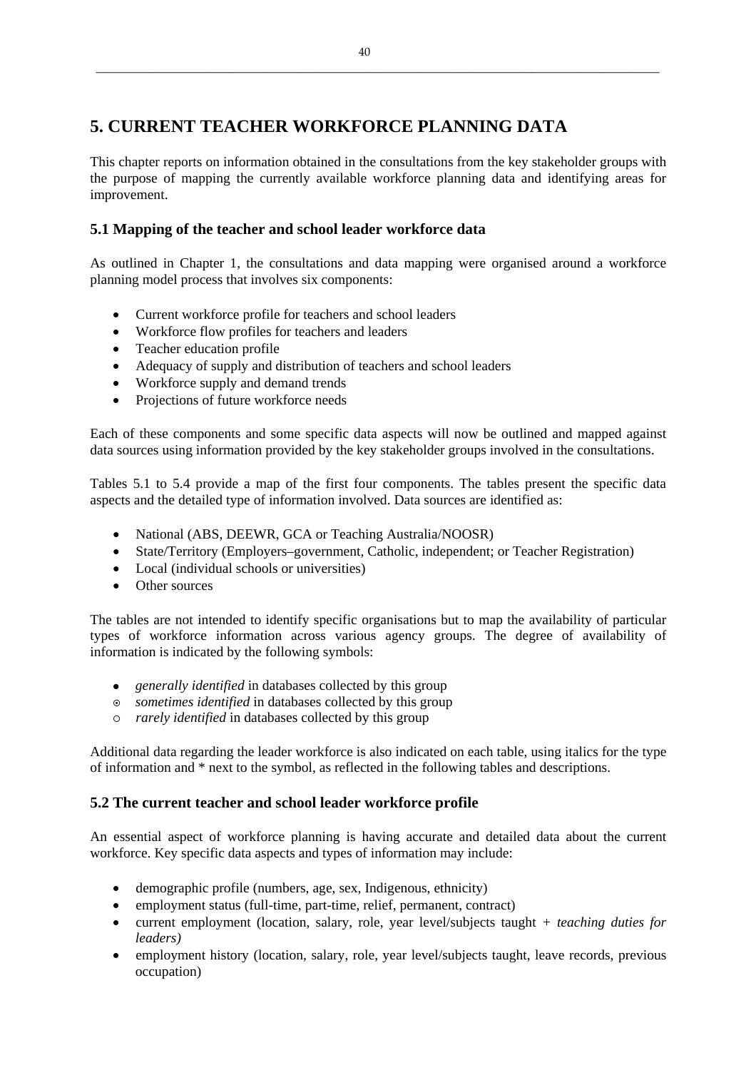# 5. CURRENT TEACHER WORKFORCE PLANNING DATA

This chapter reports on information obtained in the consultations from the key stakeholder groups with the purpose of mapping the currently available workforce planning data and identifying areas for improvement.

## 5.1 Mapping of the teacher and school leader workforce data

As outlined in Chapter 1, the consultations and data mapping were organised around a workforce planning model process that involves six components:

- Current workforce profile for teachers and school leaders
- Workforce flow profiles for teachers and leaders
- Teacher education profile
- Adequacy of supply and distribution of teachers and school leaders
- Workforce supply and demand trends
- Projections of future workforce needs

Each of these components and some specific data aspects will now be outlined and mapped against data sources using information provided by the key stakeholder groups involved in the consultations.

Tables 5.1 to 5.4 provide a map of the first four components. The tables present the specific data aspects and the detailed type of information involved. Data sources are identified as:

- National (ABS, DEEWR, GCA or Teaching Australia/NOOSR)
- State/Territory (Employers–government, Catholic, independent; or Teacher Registration)
- Local (individual schools or universities)
- Other sources

The tables are not intended to identify specific organisations but to map the availability of particular types of workforce information across various agency groups. The degree of availability of information is indicated by the following symbols:

- ● *generally identified* in databases collected by this group
- ⊙ *sometimes identified* in databases collected by this group
- ○ *rarely identified* in databases collected by this group

Additional data regarding the leader workforce is also indicated on each table, using italics for the type of information and * next to the symbol, as reflected in the following tables and descriptions.

## 5.2 The current teacher and school leader workforce profile

An essential aspect of workforce planning is having accurate and detailed data about the current workforce. Key specific data aspects and types of information may include:

- demographic profile (numbers, age, sex, Indigenous, ethnicity)
- employment status (full-time, part-time, relief, permanent, contract)
- current employment (location, salary, role, year level/subjects taught + *teaching duties for leaders)*
- employment history (location, salary, role, year level/subjects taught, leave records, previous occupation)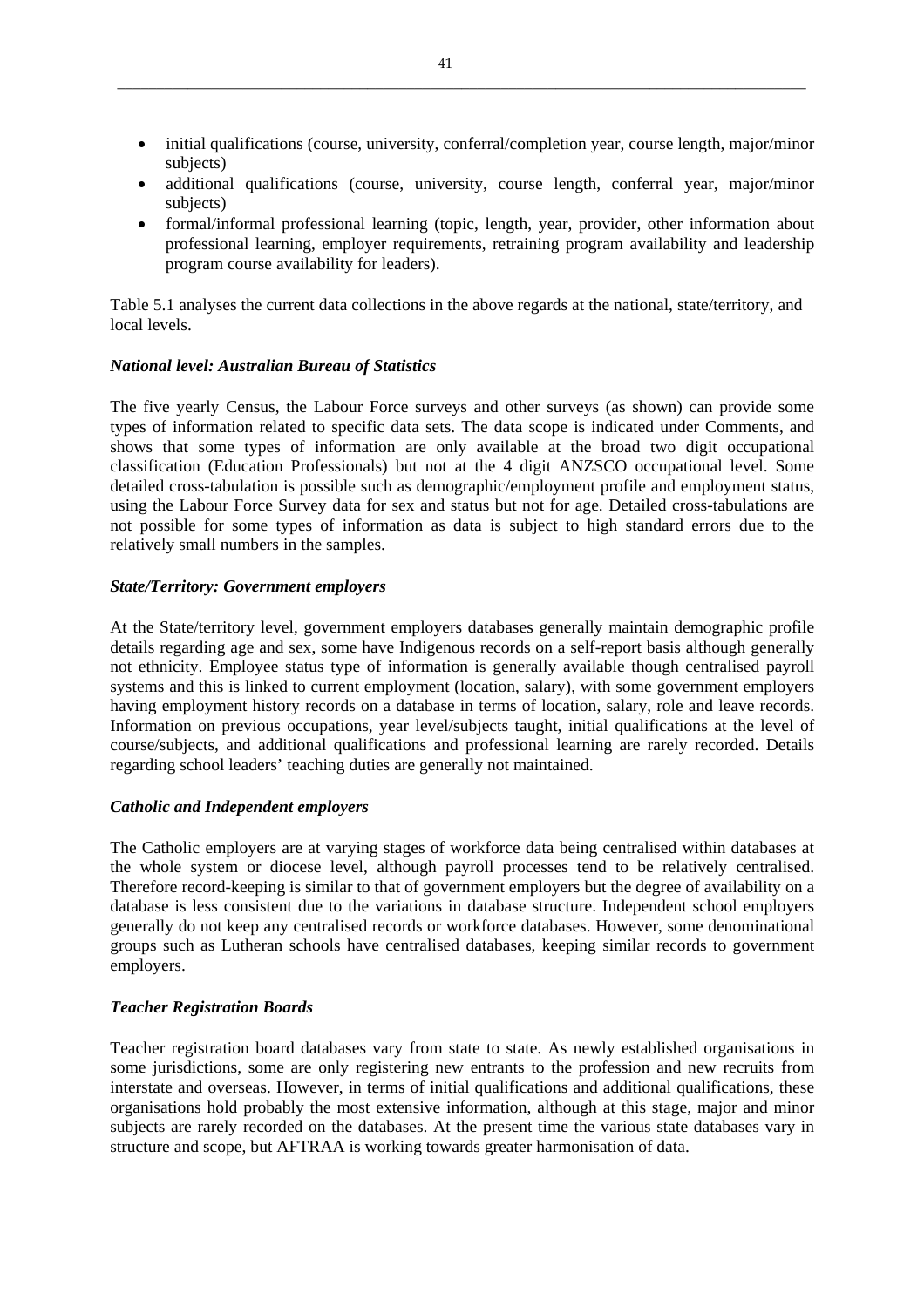- initial qualifications (course, university, conferral/completion year, course length, major/minor subjects)
- additional qualifications (course, university, course length, conferral year, major/minor subjects)
- formal/informal professional learning (topic, length, year, provider, other information about professional learning, employer requirements, retraining program availability and leadership program course availability for leaders).

Table 5.1 analyses the current data collections in the above regards at the national, state/territory, and local levels.

***National level: Australian Bureau of Statistics***

The five yearly Census, the Labour Force surveys and other surveys (as shown) can provide some types of information related to specific data sets. The data scope is indicated under Comments, and shows that some types of information are only available at the broad two digit occupational classification (Education Professionals) but not at the 4 digit ANZSCO occupational level. Some detailed cross-tabulation is possible such as demographic/employment profile and employment status, using the Labour Force Survey data for sex and status but not for age. Detailed cross-tabulations are not possible for some types of information as data is subject to high standard errors due to the relatively small numbers in the samples.

***State/Territory: Government employers***

At the State/territory level, government employers databases generally maintain demographic profile details regarding age and sex, some have Indigenous records on a self-report basis although generally not ethnicity. Employee status type of information is generally available though centralised payroll systems and this is linked to current employment (location, salary), with some government employers having employment history records on a database in terms of location, salary, role and leave records. Information on previous occupations, year level/subjects taught, initial qualifications at the level of course/subjects, and additional qualifications and professional learning are rarely recorded. Details regarding school leaders' teaching duties are generally not maintained.

***Catholic and Independent employers***

The Catholic employers are at varying stages of workforce data being centralised within databases at the whole system or diocese level, although payroll processes tend to be relatively centralised. Therefore record-keeping is similar to that of government employers but the degree of availability on a database is less consistent due to the variations in database structure. Independent school employers generally do not keep any centralised records or workforce databases. However, some denominational groups such as Lutheran schools have centralised databases, keeping similar records to government employers.

***Teacher Registration Boards***

Teacher registration board databases vary from state to state. As newly established organisations in some jurisdictions, some are only registering new entrants to the profession and new recruits from interstate and overseas. However, in terms of initial qualifications and additional qualifications, these organisations hold probably the most extensive information, although at this stage, major and minor subjects are rarely recorded on the databases. At the present time the various state databases vary in structure and scope, but AFTRAA is working towards greater harmonisation of data.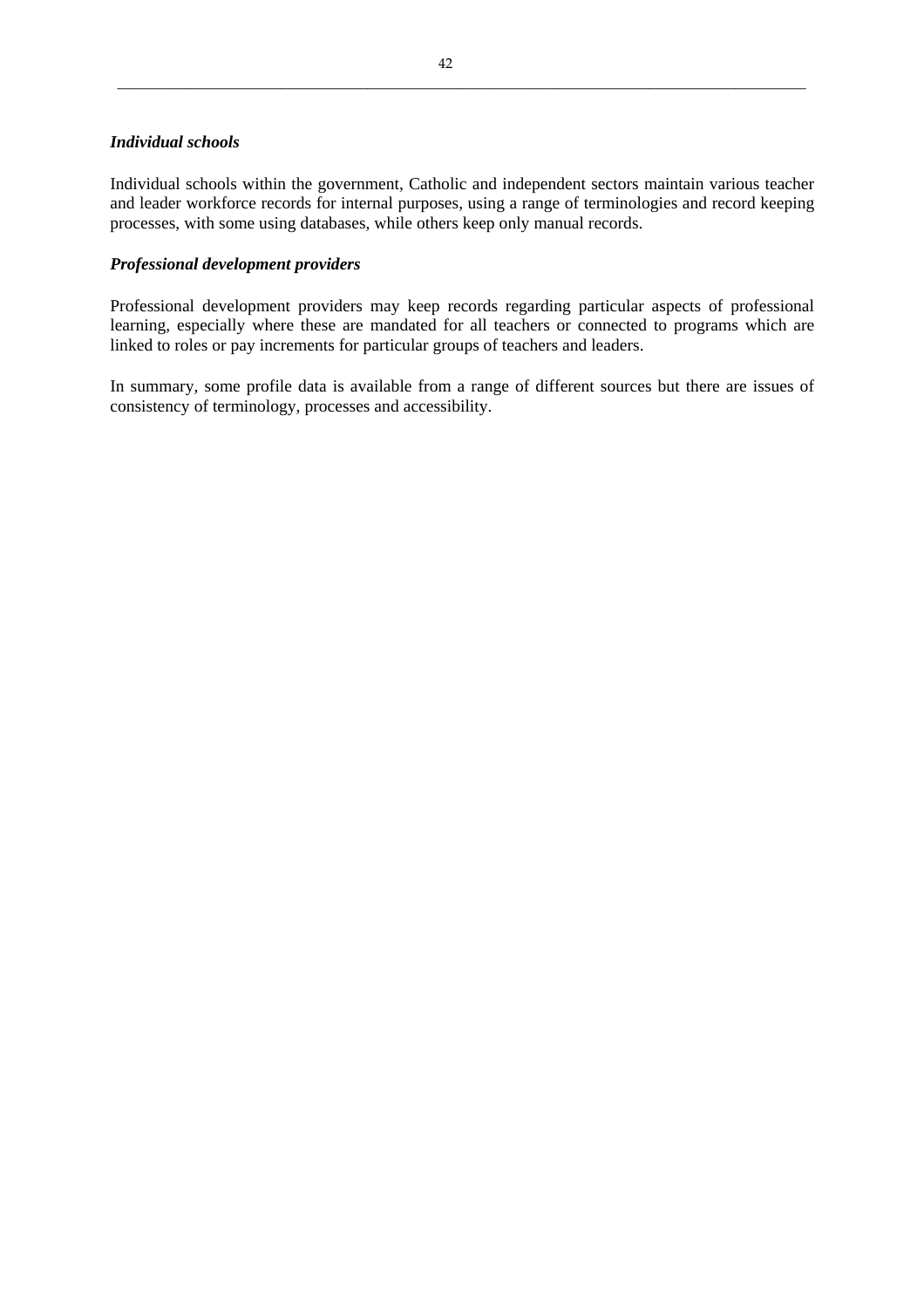***Individual schools***

Individual schools within the government, Catholic and independent sectors maintain various teacher and leader workforce records for internal purposes, using a range of terminologies and record keeping processes, with some using databases, while others keep only manual records.

***Professional development providers***

Professional development providers may keep records regarding particular aspects of professional learning, especially where these are mandated for all teachers or connected to programs which are linked to roles or pay increments for particular groups of teachers and leaders.

In summary, some profile data is available from a range of different sources but there are issues of consistency of terminology, processes and accessibility.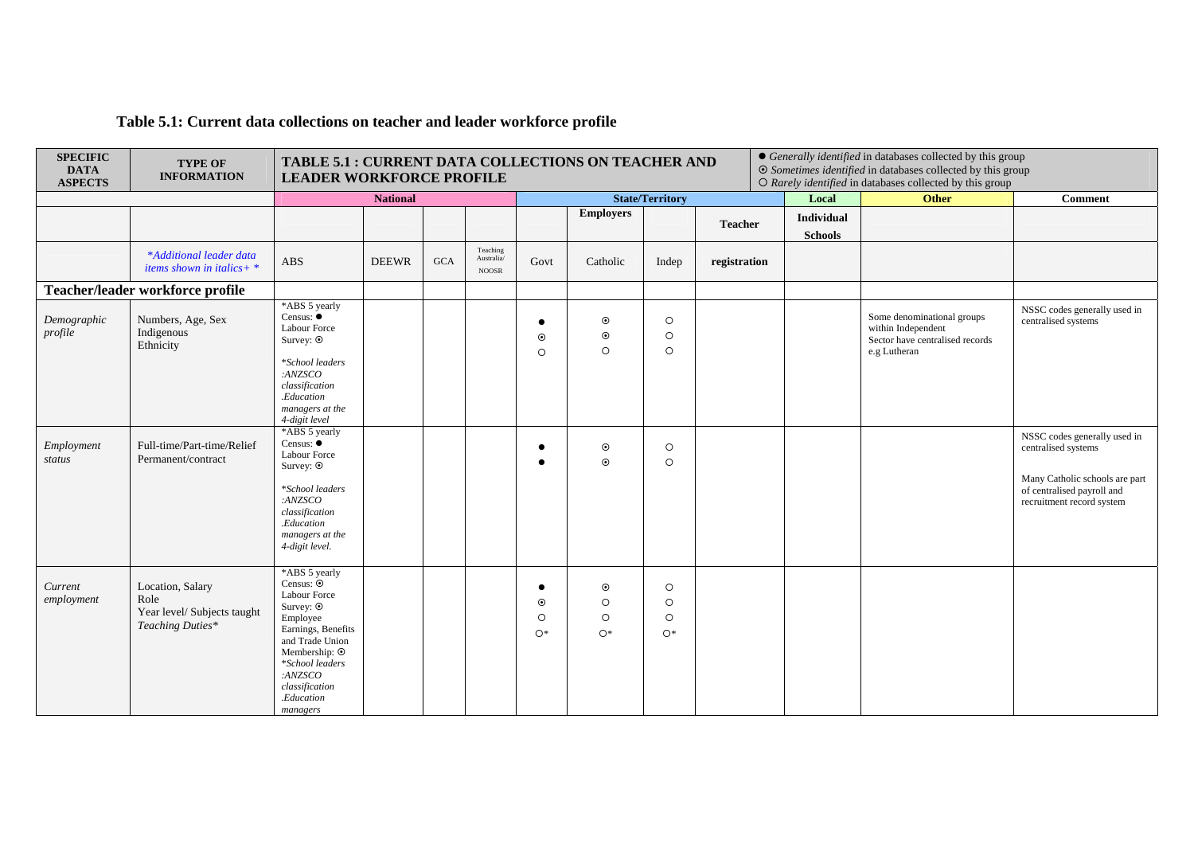# Table 5.1: Current data collections on teacher and leader workforce profile

| SPECIFIC DATA ASPECTS | TYPE OF INFORMATION | TABLE 5.1 : CURRENT DATA COLLECTIONS ON TEACHER AND LEADER WORKFORCE PROFILE | | | | | | | | | ● *Generally identified* in databases collected by this group<br>⊙ *Sometimes identified* in databases collected by this group<br>○ *Rarely identified* in databases collected by this group | |
|---|---|---|---|---|---|---|---|---|---|---|---|---|
| | | **National** | | | | **State/Territory** | | | | **Local** | **Other** | **Comment** |
| | | | | | | | **Employers** | | **Teacher** | **Individual Schools** | | |
| | *\*Additional leader data items shown in italics+ \** | ABS | DEEWR | GCA | Teaching Australia/ NOOSR | Govt | Catholic | Indep | **registration** | | | |
| **Teacher/leader workforce profile** | | | | | | | | | | | | |
| *Demographic profile* | Numbers, Age, Sex<br>Indigenous<br>Ethnicity | \*ABS 5 yearly Census: ●<br>Labour Force Survey: ⊙<br><br>*\*School leaders :ANZSCO classification .Education managers at the 4-digit level* | | | | ●<br>⊙<br>○ | ⊙<br>⊙<br>○ | ○<br>○<br>○ | | | Some denominational groups within Independent Sector have centralised records e.g Lutheran | NSSC codes generally used in centralised systems |
| *Employment status* | Full-time/Part-time/Relief<br>Permanent/contract | \*ABS 5 yearly Census: ●<br>Labour Force Survey: ⊙<br><br>*\*School leaders :ANZSCO classification .Education managers at the 4-digit level.* | | | | ●<br>● | ⊙<br>⊙ | ○<br>○ | | | | NSSC codes generally used in centralised systems<br><br>Many Catholic schools are part of centralised payroll and recruitment record system |
| *Current employment* | Location, Salary<br>Role<br>Year level/ Subjects taught<br>*Teaching Duties\** | \*ABS 5 yearly Census: ⊙<br>Labour Force Survey: ⊙<br>Employee Earnings, Benefits and Trade Union Membership: ⊙<br>*\*School leaders :ANZSCO classification .Education managers* | | | | ●<br>⊙<br>○<br>○\* | ⊙<br>○<br>○<br>○\* | ○<br>○<br>○<br>○\* | | | | |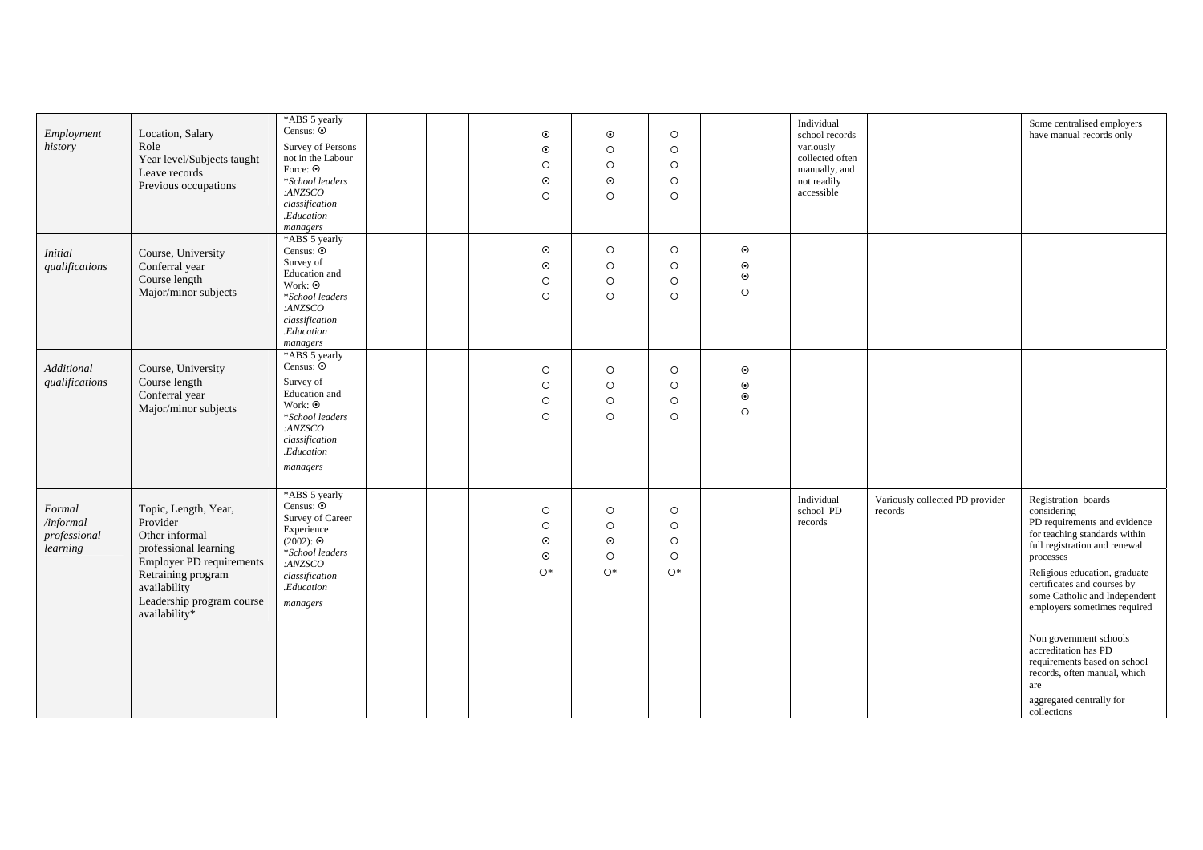| | | | | | | | | | | | | |
|---|---|---|---|---|---|---|---|---|---|---|---|---|
| *Employment history* | Location, Salary<br>Role<br>Year level/Subjects taught<br>Leave records<br>Previous occupations | *ABS 5 yearly Census: ⊙<br>Survey of Persons not in the Labour Force: ⊙<br>*School leaders :ANZSCO classification .Education managers* | | | | ⊙<br>⊙<br>○<br>⊙<br>○ | ⊙<br>○<br>○<br>⊙<br>○ | ○<br>○<br>○<br>○<br>○ | | Individual school records variously collected often manually, and not readily accessible | | Some centralised employers have manual records only |
| *Initial qualifications* | Course, University<br>Conferral year<br>Course length<br>Major/minor subjects | *ABS 5 yearly Census: ⊙<br>Survey of Education and Work: ⊙<br>*School leaders :ANZSCO classification .Education managers* | | | | ⊙<br>⊙<br>○<br>○ | ○<br>○<br>○<br>○ | ○<br>○<br>○<br>○ | ⊙<br>⊙<br>⊙<br>○ | | | |
| *Additional qualifications* | Course, University<br>Course length<br>Conferral year<br>Major/minor subjects | *ABS 5 yearly Census: ⊙<br>Survey of Education and Work: ⊙<br>*School leaders :ANZSCO classification .Education managers* | | | | ○<br>○<br>○<br>○ | ○<br>○<br>○<br>○ | ○<br>○<br>○<br>○ | ⊙<br>⊙<br>⊙<br>○ | | | |
| *Formal /informal professional learning* | Topic, Length, Year, Provider<br>Other informal professional learning<br>Employer PD requirements<br>Retraining program availability<br>Leadership program course availability* | *ABS 5 yearly Census: ⊙<br>Survey of Career Experience (2002): ⊙<br>*School leaders :ANZSCO classification .Education managers* | | | | ○<br>○<br>⊙<br>⊙<br>○* | ○<br>○<br>⊙<br>○<br>○* | ○<br>○<br>○<br>○<br>○* | | Individual school PD records | Variously collected PD provider records | Registration boards considering PD requirements and evidence for teaching standards within full registration and renewal processes<br>Religious education, graduate certificates and courses by some Catholic and Independent employers sometimes required<br>Non government schools accreditation has PD requirements based on school records, often manual, which are aggregated centrally for collections |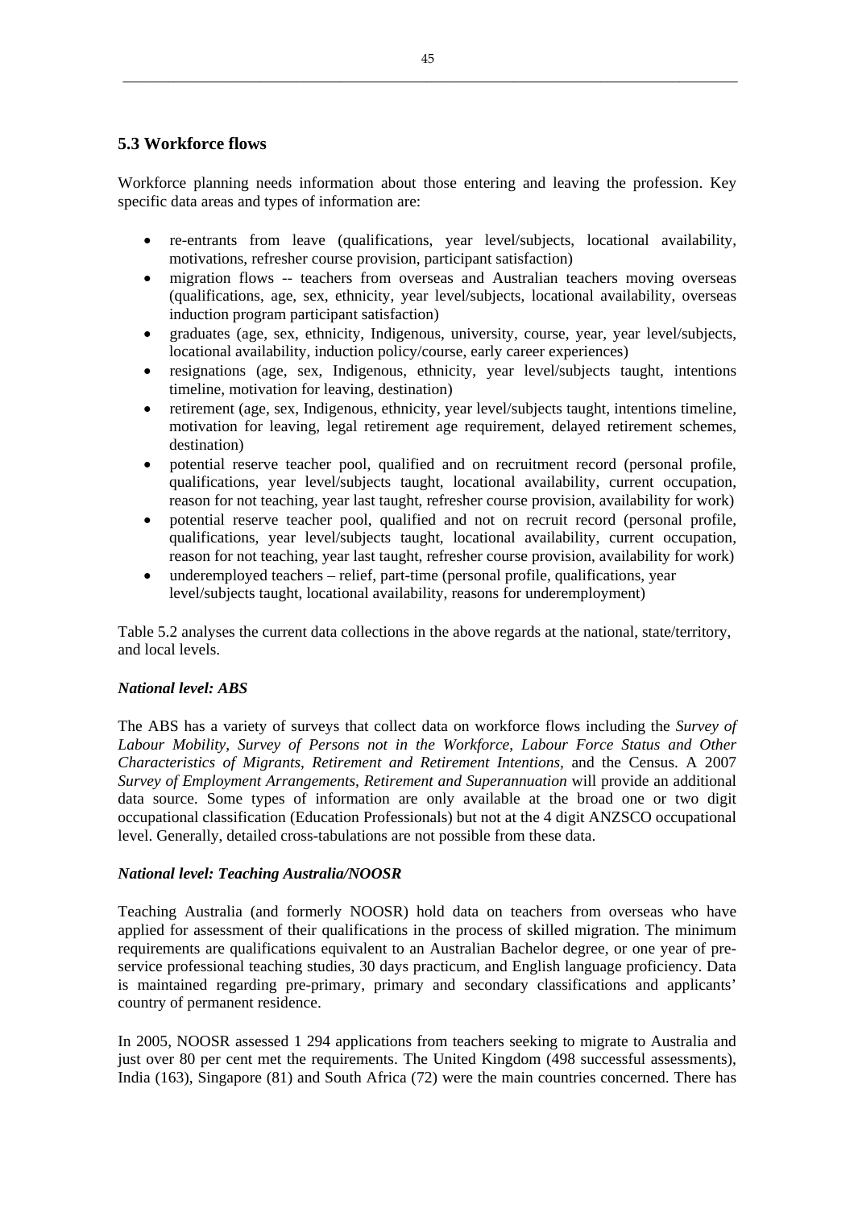## 5.3 Workforce flows

Workforce planning needs information about those entering and leaving the profession. Key specific data areas and types of information are:

- re-entrants from leave (qualifications, year level/subjects, locational availability, motivations, refresher course provision, participant satisfaction)
- migration flows -- teachers from overseas and Australian teachers moving overseas (qualifications, age, sex, ethnicity, year level/subjects, locational availability, overseas induction program participant satisfaction)
- graduates (age, sex, ethnicity, Indigenous, university, course, year, year level/subjects, locational availability, induction policy/course, early career experiences)
- resignations (age, sex, Indigenous, ethnicity, year level/subjects taught, intentions timeline, motivation for leaving, destination)
- retirement (age, sex, Indigenous, ethnicity, year level/subjects taught, intentions timeline, motivation for leaving, legal retirement age requirement, delayed retirement schemes, destination)
- potential reserve teacher pool, qualified and on recruitment record (personal profile, qualifications, year level/subjects taught, locational availability, current occupation, reason for not teaching, year last taught, refresher course provision, availability for work)
- potential reserve teacher pool, qualified and not on recruit record (personal profile, qualifications, year level/subjects taught, locational availability, current occupation, reason for not teaching, year last taught, refresher course provision, availability for work)
- underemployed teachers – relief, part-time (personal profile, qualifications, year level/subjects taught, locational availability, reasons for underemployment)

Table 5.2 analyses the current data collections in the above regards at the national, state/territory, and local levels.

### *National level: ABS*

The ABS has a variety of surveys that collect data on workforce flows including the *Survey of Labour Mobility*, *Survey of Persons not in the Workforce*, *Labour Force Status and Other Characteristics of Migrants*, *Retirement and Retirement Intentions*, and the Census. A 2007 *Survey of Employment Arrangements, Retirement and Superannuation* will provide an additional data source. Some types of information are only available at the broad one or two digit occupational classification (Education Professionals) but not at the 4 digit ANZSCO occupational level. Generally, detailed cross-tabulations are not possible from these data.

### *National level: Teaching Australia/NOOSR*

Teaching Australia (and formerly NOOSR) hold data on teachers from overseas who have applied for assessment of their qualifications in the process of skilled migration. The minimum requirements are qualifications equivalent to an Australian Bachelor degree, or one year of pre-service professional teaching studies, 30 days practicum, and English language proficiency. Data is maintained regarding pre-primary, primary and secondary classifications and applicants' country of permanent residence.

In 2005, NOOSR assessed 1 294 applications from teachers seeking to migrate to Australia and just over 80 per cent met the requirements. The United Kingdom (498 successful assessments), India (163), Singapore (81) and South Africa (72) were the main countries concerned. There has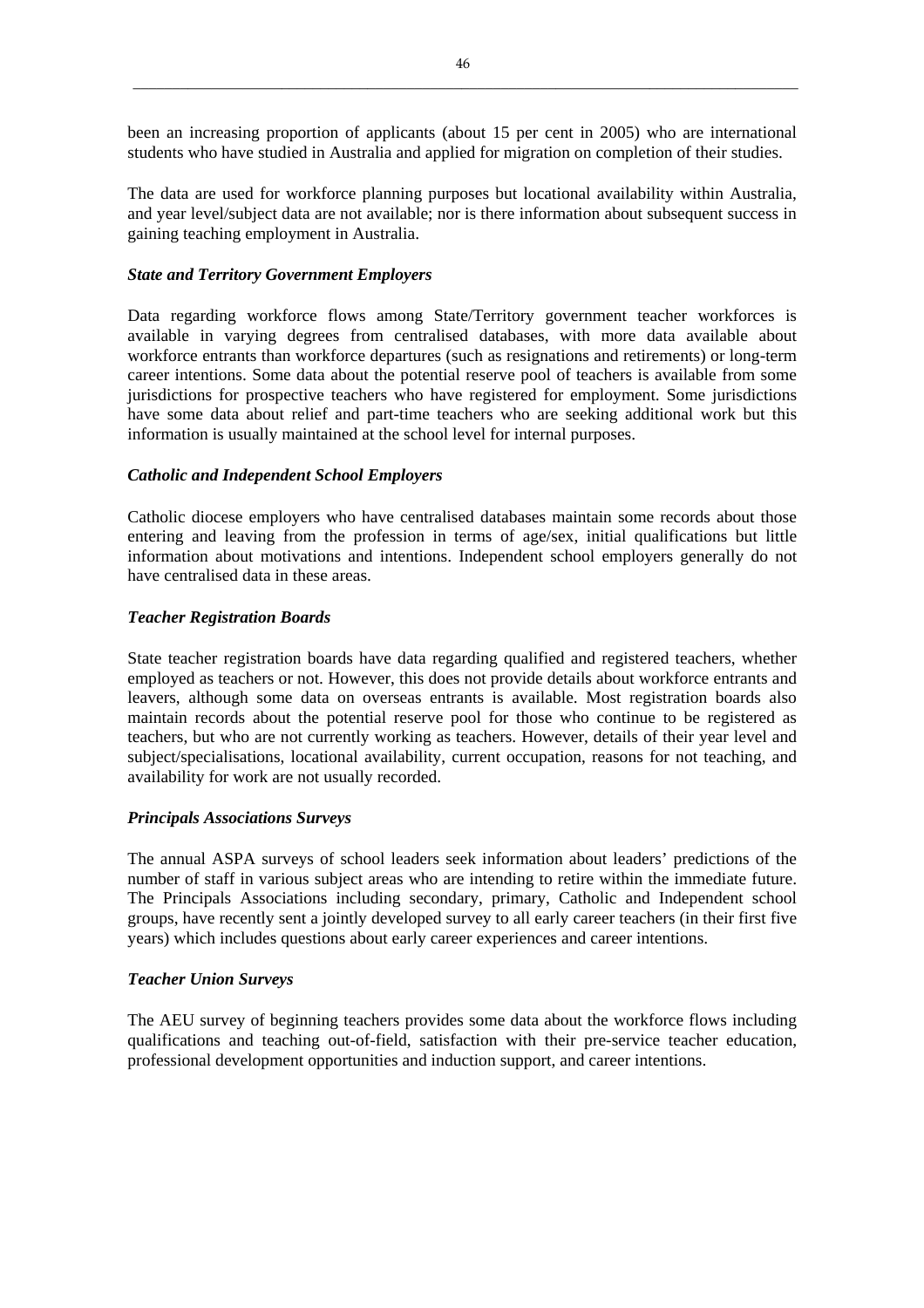been an increasing proportion of applicants (about 15 per cent in 2005) who are international students who have studied in Australia and applied for migration on completion of their studies.

The data are used for workforce planning purposes but locational availability within Australia, and year level/subject data are not available; nor is there information about subsequent success in gaining teaching employment in Australia.

***State and Territory Government Employers***

Data regarding workforce flows among State/Territory government teacher workforces is available in varying degrees from centralised databases, with more data available about workforce entrants than workforce departures (such as resignations and retirements) or long-term career intentions. Some data about the potential reserve pool of teachers is available from some jurisdictions for prospective teachers who have registered for employment. Some jurisdictions have some data about relief and part-time teachers who are seeking additional work but this information is usually maintained at the school level for internal purposes.

***Catholic and Independent School Employers***

Catholic diocese employers who have centralised databases maintain some records about those entering and leaving from the profession in terms of age/sex, initial qualifications but little information about motivations and intentions. Independent school employers generally do not have centralised data in these areas.

***Teacher Registration Boards***

State teacher registration boards have data regarding qualified and registered teachers, whether employed as teachers or not. However, this does not provide details about workforce entrants and leavers, although some data on overseas entrants is available. Most registration boards also maintain records about the potential reserve pool for those who continue to be registered as teachers, but who are not currently working as teachers. However, details of their year level and subject/specialisations, locational availability, current occupation, reasons for not teaching, and availability for work are not usually recorded.

***Principals Associations Surveys***

The annual ASPA surveys of school leaders seek information about leaders' predictions of the number of staff in various subject areas who are intending to retire within the immediate future. The Principals Associations including secondary, primary, Catholic and Independent school groups, have recently sent a jointly developed survey to all early career teachers (in their first five years) which includes questions about early career experiences and career intentions.

***Teacher Union Surveys***

The AEU survey of beginning teachers provides some data about the workforce flows including qualifications and teaching out-of-field, satisfaction with their pre-service teacher education, professional development opportunities and induction support, and career intentions.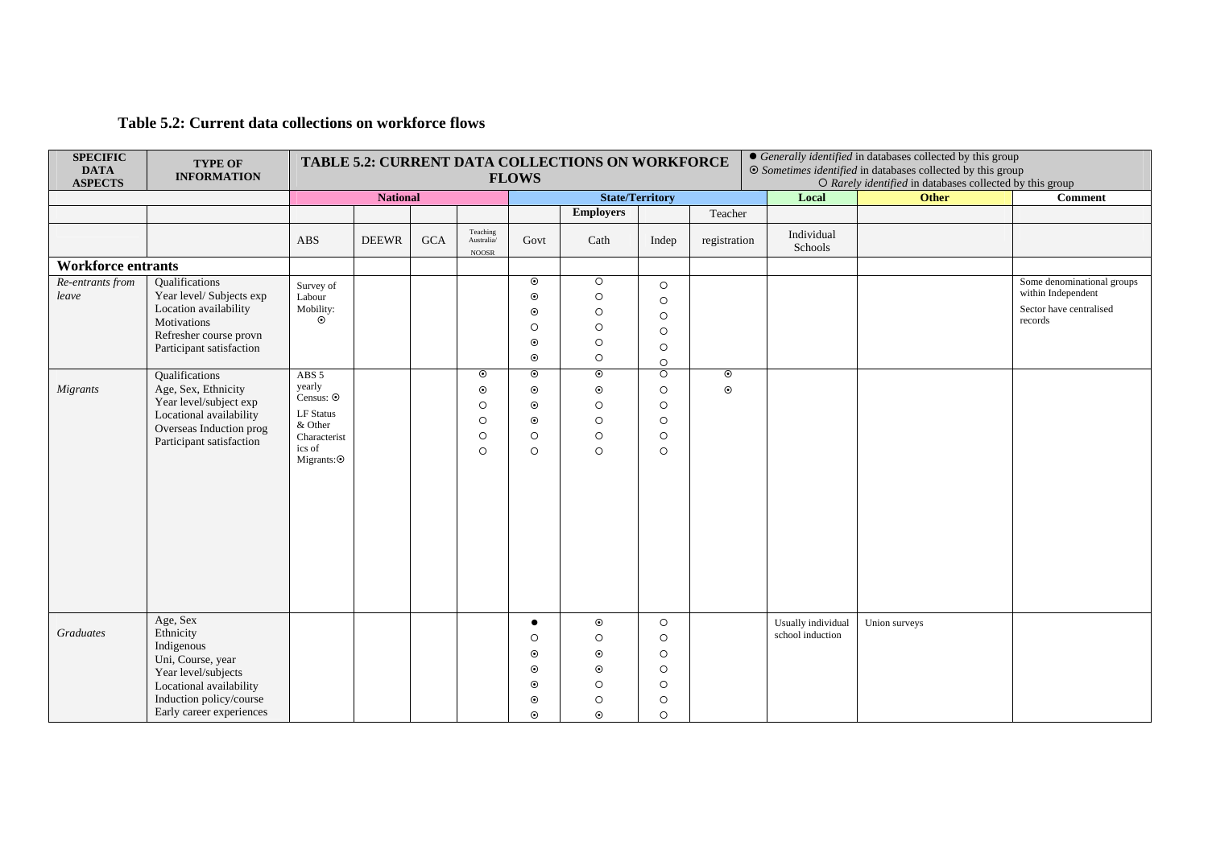## Table 5.2: Current data collections on workforce flows

| SPECIFIC DATA ASPECTS | TYPE OF INFORMATION | TABLE 5.2: CURRENT DATA COLLECTIONS ON WORKFORCE FLOWS | | | | | | | | ● *Generally identified* in databases collected by this group ⦿ *Sometimes identified* in databases collected by this group ○ *Rarely identified* in databases collected by this group | | |
|---|---|---|---|---|---|---|---|---|---|---|---|---|
| | | National | | | | State/Territory | | | | Local | Other | Comment |
| | | | | | | | Employers | | Teacher | | | |
| | | ABS | DEEWR | GCA | Teaching Australia/ NOOSR | Govt | Cath | Indep | registration | Individual Schools | | |
| **Workforce entrants** | | | | | | | | | | | | |
| *Re-entrants from leave* | Qualifications<br>Year level/ Subjects exp<br>Location availability<br>Motivations<br>Refresher course provn<br>Participant satisfaction | Survey of Labour Mobility: ⦿ | | | | ⦿<br>⦿<br>⦿<br>○<br>⦿<br>⦿ | ○<br>○<br>○<br>○<br>○<br>○ | ○<br>○<br>○<br>○<br>○<br>○ | | | | Some denominational groups within Independent Sector have centralised records |
| *Migrants* | Qualifications<br>Age, Sex, Ethnicity<br>Year level/subject exp<br>Locational availability<br>Overseas Induction prog<br>Participant satisfaction | ABS 5 yearly Census: ⦿<br>LF Status & Other Characteristics of Migrants: ⦿ | | | ⦿<br>⦿<br>○<br>○<br>○<br>○ | ⦿<br>⦿<br>⦿<br>⦿<br>○<br>○ | ⦿<br>⦿<br>○<br>○<br>○<br>○ | ○<br>○<br>○<br>○<br>○<br>○ | ⦿<br>⦿ | | | |
| *Graduates* | Age, Sex<br>Ethnicity<br>Indigenous<br>Uni, Course, year<br>Year level/subjects<br>Locational availability<br>Induction policy/course<br>Early career experiences | | | | | ●<br>○<br>⦿<br>⦿<br>⦿<br>⦿<br>⦿ | ⦿<br>○<br>⦿<br>⦿<br>○<br>○<br>⦿ | ○<br>○<br>○<br>○<br>○<br>○<br>○ | | Usually individual school induction | Union surveys | |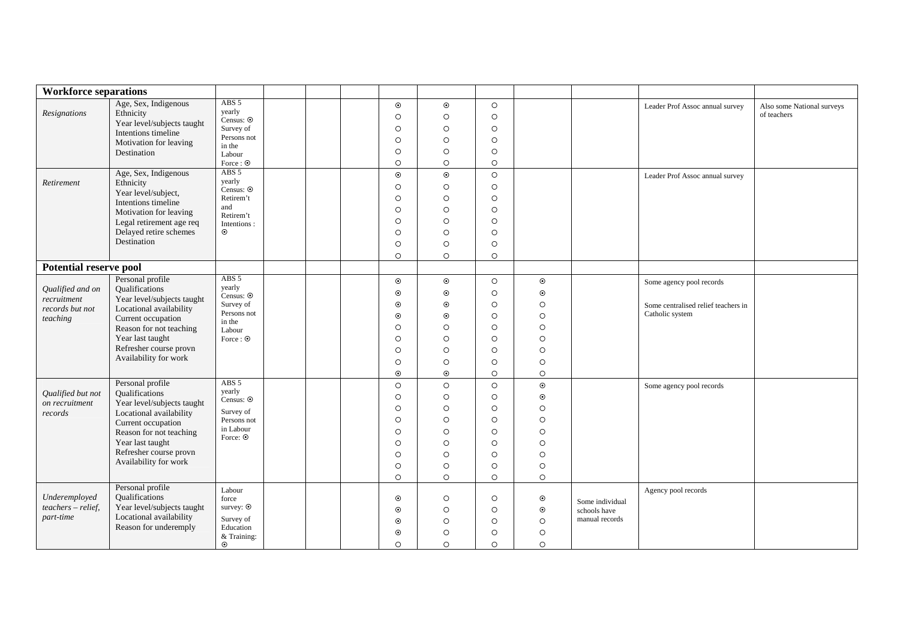| **Workforce separations** | | | | | | | | | | | | |
|---|---|---|---|---|---|---|---|---|---|---|---|---|
| *Resignations* | Age, Sex, Indigenous Ethnicity<br>Year level/subjects taught<br>Intentions timeline<br>Motivation for leaving<br>Destination | ABS 5 yearly Census: ⊙<br>Survey of Persons not in the Labour Force : ⊙ | | | | ⊙<br>○<br>○<br>○<br>○<br>○ | ⊙<br>○<br>○<br>○<br>○<br>○ | ○<br>○<br>○<br>○<br>○<br>○ | | | Leader Prof Assoc annual survey | Also some National surveys of teachers |
| *Retirement* | Age, Sex, Indigenous Ethnicity<br>Year level/subject,<br>Intentions timeline<br>Motivation for leaving<br>Legal retirement age req<br>Delayed retire schemes<br>Destination | ABS 5 yearly Census: ⊙<br>Retirem't and Retirem't Intentions : ⊙ | | | | ⊙<br>○<br>○<br>○<br>○<br>○<br>○<br>○ | ⊙<br>○<br>○<br>○<br>○<br>○<br>○<br>○ | ○<br>○<br>○<br>○<br>○<br>○<br>○<br>○ | | | Leader Prof Assoc annual survey | |
| **Potential reserve pool** | | | | | | | | | | | | |
| *Qualified and on recruitment records but not teaching* | Personal profile<br>Qualifications<br>Year level/subjects taught<br>Locational availability<br>Current occupation<br>Reason for not teaching<br>Year last taught<br>Refresher course provn<br>Availability for work | ABS 5 yearly Census: ⊙<br>Survey of Persons not in the Labour Force : ⊙ | | | | ⊙<br>⊙<br>⊙<br>⊙<br>○<br>○<br>○<br>○<br>⊙ | ⊙<br>⊙<br>⊙<br>⊙<br>○<br>○<br>○<br>○<br>⊙ | ○<br>○<br>○<br>○<br>○<br>○<br>○<br>○<br>○ | ⊙<br>⊙<br>○<br>○<br>○<br>○<br>○<br>○<br>○ | | Some agency pool records<br><br>Some centralised relief teachers in Catholic system | |
| *Qualified but not on recruitment records* | Personal profile<br>Qualifications<br>Year level/subjects taught<br>Locational availability<br>Current occupation<br>Reason for not teaching<br>Year last taught<br>Refresher course provn<br>Availability for work | ABS 5 yearly Census: ⊙<br>Survey of Persons not in Labour Force: ⊙ | | | | ○<br>○<br>○<br>○<br>○<br>○<br>○<br>○<br>○ | ○<br>○<br>○<br>○<br>○<br>○<br>○<br>○<br>○ | ○<br>○<br>○<br>○<br>○<br>○<br>○<br>○<br>○ | ⊙<br>⊙<br>○<br>○<br>○<br>○<br>○<br>○<br>○ | | Some agency pool records | |
| *Underemployed teachers – relief, part-time* | Personal profile<br>Qualifications<br>Year level/subjects taught<br>Locational availability<br>Reason for underemply | Labour force survey: ⊙<br>Survey of Education & Training: ⊙ | | | | ⊙<br>⊙<br>⊙<br>⊙<br>○ | ○<br>○<br>○<br>○<br>○ | ○<br>○<br>○<br>○<br>○ | ⊙<br>⊙<br>○<br>○<br>○ | Some individual schools have manual records | Agency pool records | |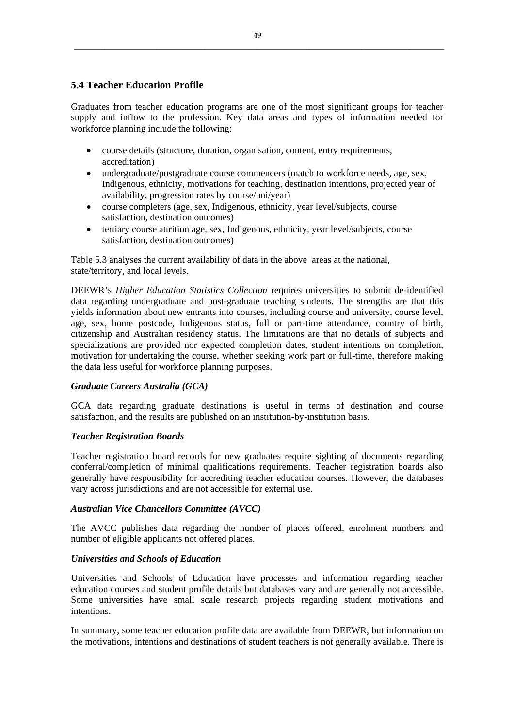## 5.4 Teacher Education Profile

Graduates from teacher education programs are one of the most significant groups for teacher supply and inflow to the profession. Key data areas and types of information needed for workforce planning include the following:

- course details (structure, duration, organisation, content, entry requirements, accreditation)
- undergraduate/postgraduate course commencers (match to workforce needs, age, sex, Indigenous, ethnicity, motivations for teaching, destination intentions, projected year of availability, progression rates by course/uni/year)
- course completers (age, sex, Indigenous, ethnicity, year level/subjects, course satisfaction, destination outcomes)
- tertiary course attrition age, sex, Indigenous, ethnicity, year level/subjects, course satisfaction, destination outcomes)

Table 5.3 analyses the current availability of data in the above areas at the national, state/territory, and local levels.

DEEWR's *Higher Education Statistics Collection* requires universities to submit de-identified data regarding undergraduate and post-graduate teaching students. The strengths are that this yields information about new entrants into courses, including course and university, course level, age, sex, home postcode, Indigenous status, full or part-time attendance, country of birth, citizenship and Australian residency status. The limitations are that no details of subjects and specializations are provided nor expected completion dates, student intentions on completion, motivation for undertaking the course, whether seeking work part or full-time, therefore making the data less useful for workforce planning purposes.

### *Graduate Careers Australia (GCA)*

GCA data regarding graduate destinations is useful in terms of destination and course satisfaction, and the results are published on an institution-by-institution basis.

### *Teacher Registration Boards*

Teacher registration board records for new graduates require sighting of documents regarding conferral/completion of minimal qualifications requirements. Teacher registration boards also generally have responsibility for accrediting teacher education courses. However, the databases vary across jurisdictions and are not accessible for external use.

### *Australian Vice Chancellors Committee (AVCC)*

The AVCC publishes data regarding the number of places offered, enrolment numbers and number of eligible applicants not offered places.

### *Universities and Schools of Education*

Universities and Schools of Education have processes and information regarding teacher education courses and student profile details but databases vary and are generally not accessible. Some universities have small scale research projects regarding student motivations and intentions.

In summary, some teacher education profile data are available from DEEWR, but information on the motivations, intentions and destinations of student teachers is not generally available. There is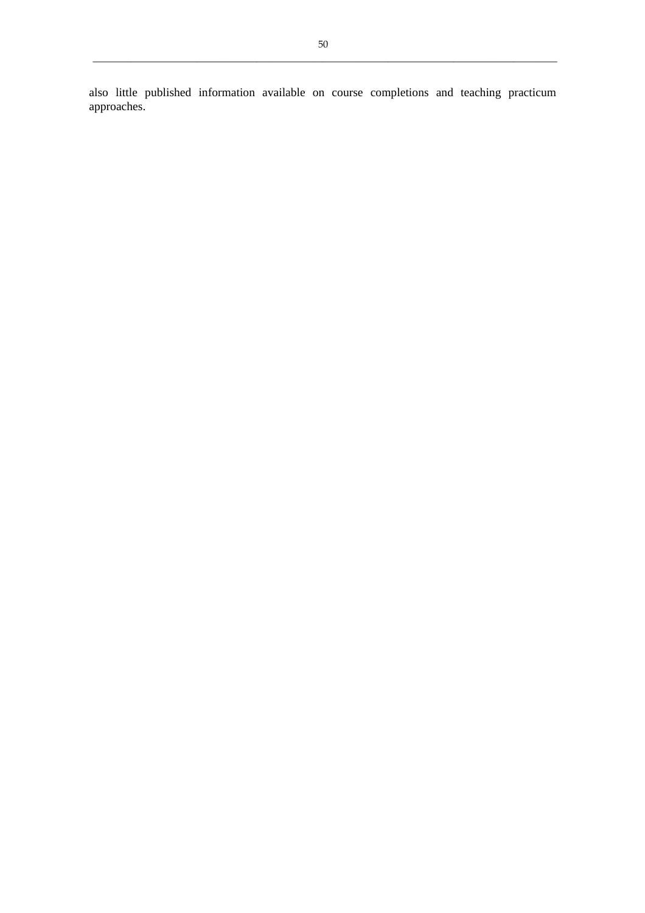also little published information available on course completions and teaching practicum approaches.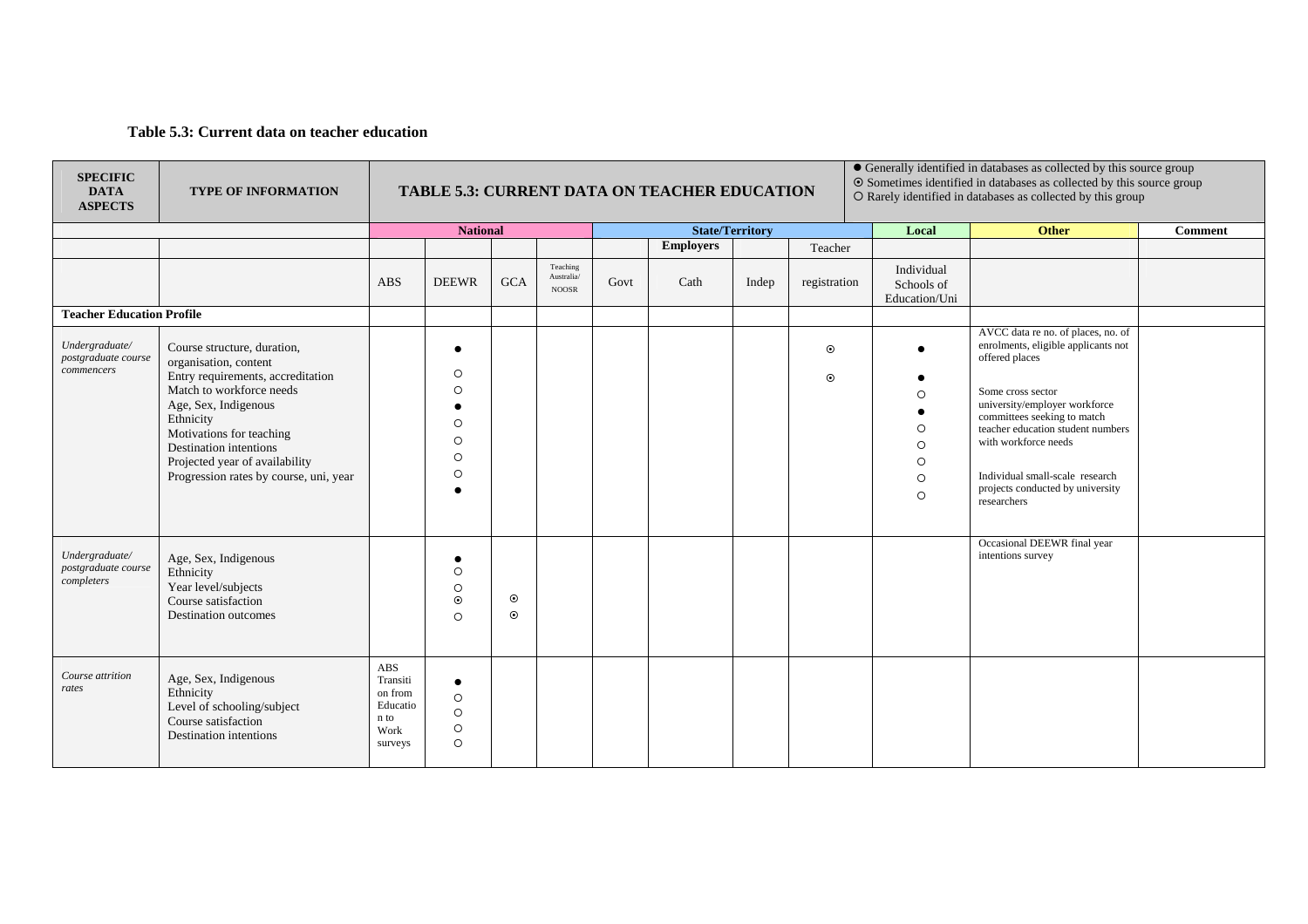**Table 5.3: Current data on teacher education**

| SPECIFIC DATA ASPECTS | TYPE OF INFORMATION | TABLE 5.3: CURRENT DATA ON TEACHER EDUCATION | | | | | | | | ● Generally identified in databases as collected by this source group ⊙ Sometimes identified in databases as collected by this source group ○ Rarely identified in databases as collected by this group | | |
|---|---|---|---|---|---|---|---|---|---|---|---|---|
| | | National | | | | State/Territory | | | | Local | Other | Comment |
| | | | | | | | Employers | | Teacher | | | |
| | | ABS | DEEWR | GCA | Teaching Australia/ NOOSR | Govt | Cath | Indep | registration | Individual Schools of Education/Uni | | |
| **Teacher Education Profile** | | | | | | | | | | | | |
| *Undergraduate/ postgraduate course commencers* | Course structure, duration, organisation, content<br>Entry requirements, accreditation<br>Match to workforce needs<br>Age, Sex, Indigenous<br>Ethnicity<br>Motivations for teaching<br>Destination intentions<br>Projected year of availability<br>Progression rates by course, uni, year | | ●<br>○<br>○<br>●<br>○<br>○<br>○<br>○<br>● | | | | | | ⊙<br>⊙ | ●<br>●<br>○<br>●<br>○<br>○<br>○<br>○<br>○ | AVCC data re no. of places, no. of enrolments, eligible applicants not offered places<br>Some cross sector university/employer workforce committees seeking to match teacher education student numbers with workforce needs<br>Individual small-scale research projects conducted by university researchers | |
| *Undergraduate/ postgraduate course completers* | Age, Sex, Indigenous<br>Ethnicity<br>Year level/subjects<br>Course satisfaction<br>Destination outcomes | | ●<br>○<br>○<br>⊙<br>○ | ⊙<br>⊙ | | | | | | | Occasional DEEWR final year intentions survey | |
| *Course attrition rates* | Age, Sex, Indigenous<br>Ethnicity<br>Level of schooling/subject<br>Course satisfaction<br>Destination intentions | ABS Transition from Education to Work surveys | ●<br>○<br>○<br>○<br>○ | | | | | | | | | |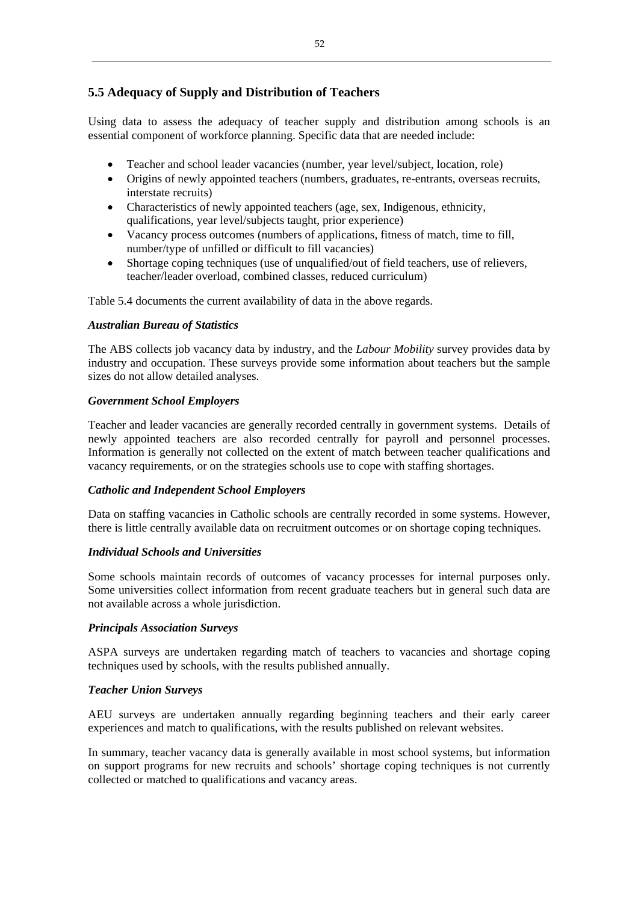## 5.5 Adequacy of Supply and Distribution of Teachers

Using data to assess the adequacy of teacher supply and distribution among schools is an essential component of workforce planning. Specific data that are needed include:

- Teacher and school leader vacancies (number, year level/subject, location, role)
- Origins of newly appointed teachers (numbers, graduates, re-entrants, overseas recruits, interstate recruits)
- Characteristics of newly appointed teachers (age, sex, Indigenous, ethnicity, qualifications, year level/subjects taught, prior experience)
- Vacancy process outcomes (numbers of applications, fitness of match, time to fill, number/type of unfilled or difficult to fill vacancies)
- Shortage coping techniques (use of unqualified/out of field teachers, use of relievers, teacher/leader overload, combined classes, reduced curriculum)

Table 5.4 documents the current availability of data in the above regards.

### *Australian Bureau of Statistics*

The ABS collects job vacancy data by industry, and the *Labour Mobility* survey provides data by industry and occupation. These surveys provide some information about teachers but the sample sizes do not allow detailed analyses.

### *Government School Employers*

Teacher and leader vacancies are generally recorded centrally in government systems. Details of newly appointed teachers are also recorded centrally for payroll and personnel processes. Information is generally not collected on the extent of match between teacher qualifications and vacancy requirements, or on the strategies schools use to cope with staffing shortages.

### *Catholic and Independent School Employers*

Data on staffing vacancies in Catholic schools are centrally recorded in some systems. However, there is little centrally available data on recruitment outcomes or on shortage coping techniques.

### *Individual Schools and Universities*

Some schools maintain records of outcomes of vacancy processes for internal purposes only. Some universities collect information from recent graduate teachers but in general such data are not available across a whole jurisdiction.

### *Principals Association Surveys*

ASPA surveys are undertaken regarding match of teachers to vacancies and shortage coping techniques used by schools, with the results published annually.

### *Teacher Union Surveys*

AEU surveys are undertaken annually regarding beginning teachers and their early career experiences and match to qualifications, with the results published on relevant websites.

In summary, teacher vacancy data is generally available in most school systems, but information on support programs for new recruits and schools' shortage coping techniques is not currently collected or matched to qualifications and vacancy areas.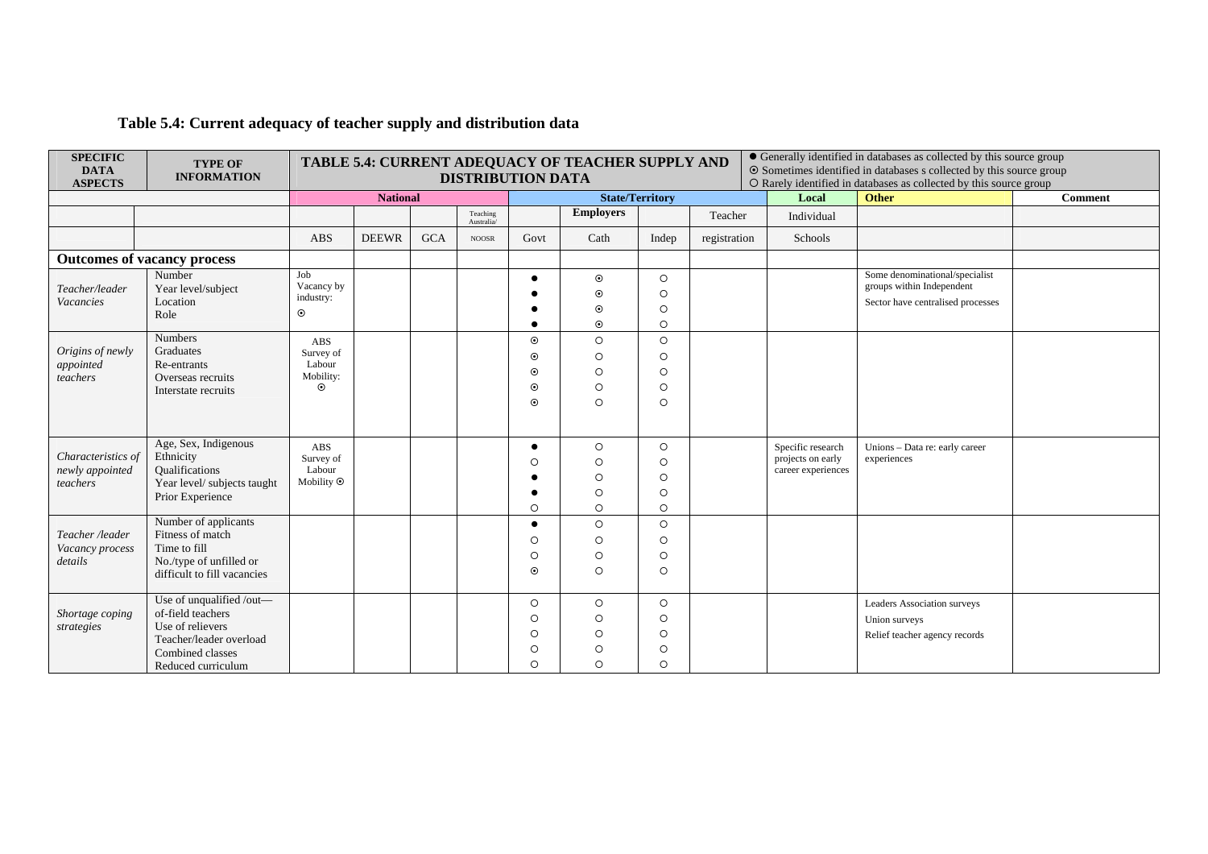## Table 5.4: Current adequacy of teacher supply and distribution data

| SPECIFIC DATA ASPECTS | TYPE OF INFORMATION | TABLE 5.4: CURRENT ADEQUACY OF TEACHER SUPPLY AND DISTRIBUTION DATA | | | | | | | | ● Generally identified in databases as collected by this source group ⊙ Sometimes identified in databases s collected by this source group ○ Rarely identified in databases as collected by this source group | | |
|---|---|---|---|---|---|---|---|---|---|---|---|---|
| | | National | | | | State/Territory | | | | Local | Other | Comment |
| | | | | | Teaching Australia/ | | Employers | | Teacher | Individual | | |
| | | ABS | DEEWR | GCA | NOOSR | Govt | Cath | Indep | registration | Schools | | |
| **Outcomes of vacancy process** | | | | | | | | | | | | |
| *Teacher/leader Vacancies* | Number<br>Year level/subject<br>Location<br>Role | Job Vacancy by industry: ⊙ | | | | ●<br>●<br>●<br>● | ⊙<br>⊙<br>⊙<br>⊙ | ○<br>○<br>○<br>○ | | | Some denominational/specialist groups within Independent Sector have centralised processes | |
| *Origins of newly appointed teachers* | Numbers<br>Graduates<br>Re-entrants<br>Overseas recruits<br>Interstate recruits | ABS Survey of Labour Mobility: ⊙ | | | | ⊙<br>⊙<br>⊙<br>⊙<br>⊙ | ○<br>○<br>○<br>○<br>○ | ○<br>○<br>○<br>○<br>○ | | | | |
| *Characteristics of newly appointed teachers* | Age, Sex, Indigenous<br>Ethnicity<br>Qualifications<br>Year level/ subjects taught<br>Prior Experience | ABS Survey of Labour Mobility ⊙ | | | | ●<br>○<br>●<br>●<br>○ | ○<br>○<br>○<br>○<br>○ | ○<br>○<br>○<br>○<br>○ | | Specific research projects on early career experiences | Unions – Data re: early career experiences | |
| *Teacher /leader Vacancy process details* | Number of applicants<br>Fitness of match<br>Time to fill<br>No./type of unfilled or difficult to fill vacancies | | | | | ●<br>○<br>○<br>⊙ | ○<br>○<br>○<br>○ | ○<br>○<br>○<br>○ | | | | |
| *Shortage coping strategies* | Use of unqualified /out—of-field teachers<br>Use of relievers<br>Teacher/leader overload<br>Combined classes<br>Reduced curriculum | | | | | ○<br>○<br>○<br>○<br>○ | ○<br>○<br>○<br>○<br>○ | ○<br>○<br>○<br>○<br>○ | | | Leaders Association surveys<br>Union surveys<br>Relief teacher agency records | |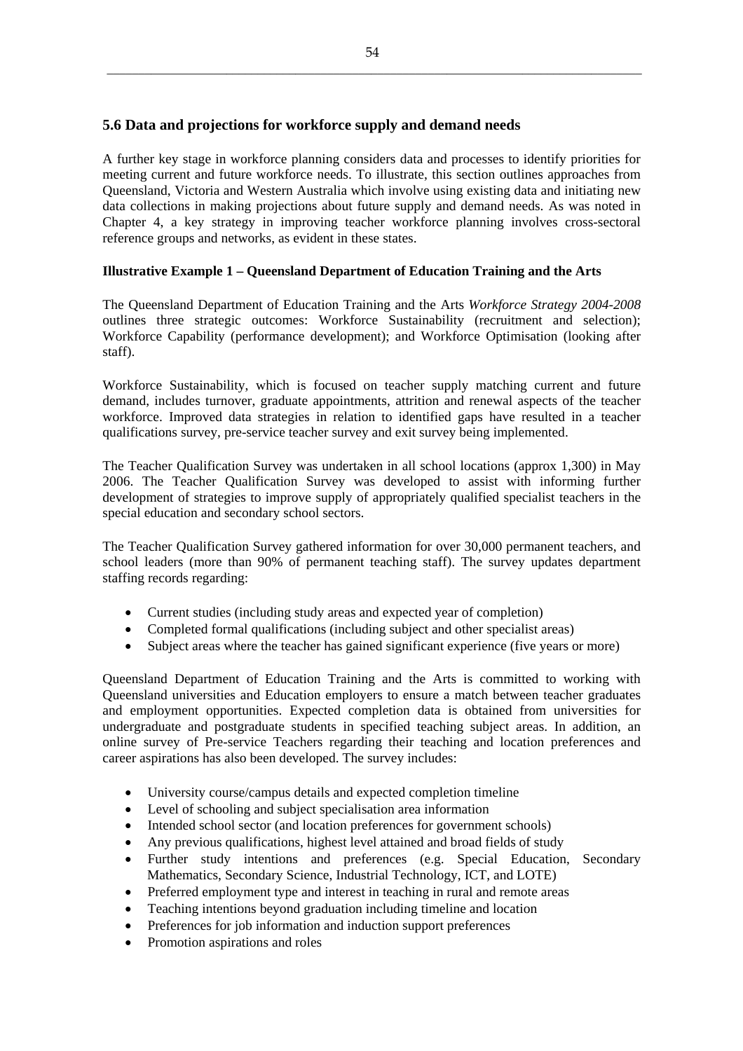## 5.6 Data and projections for workforce supply and demand needs

A further key stage in workforce planning considers data and processes to identify priorities for meeting current and future workforce needs. To illustrate, this section outlines approaches from Queensland, Victoria and Western Australia which involve using existing data and initiating new data collections in making projections about future supply and demand needs. As was noted in Chapter 4, a key strategy in improving teacher workforce planning involves cross-sectoral reference groups and networks, as evident in these states.

**Illustrative Example 1 – Queensland Department of Education Training and the Arts**

The Queensland Department of Education Training and the Arts *Workforce Strategy 2004-2008* outlines three strategic outcomes: Workforce Sustainability (recruitment and selection); Workforce Capability (performance development); and Workforce Optimisation (looking after staff).

Workforce Sustainability, which is focused on teacher supply matching current and future demand, includes turnover, graduate appointments, attrition and renewal aspects of the teacher workforce. Improved data strategies in relation to identified gaps have resulted in a teacher qualifications survey, pre-service teacher survey and exit survey being implemented.

The Teacher Qualification Survey was undertaken in all school locations (approx 1,300) in May 2006. The Teacher Qualification Survey was developed to assist with informing further development of strategies to improve supply of appropriately qualified specialist teachers in the special education and secondary school sectors.

The Teacher Qualification Survey gathered information for over 30,000 permanent teachers, and school leaders (more than 90% of permanent teaching staff). The survey updates department staffing records regarding:

- Current studies (including study areas and expected year of completion)
- Completed formal qualifications (including subject and other specialist areas)
- Subject areas where the teacher has gained significant experience (five years or more)

Queensland Department of Education Training and the Arts is committed to working with Queensland universities and Education employers to ensure a match between teacher graduates and employment opportunities. Expected completion data is obtained from universities for undergraduate and postgraduate students in specified teaching subject areas. In addition, an online survey of Pre-service Teachers regarding their teaching and location preferences and career aspirations has also been developed. The survey includes:

- University course/campus details and expected completion timeline
- Level of schooling and subject specialisation area information
- Intended school sector (and location preferences for government schools)
- Any previous qualifications, highest level attained and broad fields of study
- Further study intentions and preferences (e.g. Special Education, Secondary Mathematics, Secondary Science, Industrial Technology, ICT, and LOTE)
- Preferred employment type and interest in teaching in rural and remote areas
- Teaching intentions beyond graduation including timeline and location
- Preferences for job information and induction support preferences
- Promotion aspirations and roles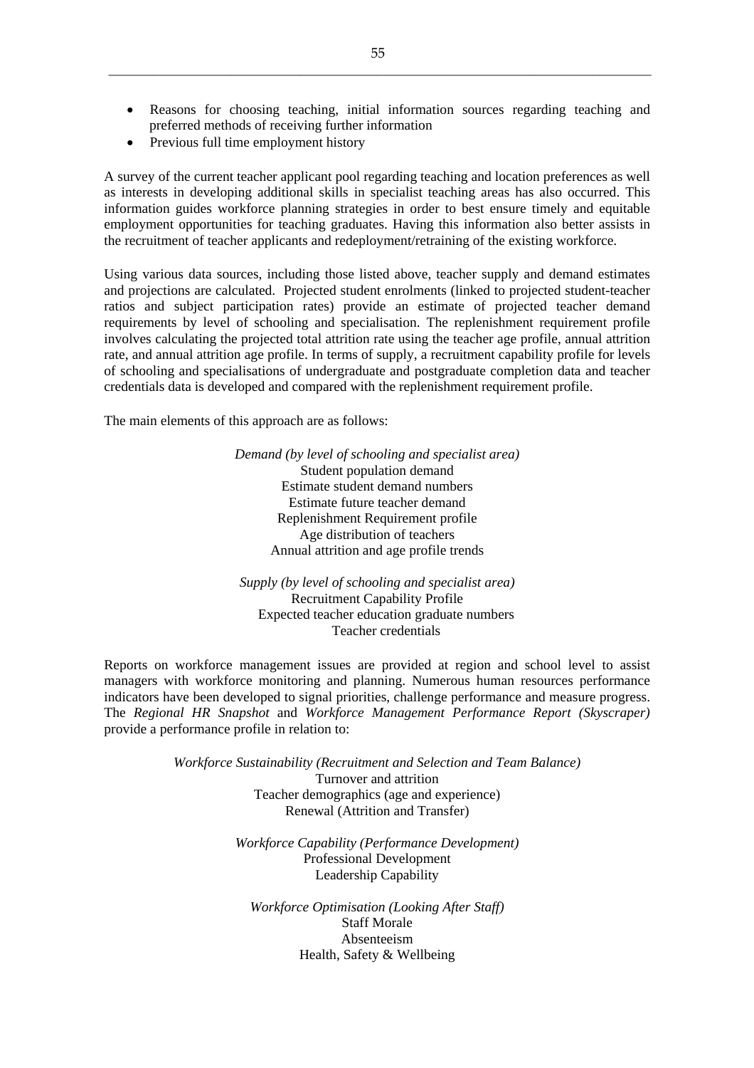- Reasons for choosing teaching, initial information sources regarding teaching and preferred methods of receiving further information
- Previous full time employment history

A survey of the current teacher applicant pool regarding teaching and location preferences as well as interests in developing additional skills in specialist teaching areas has also occurred. This information guides workforce planning strategies in order to best ensure timely and equitable employment opportunities for teaching graduates. Having this information also better assists in the recruitment of teacher applicants and redeployment/retraining of the existing workforce.

Using various data sources, including those listed above, teacher supply and demand estimates and projections are calculated. Projected student enrolments (linked to projected student-teacher ratios and subject participation rates) provide an estimate of projected teacher demand requirements by level of schooling and specialisation. The replenishment requirement profile involves calculating the projected total attrition rate using the teacher age profile, annual attrition rate, and annual attrition age profile. In terms of supply, a recruitment capability profile for levels of schooling and specialisations of undergraduate and postgraduate completion data and teacher credentials data is developed and compared with the replenishment requirement profile.

The main elements of this approach are as follows:

*Demand (by level of schooling and specialist area)*
Student population demand
Estimate student demand numbers
Estimate future teacher demand
Replenishment Requirement profile
Age distribution of teachers
Annual attrition and age profile trends

*Supply (by level of schooling and specialist area)*
Recruitment Capability Profile
Expected teacher education graduate numbers
Teacher credentials

Reports on workforce management issues are provided at region and school level to assist managers with workforce monitoring and planning. Numerous human resources performance indicators have been developed to signal priorities, challenge performance and measure progress. The *Regional HR Snapshot* and *Workforce Management Performance Report (Skyscraper)* provide a performance profile in relation to:

*Workforce Sustainability (Recruitment and Selection and Team Balance)*
Turnover and attrition
Teacher demographics (age and experience)
Renewal (Attrition and Transfer)

*Workforce Capability (Performance Development)*
Professional Development
Leadership Capability

*Workforce Optimisation (Looking After Staff)*
Staff Morale
Absenteeism
Health, Safety & Wellbeing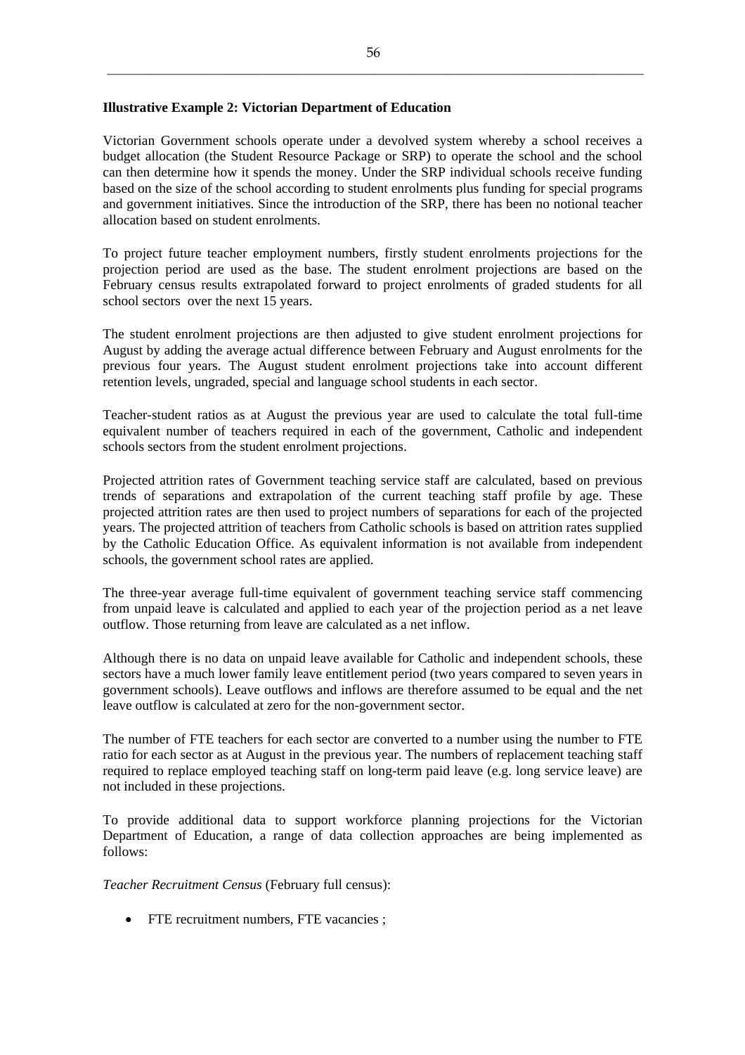**Illustrative Example 2: Victorian Department of Education**

Victorian Government schools operate under a devolved system whereby a school receives a budget allocation (the Student Resource Package or SRP) to operate the school and the school can then determine how it spends the money. Under the SRP individual schools receive funding based on the size of the school according to student enrolments plus funding for special programs and government initiatives. Since the introduction of the SRP, there has been no notional teacher allocation based on student enrolments.

To project future teacher employment numbers, firstly student enrolments projections for the projection period are used as the base. The student enrolment projections are based on the February census results extrapolated forward to project enrolments of graded students for all school sectors over the next 15 years.

The student enrolment projections are then adjusted to give student enrolment projections for August by adding the average actual difference between February and August enrolments for the previous four years. The August student enrolment projections take into account different retention levels, ungraded, special and language school students in each sector.

Teacher-student ratios as at August the previous year are used to calculate the total full-time equivalent number of teachers required in each of the government, Catholic and independent schools sectors from the student enrolment projections.

Projected attrition rates of Government teaching service staff are calculated, based on previous trends of separations and extrapolation of the current teaching staff profile by age. These projected attrition rates are then used to project numbers of separations for each of the projected years. The projected attrition of teachers from Catholic schools is based on attrition rates supplied by the Catholic Education Office. As equivalent information is not available from independent schools, the government school rates are applied.

The three-year average full-time equivalent of government teaching service staff commencing from unpaid leave is calculated and applied to each year of the projection period as a net leave outflow. Those returning from leave are calculated as a net inflow.

Although there is no data on unpaid leave available for Catholic and independent schools, these sectors have a much lower family leave entitlement period (two years compared to seven years in government schools). Leave outflows and inflows are therefore assumed to be equal and the net leave outflow is calculated at zero for the non-government sector.

The number of FTE teachers for each sector are converted to a number using the number to FTE ratio for each sector as at August in the previous year. The numbers of replacement teaching staff required to replace employed teaching staff on long-term paid leave (e.g. long service leave) are not included in these projections.

To provide additional data to support workforce planning projections for the Victorian Department of Education, a range of data collection approaches are being implemented as follows:

*Teacher Recruitment Census* (February full census):

- FTE recruitment numbers, FTE vacancies ;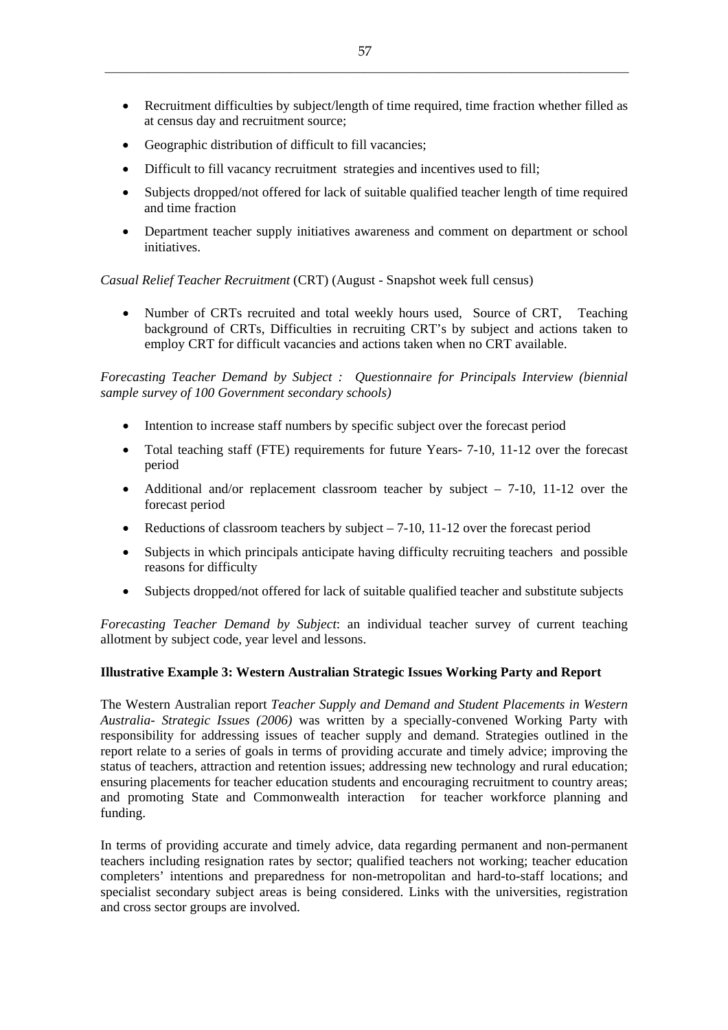- Recruitment difficulties by subject/length of time required, time fraction whether filled as at census day and recruitment source;
- Geographic distribution of difficult to fill vacancies;
- Difficult to fill vacancy recruitment strategies and incentives used to fill;
- Subjects dropped/not offered for lack of suitable qualified teacher length of time required and time fraction
- Department teacher supply initiatives awareness and comment on department or school initiatives.

*Casual Relief Teacher Recruitment* (CRT) (August - Snapshot week full census)

- Number of CRTs recruited and total weekly hours used, Source of CRT, Teaching background of CRTs, Difficulties in recruiting CRT's by subject and actions taken to employ CRT for difficult vacancies and actions taken when no CRT available.

*Forecasting Teacher Demand by Subject : Questionnaire for Principals Interview (biennial sample survey of 100 Government secondary schools)*

- Intention to increase staff numbers by specific subject over the forecast period
- Total teaching staff (FTE) requirements for future Years- 7-10, 11-12 over the forecast period
- Additional and/or replacement classroom teacher by subject – 7-10, 11-12 over the forecast period
- Reductions of classroom teachers by subject – 7-10, 11-12 over the forecast period
- Subjects in which principals anticipate having difficulty recruiting teachers and possible reasons for difficulty
- Subjects dropped/not offered for lack of suitable qualified teacher and substitute subjects

*Forecasting Teacher Demand by Subject*: an individual teacher survey of current teaching allotment by subject code, year level and lessons.

**Illustrative Example 3: Western Australian Strategic Issues Working Party and Report**

The Western Australian report *Teacher Supply and Demand and Student Placements in Western Australia- Strategic Issues (2006)* was written by a specially-convened Working Party with responsibility for addressing issues of teacher supply and demand. Strategies outlined in the report relate to a series of goals in terms of providing accurate and timely advice; improving the status of teachers, attraction and retention issues; addressing new technology and rural education; ensuring placements for teacher education students and encouraging recruitment to country areas; and promoting State and Commonwealth interaction for teacher workforce planning and funding.

In terms of providing accurate and timely advice, data regarding permanent and non-permanent teachers including resignation rates by sector; qualified teachers not working; teacher education completers' intentions and preparedness for non-metropolitan and hard-to-staff locations; and specialist secondary subject areas is being considered. Links with the universities, registration and cross sector groups are involved.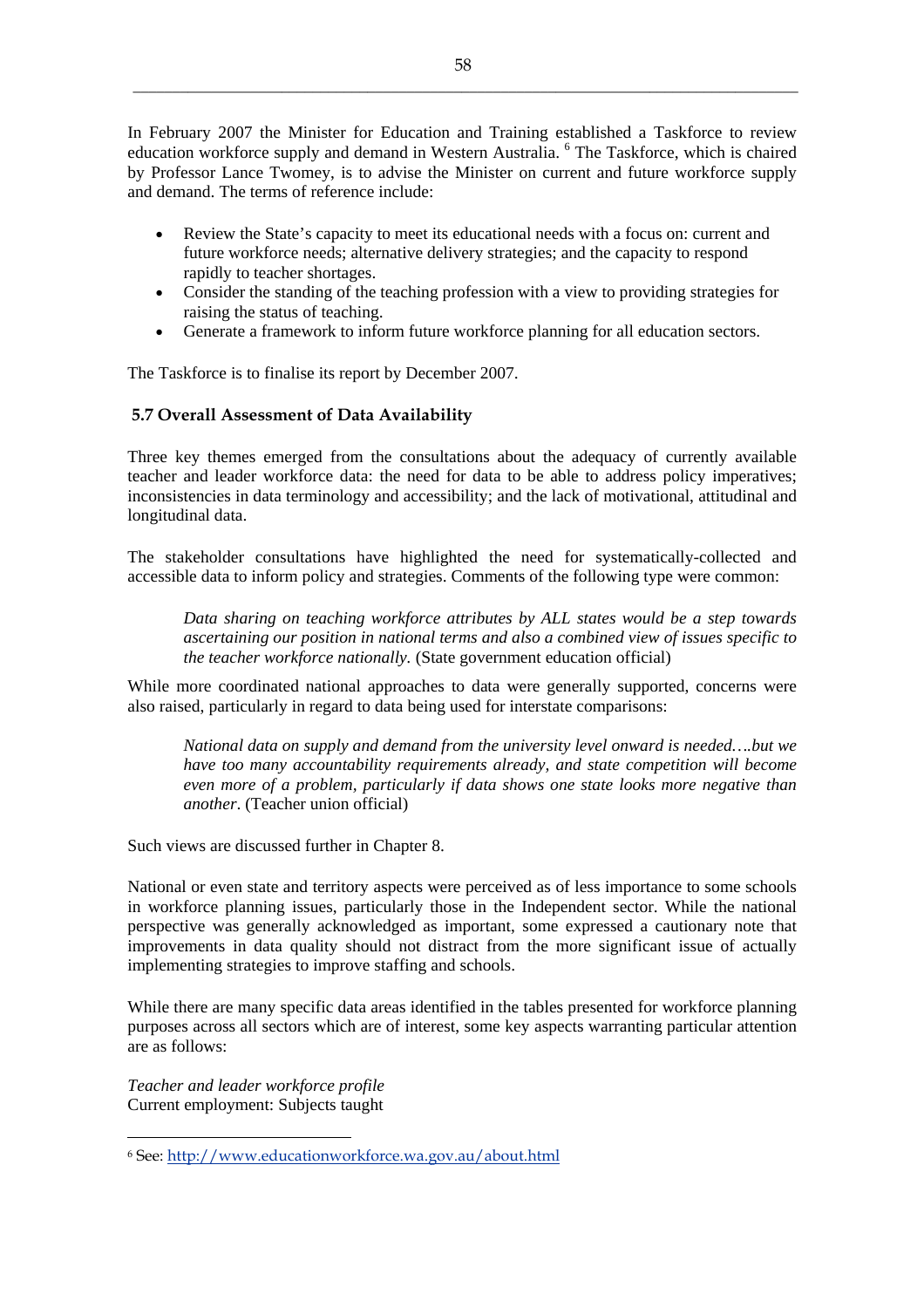In February 2007 the Minister for Education and Training established a Taskforce to review education workforce supply and demand in Western Australia. [6] The Taskforce, which is chaired by Professor Lance Twomey, is to advise the Minister on current and future workforce supply and demand. The terms of reference include:

- Review the State's capacity to meet its educational needs with a focus on: current and future workforce needs; alternative delivery strategies; and the capacity to respond rapidly to teacher shortages.
- Consider the standing of the teaching profession with a view to providing strategies for raising the status of teaching.
- Generate a framework to inform future workforce planning for all education sectors.

The Taskforce is to finalise its report by December 2007.

### 5.7 Overall Assessment of Data Availability

Three key themes emerged from the consultations about the adequacy of currently available teacher and leader workforce data: the need for data to be able to address policy imperatives; inconsistencies in data terminology and accessibility; and the lack of motivational, attitudinal and longitudinal data.

The stakeholder consultations have highlighted the need for systematically-collected and accessible data to inform policy and strategies. Comments of the following type were common:

> *Data sharing on teaching workforce attributes by ALL states would be a step towards ascertaining our position in national terms and also a combined view of issues specific to the teacher workforce nationally.* (State government education official)

While more coordinated national approaches to data were generally supported, concerns were also raised, particularly in regard to data being used for interstate comparisons:

> *National data on supply and demand from the university level onward is needed….but we have too many accountability requirements already, and state competition will become even more of a problem, particularly if data shows one state looks more negative than another.* (Teacher union official)

Such views are discussed further in Chapter 8.

National or even state and territory aspects were perceived as of less importance to some schools in workforce planning issues, particularly those in the Independent sector. While the national perspective was generally acknowledged as important, some expressed a cautionary note that improvements in data quality should not distract from the more significant issue of actually implementing strategies to improve staffing and schools.

While there are many specific data areas identified in the tables presented for workforce planning purposes across all sectors which are of interest, some key aspects warranting particular attention are as follows:

*Teacher and leader workforce profile*
Current employment: Subjects taught

---

[6] See: http://www.educationworkforce.wa.gov.au/about.html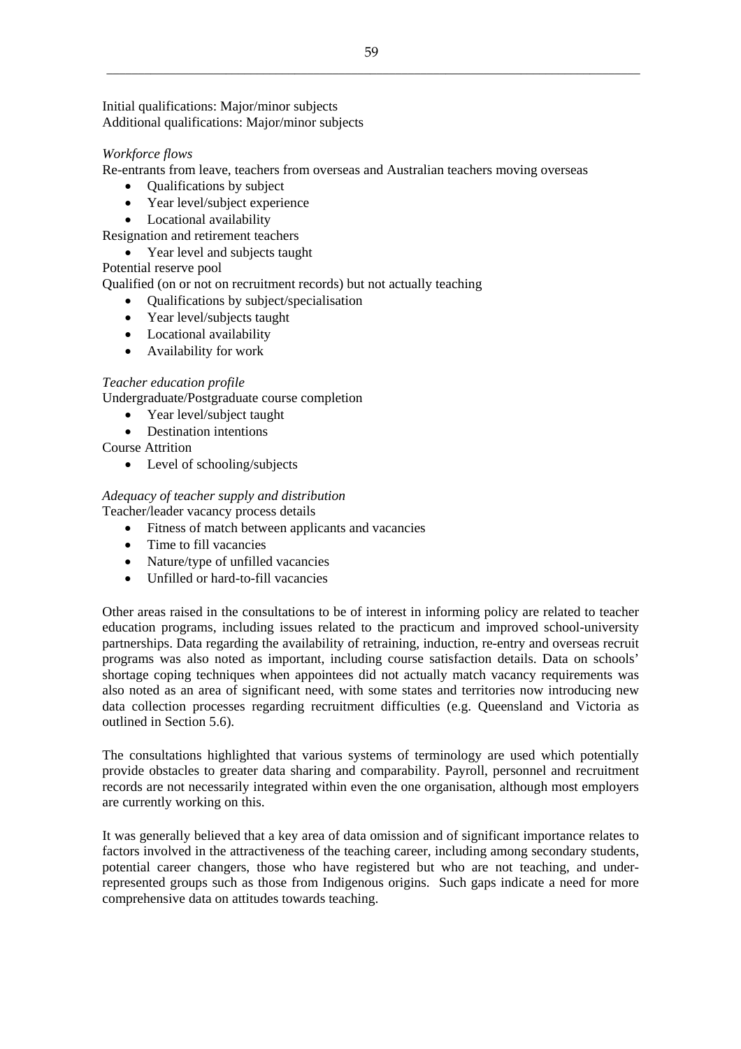Initial qualifications: Major/minor subjects
Additional qualifications: Major/minor subjects

*Workforce flows*

Re-entrants from leave, teachers from overseas and Australian teachers moving overseas

- Qualifications by subject
- Year level/subject experience
- Locational availability

Resignation and retirement teachers

- Year level and subjects taught

Potential reserve pool

Qualified (on or not on recruitment records) but not actually teaching

- Qualifications by subject/specialisation
- Year level/subjects taught
- Locational availability
- Availability for work

*Teacher education profile*

Undergraduate/Postgraduate course completion

- Year level/subject taught
- Destination intentions

Course Attrition

- Level of schooling/subjects

*Adequacy of teacher supply and distribution*

Teacher/leader vacancy process details

- Fitness of match between applicants and vacancies
- Time to fill vacancies
- Nature/type of unfilled vacancies
- Unfilled or hard-to-fill vacancies

Other areas raised in the consultations to be of interest in informing policy are related to teacher education programs, including issues related to the practicum and improved school-university partnerships. Data regarding the availability of retraining, induction, re-entry and overseas recruit programs was also noted as important, including course satisfaction details. Data on schools' shortage coping techniques when appointees did not actually match vacancy requirements was also noted as an area of significant need, with some states and territories now introducing new data collection processes regarding recruitment difficulties (e.g. Queensland and Victoria as outlined in Section 5.6).

The consultations highlighted that various systems of terminology are used which potentially provide obstacles to greater data sharing and comparability. Payroll, personnel and recruitment records are not necessarily integrated within even the one organisation, although most employers are currently working on this.

It was generally believed that a key area of data omission and of significant importance relates to factors involved in the attractiveness of the teaching career, including among secondary students, potential career changers, those who have registered but who are not teaching, and under-represented groups such as those from Indigenous origins. Such gaps indicate a need for more comprehensive data on attitudes towards teaching.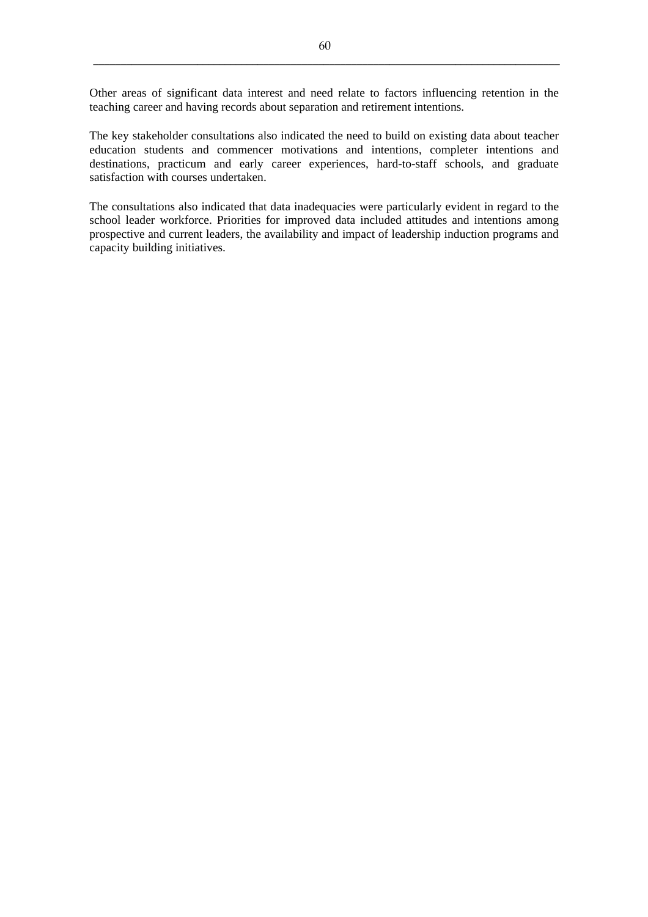Other areas of significant data interest and need relate to factors influencing retention in the teaching career and having records about separation and retirement intentions.

The key stakeholder consultations also indicated the need to build on existing data about teacher education students and commencer motivations and intentions, completer intentions and destinations, practicum and early career experiences, hard-to-staff schools, and graduate satisfaction with courses undertaken.

The consultations also indicated that data inadequacies were particularly evident in regard to the school leader workforce. Priorities for improved data included attitudes and intentions among prospective and current leaders, the availability and impact of leadership induction programs and capacity building initiatives.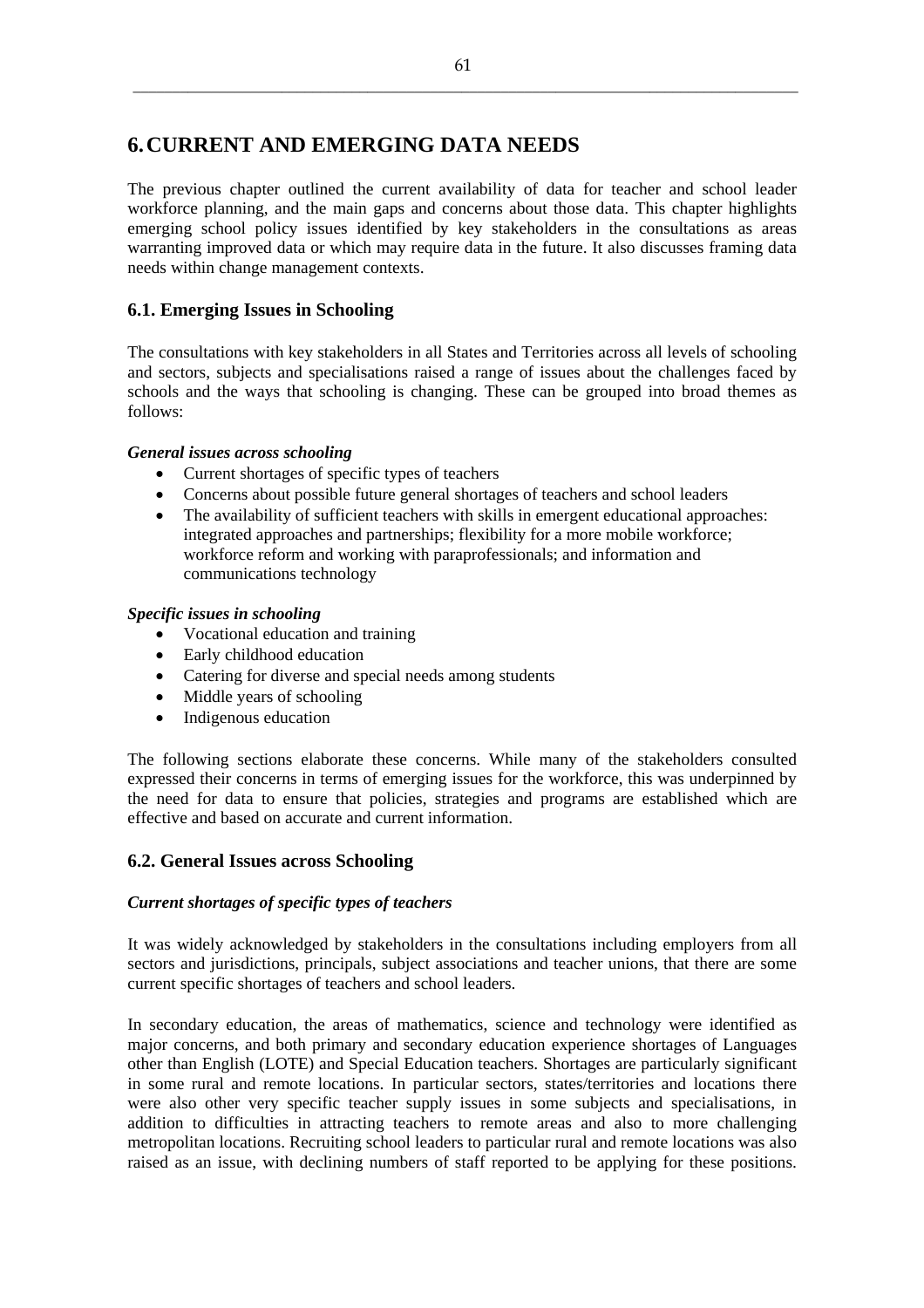# 6. CURRENT AND EMERGING DATA NEEDS

The previous chapter outlined the current availability of data for teacher and school leader workforce planning, and the main gaps and concerns about those data. This chapter highlights emerging school policy issues identified by key stakeholders in the consultations as areas warranting improved data or which may require data in the future. It also discusses framing data needs within change management contexts.

## 6.1. Emerging Issues in Schooling

The consultations with key stakeholders in all States and Territories across all levels of schooling and sectors, subjects and specialisations raised a range of issues about the challenges faced by schools and the ways that schooling is changing. These can be grouped into broad themes as follows:

***General issues across schooling***

- Current shortages of specific types of teachers
- Concerns about possible future general shortages of teachers and school leaders
- The availability of sufficient teachers with skills in emergent educational approaches: integrated approaches and partnerships; flexibility for a more mobile workforce; workforce reform and working with paraprofessionals; and information and communications technology

***Specific issues in schooling***

- Vocational education and training
- Early childhood education
- Catering for diverse and special needs among students
- Middle years of schooling
- Indigenous education

The following sections elaborate these concerns. While many of the stakeholders consulted expressed their concerns in terms of emerging issues for the workforce, this was underpinned by the need for data to ensure that policies, strategies and programs are established which are effective and based on accurate and current information.

## 6.2. General Issues across Schooling

***Current shortages of specific types of teachers***

It was widely acknowledged by stakeholders in the consultations including employers from all sectors and jurisdictions, principals, subject associations and teacher unions, that there are some current specific shortages of teachers and school leaders.

In secondary education, the areas of mathematics, science and technology were identified as major concerns, and both primary and secondary education experience shortages of Languages other than English (LOTE) and Special Education teachers. Shortages are particularly significant in some rural and remote locations. In particular sectors, states/territories and locations there were also other very specific teacher supply issues in some subjects and specialisations, in addition to difficulties in attracting teachers to remote areas and also to more challenging metropolitan locations. Recruiting school leaders to particular rural and remote locations was also raised as an issue, with declining numbers of staff reported to be applying for these positions.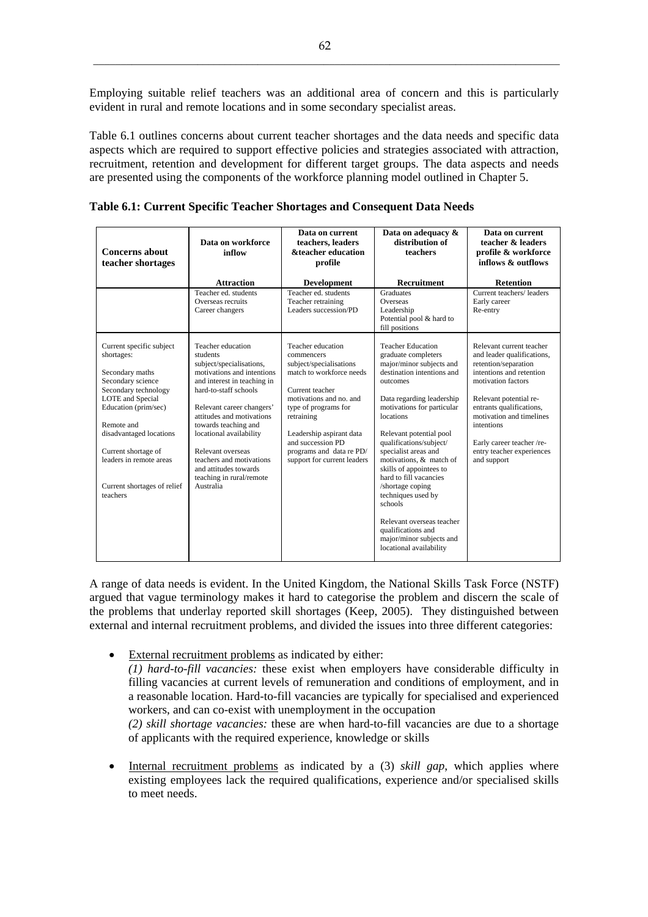Employing suitable relief teachers was an additional area of concern and this is particularly evident in rural and remote locations and in some secondary specialist areas.

Table 6.1 outlines concerns about current teacher shortages and the data needs and specific data aspects which are required to support effective policies and strategies associated with attraction, recruitment, retention and development for different target groups. The data aspects and needs are presented using the components of the workforce planning model outlined in Chapter 5.

**Table 6.1: Current Specific Teacher Shortages and Consequent Data Needs**

| Concerns about teacher shortages | Data on workforce inflow<br><br>**Attraction** | Data on current teachers, leaders &teacher education profile<br><br>**Development** | Data on adequacy & distribution of teachers<br><br>**Recruitment** | Data on current teacher & leaders profile & workforce inflows & outflows<br><br>**Retention** |
|---|---|---|---|---|
| | Teacher ed. students<br>Overseas recruits<br>Career changers | Teacher ed. students<br>Teacher retraining<br>Leaders succession/PD | Graduates<br>Overseas<br>Leadership<br>Potential pool & hard to fill positions | Current teachers/ leaders<br>Early career<br>Re-entry |
| Current specific subject shortages:<br><br>Secondary maths<br>Secondary science<br>Secondary technology<br>LOTE and Special Education (prim/sec)<br><br>Remote and disadvantaged locations<br><br>Current shortage of leaders in remote areas<br><br>Current shortages of relief teachers | Teacher education students subject/specialisations, motivations and intentions and interest in teaching in hard-to-staff schools<br><br>Relevant career changers' attitudes and motivations towards teaching and locational availability<br><br>Relevant overseas teachers and motivations and attitudes towards teaching in rural/remote Australia | Teacher education commencers subject/specialisations match to workforce needs<br><br>Current teacher motivations and no. and type of programs for retraining<br><br>Leadership aspirant data and succession PD programs and data re PD/ support for current leaders | Teacher Education graduate completers major/minor subjects and destination intentions and outcomes<br><br>Data regarding leadership motivations for particular locations<br><br>Relevant potential pool qualifications/subject/ specialist areas and motivations, & match of skills of appointees to hard to fill vacancies /shortage coping techniques used by schools<br><br>Relevant overseas teacher qualifications and major/minor subjects and locational availability | Relevant current teacher and leader qualifications, retention/separation intentions and retention motivation factors<br><br>Relevant potential re-entrants qualifications, motivation and timelines intentions<br><br>Early career teacher /re-entry teacher experiences and support |

A range of data needs is evident. In the United Kingdom, the National Skills Task Force (NSTF) argued that vague terminology makes it hard to categorise the problem and discern the scale of the problems that underlay reported skill shortages (Keep, 2005). They distinguished between external and internal recruitment problems, and divided the issues into three different categories:

- External recruitment problems as indicated by either:
  *(1) hard-to-fill vacancies:* these exist when employers have considerable difficulty in filling vacancies at current levels of remuneration and conditions of employment, and in a reasonable location. Hard-to-fill vacancies are typically for specialised and experienced workers, and can co-exist with unemployment in the occupation
  *(2) skill shortage vacancies:* these are when hard-to-fill vacancies are due to a shortage of applicants with the required experience, knowledge or skills

- Internal recruitment problems as indicated by a (3) *skill gap*, which applies where existing employees lack the required qualifications, experience and/or specialised skills to meet needs.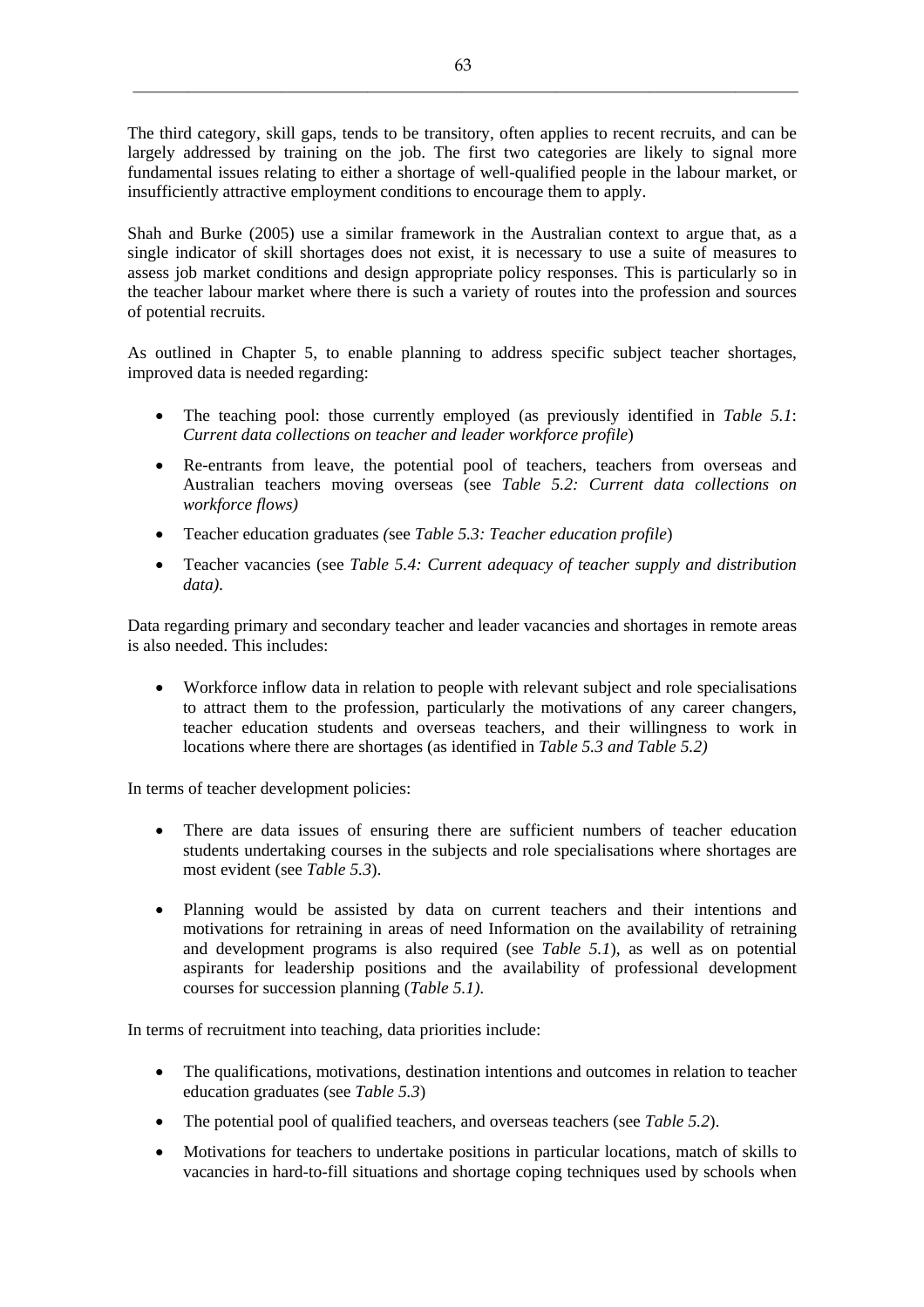The third category, skill gaps, tends to be transitory, often applies to recent recruits, and can be largely addressed by training on the job. The first two categories are likely to signal more fundamental issues relating to either a shortage of well-qualified people in the labour market, or insufficiently attractive employment conditions to encourage them to apply.

Shah and Burke (2005) use a similar framework in the Australian context to argue that, as a single indicator of skill shortages does not exist, it is necessary to use a suite of measures to assess job market conditions and design appropriate policy responses. This is particularly so in the teacher labour market where there is such a variety of routes into the profession and sources of potential recruits.

As outlined in Chapter 5, to enable planning to address specific subject teacher shortages, improved data is needed regarding:

- The teaching pool: those currently employed (as previously identified in *Table 5.1*: *Current data collections on teacher and leader workforce profile*)
- Re-entrants from leave, the potential pool of teachers, teachers from overseas and Australian teachers moving overseas (see *Table 5.2: Current data collections on workforce flows)*
- Teacher education graduates *(*see *Table 5.3: Teacher education profile*)
- Teacher vacancies (see *Table 5.4: Current adequacy of teacher supply and distribution data).*

Data regarding primary and secondary teacher and leader vacancies and shortages in remote areas is also needed. This includes:

- Workforce inflow data in relation to people with relevant subject and role specialisations to attract them to the profession, particularly the motivations of any career changers, teacher education students and overseas teachers, and their willingness to work in locations where there are shortages (as identified in *Table 5.3 and Table 5.2)*

In terms of teacher development policies:

- There are data issues of ensuring there are sufficient numbers of teacher education students undertaking courses in the subjects and role specialisations where shortages are most evident (see *Table 5.3*).
- Planning would be assisted by data on current teachers and their intentions and motivations for retraining in areas of need Information on the availability of retraining and development programs is also required (see *Table 5.1*), as well as on potential aspirants for leadership positions and the availability of professional development courses for succession planning (*Table 5.1).*

In terms of recruitment into teaching, data priorities include:

- The qualifications, motivations, destination intentions and outcomes in relation to teacher education graduates (see *Table 5.3*)
- The potential pool of qualified teachers, and overseas teachers (see *Table 5.2*).
- Motivations for teachers to undertake positions in particular locations, match of skills to vacancies in hard-to-fill situations and shortage coping techniques used by schools when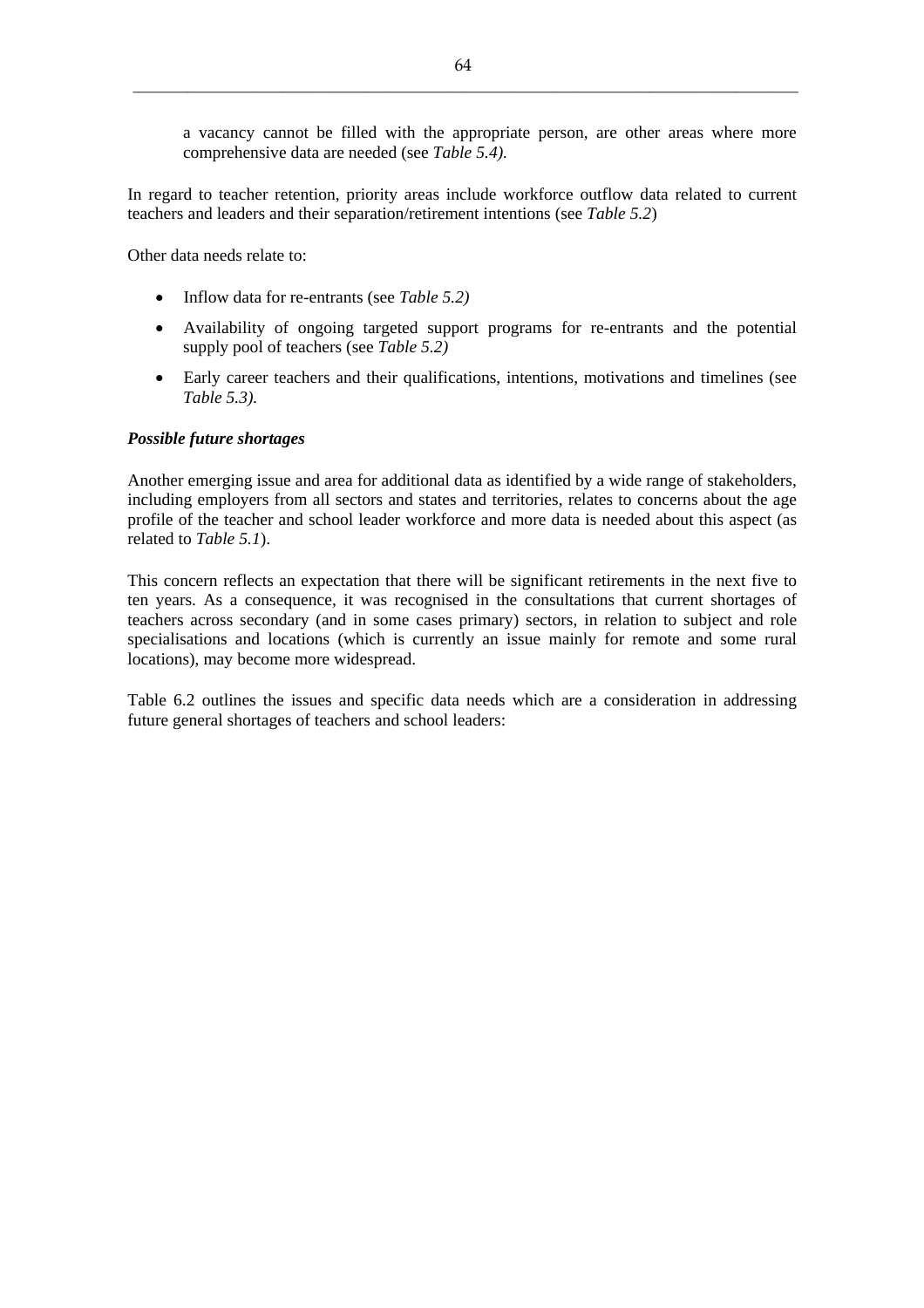a vacancy cannot be filled with the appropriate person, are other areas where more comprehensive data are needed (see *Table 5.4).*

In regard to teacher retention, priority areas include workforce outflow data related to current teachers and leaders and their separation/retirement intentions (see *Table 5.2*)

Other data needs relate to:

- Inflow data for re-entrants (see *Table 5.2)*
- Availability of ongoing targeted support programs for re-entrants and the potential supply pool of teachers (see *Table 5.2)*
- Early career teachers and their qualifications, intentions, motivations and timelines (see *Table 5.3).*

***Possible future shortages***

Another emerging issue and area for additional data as identified by a wide range of stakeholders, including employers from all sectors and states and territories, relates to concerns about the age profile of the teacher and school leader workforce and more data is needed about this aspect (as related to *Table 5.1*).

This concern reflects an expectation that there will be significant retirements in the next five to ten years. As a consequence, it was recognised in the consultations that current shortages of teachers across secondary (and in some cases primary) sectors, in relation to subject and role specialisations and locations (which is currently an issue mainly for remote and some rural locations), may become more widespread.

Table 6.2 outlines the issues and specific data needs which are a consideration in addressing future general shortages of teachers and school leaders: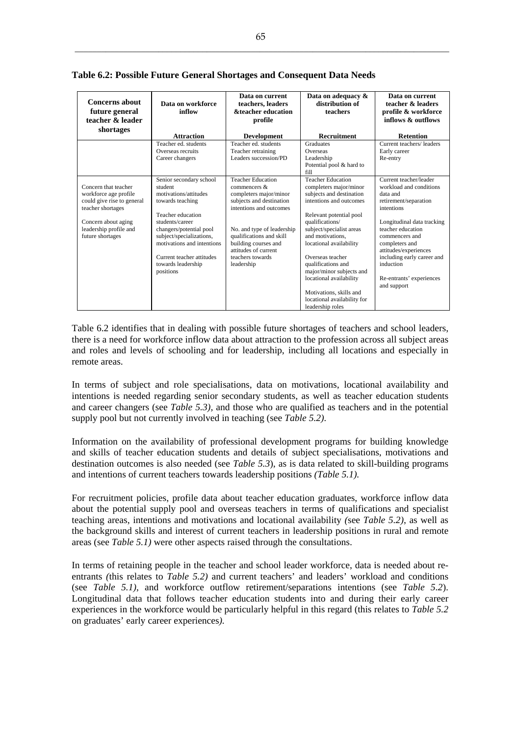**Table 6.2: Possible Future General Shortages and Consequent Data Needs**

| Concerns about future general teacher & leader shortages | Data on workforce inflow | Data on current teachers, leaders &teacher education profile | Data on adequacy & distribution of teachers | Data on current teacher & leaders profile & workforce inflows & outflows |
|---|---|---|---|---|
| | **Attraction** | **Development** | **Recruitment** | **Retention** |
| | Teacher ed. students<br>Overseas recruits<br>Career changers | Teacher ed. students<br>Teacher retraining<br>Leaders succession/PD | Graduates<br>Overseas<br>Leadership<br>Potential pool & hard to fill | Current teachers/ leaders<br>Early career<br>Re-entry |
| Concern that teacher workforce age profile could give rise to general teacher shortages<br><br>Concern about aging leadership profile and future shortages | Senior secondary school student motivations/attitudes towards teaching<br><br>Teacher education students/career changers/potential pool subject/specializations, motivations and intentions<br><br>Current teacher attitudes towards leadership positions | Teacher Education commencers & completers major/minor subjects and destination intentions and outcomes<br><br>No. and type of leadership qualifications and skill building courses and attitudes of current teachers towards leadership | Teacher Education completers major/minor subjects and destination intentions and outcomes<br><br>Relevant potential pool qualifications/ subject/specialist areas and motivations, locational availability<br><br>Overseas teacher qualifications and major/minor subjects and locational availability<br><br>Motivations, skills and locational availability for leadership roles | Current teacher/leader workload and conditions data and retirement/separation intentions<br><br>Longitudinal data tracking teacher education commencers and completers and attitudes/experiences including early career and induction<br><br>Re-entrants' experiences and support |

Table 6.2 identifies that in dealing with possible future shortages of teachers and school leaders, there is a need for workforce inflow data about attraction to the profession across all subject areas and roles and levels of schooling and for leadership, including all locations and especially in remote areas.

In terms of subject and role specialisations, data on motivations, locational availability and intentions is needed regarding senior secondary students, as well as teacher education students and career changers (see *Table 5.3)*, and those who are qualified as teachers and in the potential supply pool but not currently involved in teaching (see *Table 5.2)*.

Information on the availability of professional development programs for building knowledge and skills of teacher education students and details of subject specialisations, motivations and destination outcomes is also needed (see *Table 5.3*), as is data related to skill-building programs and intentions of current teachers towards leadership positions *(Table 5.1)*.

For recruitment policies, profile data about teacher education graduates, workforce inflow data about the potential supply pool and overseas teachers in terms of qualifications and specialist teaching areas, intentions and motivations and locational availability *(*see *Table 5.2)*, as well as the background skills and interest of current teachers in leadership positions in rural and remote areas (see *Table 5.1)* were other aspects raised through the consultations.

In terms of retaining people in the teacher and school leader workforce, data is needed about re-entrants *(*this relates to *Table 5.2)* and current teachers' and leaders' workload and conditions (see *Table 5.1)*, and workforce outflow retirement/separations intentions (see *Table 5.2*). Longitudinal data that follows teacher education students into and during their early career experiences in the workforce would be particularly helpful in this regard (this relates to *Table 5.2* on graduates' early career experiences*)*.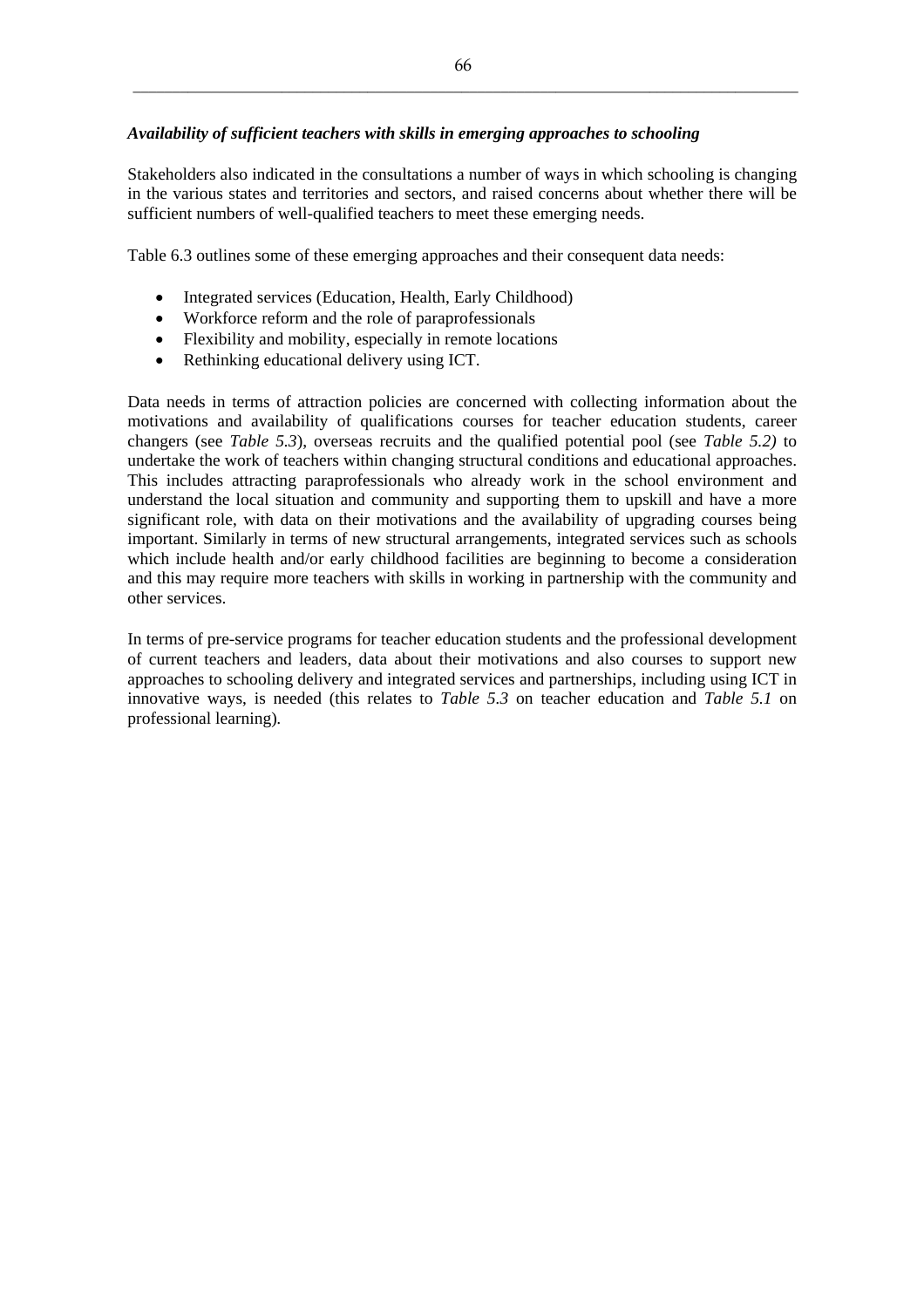***Availability of sufficient teachers with skills in emerging approaches to schooling***

Stakeholders also indicated in the consultations a number of ways in which schooling is changing in the various states and territories and sectors, and raised concerns about whether there will be sufficient numbers of well-qualified teachers to meet these emerging needs.

Table 6.3 outlines some of these emerging approaches and their consequent data needs:

- Integrated services (Education, Health, Early Childhood)
- Workforce reform and the role of paraprofessionals
- Flexibility and mobility, especially in remote locations
- Rethinking educational delivery using ICT.

Data needs in terms of attraction policies are concerned with collecting information about the motivations and availability of qualifications courses for teacher education students, career changers (see *Table 5.3*), overseas recruits and the qualified potential pool (see *Table 5.2)* to undertake the work of teachers within changing structural conditions and educational approaches. This includes attracting paraprofessionals who already work in the school environment and understand the local situation and community and supporting them to upskill and have a more significant role, with data on their motivations and the availability of upgrading courses being important. Similarly in terms of new structural arrangements, integrated services such as schools which include health and/or early childhood facilities are beginning to become a consideration and this may require more teachers with skills in working in partnership with the community and other services.

In terms of pre-service programs for teacher education students and the professional development of current teachers and leaders, data about their motivations and also courses to support new approaches to schooling delivery and integrated services and partnerships, including using ICT in innovative ways, is needed (this relates to *Table 5.3* on teacher education and *Table 5.1* on professional learning).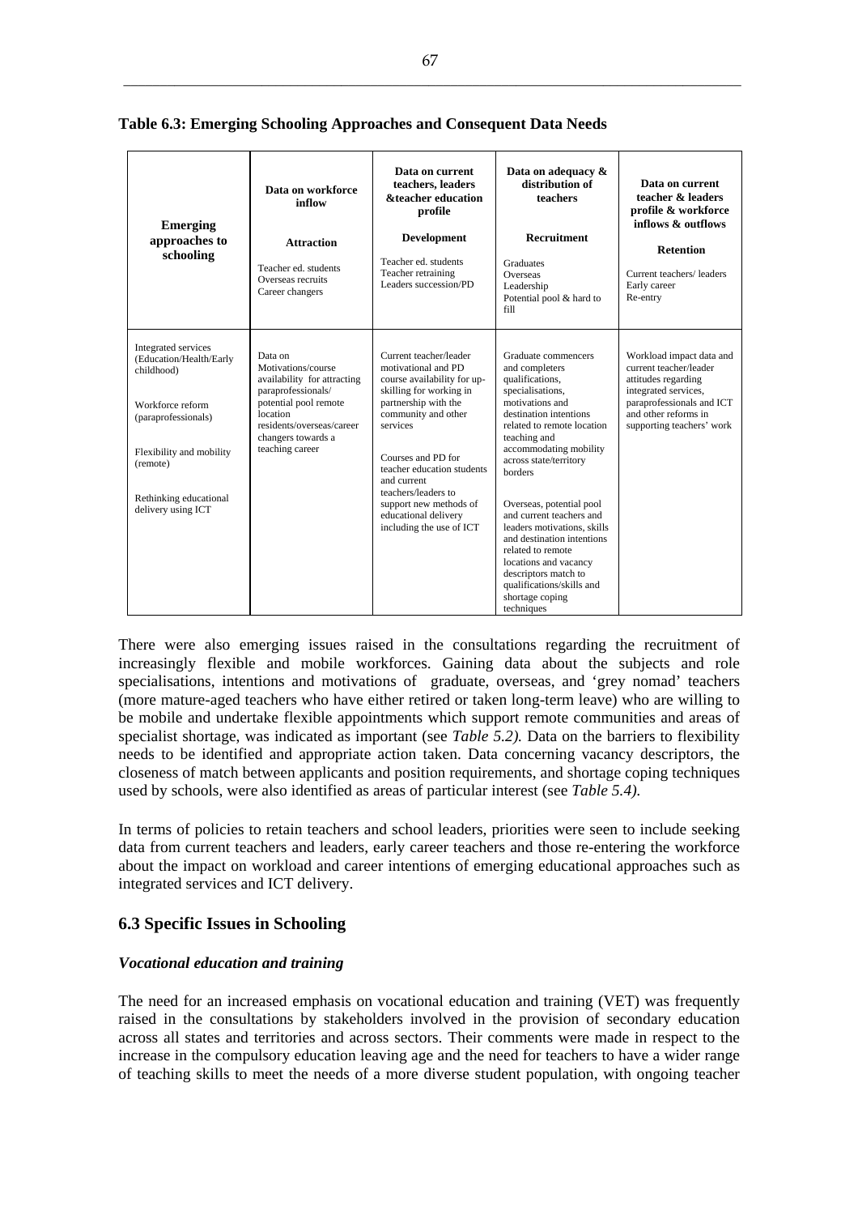**Table 6.3: Emerging Schooling Approaches and Consequent Data Needs**

| Emerging approaches to schooling | Data on workforce inflow<br><br>**Attraction**<br><br>Teacher ed. students<br>Overseas recruits<br>Career changers | Data on current teachers, leaders &teacher education profile<br><br>**Development**<br><br>Teacher ed. students<br>Teacher retraining<br>Leaders succession/PD | Data on adequacy & distribution of teachers<br><br>**Recruitment**<br><br>Graduates<br>Overseas<br>Leadership<br>Potential pool & hard to fill | Data on current teacher & leaders profile & workforce inflows & outflows<br><br>**Retention**<br><br>Current teachers/ leaders<br>Early career<br>Re-entry |
|---|---|---|---|---|
| Integrated services (Education/Health/Early childhood)<br><br>Workforce reform (paraprofessionals)<br><br>Flexibility and mobility (remote)<br><br>Rethinking educational delivery using ICT | Data on Motivations/course availability for attracting paraprofessionals/ potential pool remote location residents/overseas/career changers towards a teaching career | Current teacher/leader motivational and PD course availability for up-skilling for working in partnership with the community and other services<br><br>Courses and PD for teacher education students and current teachers/leaders to support new methods of educational delivery including the use of ICT | Graduate commencers and completers qualifications, specialisations, motivations and destination intentions related to remote location teaching and accommodating mobility across state/territory borders<br><br>Overseas, potential pool and current teachers and leaders motivations, skills and destination intentions related to remote locations and vacancy descriptors match to qualifications/skills and shortage coping techniques | Workload impact data and current teacher/leader attitudes regarding integrated services, paraprofessionals and ICT and other reforms in supporting teachers' work |

There were also emerging issues raised in the consultations regarding the recruitment of increasingly flexible and mobile workforces. Gaining data about the subjects and role specialisations, intentions and motivations of graduate, overseas, and 'grey nomad' teachers (more mature-aged teachers who have either retired or taken long-term leave) who are willing to be mobile and undertake flexible appointments which support remote communities and areas of specialist shortage, was indicated as important (see *Table 5.2).* Data on the barriers to flexibility needs to be identified and appropriate action taken. Data concerning vacancy descriptors, the closeness of match between applicants and position requirements, and shortage coping techniques used by schools, were also identified as areas of particular interest (see *Table 5.4).*

In terms of policies to retain teachers and school leaders, priorities were seen to include seeking data from current teachers and leaders, early career teachers and those re-entering the workforce about the impact on workload and career intentions of emerging educational approaches such as integrated services and ICT delivery.

## 6.3 Specific Issues in Schooling

### *Vocational education and training*

The need for an increased emphasis on vocational education and training (VET) was frequently raised in the consultations by stakeholders involved in the provision of secondary education across all states and territories and across sectors. Their comments were made in respect to the increase in the compulsory education leaving age and the need for teachers to have a wider range of teaching skills to meet the needs of a more diverse student population, with ongoing teacher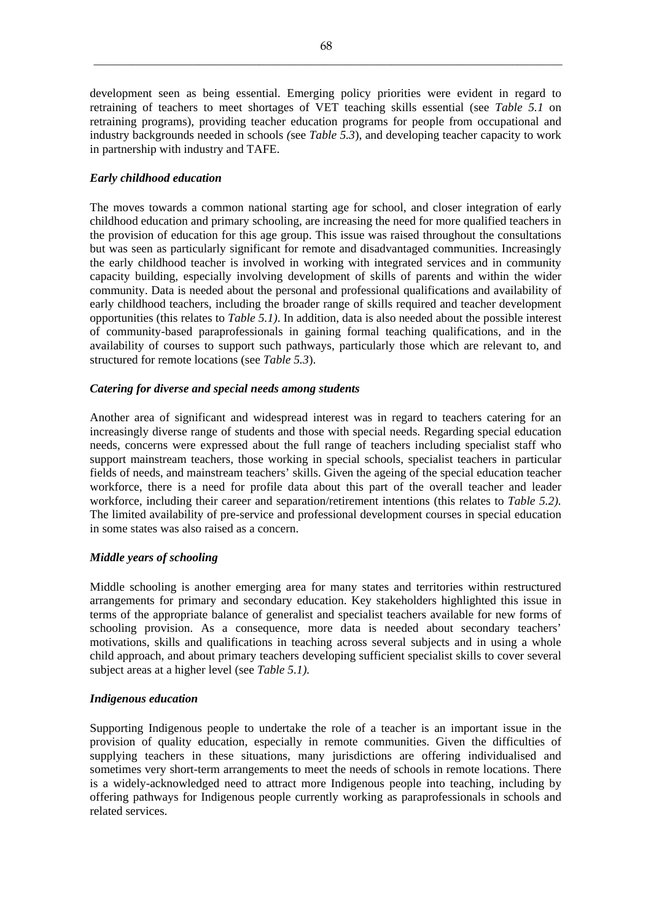development seen as being essential. Emerging policy priorities were evident in regard to retraining of teachers to meet shortages of VET teaching skills essential (see *Table 5.1* on retraining programs), providing teacher education programs for people from occupational and industry backgrounds needed in schools *(*see *Table 5.3*), and developing teacher capacity to work in partnership with industry and TAFE.

### *Early childhood education*

The moves towards a common national starting age for school, and closer integration of early childhood education and primary schooling, are increasing the need for more qualified teachers in the provision of education for this age group. This issue was raised throughout the consultations but was seen as particularly significant for remote and disadvantaged communities. Increasingly the early childhood teacher is involved in working with integrated services and in community capacity building, especially involving development of skills of parents and within the wider community. Data is needed about the personal and professional qualifications and availability of early childhood teachers, including the broader range of skills required and teacher development opportunities (this relates to *Table 5.1)*. In addition, data is also needed about the possible interest of community-based paraprofessionals in gaining formal teaching qualifications, and in the availability of courses to support such pathways, particularly those which are relevant to, and structured for remote locations (see *Table 5.3*).

### *Catering for diverse and special needs among students*

Another area of significant and widespread interest was in regard to teachers catering for an increasingly diverse range of students and those with special needs. Regarding special education needs, concerns were expressed about the full range of teachers including specialist staff who support mainstream teachers, those working in special schools, specialist teachers in particular fields of needs, and mainstream teachers' skills. Given the ageing of the special education teacher workforce, there is a need for profile data about this part of the overall teacher and leader workforce, including their career and separation/retirement intentions (this relates to *Table 5.2)*. The limited availability of pre-service and professional development courses in special education in some states was also raised as a concern.

### *Middle years of schooling*

Middle schooling is another emerging area for many states and territories within restructured arrangements for primary and secondary education. Key stakeholders highlighted this issue in terms of the appropriate balance of generalist and specialist teachers available for new forms of schooling provision. As a consequence, more data is needed about secondary teachers' motivations, skills and qualifications in teaching across several subjects and in using a whole child approach, and about primary teachers developing sufficient specialist skills to cover several subject areas at a higher level (see *Table 5.1)*.

### *Indigenous education*

Supporting Indigenous people to undertake the role of a teacher is an important issue in the provision of quality education, especially in remote communities. Given the difficulties of supplying teachers in these situations, many jurisdictions are offering individualised and sometimes very short-term arrangements to meet the needs of schools in remote locations. There is a widely-acknowledged need to attract more Indigenous people into teaching, including by offering pathways for Indigenous people currently working as paraprofessionals in schools and related services.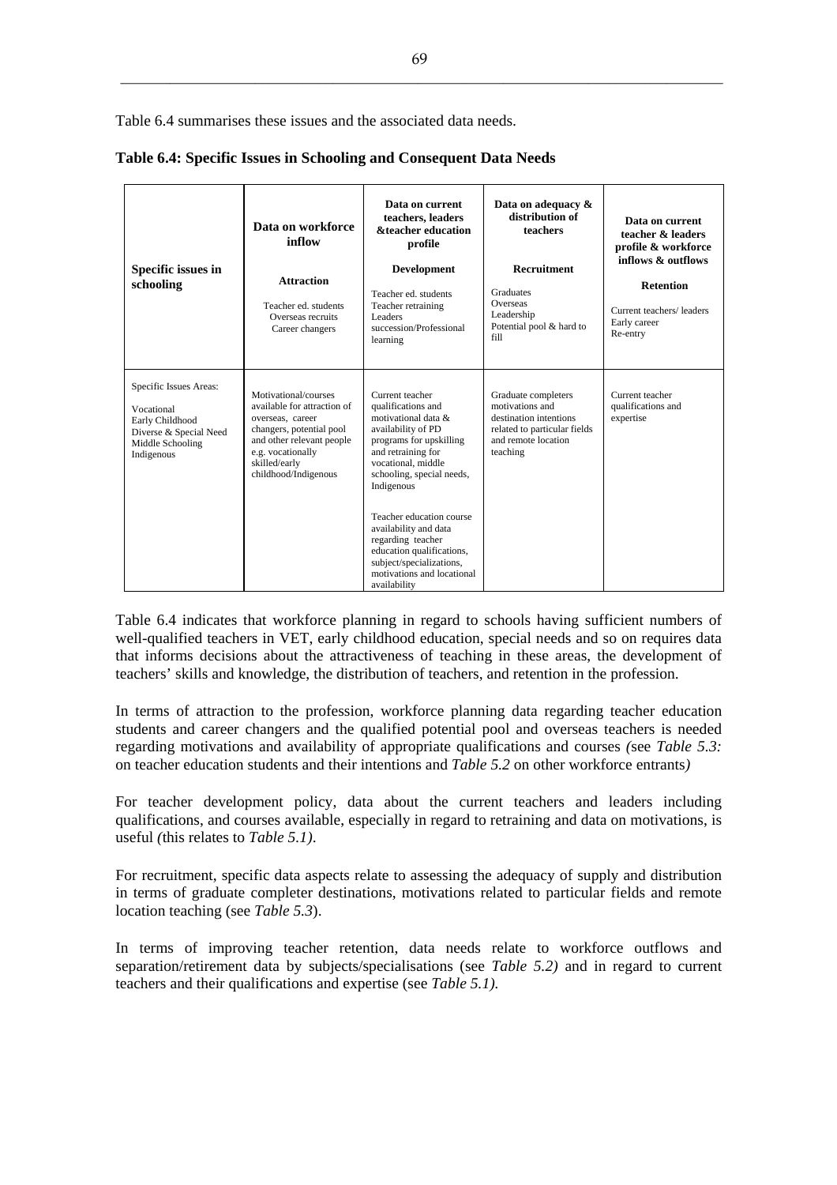Table 6.4 summarises these issues and the associated data needs.

**Table 6.4: Specific Issues in Schooling and Consequent Data Needs**

| **Specific issues in schooling** | **Data on workforce inflow**<br><br>**Attraction**<br><br>Teacher ed. students<br>Overseas recruits<br>Career changers | **Data on current teachers, leaders &teacher education profile**<br><br>**Development**<br><br>Teacher ed. students<br>Teacher retraining<br>Leaders<br>succession/Professional learning | **Data on adequacy & distribution of teachers**<br><br>**Recruitment**<br><br>Graduates<br>Overseas<br>Leadership<br>Potential pool & hard to fill | **Data on current teacher & leaders profile & workforce inflows & outflows**<br><br>**Retention**<br><br>Current teachers/ leaders<br>Early career<br>Re-entry |
|---|---|---|---|---|
| Specific Issues Areas:<br><br>Vocational<br>Early Childhood<br>Diverse & Special Need<br>Middle Schooling<br>Indigenous | Motivational/courses available for attraction of overseas, career changers, potential pool and other relevant people e.g. vocationally skilled/early childhood/Indigenous | Current teacher qualifications and motivational data & availability of PD programs for upskilling and retraining for vocational, middle schooling, special needs, Indigenous<br><br>Teacher education course availability and data regarding teacher education qualifications, subject/specializations, motivations and locational availability | Graduate completers motivations and destination intentions related to particular fields and remote location teaching | Current teacher qualifications and expertise |

Table 6.4 indicates that workforce planning in regard to schools having sufficient numbers of well-qualified teachers in VET, early childhood education, special needs and so on requires data that informs decisions about the attractiveness of teaching in these areas, the development of teachers' skills and knowledge, the distribution of teachers, and retention in the profession.

In terms of attraction to the profession, workforce planning data regarding teacher education students and career changers and the qualified potential pool and overseas teachers is needed regarding motivations and availability of appropriate qualifications and courses *(*see *Table 5.3:* on teacher education students and their intentions and *Table 5.2* on other workforce entrants*)*

For teacher development policy, data about the current teachers and leaders including qualifications, and courses available, especially in regard to retraining and data on motivations, is useful *(*this relates to *Table 5.1)*.

For recruitment, specific data aspects relate to assessing the adequacy of supply and distribution in terms of graduate completer destinations, motivations related to particular fields and remote location teaching (see *Table 5.3*).

In terms of improving teacher retention, data needs relate to workforce outflows and separation/retirement data by subjects/specialisations (see *Table 5.2)* and in regard to current teachers and their qualifications and expertise (see *Table 5.1).*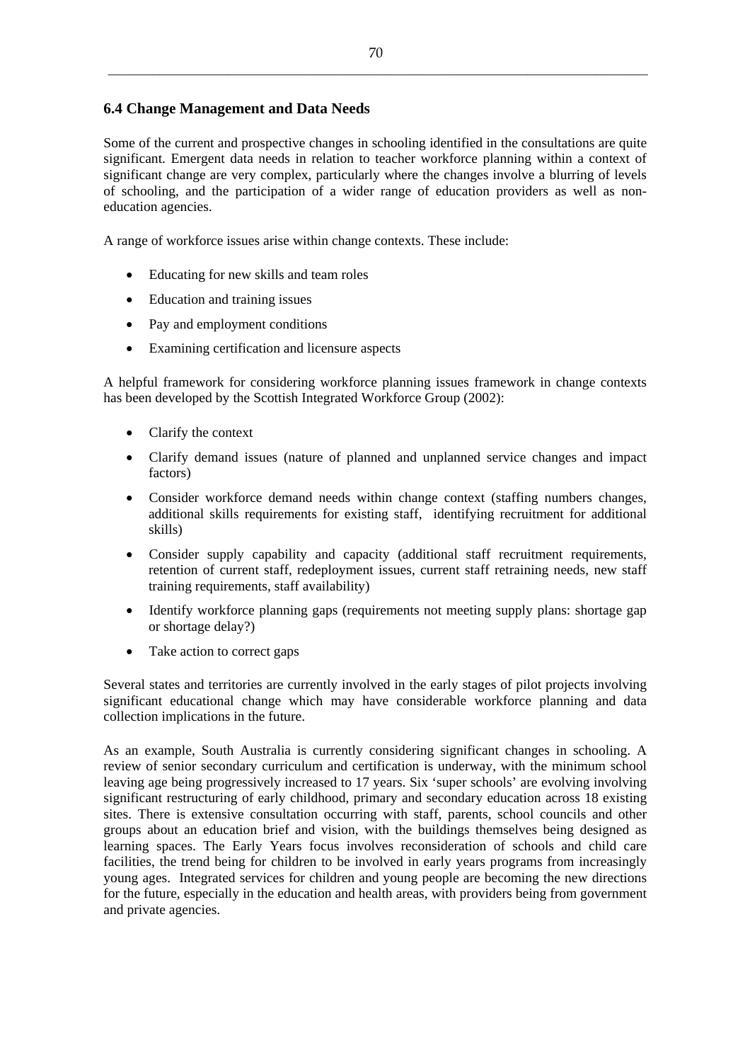## 6.4 Change Management and Data Needs

Some of the current and prospective changes in schooling identified in the consultations are quite significant. Emergent data needs in relation to teacher workforce planning within a context of significant change are very complex, particularly where the changes involve a blurring of levels of schooling, and the participation of a wider range of education providers as well as non-education agencies.

A range of workforce issues arise within change contexts. These include:

- Educating for new skills and team roles
- Education and training issues
- Pay and employment conditions
- Examining certification and licensure aspects

A helpful framework for considering workforce planning issues framework in change contexts has been developed by the Scottish Integrated Workforce Group (2002):

- Clarify the context
- Clarify demand issues (nature of planned and unplanned service changes and impact factors)
- Consider workforce demand needs within change context (staffing numbers changes, additional skills requirements for existing staff, identifying recruitment for additional skills)
- Consider supply capability and capacity (additional staff recruitment requirements, retention of current staff, redeployment issues, current staff retraining needs, new staff training requirements, staff availability)
- Identify workforce planning gaps (requirements not meeting supply plans: shortage gap or shortage delay?)
- Take action to correct gaps

Several states and territories are currently involved in the early stages of pilot projects involving significant educational change which may have considerable workforce planning and data collection implications in the future.

As an example, South Australia is currently considering significant changes in schooling. A review of senior secondary curriculum and certification is underway, with the minimum school leaving age being progressively increased to 17 years. Six 'super schools' are evolving involving significant restructuring of early childhood, primary and secondary education across 18 existing sites. There is extensive consultation occurring with staff, parents, school councils and other groups about an education brief and vision, with the buildings themselves being designed as learning spaces. The Early Years focus involves reconsideration of schools and child care facilities, the trend being for children to be involved in early years programs from increasingly young ages. Integrated services for children and young people are becoming the new directions for the future, especially in the education and health areas, with providers being from government and private agencies.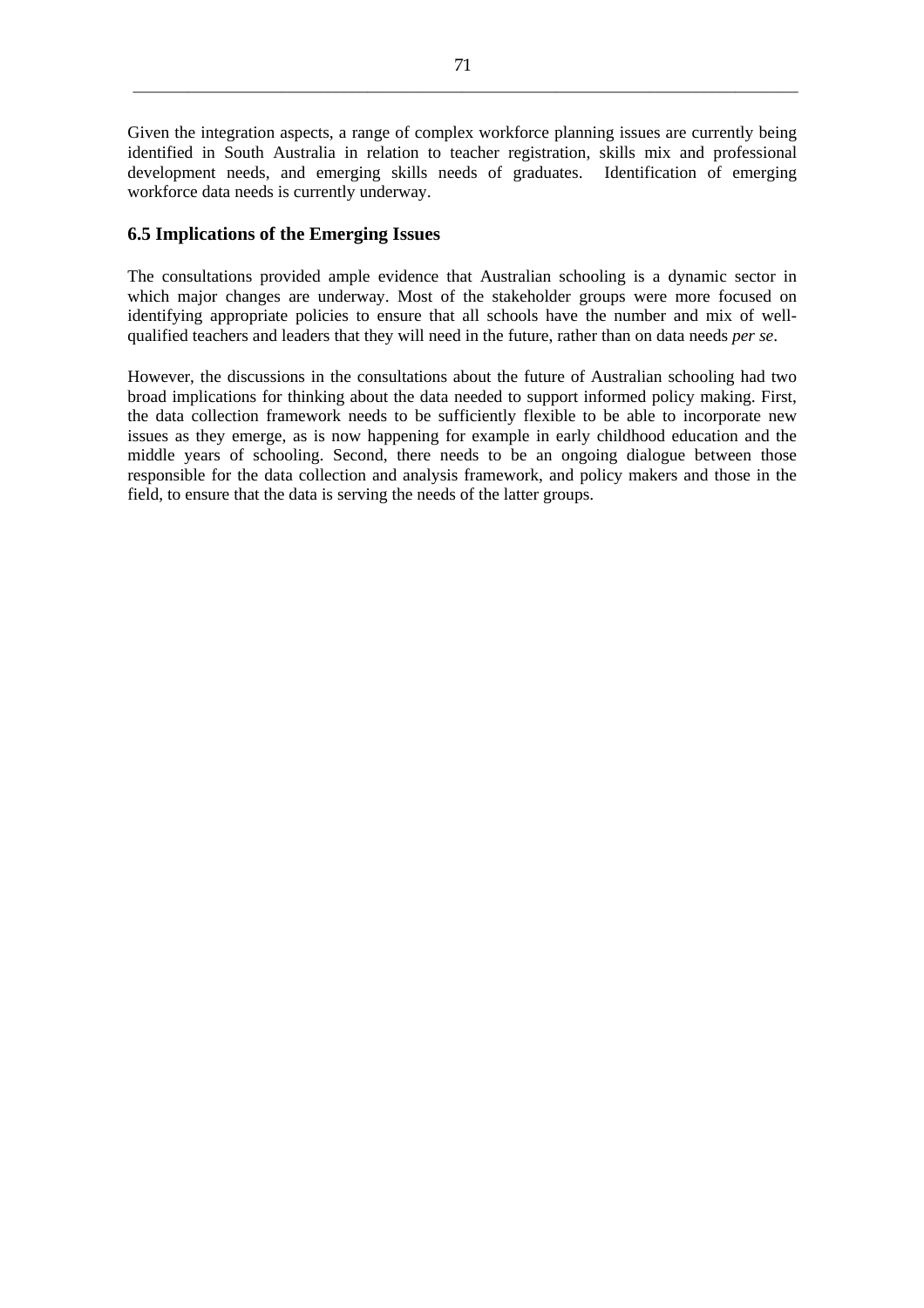Given the integration aspects, a range of complex workforce planning issues are currently being identified in South Australia in relation to teacher registration, skills mix and professional development needs, and emerging skills needs of graduates. Identification of emerging workforce data needs is currently underway.

### 6.5 Implications of the Emerging Issues

The consultations provided ample evidence that Australian schooling is a dynamic sector in which major changes are underway. Most of the stakeholder groups were more focused on identifying appropriate policies to ensure that all schools have the number and mix of well-qualified teachers and leaders that they will need in the future, rather than on data needs *per se*.

However, the discussions in the consultations about the future of Australian schooling had two broad implications for thinking about the data needed to support informed policy making. First, the data collection framework needs to be sufficiently flexible to be able to incorporate new issues as they emerge, as is now happening for example in early childhood education and the middle years of schooling. Second, there needs to be an ongoing dialogue between those responsible for the data collection and analysis framework, and policy makers and those in the field, to ensure that the data is serving the needs of the latter groups.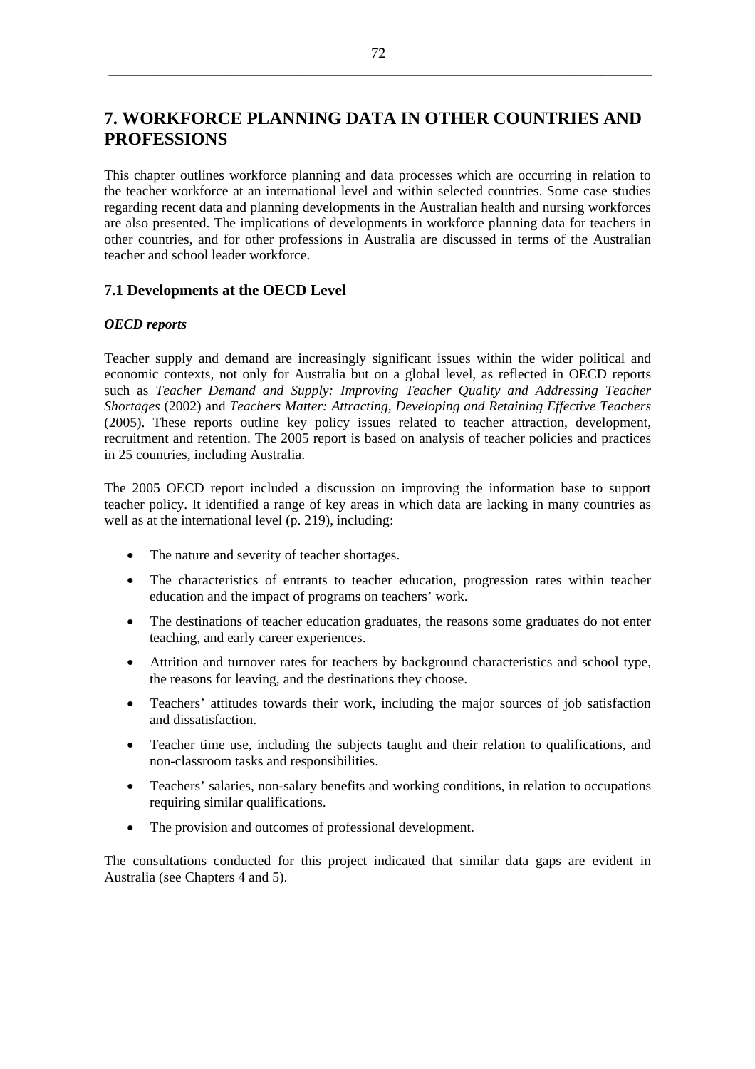# 7. WORKFORCE PLANNING DATA IN OTHER COUNTRIES AND PROFESSIONS

This chapter outlines workforce planning and data processes which are occurring in relation to the teacher workforce at an international level and within selected countries. Some case studies regarding recent data and planning developments in the Australian health and nursing workforces are also presented. The implications of developments in workforce planning data for teachers in other countries, and for other professions in Australia are discussed in terms of the Australian teacher and school leader workforce.

## 7.1 Developments at the OECD Level

### *OECD reports*

Teacher supply and demand are increasingly significant issues within the wider political and economic contexts, not only for Australia but on a global level, as reflected in OECD reports such as *Teacher Demand and Supply: Improving Teacher Quality and Addressing Teacher Shortages* (2002) and *Teachers Matter: Attracting, Developing and Retaining Effective Teachers* (2005). These reports outline key policy issues related to teacher attraction, development, recruitment and retention. The 2005 report is based on analysis of teacher policies and practices in 25 countries, including Australia.

The 2005 OECD report included a discussion on improving the information base to support teacher policy. It identified a range of key areas in which data are lacking in many countries as well as at the international level (p. 219), including:

- The nature and severity of teacher shortages.
- The characteristics of entrants to teacher education, progression rates within teacher education and the impact of programs on teachers' work.
- The destinations of teacher education graduates, the reasons some graduates do not enter teaching, and early career experiences.
- Attrition and turnover rates for teachers by background characteristics and school type, the reasons for leaving, and the destinations they choose.
- Teachers' attitudes towards their work, including the major sources of job satisfaction and dissatisfaction.
- Teacher time use, including the subjects taught and their relation to qualifications, and non-classroom tasks and responsibilities.
- Teachers' salaries, non-salary benefits and working conditions, in relation to occupations requiring similar qualifications.
- The provision and outcomes of professional development.

The consultations conducted for this project indicated that similar data gaps are evident in Australia (see Chapters 4 and 5).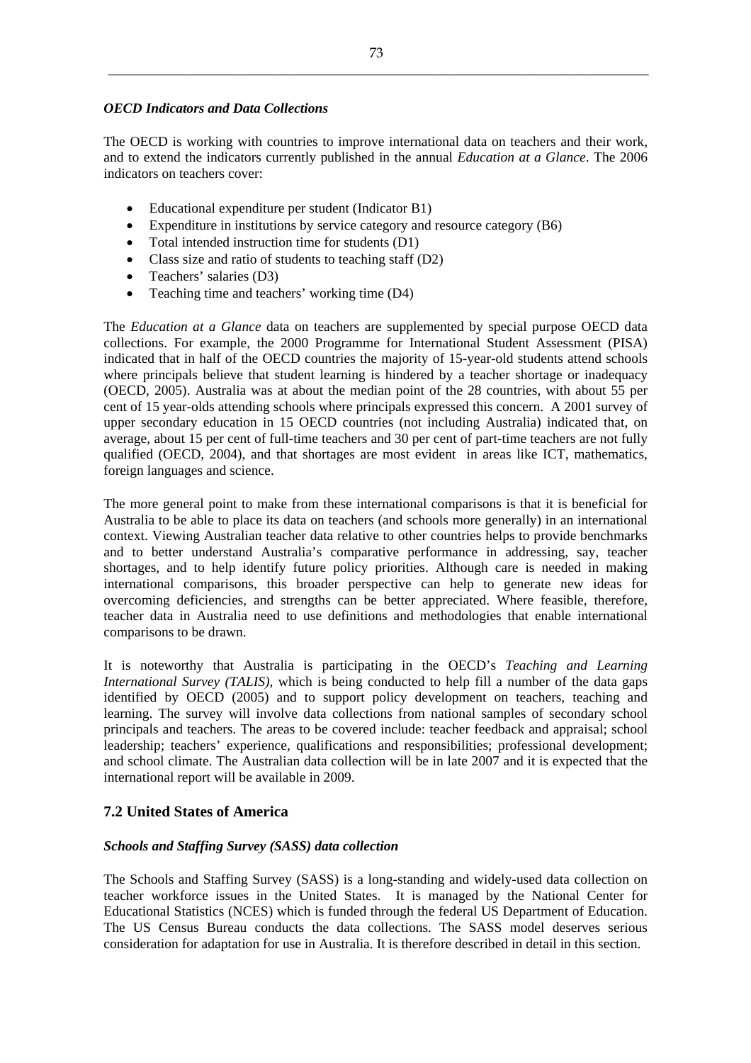### *OECD Indicators and Data Collections*

The OECD is working with countries to improve international data on teachers and their work, and to extend the indicators currently published in the annual *Education at a Glance*. The 2006 indicators on teachers cover:

- Educational expenditure per student (Indicator B1)
- Expenditure in institutions by service category and resource category (B6)
- Total intended instruction time for students (D1)
- Class size and ratio of students to teaching staff (D2)
- Teachers' salaries (D3)
- Teaching time and teachers' working time (D4)

The *Education at a Glance* data on teachers are supplemented by special purpose OECD data collections. For example, the 2000 Programme for International Student Assessment (PISA) indicated that in half of the OECD countries the majority of 15-year-old students attend schools where principals believe that student learning is hindered by a teacher shortage or inadequacy (OECD, 2005). Australia was at about the median point of the 28 countries, with about 55 per cent of 15 year-olds attending schools where principals expressed this concern. A 2001 survey of upper secondary education in 15 OECD countries (not including Australia) indicated that, on average, about 15 per cent of full-time teachers and 30 per cent of part-time teachers are not fully qualified (OECD, 2004), and that shortages are most evident in areas like ICT, mathematics, foreign languages and science.

The more general point to make from these international comparisons is that it is beneficial for Australia to be able to place its data on teachers (and schools more generally) in an international context. Viewing Australian teacher data relative to other countries helps to provide benchmarks and to better understand Australia's comparative performance in addressing, say, teacher shortages, and to help identify future policy priorities. Although care is needed in making international comparisons, this broader perspective can help to generate new ideas for overcoming deficiencies, and strengths can be better appreciated. Where feasible, therefore, teacher data in Australia need to use definitions and methodologies that enable international comparisons to be drawn.

It is noteworthy that Australia is participating in the OECD's *Teaching and Learning International Survey (TALIS)*, which is being conducted to help fill a number of the data gaps identified by OECD (2005) and to support policy development on teachers, teaching and learning. The survey will involve data collections from national samples of secondary school principals and teachers. The areas to be covered include: teacher feedback and appraisal; school leadership; teachers' experience, qualifications and responsibilities; professional development; and school climate. The Australian data collection will be in late 2007 and it is expected that the international report will be available in 2009.

## 7.2 United States of America

### *Schools and Staffing Survey (SASS) data collection*

The Schools and Staffing Survey (SASS) is a long-standing and widely-used data collection on teacher workforce issues in the United States. It is managed by the National Center for Educational Statistics (NCES) which is funded through the federal US Department of Education. The US Census Bureau conducts the data collections. The SASS model deserves serious consideration for adaptation for use in Australia. It is therefore described in detail in this section.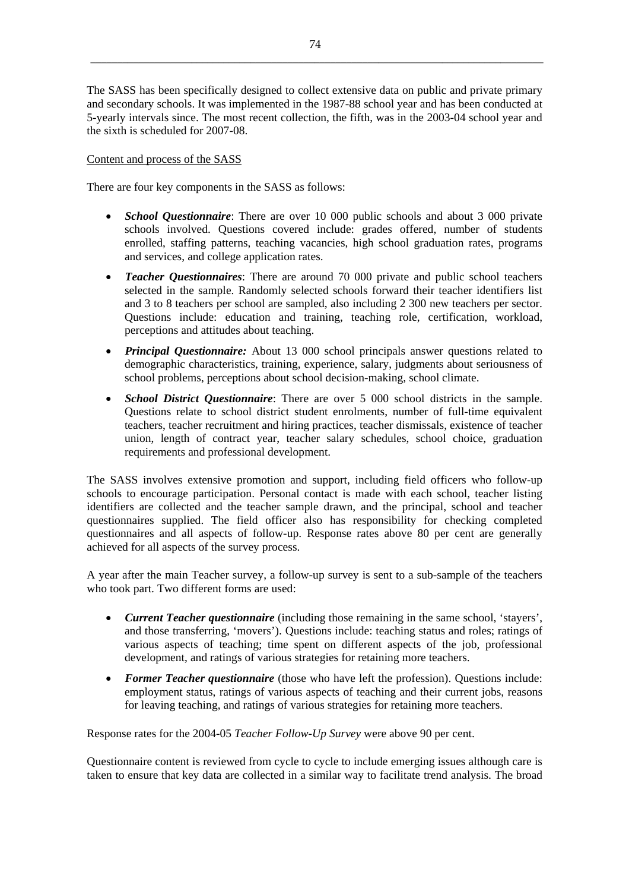The SASS has been specifically designed to collect extensive data on public and private primary and secondary schools. It was implemented in the 1987-88 school year and has been conducted at 5-yearly intervals since. The most recent collection, the fifth, was in the 2003-04 school year and the sixth is scheduled for 2007-08.

Content and process of the SASS

There are four key components in the SASS as follows:

- ***School Questionnaire***: There are over 10 000 public schools and about 3 000 private schools involved. Questions covered include: grades offered, number of students enrolled, staffing patterns, teaching vacancies, high school graduation rates, programs and services, and college application rates.
- ***Teacher Questionnaires***: There are around 70 000 private and public school teachers selected in the sample. Randomly selected schools forward their teacher identifiers list and 3 to 8 teachers per school are sampled, also including 2 300 new teachers per sector. Questions include: education and training, teaching role, certification, workload, perceptions and attitudes about teaching.
- ***Principal Questionnaire:*** About 13 000 school principals answer questions related to demographic characteristics, training, experience, salary, judgments about seriousness of school problems, perceptions about school decision-making, school climate.
- ***School District Questionnaire***: There are over 5 000 school districts in the sample. Questions relate to school district student enrolments, number of full-time equivalent teachers, teacher recruitment and hiring practices, teacher dismissals, existence of teacher union, length of contract year, teacher salary schedules, school choice, graduation requirements and professional development.

The SASS involves extensive promotion and support, including field officers who follow-up schools to encourage participation. Personal contact is made with each school, teacher listing identifiers are collected and the teacher sample drawn, and the principal, school and teacher questionnaires supplied. The field officer also has responsibility for checking completed questionnaires and all aspects of follow-up. Response rates above 80 per cent are generally achieved for all aspects of the survey process.

A year after the main Teacher survey, a follow-up survey is sent to a sub-sample of the teachers who took part. Two different forms are used:

- ***Current Teacher questionnaire*** (including those remaining in the same school, 'stayers', and those transferring, 'movers'). Questions include: teaching status and roles; ratings of various aspects of teaching; time spent on different aspects of the job, professional development, and ratings of various strategies for retaining more teachers.
- ***Former Teacher questionnaire*** (those who have left the profession). Questions include: employment status, ratings of various aspects of teaching and their current jobs, reasons for leaving teaching, and ratings of various strategies for retaining more teachers.

Response rates for the 2004-05 *Teacher Follow-Up Survey* were above 90 per cent.

Questionnaire content is reviewed from cycle to cycle to include emerging issues although care is taken to ensure that key data are collected in a similar way to facilitate trend analysis. The broad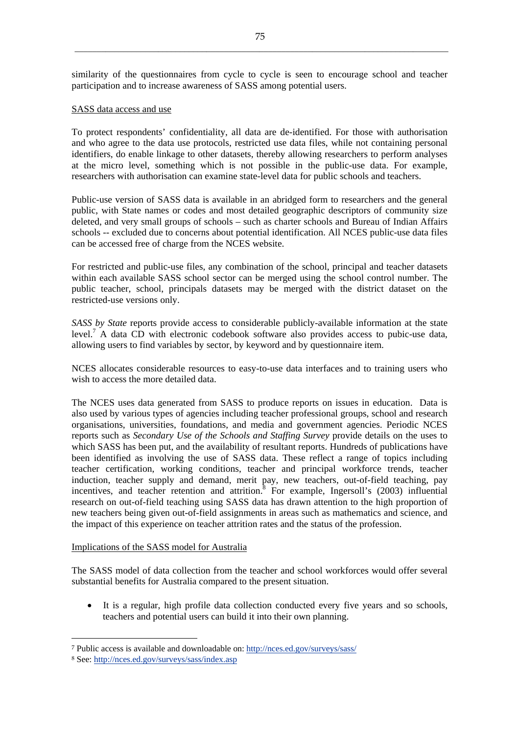similarity of the questionnaires from cycle to cycle is seen to encourage school and teacher participation and to increase awareness of SASS among potential users.

SASS data access and use

To protect respondents' confidentiality, all data are de-identified. For those with authorisation and who agree to the data use protocols, restricted use data files, while not containing personal identifiers, do enable linkage to other datasets, thereby allowing researchers to perform analyses at the micro level, something which is not possible in the public-use data. For example, researchers with authorisation can examine state-level data for public schools and teachers.

Public-use version of SASS data is available in an abridged form to researchers and the general public, with State names or codes and most detailed geographic descriptors of community size deleted, and very small groups of schools – such as charter schools and Bureau of Indian Affairs schools -- excluded due to concerns about potential identification. All NCES public-use data files can be accessed free of charge from the NCES website.

For restricted and public-use files, any combination of the school, principal and teacher datasets within each available SASS school sector can be merged using the school control number. The public teacher, school, principals datasets may be merged with the district dataset on the restricted-use versions only.

*SASS by State* reports provide access to considerable publicly-available information at the state level.[7] A data CD with electronic codebook software also provides access to pubic-use data, allowing users to find variables by sector, by keyword and by questionnaire item.

NCES allocates considerable resources to easy-to-use data interfaces and to training users who wish to access the more detailed data.

The NCES uses data generated from SASS to produce reports on issues in education. Data is also used by various types of agencies including teacher professional groups, school and research organisations, universities, foundations, and media and government agencies. Periodic NCES reports such as *Secondary Use of the Schools and Staffing Survey* provide details on the uses to which SASS has been put, and the availability of resultant reports. Hundreds of publications have been identified as involving the use of SASS data. These reflect a range of topics including teacher certification, working conditions, teacher and principal workforce trends, teacher induction, teacher supply and demand, merit pay, new teachers, out-of-field teaching, pay incentives, and teacher retention and attrition.[8] For example, Ingersoll's (2003) influential research on out-of-field teaching using SASS data has drawn attention to the high proportion of new teachers being given out-of-field assignments in areas such as mathematics and science, and the impact of this experience on teacher attrition rates and the status of the profession.

Implications of the SASS model for Australia

The SASS model of data collection from the teacher and school workforces would offer several substantial benefits for Australia compared to the present situation.

- It is a regular, high profile data collection conducted every five years and so schools, teachers and potential users can build it into their own planning.

---

[7] Public access is available and downloadable on: http://nces.ed.gov/surveys/sass/

[8] See: http://nces.ed.gov/surveys/sass/index.asp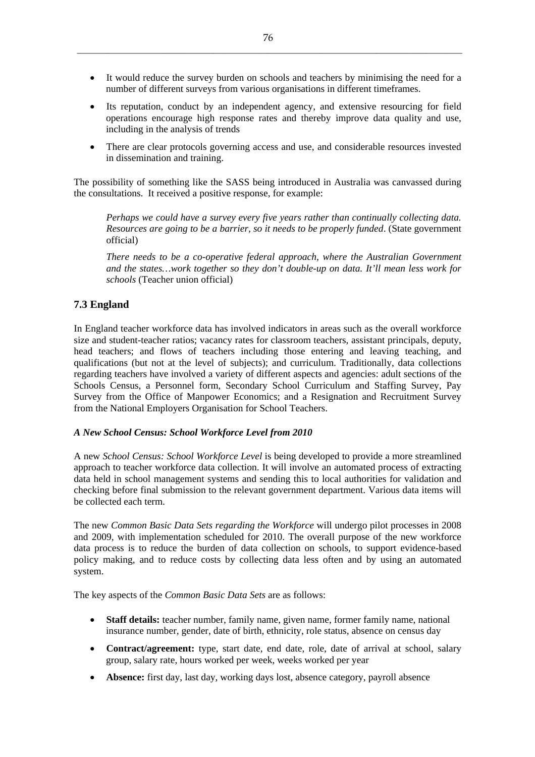- It would reduce the survey burden on schools and teachers by minimising the need for a number of different surveys from various organisations in different timeframes.
- Its reputation, conduct by an independent agency, and extensive resourcing for field operations encourage high response rates and thereby improve data quality and use, including in the analysis of trends
- There are clear protocols governing access and use, and considerable resources invested in dissemination and training.

The possibility of something like the SASS being introduced in Australia was canvassed during the consultations. It received a positive response, for example:

> *Perhaps we could have a survey every five years rather than continually collecting data. Resources are going to be a barrier, so it needs to be properly funded*. (State government official)
>
> *There needs to be a co-operative federal approach, where the Australian Government and the states…work together so they don't double-up on data. It'll mean less work for schools* (Teacher union official)

## 7.3 England

In England teacher workforce data has involved indicators in areas such as the overall workforce size and student-teacher ratios; vacancy rates for classroom teachers, assistant principals, deputy, head teachers; and flows of teachers including those entering and leaving teaching, and qualifications (but not at the level of subjects); and curriculum. Traditionally, data collections regarding teachers have involved a variety of different aspects and agencies: adult sections of the Schools Census, a Personnel form, Secondary School Curriculum and Staffing Survey, Pay Survey from the Office of Manpower Economics; and a Resignation and Recruitment Survey from the National Employers Organisation for School Teachers.

### *A New School Census: School Workforce Level from 2010*

A new *School Census: School Workforce Level* is being developed to provide a more streamlined approach to teacher workforce data collection. It will involve an automated process of extracting data held in school management systems and sending this to local authorities for validation and checking before final submission to the relevant government department. Various data items will be collected each term.

The new *Common Basic Data Sets regarding the Workforce* will undergo pilot processes in 2008 and 2009, with implementation scheduled for 2010. The overall purpose of the new workforce data process is to reduce the burden of data collection on schools, to support evidence-based policy making, and to reduce costs by collecting data less often and by using an automated system.

The key aspects of the *Common Basic Data Sets* are as follows:

- **Staff details:** teacher number, family name, given name, former family name, national insurance number, gender, date of birth, ethnicity, role status, absence on census day
- **Contract/agreement:** type, start date, end date, role, date of arrival at school, salary group, salary rate, hours worked per week, weeks worked per year
- **Absence:** first day, last day, working days lost, absence category, payroll absence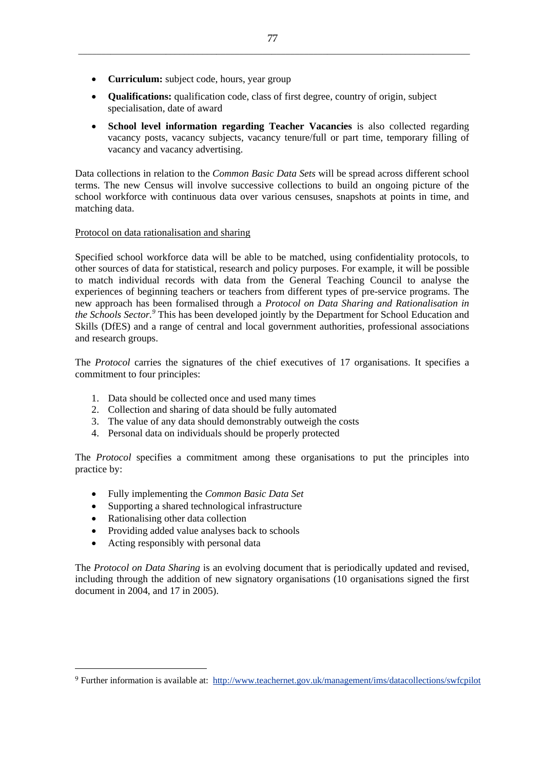- **Curriculum:** subject code, hours, year group
- **Qualifications:** qualification code, class of first degree, country of origin, subject specialisation, date of award
- **School level information regarding Teacher Vacancies** is also collected regarding vacancy posts, vacancy subjects, vacancy tenure/full or part time, temporary filling of vacancy and vacancy advertising.

Data collections in relation to the *Common Basic Data Sets* will be spread across different school terms. The new Census will involve successive collections to build an ongoing picture of the school workforce with continuous data over various censuses, snapshots at points in time, and matching data.

Protocol on data rationalisation and sharing

Specified school workforce data will be able to be matched, using confidentiality protocols, to other sources of data for statistical, research and policy purposes. For example, it will be possible to match individual records with data from the General Teaching Council to analyse the experiences of beginning teachers or teachers from different types of pre-service programs. The new approach has been formalised through a *Protocol on Data Sharing and Rationalisation in the Schools Sector.*[9] This has been developed jointly by the Department for School Education and Skills (DfES) and a range of central and local government authorities, professional associations and research groups.

The *Protocol* carries the signatures of the chief executives of 17 organisations. It specifies a commitment to four principles:

1. Data should be collected once and used many times
2. Collection and sharing of data should be fully automated
3. The value of any data should demonstrably outweigh the costs
4. Personal data on individuals should be properly protected

The *Protocol* specifies a commitment among these organisations to put the principles into practice by:

- Fully implementing the *Common Basic Data Set*
- Supporting a shared technological infrastructure
- Rationalising other data collection
- Providing added value analyses back to schools
- Acting responsibly with personal data

The *Protocol on Data Sharing* is an evolving document that is periodically updated and revised, including through the addition of new signatory organisations (10 organisations signed the first document in 2004, and 17 in 2005).

[9] Further information is available at: http://www.teachernet.gov.uk/management/ims/datacollections/swfcpilot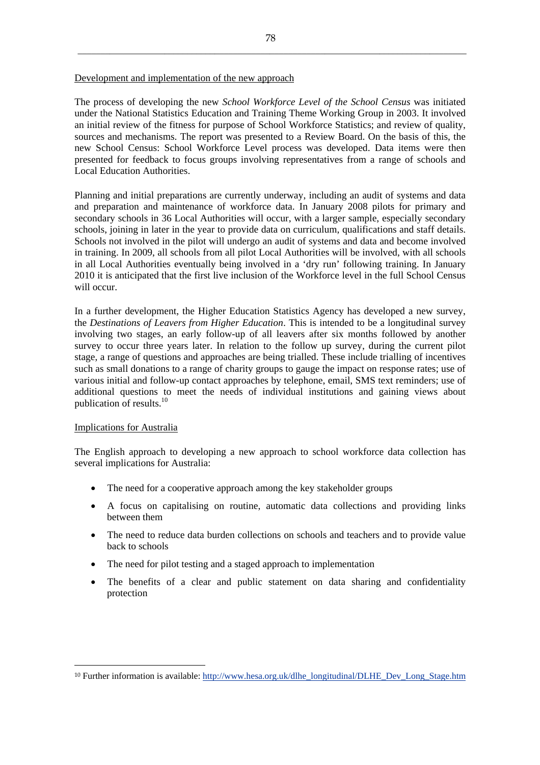Development and implementation of the new approach

The process of developing the new *School Workforce Level of the School Census* was initiated under the National Statistics Education and Training Theme Working Group in 2003. It involved an initial review of the fitness for purpose of School Workforce Statistics; and review of quality, sources and mechanisms. The report was presented to a Review Board. On the basis of this, the new School Census: School Workforce Level process was developed. Data items were then presented for feedback to focus groups involving representatives from a range of schools and Local Education Authorities.

Planning and initial preparations are currently underway, including an audit of systems and data and preparation and maintenance of workforce data. In January 2008 pilots for primary and secondary schools in 36 Local Authorities will occur, with a larger sample, especially secondary schools, joining in later in the year to provide data on curriculum, qualifications and staff details. Schools not involved in the pilot will undergo an audit of systems and data and become involved in training. In 2009, all schools from all pilot Local Authorities will be involved, with all schools in all Local Authorities eventually being involved in a 'dry run' following training. In January 2010 it is anticipated that the first live inclusion of the Workforce level in the full School Census will occur.

In a further development, the Higher Education Statistics Agency has developed a new survey, the *Destinations of Leavers from Higher Education*. This is intended to be a longitudinal survey involving two stages, an early follow-up of all leavers after six months followed by another survey to occur three years later. In relation to the follow up survey, during the current pilot stage, a range of questions and approaches are being trialled. These include trialling of incentives such as small donations to a range of charity groups to gauge the impact on response rates; use of various initial and follow-up contact approaches by telephone, email, SMS text reminders; use of additional questions to meet the needs of individual institutions and gaining views about publication of results.[10]

Implications for Australia

The English approach to developing a new approach to school workforce data collection has several implications for Australia:

- The need for a cooperative approach among the key stakeholder groups
- A focus on capitalising on routine, automatic data collections and providing links between them
- The need to reduce data burden collections on schools and teachers and to provide value back to schools
- The need for pilot testing and a staged approach to implementation
- The benefits of a clear and public statement on data sharing and confidentiality protection

[10] Further information is available: http://www.hesa.org.uk/dlhe_longitudinal/DLHE_Dev_Long_Stage.htm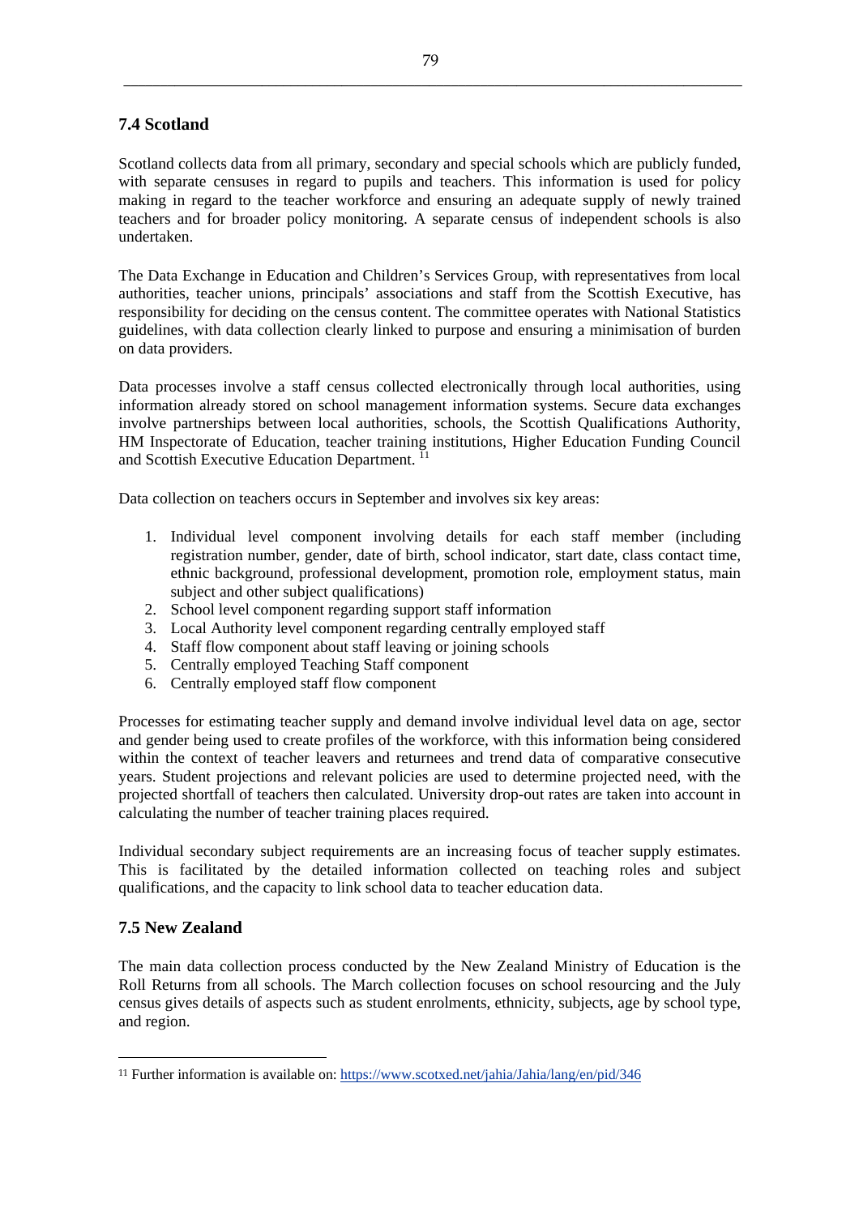## 7.4 Scotland

Scotland collects data from all primary, secondary and special schools which are publicly funded, with separate censuses in regard to pupils and teachers. This information is used for policy making in regard to the teacher workforce and ensuring an adequate supply of newly trained teachers and for broader policy monitoring. A separate census of independent schools is also undertaken.

The Data Exchange in Education and Children's Services Group, with representatives from local authorities, teacher unions, principals' associations and staff from the Scottish Executive, has responsibility for deciding on the census content. The committee operates with National Statistics guidelines, with data collection clearly linked to purpose and ensuring a minimisation of burden on data providers.

Data processes involve a staff census collected electronically through local authorities, using information already stored on school management information systems. Secure data exchanges involve partnerships between local authorities, schools, the Scottish Qualifications Authority, HM Inspectorate of Education, teacher training institutions, Higher Education Funding Council and Scottish Executive Education Department. [11]

Data collection on teachers occurs in September and involves six key areas:

1. Individual level component involving details for each staff member (including registration number, gender, date of birth, school indicator, start date, class contact time, ethnic background, professional development, promotion role, employment status, main subject and other subject qualifications)
2. School level component regarding support staff information
3. Local Authority level component regarding centrally employed staff
4. Staff flow component about staff leaving or joining schools
5. Centrally employed Teaching Staff component
6. Centrally employed staff flow component

Processes for estimating teacher supply and demand involve individual level data on age, sector and gender being used to create profiles of the workforce, with this information being considered within the context of teacher leavers and returnees and trend data of comparative consecutive years. Student projections and relevant policies are used to determine projected need, with the projected shortfall of teachers then calculated. University drop-out rates are taken into account in calculating the number of teacher training places required.

Individual secondary subject requirements are an increasing focus of teacher supply estimates. This is facilitated by the detailed information collected on teaching roles and subject qualifications, and the capacity to link school data to teacher education data.

## 7.5 New Zealand

The main data collection process conducted by the New Zealand Ministry of Education is the Roll Returns from all schools. The March collection focuses on school resourcing and the July census gives details of aspects such as student enrolments, ethnicity, subjects, age by school type, and region.

---

[11] Further information is available on: https://www.scotxed.net/jahia/Jahia/lang/en/pid/346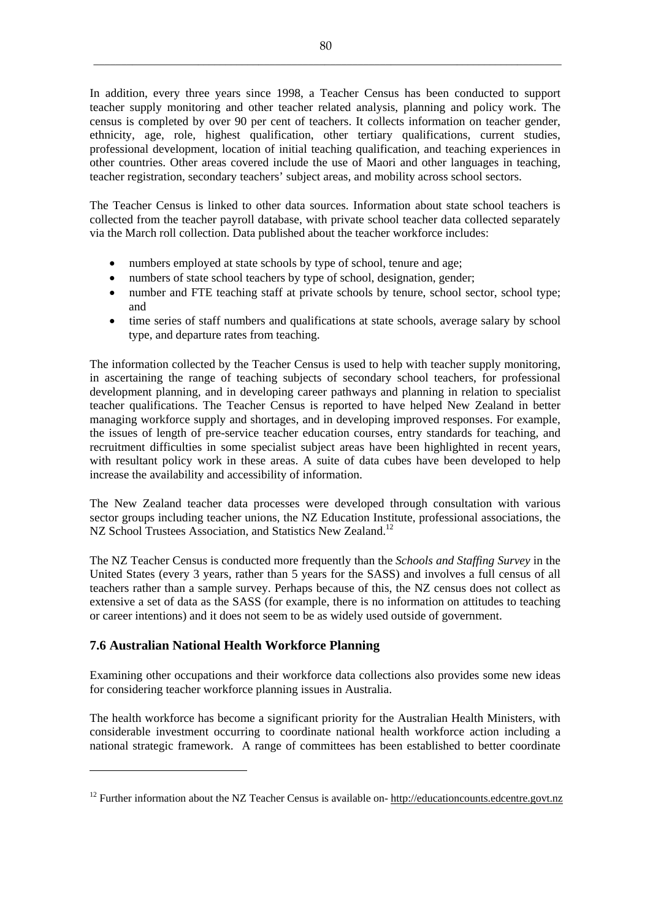In addition, every three years since 1998, a Teacher Census has been conducted to support teacher supply monitoring and other teacher related analysis, planning and policy work. The census is completed by over 90 per cent of teachers. It collects information on teacher gender, ethnicity, age, role, highest qualification, other tertiary qualifications, current studies, professional development, location of initial teaching qualification, and teaching experiences in other countries. Other areas covered include the use of Maori and other languages in teaching, teacher registration, secondary teachers' subject areas, and mobility across school sectors.

The Teacher Census is linked to other data sources. Information about state school teachers is collected from the teacher payroll database, with private school teacher data collected separately via the March roll collection. Data published about the teacher workforce includes:

- numbers employed at state schools by type of school, tenure and age;
- numbers of state school teachers by type of school, designation, gender;
- number and FTE teaching staff at private schools by tenure, school sector, school type; and
- time series of staff numbers and qualifications at state schools, average salary by school type, and departure rates from teaching.

The information collected by the Teacher Census is used to help with teacher supply monitoring, in ascertaining the range of teaching subjects of secondary school teachers, for professional development planning, and in developing career pathways and planning in relation to specialist teacher qualifications. The Teacher Census is reported to have helped New Zealand in better managing workforce supply and shortages, and in developing improved responses. For example, the issues of length of pre-service teacher education courses, entry standards for teaching, and recruitment difficulties in some specialist subject areas have been highlighted in recent years, with resultant policy work in these areas. A suite of data cubes have been developed to help increase the availability and accessibility of information.

The New Zealand teacher data processes were developed through consultation with various sector groups including teacher unions, the NZ Education Institute, professional associations, the NZ School Trustees Association, and Statistics New Zealand.[12]

The NZ Teacher Census is conducted more frequently than the *Schools and Staffing Survey* in the United States (every 3 years, rather than 5 years for the SASS) and involves a full census of all teachers rather than a sample survey. Perhaps because of this, the NZ census does not collect as extensive a set of data as the SASS (for example, there is no information on attitudes to teaching or career intentions) and it does not seem to be as widely used outside of government.

## 7.6 Australian National Health Workforce Planning

Examining other occupations and their workforce data collections also provides some new ideas for considering teacher workforce planning issues in Australia.

The health workforce has become a significant priority for the Australian Health Ministers, with considerable investment occurring to coordinate national health workforce action including a national strategic framework. A range of committees has been established to better coordinate

---

[12] Further information about the NZ Teacher Census is available on- http://educationcounts.edcentre.govt.nz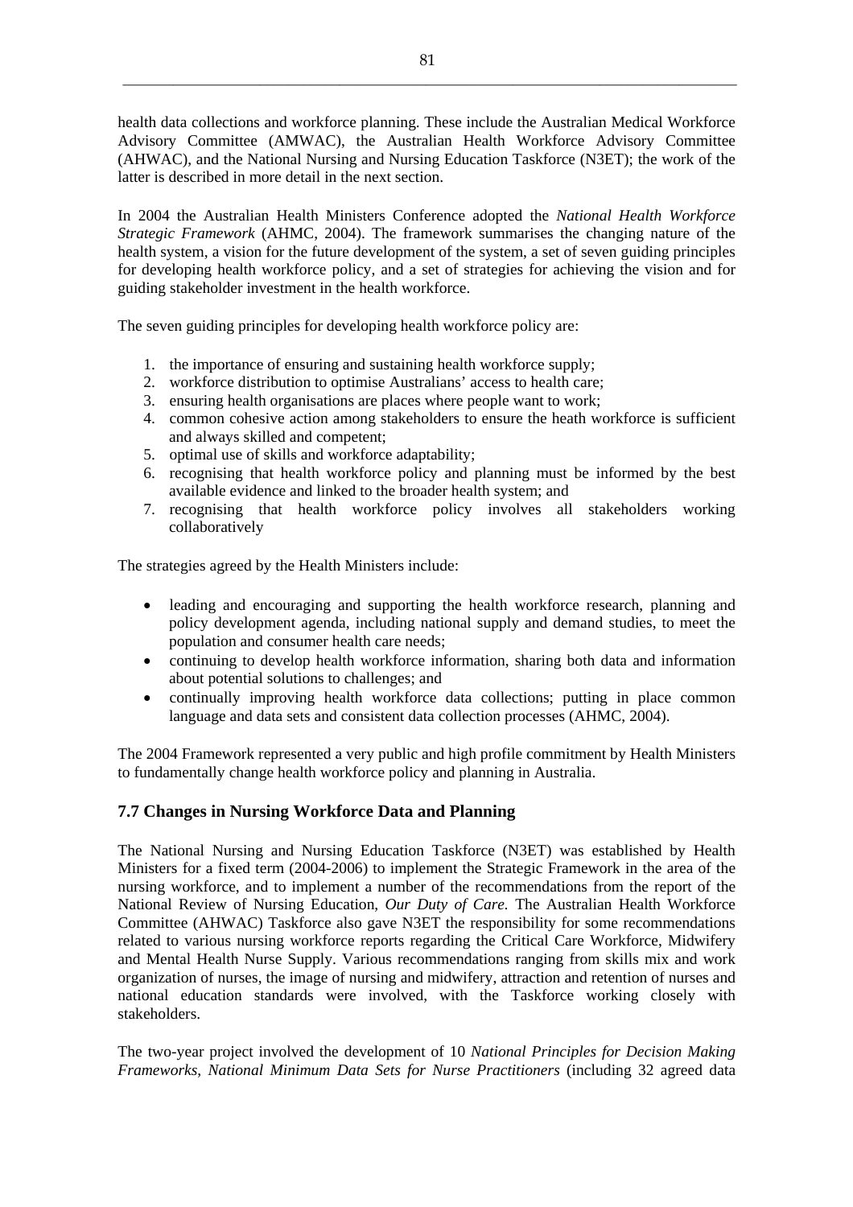health data collections and workforce planning. These include the Australian Medical Workforce Advisory Committee (AMWAC), the Australian Health Workforce Advisory Committee (AHWAC), and the National Nursing and Nursing Education Taskforce (N3ET); the work of the latter is described in more detail in the next section.

In 2004 the Australian Health Ministers Conference adopted the *National Health Workforce Strategic Framework* (AHMC, 2004). The framework summarises the changing nature of the health system, a vision for the future development of the system, a set of seven guiding principles for developing health workforce policy, and a set of strategies for achieving the vision and for guiding stakeholder investment in the health workforce.

The seven guiding principles for developing health workforce policy are:

1. the importance of ensuring and sustaining health workforce supply;
2. workforce distribution to optimise Australians' access to health care;
3. ensuring health organisations are places where people want to work;
4. common cohesive action among stakeholders to ensure the heath workforce is sufficient and always skilled and competent;
5. optimal use of skills and workforce adaptability;
6. recognising that health workforce policy and planning must be informed by the best available evidence and linked to the broader health system; and
7. recognising that health workforce policy involves all stakeholders working collaboratively

The strategies agreed by the Health Ministers include:

- leading and encouraging and supporting the health workforce research, planning and policy development agenda, including national supply and demand studies, to meet the population and consumer health care needs;
- continuing to develop health workforce information, sharing both data and information about potential solutions to challenges; and
- continually improving health workforce data collections; putting in place common language and data sets and consistent data collection processes (AHMC, 2004).

The 2004 Framework represented a very public and high profile commitment by Health Ministers to fundamentally change health workforce policy and planning in Australia.

## 7.7 Changes in Nursing Workforce Data and Planning

The National Nursing and Nursing Education Taskforce (N3ET) was established by Health Ministers for a fixed term (2004-2006) to implement the Strategic Framework in the area of the nursing workforce, and to implement a number of the recommendations from the report of the National Review of Nursing Education, *Our Duty of Care.* The Australian Health Workforce Committee (AHWAC) Taskforce also gave N3ET the responsibility for some recommendations related to various nursing workforce reports regarding the Critical Care Workforce, Midwifery and Mental Health Nurse Supply. Various recommendations ranging from skills mix and work organization of nurses, the image of nursing and midwifery, attraction and retention of nurses and national education standards were involved, with the Taskforce working closely with stakeholders.

The two-year project involved the development of 10 *National Principles for Decision Making Frameworks*, *National Minimum Data Sets for Nurse Practitioners* (including 32 agreed data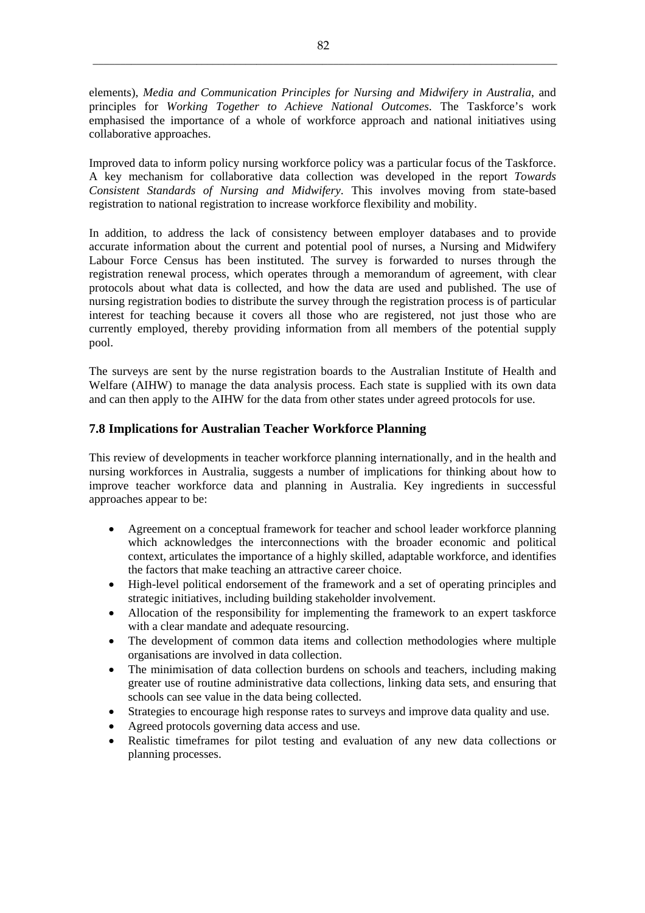elements), *Media and Communication Principles for Nursing and Midwifery in Australia*, and principles for *Working Together to Achieve National Outcomes*. The Taskforce's work emphasised the importance of a whole of workforce approach and national initiatives using collaborative approaches.

Improved data to inform policy nursing workforce policy was a particular focus of the Taskforce. A key mechanism for collaborative data collection was developed in the report *Towards Consistent Standards of Nursing and Midwifery*. This involves moving from state-based registration to national registration to increase workforce flexibility and mobility.

In addition, to address the lack of consistency between employer databases and to provide accurate information about the current and potential pool of nurses, a Nursing and Midwifery Labour Force Census has been instituted. The survey is forwarded to nurses through the registration renewal process, which operates through a memorandum of agreement, with clear protocols about what data is collected, and how the data are used and published. The use of nursing registration bodies to distribute the survey through the registration process is of particular interest for teaching because it covers all those who are registered, not just those who are currently employed, thereby providing information from all members of the potential supply pool.

The surveys are sent by the nurse registration boards to the Australian Institute of Health and Welfare (AIHW) to manage the data analysis process. Each state is supplied with its own data and can then apply to the AIHW for the data from other states under agreed protocols for use.

### 7.8 Implications for Australian Teacher Workforce Planning

This review of developments in teacher workforce planning internationally, and in the health and nursing workforces in Australia, suggests a number of implications for thinking about how to improve teacher workforce data and planning in Australia. Key ingredients in successful approaches appear to be:

- Agreement on a conceptual framework for teacher and school leader workforce planning which acknowledges the interconnections with the broader economic and political context, articulates the importance of a highly skilled, adaptable workforce, and identifies the factors that make teaching an attractive career choice.
- High-level political endorsement of the framework and a set of operating principles and strategic initiatives, including building stakeholder involvement.
- Allocation of the responsibility for implementing the framework to an expert taskforce with a clear mandate and adequate resourcing.
- The development of common data items and collection methodologies where multiple organisations are involved in data collection.
- The minimisation of data collection burdens on schools and teachers, including making greater use of routine administrative data collections, linking data sets, and ensuring that schools can see value in the data being collected.
- Strategies to encourage high response rates to surveys and improve data quality and use.
- Agreed protocols governing data access and use.
- Realistic timeframes for pilot testing and evaluation of any new data collections or planning processes.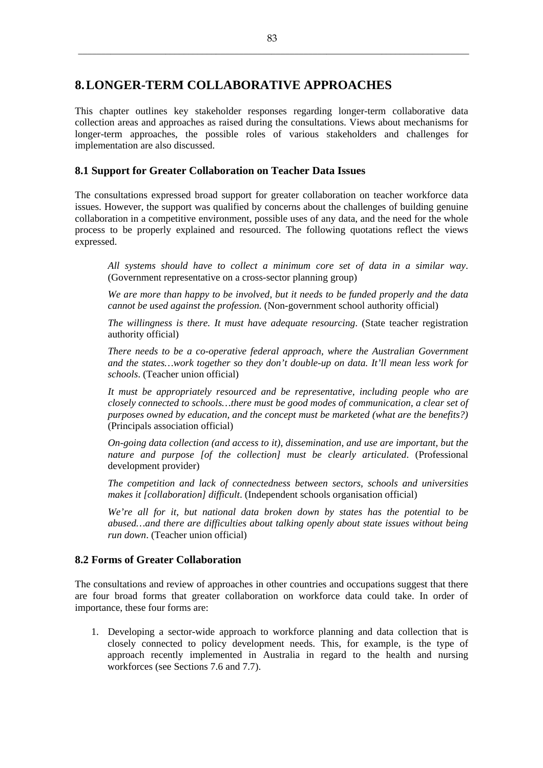# 8. LONGER-TERM COLLABORATIVE APPROACHES

This chapter outlines key stakeholder responses regarding longer-term collaborative data collection areas and approaches as raised during the consultations. Views about mechanisms for longer-term approaches, the possible roles of various stakeholders and challenges for implementation are also discussed.

## 8.1 Support for Greater Collaboration on Teacher Data Issues

The consultations expressed broad support for greater collaboration on teacher workforce data issues. However, the support was qualified by concerns about the challenges of building genuine collaboration in a competitive environment, possible uses of any data, and the need for the whole process to be properly explained and resourced. The following quotations reflect the views expressed.

> *All systems should have to collect a minimum core set of data in a similar way*. (Government representative on a cross-sector planning group)
>
> *We are more than happy to be involved, but it needs to be funded properly and the data cannot be used against the profession.* (Non-government school authority official)
>
> *The willingness is there. It must have adequate resourcing*. (State teacher registration authority official)
>
> *There needs to be a co-operative federal approach, where the Australian Government and the states…work together so they don't double-up on data. It'll mean less work for schools*. (Teacher union official)
>
> *It must be appropriately resourced and be representative, including people who are closely connected to schools…there must be good modes of communication, a clear set of purposes owned by education, and the concept must be marketed (what are the benefits?)* (Principals association official)
>
> *On-going data collection (and access to it), dissemination, and use are important, but the nature and purpose [of the collection] must be clearly articulated*. (Professional development provider)
>
> *The competition and lack of connectedness between sectors, schools and universities makes it [collaboration] difficult*. (Independent schools organisation official)
>
> *We're all for it, but national data broken down by states has the potential to be abused…and there are difficulties about talking openly about state issues without being run down*. (Teacher union official)

## 8.2 Forms of Greater Collaboration

The consultations and review of approaches in other countries and occupations suggest that there are four broad forms that greater collaboration on workforce data could take. In order of importance, these four forms are:

1. Developing a sector-wide approach to workforce planning and data collection that is closely connected to policy development needs. This, for example, is the type of approach recently implemented in Australia in regard to the health and nursing workforces (see Sections 7.6 and 7.7).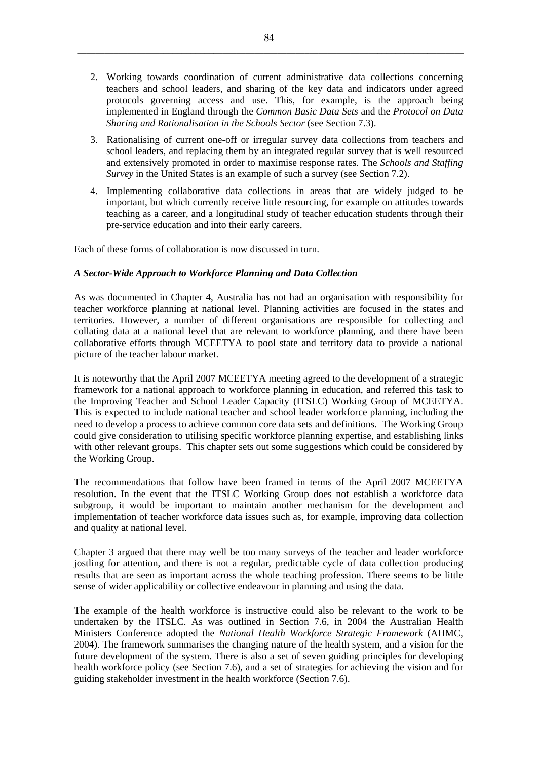2. Working towards coordination of current administrative data collections concerning teachers and school leaders, and sharing of the key data and indicators under agreed protocols governing access and use. This, for example, is the approach being implemented in England through the *Common Basic Data Sets* and the *Protocol on Data Sharing and Rationalisation in the Schools Sector* (see Section 7.3).
3. Rationalising of current one-off or irregular survey data collections from teachers and school leaders, and replacing them by an integrated regular survey that is well resourced and extensively promoted in order to maximise response rates. The *Schools and Staffing Survey* in the United States is an example of such a survey (see Section 7.2).
4. Implementing collaborative data collections in areas that are widely judged to be important, but which currently receive little resourcing, for example on attitudes towards teaching as a career, and a longitudinal study of teacher education students through their pre-service education and into their early careers.

Each of these forms of collaboration is now discussed in turn.

***A Sector-Wide Approach to Workforce Planning and Data Collection***

As was documented in Chapter 4, Australia has not had an organisation with responsibility for teacher workforce planning at national level. Planning activities are focused in the states and territories. However, a number of different organisations are responsible for collecting and collating data at a national level that are relevant to workforce planning, and there have been collaborative efforts through MCEETYA to pool state and territory data to provide a national picture of the teacher labour market.

It is noteworthy that the April 2007 MCEETYA meeting agreed to the development of a strategic framework for a national approach to workforce planning in education, and referred this task to the Improving Teacher and School Leader Capacity (ITSLC) Working Group of MCEETYA. This is expected to include national teacher and school leader workforce planning, including the need to develop a process to achieve common core data sets and definitions. The Working Group could give consideration to utilising specific workforce planning expertise, and establishing links with other relevant groups. This chapter sets out some suggestions which could be considered by the Working Group.

The recommendations that follow have been framed in terms of the April 2007 MCEETYA resolution. In the event that the ITSLC Working Group does not establish a workforce data subgroup, it would be important to maintain another mechanism for the development and implementation of teacher workforce data issues such as, for example, improving data collection and quality at national level.

Chapter 3 argued that there may well be too many surveys of the teacher and leader workforce jostling for attention, and there is not a regular, predictable cycle of data collection producing results that are seen as important across the whole teaching profession. There seems to be little sense of wider applicability or collective endeavour in planning and using the data.

The example of the health workforce is instructive could also be relevant to the work to be undertaken by the ITSLC. As was outlined in Section 7.6, in 2004 the Australian Health Ministers Conference adopted the *National Health Workforce Strategic Framework* (AHMC, 2004). The framework summarises the changing nature of the health system, and a vision for the future development of the system. There is also a set of seven guiding principles for developing health workforce policy (see Section 7.6), and a set of strategies for achieving the vision and for guiding stakeholder investment in the health workforce (Section 7.6).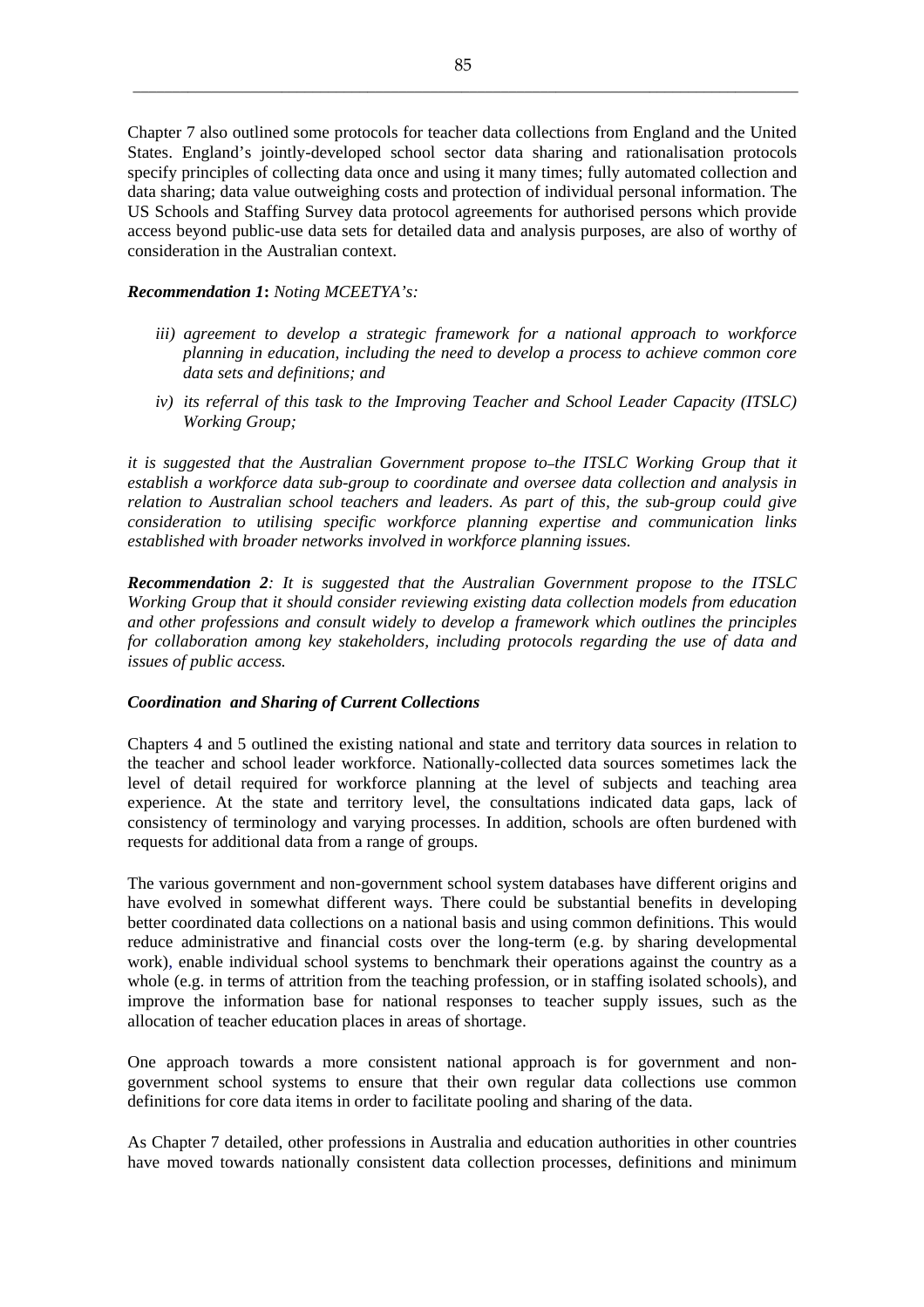Chapter 7 also outlined some protocols for teacher data collections from England and the United States. England's jointly-developed school sector data sharing and rationalisation protocols specify principles of collecting data once and using it many times; fully automated collection and data sharing; data value outweighing costs and protection of individual personal information. The US Schools and Staffing Survey data protocol agreements for authorised persons which provide access beyond public-use data sets for detailed data and analysis purposes, are also of worthy of consideration in the Australian context.

***Recommendation 1*****:** *Noting MCEETYA's:*

*iii) agreement to develop a strategic framework for a national approach to workforce planning in education, including the need to develop a process to achieve common core data sets and definitions; and*

*iv) its referral of this task to the Improving Teacher and School Leader Capacity (ITSLC) Working Group;*

*it is suggested that the Australian Government propose to the ITSLC Working Group that it establish a workforce data sub-group to coordinate and oversee data collection and analysis in relation to Australian school teachers and leaders. As part of this, the sub-group could give consideration to utilising specific workforce planning expertise and communication links established with broader networks involved in workforce planning issues.*

***Recommendation 2****: It is suggested that the Australian Government propose to the ITSLC Working Group that it should consider reviewing existing data collection models from education and other professions and consult widely to develop a framework which outlines the principles for collaboration among key stakeholders, including protocols regarding the use of data and issues of public access.*

***Coordination and Sharing of Current Collections***

Chapters 4 and 5 outlined the existing national and state and territory data sources in relation to the teacher and school leader workforce. Nationally-collected data sources sometimes lack the level of detail required for workforce planning at the level of subjects and teaching area experience. At the state and territory level, the consultations indicated data gaps, lack of consistency of terminology and varying processes. In addition, schools are often burdened with requests for additional data from a range of groups.

The various government and non-government school system databases have different origins and have evolved in somewhat different ways. There could be substantial benefits in developing better coordinated data collections on a national basis and using common definitions. This would reduce administrative and financial costs over the long-term (e.g. by sharing developmental work), enable individual school systems to benchmark their operations against the country as a whole (e.g. in terms of attrition from the teaching profession, or in staffing isolated schools), and improve the information base for national responses to teacher supply issues, such as the allocation of teacher education places in areas of shortage.

One approach towards a more consistent national approach is for government and non-government school systems to ensure that their own regular data collections use common definitions for core data items in order to facilitate pooling and sharing of the data.

As Chapter 7 detailed, other professions in Australia and education authorities in other countries have moved towards nationally consistent data collection processes, definitions and minimum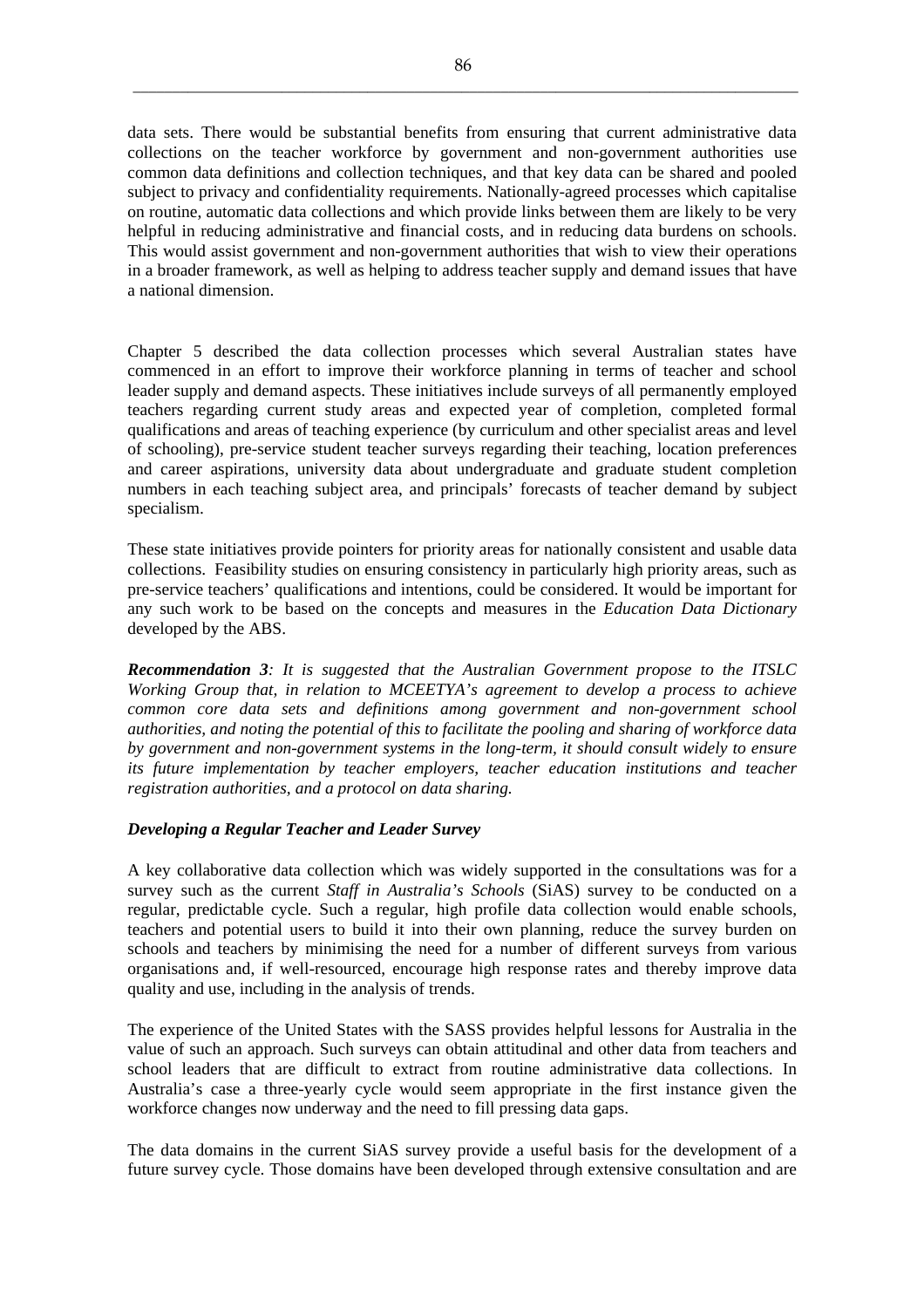data sets. There would be substantial benefits from ensuring that current administrative data collections on the teacher workforce by government and non-government authorities use common data definitions and collection techniques, and that key data can be shared and pooled subject to privacy and confidentiality requirements. Nationally-agreed processes which capitalise on routine, automatic data collections and which provide links between them are likely to be very helpful in reducing administrative and financial costs, and in reducing data burdens on schools. This would assist government and non-government authorities that wish to view their operations in a broader framework, as well as helping to address teacher supply and demand issues that have a national dimension.

Chapter 5 described the data collection processes which several Australian states have commenced in an effort to improve their workforce planning in terms of teacher and school leader supply and demand aspects. These initiatives include surveys of all permanently employed teachers regarding current study areas and expected year of completion, completed formal qualifications and areas of teaching experience (by curriculum and other specialist areas and level of schooling), pre-service student teacher surveys regarding their teaching, location preferences and career aspirations, university data about undergraduate and graduate student completion numbers in each teaching subject area, and principals' forecasts of teacher demand by subject specialism.

These state initiatives provide pointers for priority areas for nationally consistent and usable data collections. Feasibility studies on ensuring consistency in particularly high priority areas, such as pre-service teachers' qualifications and intentions, could be considered. It would be important for any such work to be based on the concepts and measures in the *Education Data Dictionary* developed by the ABS.

***Recommendation 3****: It is suggested that the Australian Government propose to the ITSLC Working Group that, in relation to MCEETYA's agreement to develop a process to achieve common core data sets and definitions among government and non-government school authorities, and noting the potential of this to facilitate the pooling and sharing of workforce data by government and non-government systems in the long-term, it should consult widely to ensure its future implementation by teacher employers, teacher education institutions and teacher registration authorities, and a protocol on data sharing.*

***Developing a Regular Teacher and Leader Survey***

A key collaborative data collection which was widely supported in the consultations was for a survey such as the current *Staff in Australia's Schools* (SiAS) survey to be conducted on a regular, predictable cycle. Such a regular, high profile data collection would enable schools, teachers and potential users to build it into their own planning, reduce the survey burden on schools and teachers by minimising the need for a number of different surveys from various organisations and, if well-resourced, encourage high response rates and thereby improve data quality and use, including in the analysis of trends.

The experience of the United States with the SASS provides helpful lessons for Australia in the value of such an approach. Such surveys can obtain attitudinal and other data from teachers and school leaders that are difficult to extract from routine administrative data collections. In Australia's case a three-yearly cycle would seem appropriate in the first instance given the workforce changes now underway and the need to fill pressing data gaps.

The data domains in the current SiAS survey provide a useful basis for the development of a future survey cycle. Those domains have been developed through extensive consultation and are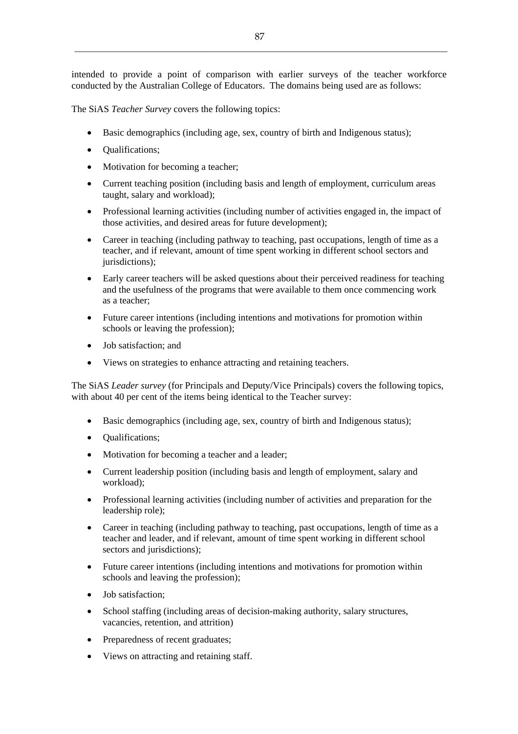intended to provide a point of comparison with earlier surveys of the teacher workforce conducted by the Australian College of Educators. The domains being used are as follows:

The SiAS *Teacher Survey* covers the following topics:

- Basic demographics (including age, sex, country of birth and Indigenous status);
- Qualifications;
- Motivation for becoming a teacher;
- Current teaching position (including basis and length of employment, curriculum areas taught, salary and workload);
- Professional learning activities (including number of activities engaged in, the impact of those activities, and desired areas for future development);
- Career in teaching (including pathway to teaching, past occupations, length of time as a teacher, and if relevant, amount of time spent working in different school sectors and jurisdictions);
- Early career teachers will be asked questions about their perceived readiness for teaching and the usefulness of the programs that were available to them once commencing work as a teacher;
- Future career intentions (including intentions and motivations for promotion within schools or leaving the profession);
- Job satisfaction; and
- Views on strategies to enhance attracting and retaining teachers.

The SiAS *Leader survey* (for Principals and Deputy/Vice Principals) covers the following topics, with about 40 per cent of the items being identical to the Teacher survey:

- Basic demographics (including age, sex, country of birth and Indigenous status);
- Qualifications;
- Motivation for becoming a teacher and a leader;
- Current leadership position (including basis and length of employment, salary and workload);
- Professional learning activities (including number of activities and preparation for the leadership role);
- Career in teaching (including pathway to teaching, past occupations, length of time as a teacher and leader, and if relevant, amount of time spent working in different school sectors and jurisdictions);
- Future career intentions (including intentions and motivations for promotion within schools and leaving the profession);
- Job satisfaction;
- School staffing (including areas of decision-making authority, salary structures, vacancies, retention, and attrition)
- Preparedness of recent graduates;
- Views on attracting and retaining staff.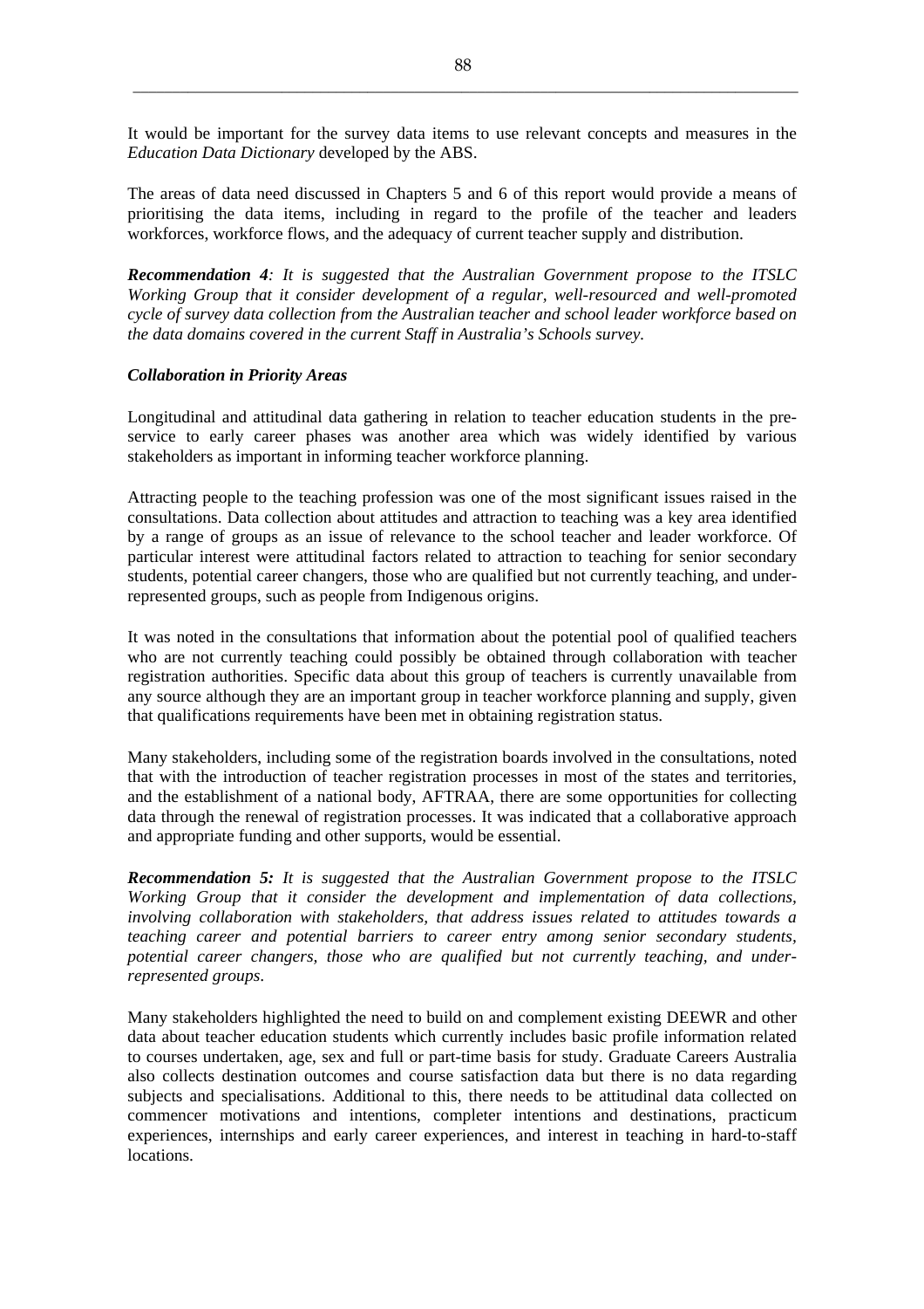It would be important for the survey data items to use relevant concepts and measures in the *Education Data Dictionary* developed by the ABS.

The areas of data need discussed in Chapters 5 and 6 of this report would provide a means of prioritising the data items, including in regard to the profile of the teacher and leaders workforces, workforce flows, and the adequacy of current teacher supply and distribution.

***Recommendation 4****: It is suggested that the Australian Government propose to the ITSLC Working Group that it consider development of a regular, well-resourced and well-promoted cycle of survey data collection from the Australian teacher and school leader workforce based on the data domains covered in the current Staff in Australia's Schools survey.*

***Collaboration in Priority Areas***

Longitudinal and attitudinal data gathering in relation to teacher education students in the pre-service to early career phases was another area which was widely identified by various stakeholders as important in informing teacher workforce planning.

Attracting people to the teaching profession was one of the most significant issues raised in the consultations. Data collection about attitudes and attraction to teaching was a key area identified by a range of groups as an issue of relevance to the school teacher and leader workforce. Of particular interest were attitudinal factors related to attraction to teaching for senior secondary students, potential career changers, those who are qualified but not currently teaching, and under-represented groups, such as people from Indigenous origins.

It was noted in the consultations that information about the potential pool of qualified teachers who are not currently teaching could possibly be obtained through collaboration with teacher registration authorities. Specific data about this group of teachers is currently unavailable from any source although they are an important group in teacher workforce planning and supply, given that qualifications requirements have been met in obtaining registration status.

Many stakeholders, including some of the registration boards involved in the consultations, noted that with the introduction of teacher registration processes in most of the states and territories, and the establishment of a national body, AFTRAA, there are some opportunities for collecting data through the renewal of registration processes. It was indicated that a collaborative approach and appropriate funding and other supports, would be essential.

***Recommendation 5:*** *It is suggested that the Australian Government propose to the ITSLC Working Group that it consider the development and implementation of data collections, involving collaboration with stakeholders, that address issues related to attitudes towards a teaching career and potential barriers to career entry among senior secondary students, potential career changers, those who are qualified but not currently teaching, and under-represented groups.*

Many stakeholders highlighted the need to build on and complement existing DEEWR and other data about teacher education students which currently includes basic profile information related to courses undertaken, age, sex and full or part-time basis for study. Graduate Careers Australia also collects destination outcomes and course satisfaction data but there is no data regarding subjects and specialisations. Additional to this, there needs to be attitudinal data collected on commencer motivations and intentions, completer intentions and destinations, practicum experiences, internships and early career experiences, and interest in teaching in hard-to-staff locations.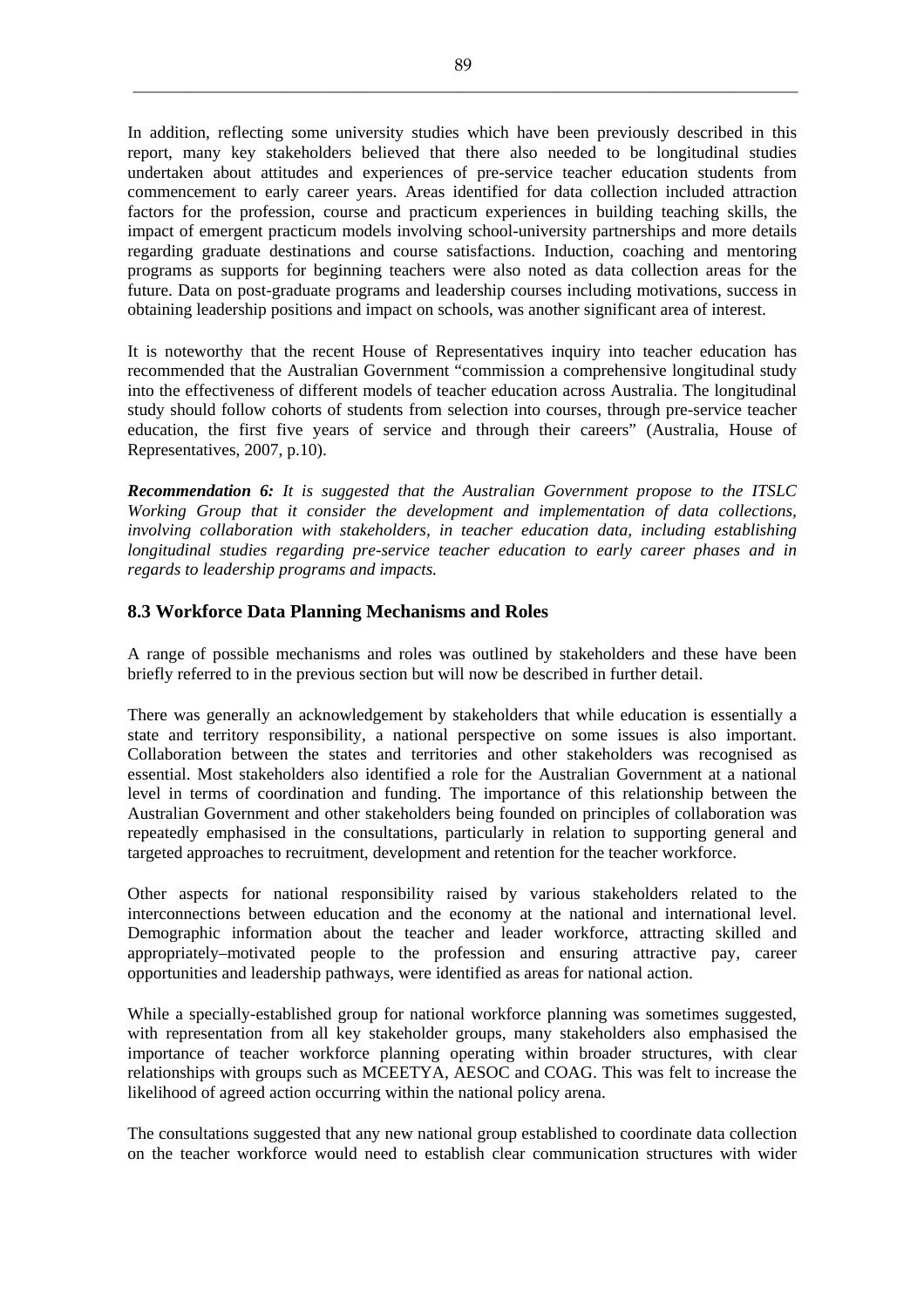In addition, reflecting some university studies which have been previously described in this report, many key stakeholders believed that there also needed to be longitudinal studies undertaken about attitudes and experiences of pre-service teacher education students from commencement to early career years. Areas identified for data collection included attraction factors for the profession, course and practicum experiences in building teaching skills, the impact of emergent practicum models involving school-university partnerships and more details regarding graduate destinations and course satisfactions. Induction, coaching and mentoring programs as supports for beginning teachers were also noted as data collection areas for the future. Data on post-graduate programs and leadership courses including motivations, success in obtaining leadership positions and impact on schools, was another significant area of interest.

It is noteworthy that the recent House of Representatives inquiry into teacher education has recommended that the Australian Government "commission a comprehensive longitudinal study into the effectiveness of different models of teacher education across Australia. The longitudinal study should follow cohorts of students from selection into courses, through pre-service teacher education, the first five years of service and through their careers" (Australia, House of Representatives, 2007, p.10).

***Recommendation 6:*** *It is suggested that the Australian Government propose to the ITSLC Working Group that it consider the development and implementation of data collections, involving collaboration with stakeholders, in teacher education data, including establishing longitudinal studies regarding pre-service teacher education to early career phases and in regards to leadership programs and impacts.*

### 8.3 Workforce Data Planning Mechanisms and Roles

A range of possible mechanisms and roles was outlined by stakeholders and these have been briefly referred to in the previous section but will now be described in further detail.

There was generally an acknowledgement by stakeholders that while education is essentially a state and territory responsibility, a national perspective on some issues is also important. Collaboration between the states and territories and other stakeholders was recognised as essential. Most stakeholders also identified a role for the Australian Government at a national level in terms of coordination and funding. The importance of this relationship between the Australian Government and other stakeholders being founded on principles of collaboration was repeatedly emphasised in the consultations, particularly in relation to supporting general and targeted approaches to recruitment, development and retention for the teacher workforce.

Other aspects for national responsibility raised by various stakeholders related to the interconnections between education and the economy at the national and international level. Demographic information about the teacher and leader workforce, attracting skilled and appropriately–motivated people to the profession and ensuring attractive pay, career opportunities and leadership pathways, were identified as areas for national action.

While a specially-established group for national workforce planning was sometimes suggested, with representation from all key stakeholder groups, many stakeholders also emphasised the importance of teacher workforce planning operating within broader structures, with clear relationships with groups such as MCEETYA, AESOC and COAG. This was felt to increase the likelihood of agreed action occurring within the national policy arena.

The consultations suggested that any new national group established to coordinate data collection on the teacher workforce would need to establish clear communication structures with wider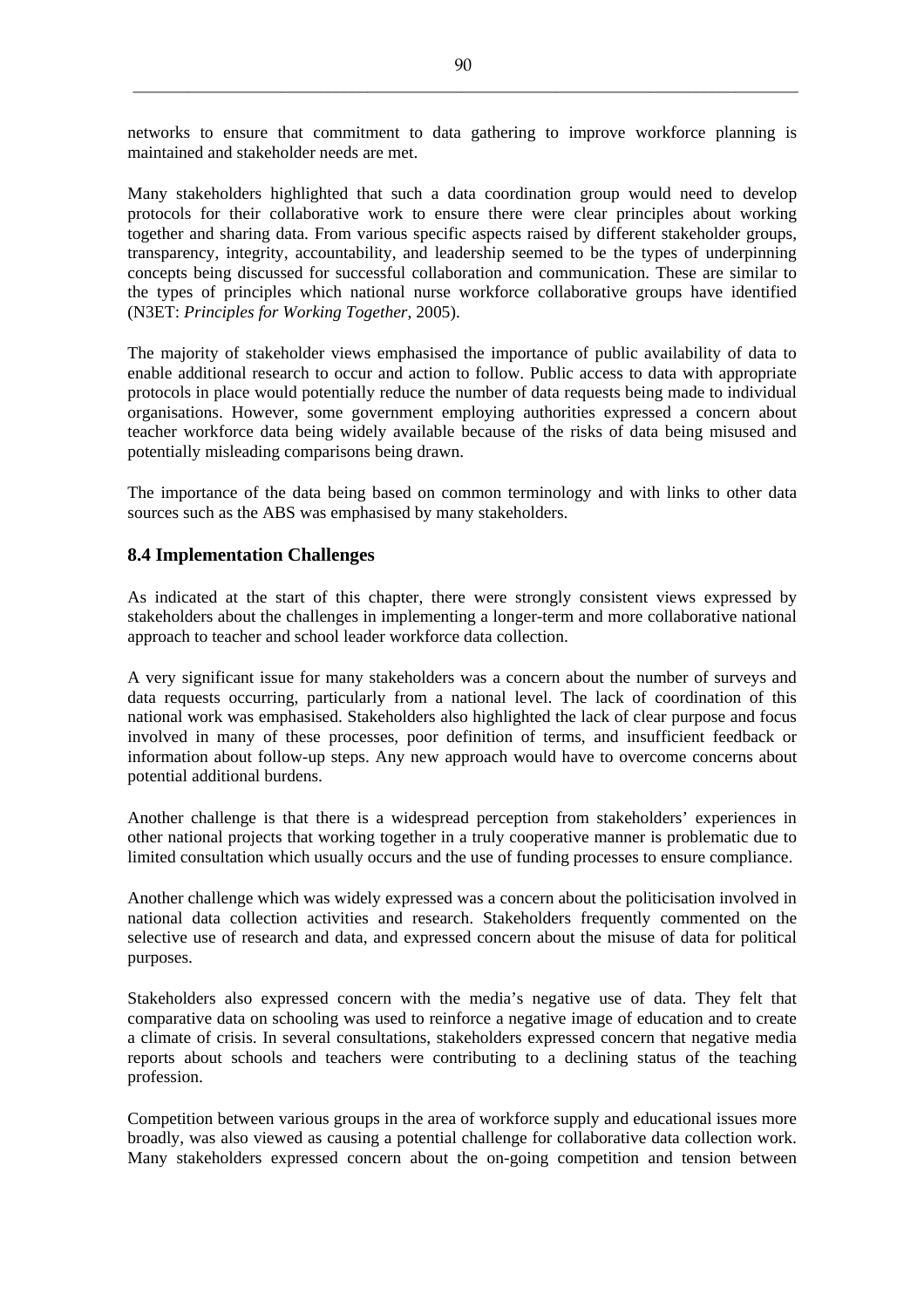networks to ensure that commitment to data gathering to improve workforce planning is maintained and stakeholder needs are met.

Many stakeholders highlighted that such a data coordination group would need to develop protocols for their collaborative work to ensure there were clear principles about working together and sharing data. From various specific aspects raised by different stakeholder groups, transparency, integrity, accountability, and leadership seemed to be the types of underpinning concepts being discussed for successful collaboration and communication. These are similar to the types of principles which national nurse workforce collaborative groups have identified (N3ET: *Principles for Working Together*, 2005).

The majority of stakeholder views emphasised the importance of public availability of data to enable additional research to occur and action to follow. Public access to data with appropriate protocols in place would potentially reduce the number of data requests being made to individual organisations. However, some government employing authorities expressed a concern about teacher workforce data being widely available because of the risks of data being misused and potentially misleading comparisons being drawn.

The importance of the data being based on common terminology and with links to other data sources such as the ABS was emphasised by many stakeholders.

## 8.4 Implementation Challenges

As indicated at the start of this chapter, there were strongly consistent views expressed by stakeholders about the challenges in implementing a longer-term and more collaborative national approach to teacher and school leader workforce data collection.

A very significant issue for many stakeholders was a concern about the number of surveys and data requests occurring, particularly from a national level. The lack of coordination of this national work was emphasised. Stakeholders also highlighted the lack of clear purpose and focus involved in many of these processes, poor definition of terms, and insufficient feedback or information about follow-up steps. Any new approach would have to overcome concerns about potential additional burdens.

Another challenge is that there is a widespread perception from stakeholders' experiences in other national projects that working together in a truly cooperative manner is problematic due to limited consultation which usually occurs and the use of funding processes to ensure compliance.

Another challenge which was widely expressed was a concern about the politicisation involved in national data collection activities and research. Stakeholders frequently commented on the selective use of research and data, and expressed concern about the misuse of data for political purposes.

Stakeholders also expressed concern with the media's negative use of data. They felt that comparative data on schooling was used to reinforce a negative image of education and to create a climate of crisis. In several consultations, stakeholders expressed concern that negative media reports about schools and teachers were contributing to a declining status of the teaching profession.

Competition between various groups in the area of workforce supply and educational issues more broadly, was also viewed as causing a potential challenge for collaborative data collection work. Many stakeholders expressed concern about the on-going competition and tension between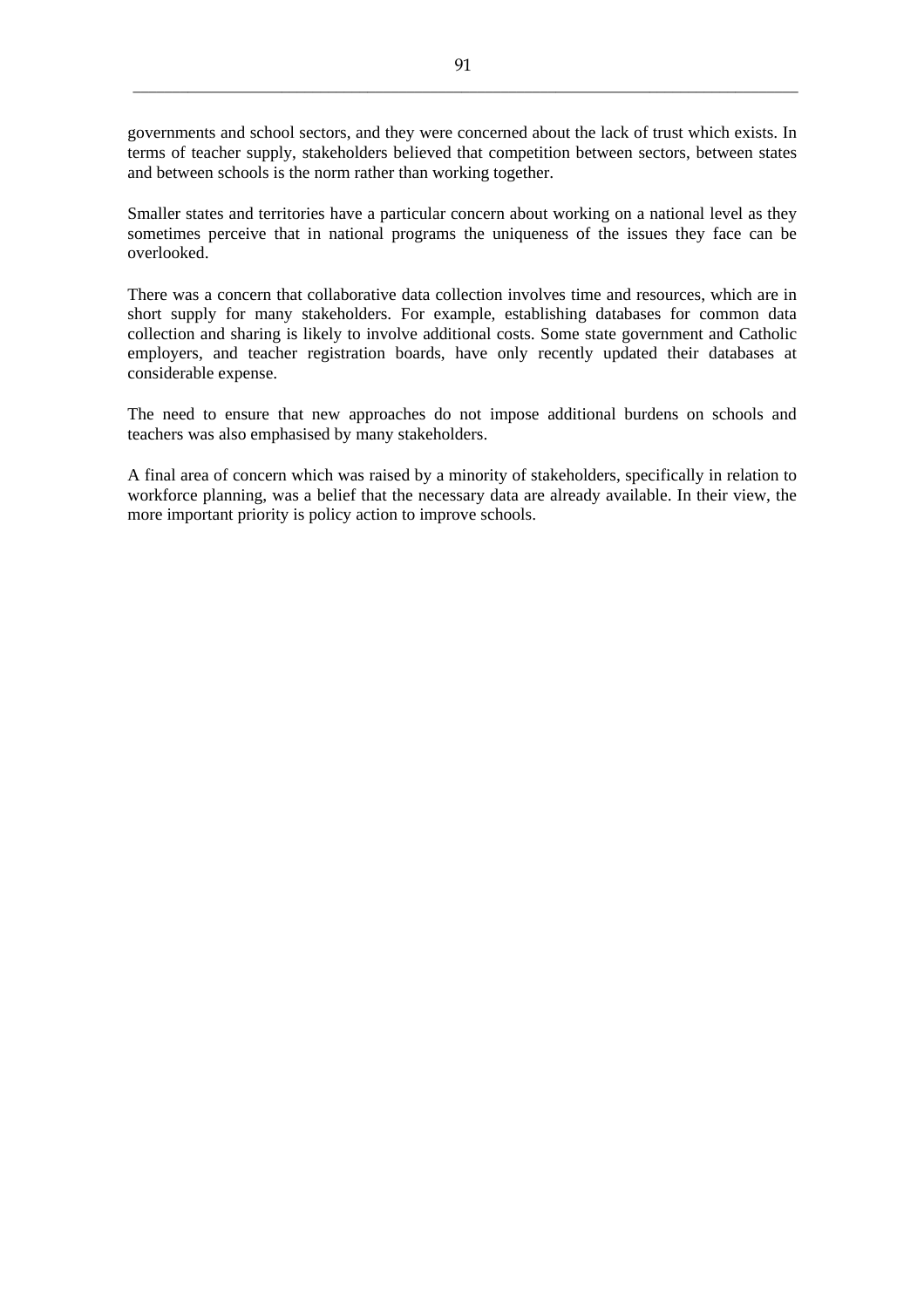governments and school sectors, and they were concerned about the lack of trust which exists. In terms of teacher supply, stakeholders believed that competition between sectors, between states and between schools is the norm rather than working together.

Smaller states and territories have a particular concern about working on a national level as they sometimes perceive that in national programs the uniqueness of the issues they face can be overlooked.

There was a concern that collaborative data collection involves time and resources, which are in short supply for many stakeholders. For example, establishing databases for common data collection and sharing is likely to involve additional costs. Some state government and Catholic employers, and teacher registration boards, have only recently updated their databases at considerable expense.

The need to ensure that new approaches do not impose additional burdens on schools and teachers was also emphasised by many stakeholders.

A final area of concern which was raised by a minority of stakeholders, specifically in relation to workforce planning, was a belief that the necessary data are already available. In their view, the more important priority is policy action to improve schools.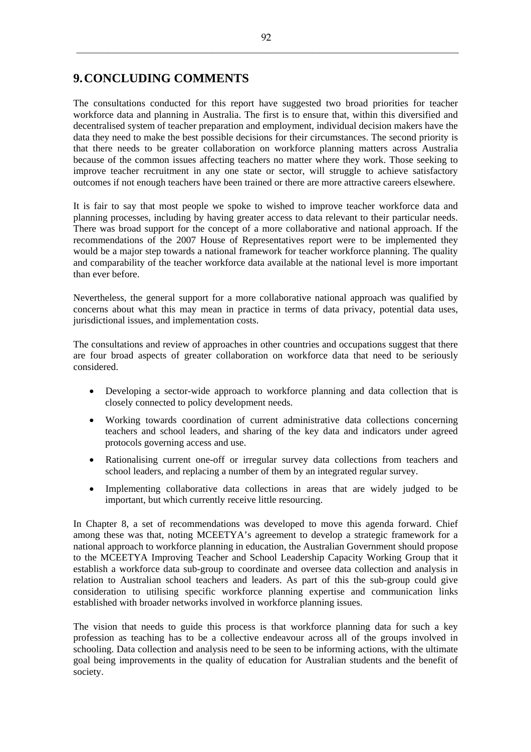# 9. CONCLUDING COMMENTS

The consultations conducted for this report have suggested two broad priorities for teacher workforce data and planning in Australia. The first is to ensure that, within this diversified and decentralised system of teacher preparation and employment, individual decision makers have the data they need to make the best possible decisions for their circumstances. The second priority is that there needs to be greater collaboration on workforce planning matters across Australia because of the common issues affecting teachers no matter where they work. Those seeking to improve teacher recruitment in any one state or sector, will struggle to achieve satisfactory outcomes if not enough teachers have been trained or there are more attractive careers elsewhere.

It is fair to say that most people we spoke to wished to improve teacher workforce data and planning processes, including by having greater access to data relevant to their particular needs. There was broad support for the concept of a more collaborative and national approach. If the recommendations of the 2007 House of Representatives report were to be implemented they would be a major step towards a national framework for teacher workforce planning. The quality and comparability of the teacher workforce data available at the national level is more important than ever before.

Nevertheless, the general support for a more collaborative national approach was qualified by concerns about what this may mean in practice in terms of data privacy, potential data uses, jurisdictional issues, and implementation costs.

The consultations and review of approaches in other countries and occupations suggest that there are four broad aspects of greater collaboration on workforce data that need to be seriously considered.

- Developing a sector-wide approach to workforce planning and data collection that is closely connected to policy development needs.
- Working towards coordination of current administrative data collections concerning teachers and school leaders, and sharing of the key data and indicators under agreed protocols governing access and use.
- Rationalising current one-off or irregular survey data collections from teachers and school leaders, and replacing a number of them by an integrated regular survey.
- Implementing collaborative data collections in areas that are widely judged to be important, but which currently receive little resourcing.

In Chapter 8, a set of recommendations was developed to move this agenda forward. Chief among these was that, noting MCEETYA's agreement to develop a strategic framework for a national approach to workforce planning in education, the Australian Government should propose to the MCEETYA Improving Teacher and School Leadership Capacity Working Group that it establish a workforce data sub-group to coordinate and oversee data collection and analysis in relation to Australian school teachers and leaders. As part of this the sub-group could give consideration to utilising specific workforce planning expertise and communication links established with broader networks involved in workforce planning issues.

The vision that needs to guide this process is that workforce planning data for such a key profession as teaching has to be a collective endeavour across all of the groups involved in schooling. Data collection and analysis need to be seen to be informing actions, with the ultimate goal being improvements in the quality of education for Australian students and the benefit of society.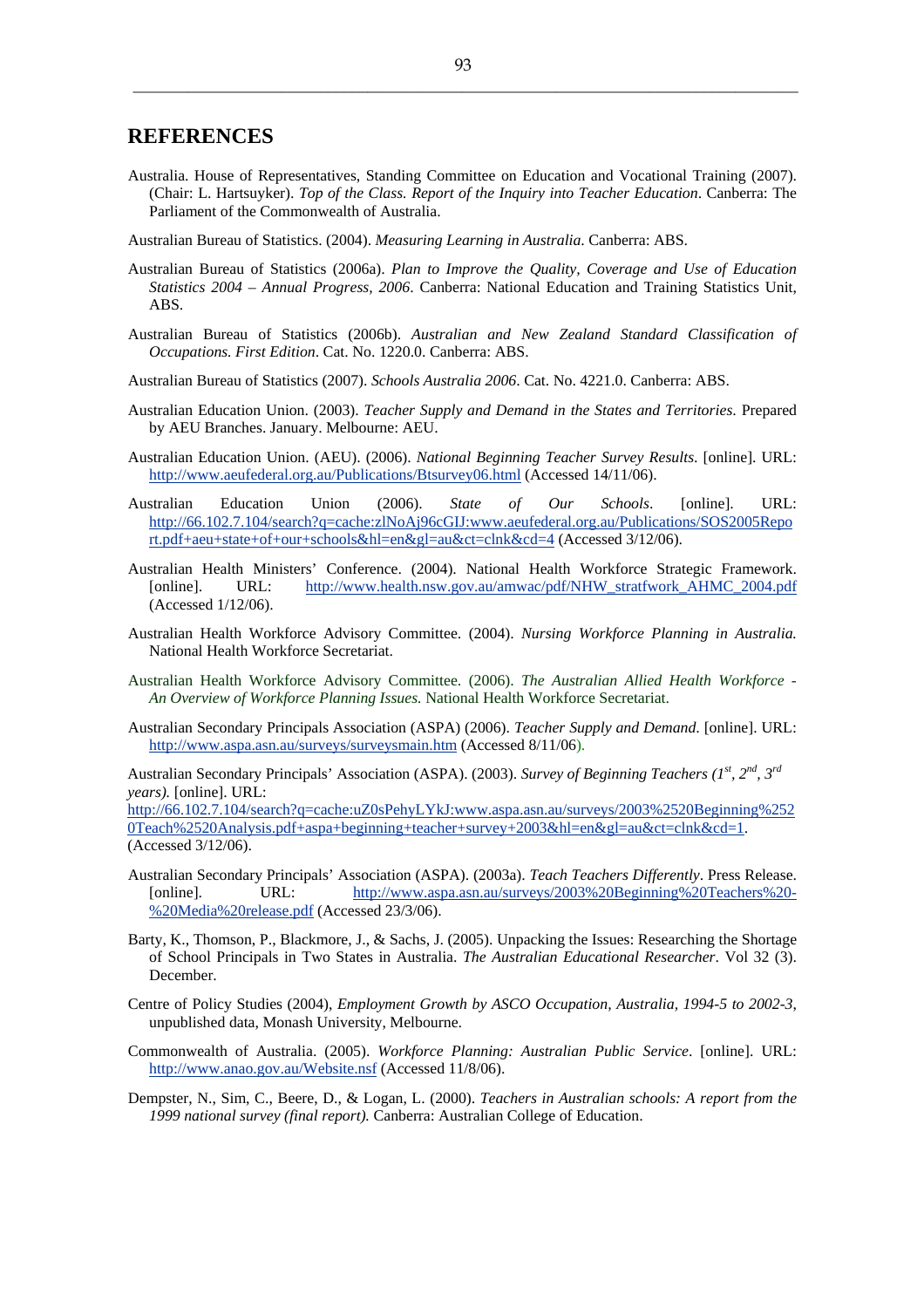# REFERENCES

Australia. House of Representatives, Standing Committee on Education and Vocational Training (2007). (Chair: L. Hartsuyker). *Top of the Class. Report of the Inquiry into Teacher Education*. Canberra: The Parliament of the Commonwealth of Australia.

Australian Bureau of Statistics. (2004). *Measuring Learning in Australia*. Canberra: ABS.

Australian Bureau of Statistics (2006a). *Plan to Improve the Quality, Coverage and Use of Education Statistics 2004 – Annual Progress, 2006*. Canberra: National Education and Training Statistics Unit, ABS.

Australian Bureau of Statistics (2006b). *Australian and New Zealand Standard Classification of Occupations. First Edition*. Cat. No. 1220.0. Canberra: ABS.

Australian Bureau of Statistics (2007). *Schools Australia 2006*. Cat. No. 4221.0. Canberra: ABS.

Australian Education Union. (2003). *Teacher Supply and Demand in the States and Territories*. Prepared by AEU Branches. January. Melbourne: AEU.

Australian Education Union. (AEU). (2006). *National Beginning Teacher Survey Results*. [online]. URL: http://www.aeufederal.org.au/Publications/Btsurvey06.html (Accessed 14/11/06).

Australian Education Union (2006). *State of Our Schools*. [online]. URL: http://66.102.7.104/search?q=cache:zlNoAj96cGIJ:www.aeufederal.org.au/Publications/SOS2005Report.pdf+aeu+state+of+our+schools&hl=en&gl=au&ct=clnk&cd=4 (Accessed 3/12/06).

Australian Health Ministers' Conference. (2004). National Health Workforce Strategic Framework. [online]. URL: http://www.health.nsw.gov.au/amwac/pdf/NHW_stratfwork_AHMC_2004.pdf (Accessed 1/12/06).

Australian Health Workforce Advisory Committee. (2004). *Nursing Workforce Planning in Australia.* National Health Workforce Secretariat.

Australian Health Workforce Advisory Committee. (2006). *The Australian Allied Health Workforce - An Overview of Workforce Planning Issues.* National Health Workforce Secretariat.

Australian Secondary Principals Association (ASPA) (2006). *Teacher Supply and Demand.* [online]. URL: http://www.aspa.asn.au/surveys/surveysmain.htm (Accessed 8/11/06).

Australian Secondary Principals' Association (ASPA). (2003). *Survey of Beginning Teachers (1st, 2nd, 3rd years).* [online]. URL: http://66.102.7.104/search?q=cache:uZ0sPehyLYkJ:www.aspa.asn.au/surveys/2003%2520Beginning%2520Teach%2520Analysis.pdf+aspa+beginning+teacher+survey+2003&hl=en&gl=au&ct=clnk&cd=1. (Accessed 3/12/06).

Australian Secondary Principals' Association (ASPA). (2003a). *Teach Teachers Differently*. Press Release. [online]. URL: http://www.aspa.asn.au/surveys/2003%20Beginning%20Teachers%20-%20Media%20release.pdf (Accessed 23/3/06).

Barty, K., Thomson, P., Blackmore, J., & Sachs, J. (2005). Unpacking the Issues: Researching the Shortage of School Principals in Two States in Australia. *The Australian Educational Researcher*. Vol 32 (3). December.

Centre of Policy Studies (2004), *Employment Growth by ASCO Occupation, Australia, 1994-5 to 2002-3*, unpublished data, Monash University, Melbourne.

Commonwealth of Australia. (2005). *Workforce Planning: Australian Public Service*. [online]. URL: http://www.anao.gov.au/Website.nsf (Accessed 11/8/06).

Dempster, N., Sim, C., Beere, D., & Logan, L. (2000). *Teachers in Australian schools: A report from the 1999 national survey (final report).* Canberra: Australian College of Education.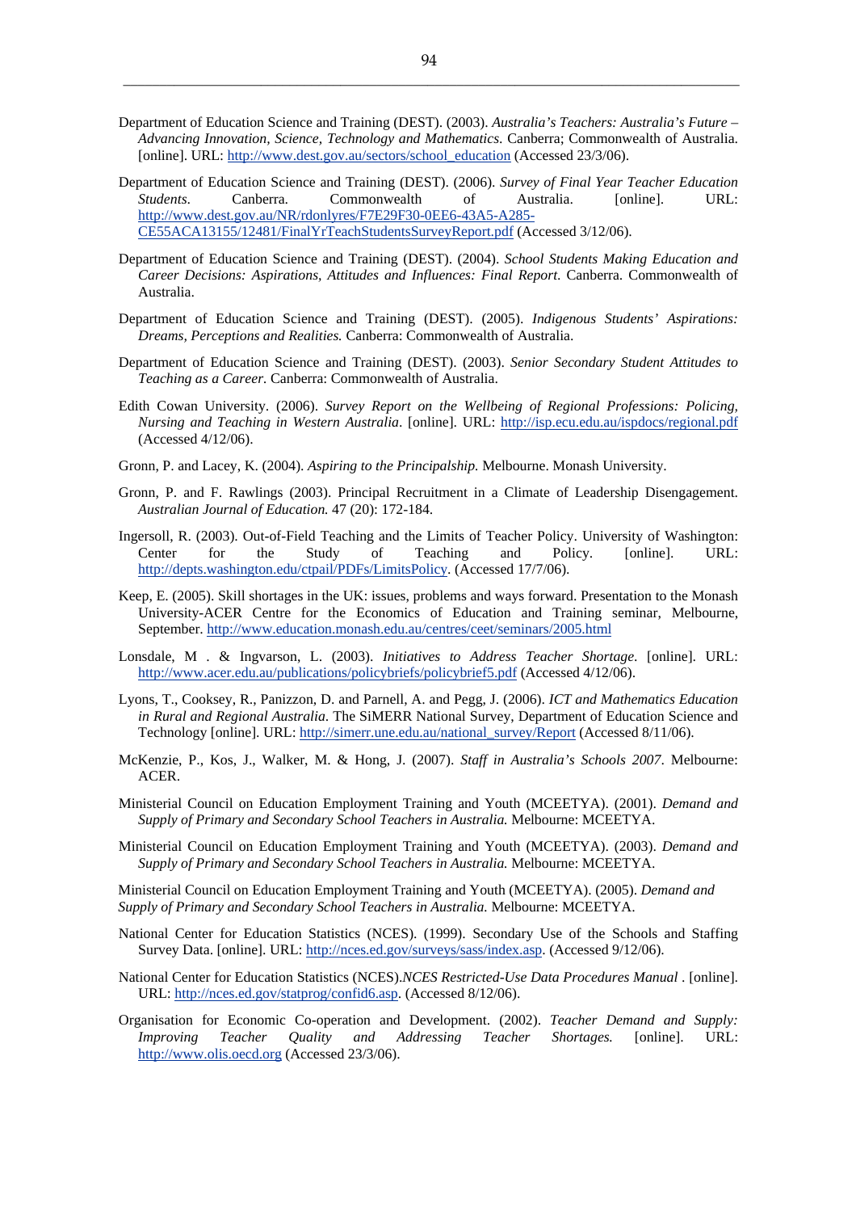Department of Education Science and Training (DEST). (2003). *Australia's Teachers: Australia's Future – Advancing Innovation, Science, Technology and Mathematics*. Canberra; Commonwealth of Australia. [online]. URL: http://www.dest.gov.au/sectors/school_education (Accessed 23/3/06).

Department of Education Science and Training (DEST). (2006). *Survey of Final Year Teacher Education Students*. Canberra. Commonwealth of Australia. [online]. URL: http://www.dest.gov.au/NR/rdonlyres/F7E29F30-0EE6-43A5-A285-CE55ACA13155/12481/FinalYrTeachStudentsSurveyReport.pdf (Accessed 3/12/06).

Department of Education Science and Training (DEST). (2004). *School Students Making Education and Career Decisions: Aspirations, Attitudes and Influences: Final Report*. Canberra. Commonwealth of Australia.

Department of Education Science and Training (DEST). (2005). *Indigenous Students' Aspirations: Dreams, Perceptions and Realities.* Canberra: Commonwealth of Australia.

Department of Education Science and Training (DEST). (2003). *Senior Secondary Student Attitudes to Teaching as a Career*. Canberra: Commonwealth of Australia.

Edith Cowan University. (2006). *Survey Report on the Wellbeing of Regional Professions: Policing, Nursing and Teaching in Western Australia*. [online]. URL: http://isp.ecu.edu.au/ispdocs/regional.pdf (Accessed 4/12/06).

Gronn, P. and Lacey, K. (2004). *Aspiring to the Principalship.* Melbourne. Monash University.

Gronn, P. and F. Rawlings (2003). Principal Recruitment in a Climate of Leadership Disengagement. *Australian Journal of Education.* 47 (20): 172-184.

Ingersoll, R. (2003). Out-of-Field Teaching and the Limits of Teacher Policy. University of Washington: Center for the Study of Teaching and Policy. [online]. URL: http://depts.washington.edu/ctpail/PDFs/LimitsPolicy. (Accessed 17/7/06).

Keep, E. (2005). Skill shortages in the UK: issues, problems and ways forward. Presentation to the Monash University-ACER Centre for the Economics of Education and Training seminar, Melbourne, September. http://www.education.monash.edu.au/centres/ceet/seminars/2005.html

Lonsdale, M . & Ingvarson, L. (2003). *Initiatives to Address Teacher Shortage*. [online]. URL: http://www.acer.edu.au/publications/policybriefs/policybrief5.pdf (Accessed 4/12/06).

Lyons, T., Cooksey, R., Panizzon, D. and Parnell, A. and Pegg, J. (2006). *ICT and Mathematics Education in Rural and Regional Australia*. The SiMERR National Survey, Department of Education Science and Technology [online]. URL: http://simerr.une.edu.au/national_survey/Report (Accessed 8/11/06).

McKenzie, P., Kos, J., Walker, M. & Hong, J. (2007). *Staff in Australia's Schools 2007*. Melbourne: ACER.

Ministerial Council on Education Employment Training and Youth (MCEETYA). (2001). *Demand and Supply of Primary and Secondary School Teachers in Australia.* Melbourne: MCEETYA.

Ministerial Council on Education Employment Training and Youth (MCEETYA). (2003). *Demand and Supply of Primary and Secondary School Teachers in Australia.* Melbourne: MCEETYA.

Ministerial Council on Education Employment Training and Youth (MCEETYA). (2005). *Demand and Supply of Primary and Secondary School Teachers in Australia.* Melbourne: MCEETYA.

National Center for Education Statistics (NCES). (1999). Secondary Use of the Schools and Staffing Survey Data. [online]. URL: http://nces.ed.gov/surveys/sass/index.asp. (Accessed 9/12/06).

National Center for Education Statistics (NCES).*NCES Restricted-Use Data Procedures Manual* . [online]. URL: http://nces.ed.gov/statprog/confid6.asp. (Accessed 8/12/06).

Organisation for Economic Co-operation and Development. (2002). *Teacher Demand and Supply: Improving Teacher Quality and Addressing Teacher Shortages.* [online]. URL: http://www.olis.oecd.org (Accessed 23/3/06).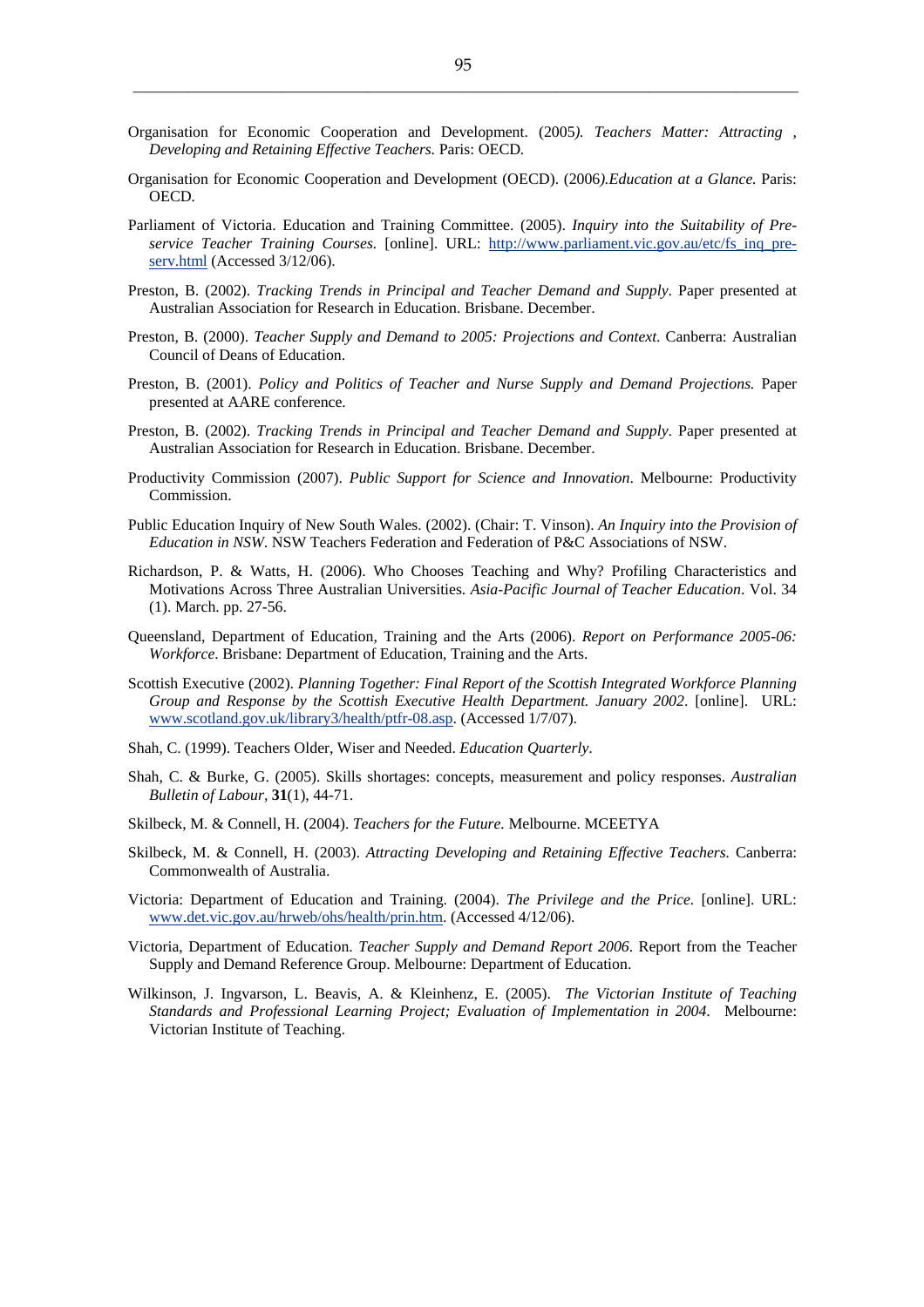Organisation for Economic Cooperation and Development. (2005*). Teachers Matter: Attracting , Developing and Retaining Effective Teachers.* Paris: OECD.

Organisation for Economic Cooperation and Development (OECD). (2006*).Education at a Glance.* Paris: OECD.

Parliament of Victoria. Education and Training Committee. (2005). *Inquiry into the Suitability of Pre-service Teacher Training Courses.* [online]. URL: http://www.parliament.vic.gov.au/etc/fs_inq_pre-serv.html (Accessed 3/12/06).

Preston, B. (2002). *Tracking Trends in Principal and Teacher Demand and Supply*. Paper presented at Australian Association for Research in Education. Brisbane. December.

Preston, B. (2000). *Teacher Supply and Demand to 2005: Projections and Context*. Canberra: Australian Council of Deans of Education.

Preston, B. (2001). *Policy and Politics of Teacher and Nurse Supply and Demand Projections.* Paper presented at AARE conference.

Preston, B. (2002). *Tracking Trends in Principal and Teacher Demand and Supply*. Paper presented at Australian Association for Research in Education. Brisbane. December.

Productivity Commission (2007). *Public Support for Science and Innovation*. Melbourne: Productivity Commission.

Public Education Inquiry of New South Wales. (2002). (Chair: T. Vinson). *An Inquiry into the Provision of Education in NSW*. NSW Teachers Federation and Federation of P&C Associations of NSW.

Richardson, P. & Watts, H. (2006). Who Chooses Teaching and Why? Profiling Characteristics and Motivations Across Three Australian Universities. *Asia-Pacific Journal of Teacher Education*. Vol. 34 (1). March. pp. 27-56.

Queensland, Department of Education, Training and the Arts (2006). *Report on Performance 2005-06: Workforce*. Brisbane: Department of Education, Training and the Arts.

Scottish Executive (2002). *Planning Together: Final Report of the Scottish Integrated Workforce Planning Group and Response by the Scottish Executive Health Department. January 2002*. [online]. URL: www.scotland.gov.uk/library3/health/ptfr-08.asp. (Accessed 1/7/07).

Shah, C. (1999). Teachers Older, Wiser and Needed. *Education Quarterly*.

Shah, C. & Burke, G. (2005). Skills shortages: concepts, measurement and policy responses. *Australian Bulletin of Labour,* **31**(1), 44-71.

Skilbeck, M. & Connell, H. (2004). *Teachers for the Future.* Melbourne. MCEETYA

Skilbeck, M. & Connell, H. (2003). *Attracting Developing and Retaining Effective Teachers.* Canberra: Commonwealth of Australia.

Victoria: Department of Education and Training. (2004). *The Privilege and the Price.* [online]. URL: www.det.vic.gov.au/hrweb/ohs/health/prin.htm. (Accessed 4/12/06).

Victoria, Department of Education. *Teacher Supply and Demand Report 2006*. Report from the Teacher Supply and Demand Reference Group. Melbourne: Department of Education.

Wilkinson, J. Ingvarson, L. Beavis, A. & Kleinhenz, E. (2005). *The Victorian Institute of Teaching Standards and Professional Learning Project; Evaluation of Implementation in 2004*. Melbourne: Victorian Institute of Teaching.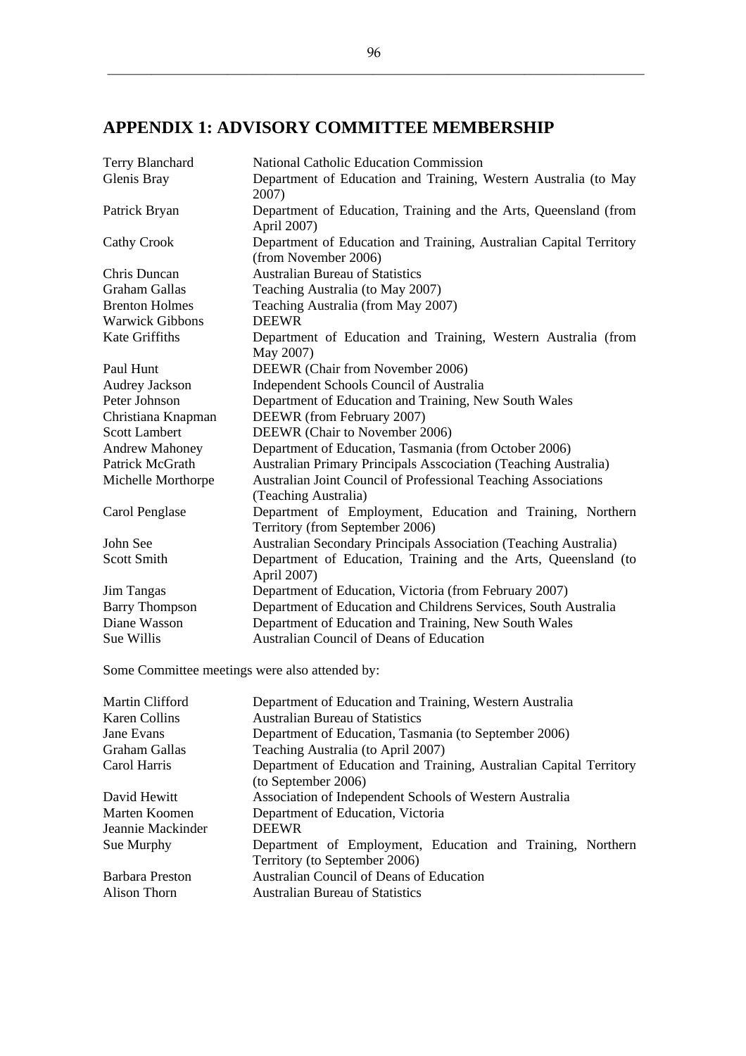# APPENDIX 1: ADVISORY COMMITTEE MEMBERSHIP

| | |
|---|---|
| Terry Blanchard | National Catholic Education Commission |
| Glenis Bray | Department of Education and Training, Western Australia (to May 2007) |
| Patrick Bryan | Department of Education, Training and the Arts, Queensland (from April 2007) |
| Cathy Crook | Department of Education and Training, Australian Capital Territory (from November 2006) |
| Chris Duncan | Australian Bureau of Statistics |
| Graham Gallas | Teaching Australia (to May 2007) |
| Brenton Holmes | Teaching Australia (from May 2007) |
| Warwick Gibbons | DEEWR |
| Kate Griffiths | Department of Education and Training, Western Australia (from May 2007) |
| Paul Hunt | DEEWR (Chair from November 2006) |
| Audrey Jackson | Independent Schools Council of Australia |
| Peter Johnson | Department of Education and Training, New South Wales |
| Christiana Knapman | DEEWR (from February 2007) |
| Scott Lambert | DEEWR (Chair to November 2006) |
| Andrew Mahoney | Department of Education, Tasmania (from October 2006) |
| Patrick McGrath | Australian Primary Principals Asscociation (Teaching Australia) |
| Michelle Morthorpe | Australian Joint Council of Professional Teaching Associations (Teaching Australia) |
| Carol Penglase | Department of Employment, Education and Training, Northern Territory (from September 2006) |
| John See | Australian Secondary Principals Association (Teaching Australia) |
| Scott Smith | Department of Education, Training and the Arts, Queensland (to April 2007) |
| Jim Tangas | Department of Education, Victoria (from February 2007) |
| Barry Thompson | Department of Education and Childrens Services, South Australia |
| Diane Wasson | Department of Education and Training, New South Wales |
| Sue Willis | Australian Council of Deans of Education |

Some Committee meetings were also attended by:

| | |
|---|---|
| Martin Clifford | Department of Education and Training, Western Australia |
| Karen Collins | Australian Bureau of Statistics |
| Jane Evans | Department of Education, Tasmania (to September 2006) |
| Graham Gallas | Teaching Australia (to April 2007) |
| Carol Harris | Department of Education and Training, Australian Capital Territory (to September 2006) |
| David Hewitt | Association of Independent Schools of Western Australia |
| Marten Koomen | Department of Education, Victoria |
| Jeannie Mackinder | DEEWR |
| Sue Murphy | Department of Employment, Education and Training, Northern Territory (to September 2006) |
| Barbara Preston | Australian Council of Deans of Education |
| Alison Thorn | Australian Bureau of Statistics |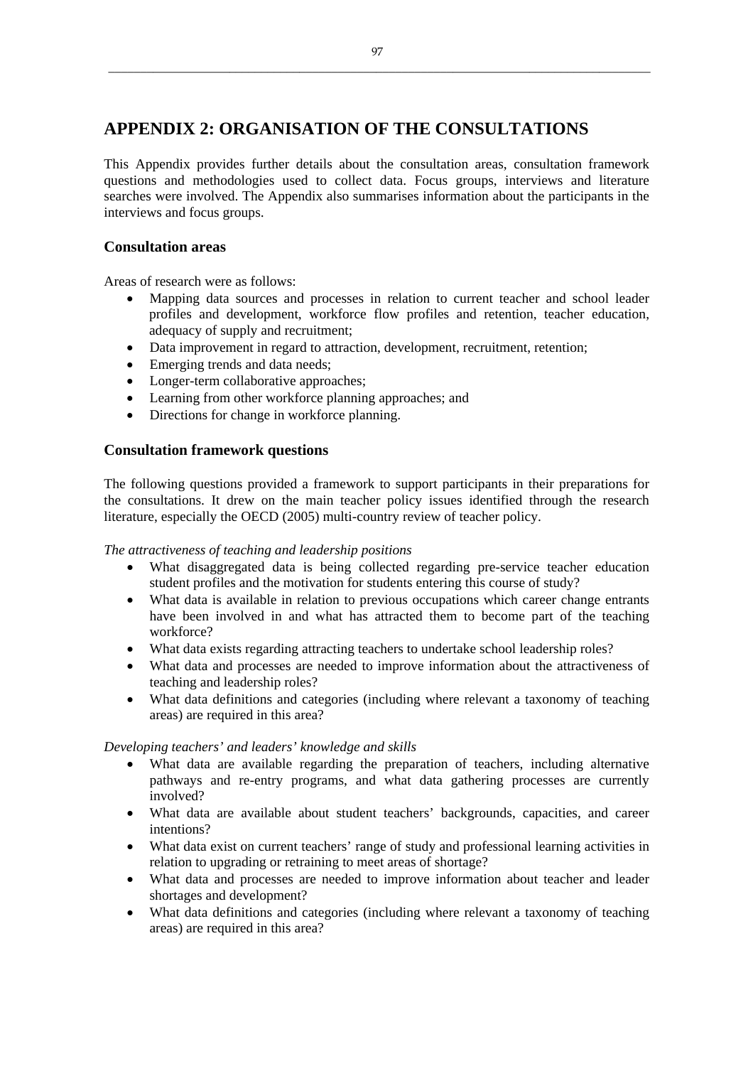# APPENDIX 2: ORGANISATION OF THE CONSULTATIONS

This Appendix provides further details about the consultation areas, consultation framework questions and methodologies used to collect data. Focus groups, interviews and literature searches were involved. The Appendix also summarises information about the participants in the interviews and focus groups.

### Consultation areas

Areas of research were as follows:

- Mapping data sources and processes in relation to current teacher and school leader profiles and development, workforce flow profiles and retention, teacher education, adequacy of supply and recruitment;
- Data improvement in regard to attraction, development, recruitment, retention;
- Emerging trends and data needs;
- Longer-term collaborative approaches;
- Learning from other workforce planning approaches; and
- Directions for change in workforce planning.

### Consultation framework questions

The following questions provided a framework to support participants in their preparations for the consultations. It drew on the main teacher policy issues identified through the research literature, especially the OECD (2005) multi-country review of teacher policy.

*The attractiveness of teaching and leadership positions*

- What disaggregated data is being collected regarding pre-service teacher education student profiles and the motivation for students entering this course of study?
- What data is available in relation to previous occupations which career change entrants have been involved in and what has attracted them to become part of the teaching workforce?
- What data exists regarding attracting teachers to undertake school leadership roles?
- What data and processes are needed to improve information about the attractiveness of teaching and leadership roles?
- What data definitions and categories (including where relevant a taxonomy of teaching areas) are required in this area?

*Developing teachers' and leaders' knowledge and skills*

- What data are available regarding the preparation of teachers, including alternative pathways and re-entry programs, and what data gathering processes are currently involved?
- What data are available about student teachers' backgrounds, capacities, and career intentions?
- What data exist on current teachers' range of study and professional learning activities in relation to upgrading or retraining to meet areas of shortage?
- What data and processes are needed to improve information about teacher and leader shortages and development?
- What data definitions and categories (including where relevant a taxonomy of teaching areas) are required in this area?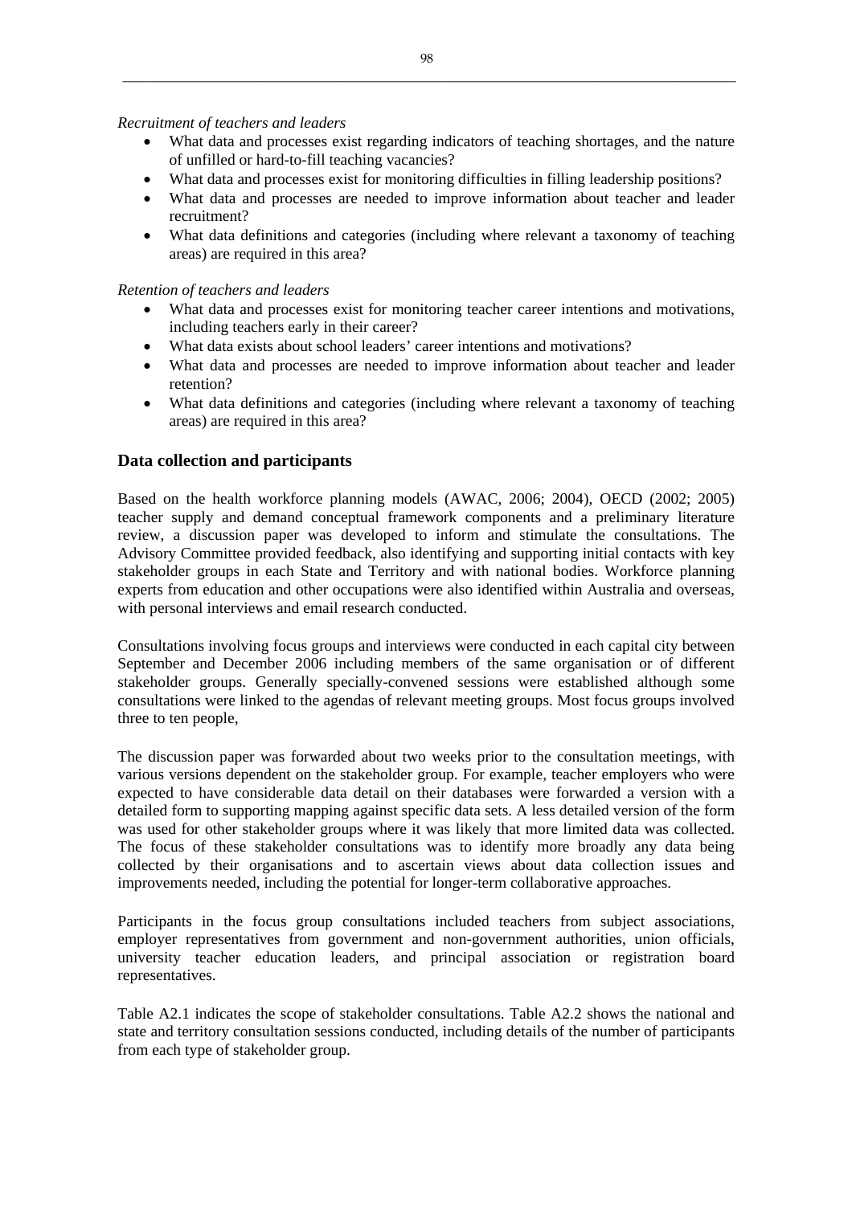*Recruitment of teachers and leaders*

- What data and processes exist regarding indicators of teaching shortages, and the nature of unfilled or hard-to-fill teaching vacancies?
- What data and processes exist for monitoring difficulties in filling leadership positions?
- What data and processes are needed to improve information about teacher and leader recruitment?
- What data definitions and categories (including where relevant a taxonomy of teaching areas) are required in this area?

*Retention of teachers and leaders*

- What data and processes exist for monitoring teacher career intentions and motivations, including teachers early in their career?
- What data exists about school leaders' career intentions and motivations?
- What data and processes are needed to improve information about teacher and leader retention?
- What data definitions and categories (including where relevant a taxonomy of teaching areas) are required in this area?

## Data collection and participants

Based on the health workforce planning models (AWAC, 2006; 2004), OECD (2002; 2005) teacher supply and demand conceptual framework components and a preliminary literature review, a discussion paper was developed to inform and stimulate the consultations. The Advisory Committee provided feedback, also identifying and supporting initial contacts with key stakeholder groups in each State and Territory and with national bodies. Workforce planning experts from education and other occupations were also identified within Australia and overseas, with personal interviews and email research conducted.

Consultations involving focus groups and interviews were conducted in each capital city between September and December 2006 including members of the same organisation or of different stakeholder groups. Generally specially-convened sessions were established although some consultations were linked to the agendas of relevant meeting groups. Most focus groups involved three to ten people,

The discussion paper was forwarded about two weeks prior to the consultation meetings, with various versions dependent on the stakeholder group. For example, teacher employers who were expected to have considerable data detail on their databases were forwarded a version with a detailed form to supporting mapping against specific data sets. A less detailed version of the form was used for other stakeholder groups where it was likely that more limited data was collected. The focus of these stakeholder consultations was to identify more broadly any data being collected by their organisations and to ascertain views about data collection issues and improvements needed, including the potential for longer-term collaborative approaches.

Participants in the focus group consultations included teachers from subject associations, employer representatives from government and non-government authorities, union officials, university teacher education leaders, and principal association or registration board representatives.

Table A2.1 indicates the scope of stakeholder consultations. Table A2.2 shows the national and state and territory consultation sessions conducted, including details of the number of participants from each type of stakeholder group.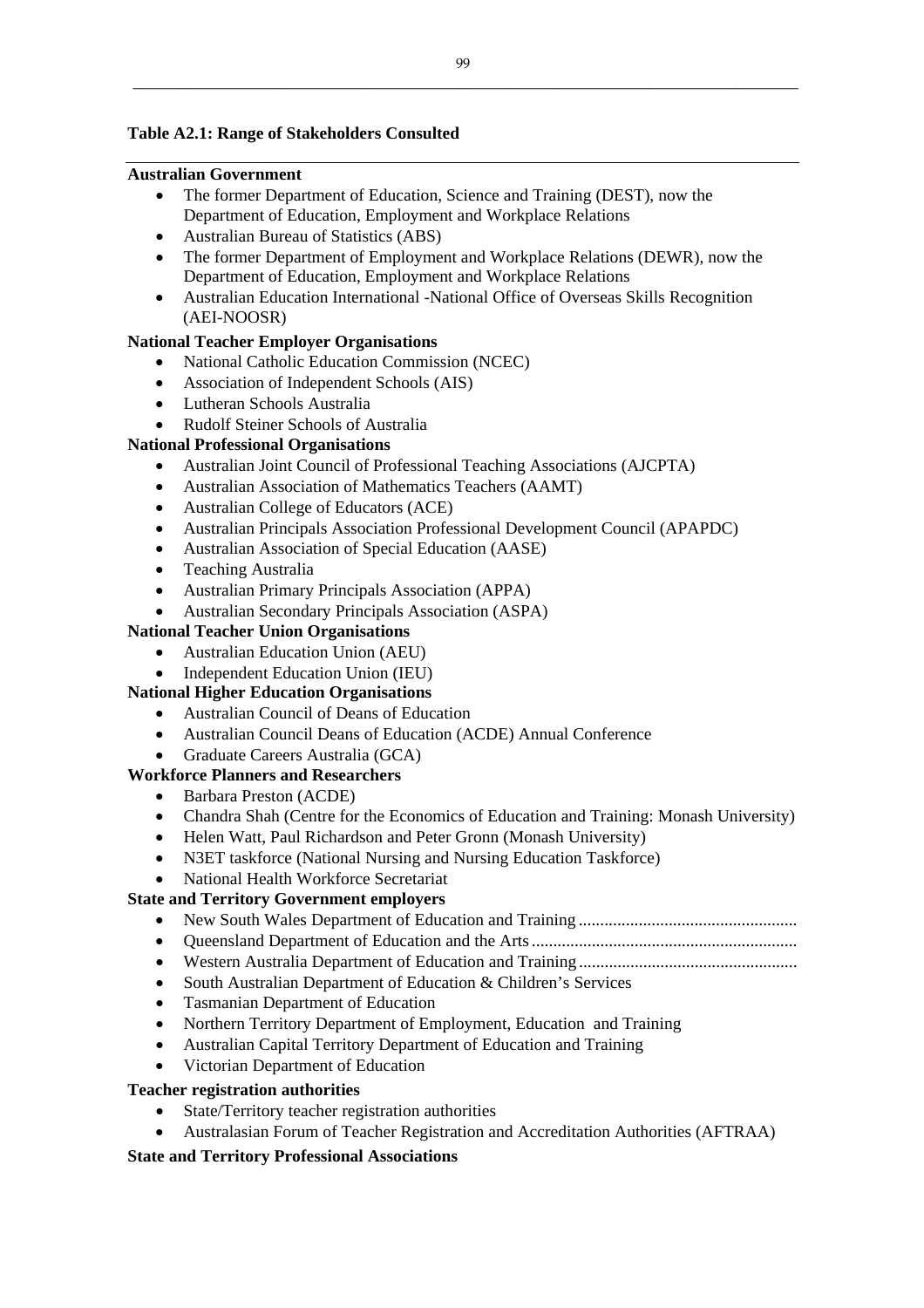**Table A2.1: Range of Stakeholders Consulted**

**Australian Government**

- The former Department of Education, Science and Training (DEST), now the Department of Education, Employment and Workplace Relations
- Australian Bureau of Statistics (ABS)
- The former Department of Employment and Workplace Relations (DEWR), now the Department of Education, Employment and Workplace Relations
- Australian Education International -National Office of Overseas Skills Recognition (AEI-NOOSR)

**National Teacher Employer Organisations**

- National Catholic Education Commission (NCEC)
- Association of Independent Schools (AIS)
- Lutheran Schools Australia
- Rudolf Steiner Schools of Australia

**National Professional Organisations**

- Australian Joint Council of Professional Teaching Associations (AJCPTA)
- Australian Association of Mathematics Teachers (AAMT)
- Australian College of Educators (ACE)
- Australian Principals Association Professional Development Council (APAPDC)
- Australian Association of Special Education (AASE)
- Teaching Australia
- Australian Primary Principals Association (APPA)
- Australian Secondary Principals Association (ASPA)

**National Teacher Union Organisations**

- Australian Education Union (AEU)
- Independent Education Union (IEU)

**National Higher Education Organisations**

- Australian Council of Deans of Education
- Australian Council Deans of Education (ACDE) Annual Conference
- Graduate Careers Australia (GCA)

**Workforce Planners and Researchers**

- Barbara Preston (ACDE)
- Chandra Shah (Centre for the Economics of Education and Training: Monash University)
- Helen Watt, Paul Richardson and Peter Gronn (Monash University)
- N3ET taskforce (National Nursing and Nursing Education Taskforce)
- National Health Workforce Secretariat

**State and Territory Government employers**

- New South Wales Department of Education and Training
- Queensland Department of Education and the Arts
- Western Australia Department of Education and Training
- South Australian Department of Education & Children's Services
- Tasmanian Department of Education
- Northern Territory Department of Employment, Education and Training
- Australian Capital Territory Department of Education and Training
- Victorian Department of Education

**Teacher registration authorities**

- State/Territory teacher registration authorities
- Australasian Forum of Teacher Registration and Accreditation Authorities (AFTRAA)

**State and Territory Professional Associations**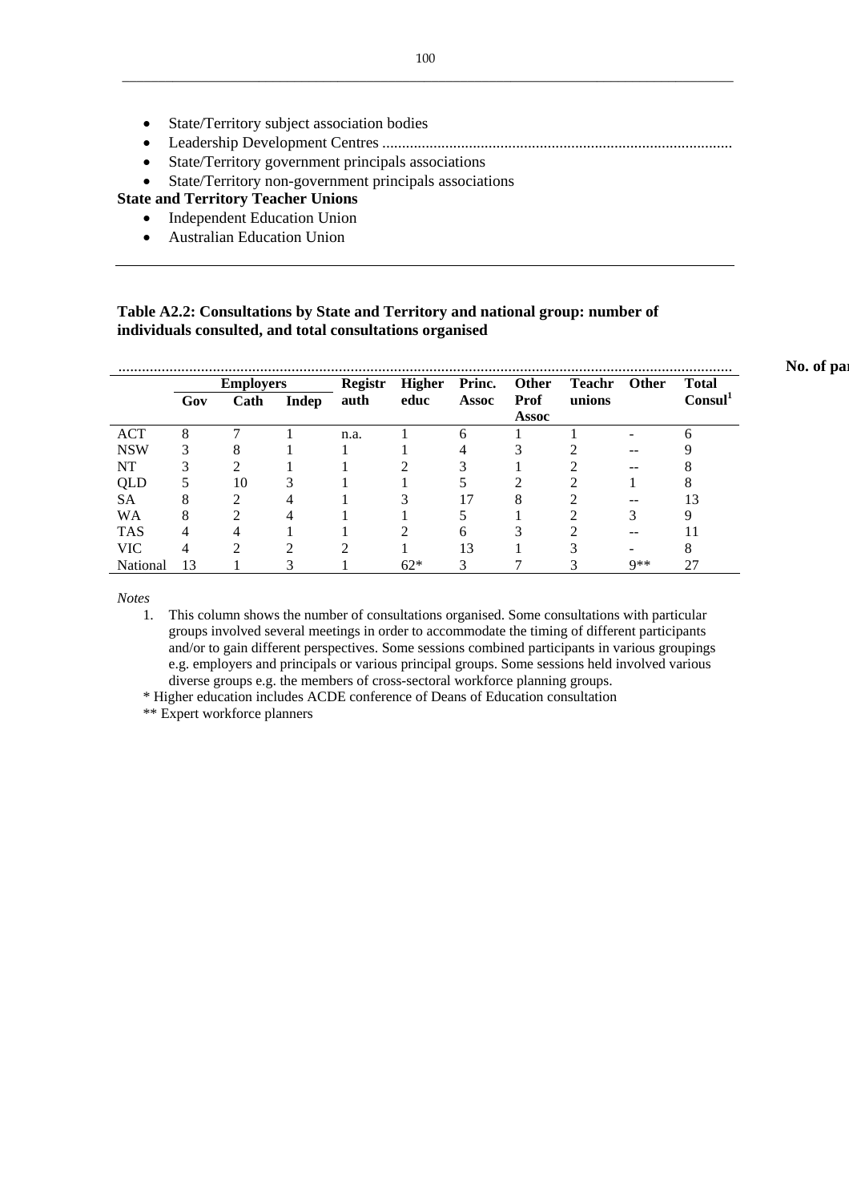- State/Territory subject association bodies
- Leadership Development Centres ........................................................................................
- State/Territory government principals associations
- State/Territory non-government principals associations

**State and Territory Teacher Unions**

- Independent Education Union
- Australian Education Union

**Table A2.2: Consultations by State and Territory and national group: number of individuals consulted, and total consultations organised**

**No. of par**

| | **Employers** | | | **Registr auth** | **Higher educ** | **Princ. Assoc** | **Other Prof Assoc** | **Teachr unions** | **Other** | **Total Consul[1]** |
|---|---|---|---|---|---|---|---|---|---|---|
| | **Gov** | **Cath** | **Indep** | | | | | | | |
| ACT | 8 | 7 | 1 | n.a. | 1 | 6 | 1 | 1 | - | 6 |
| NSW | 3 | 8 | 1 | 1 | 1 | 4 | 3 | 2 | -- | 9 |
| NT | 3 | 2 | 1 | 1 | 2 | 3 | 1 | 2 | -- | 8 |
| QLD | 5 | 10 | 3 | 1 | 1 | 5 | 2 | 2 | 1 | 8 |
| SA | 8 | 2 | 4 | 1 | 3 | 17 | 8 | 2 | -- | 13 |
| WA | 8 | 2 | 4 | 1 | 1 | 5 | 1 | 2 | 3 | 9 |
| TAS | 4 | 4 | 1 | 1 | 2 | 6 | 3 | 2 | -- | 11 |
| VIC | 4 | 2 | 2 | 2 | 1 | 13 | 1 | 3 | - | 8 |
| National | 13 | 1 | 3 | 1 | 62* | 3 | 7 | 3 | 9** | 27 |

*Notes*

1. This column shows the number of consultations organised. Some consultations with particular groups involved several meetings in order to accommodate the timing of different participants and/or to gain different perspectives. Some sessions combined participants in various groupings e.g. employers and principals or various principal groups. Some sessions held involved various diverse groups e.g. the members of cross-sectoral workforce planning groups.

\* Higher education includes ACDE conference of Deans of Education consultation

\*\* Expert workforce planners